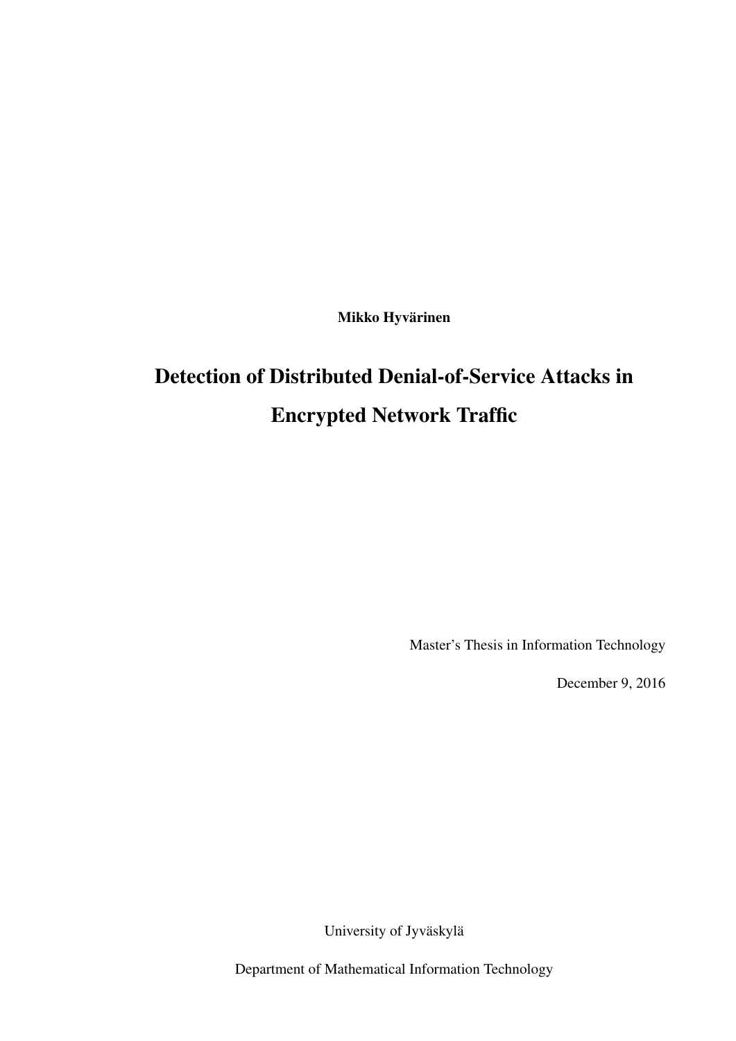**Mikko Hyvärinen**

# Detection of Distributed Denial-of-Service Attacks in Encrypted Network Traffic

Master's Thesis in Information Technology

December 9, 2016

University of Jyväskylä

Department of Mathematical Information Technology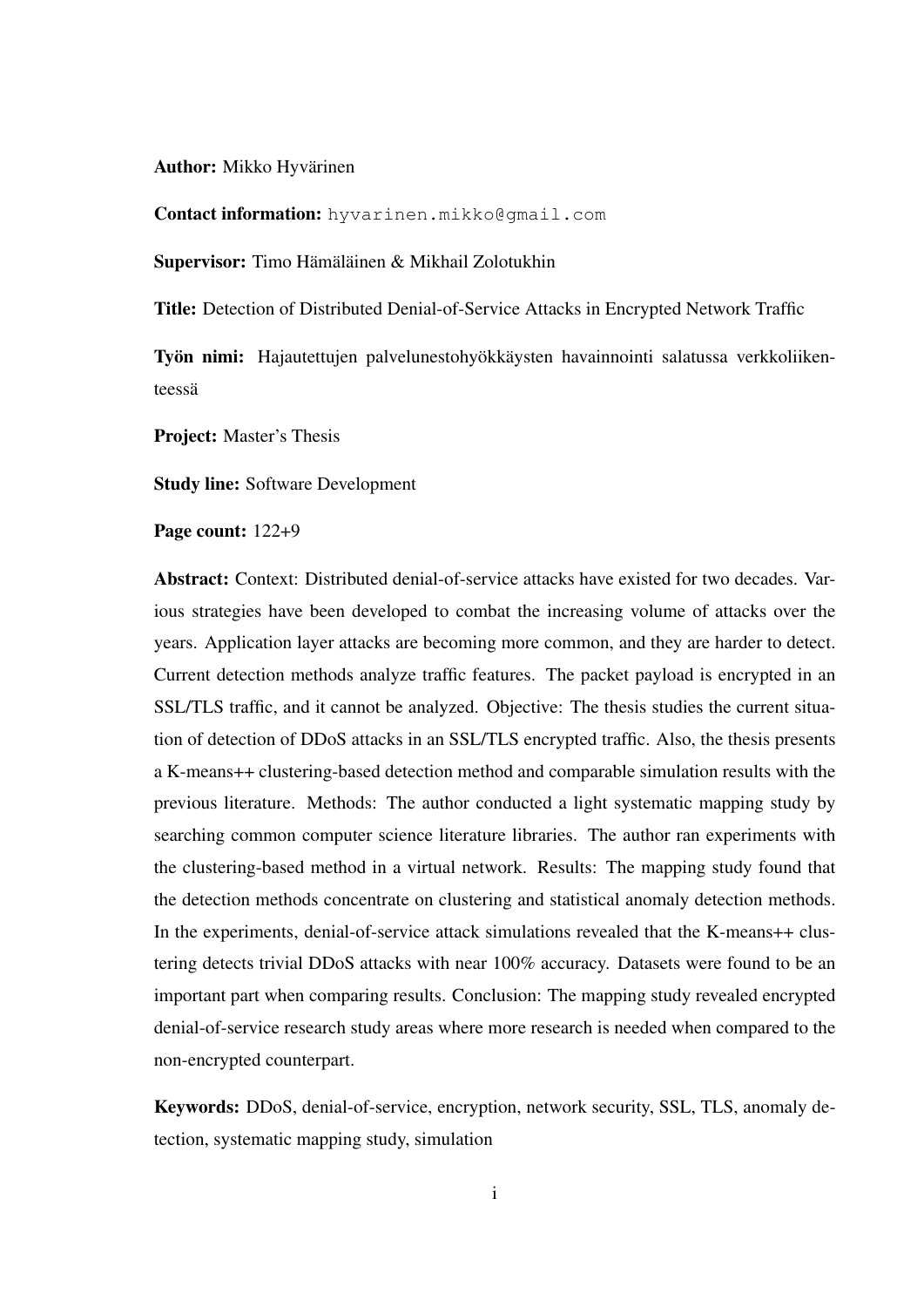**Author:** Mikko Hyvärinen

**Contact information:** hyvarinen.mikko@gmail.com

**Supervisor:** Timo Hämäläinen & Mikhail Zolotukhin

**Title:** Detection of Distributed Denial-of-Service Attacks in Encrypted Network Traffic

**Työn nimi:** Hajautettujen palvelunestohyökkäysten havainnointi salatussa verkkoliikenteessä

**Project:** Master's Thesis

**Study line:** Software Development

**Page count:** 122+9

**Abstract:** Context: Distributed denial-of-service attacks have existed for two decades. Various strategies have been developed to combat the increasing volume of attacks over the years. Application layer attacks are becoming more common, and they are harder to detect. Current detection methods analyze traffic features. The packet payload is encrypted in an SSL/TLS traffic, and it cannot be analyzed. Objective: The thesis studies the current situation of detection of DDoS attacks in an SSL/TLS encrypted traffic. Also, the thesis presents a K-means++ clustering-based detection method and comparable simulation results with the previous literature. Methods: The author conducted a light systematic mapping study by searching common computer science literature libraries. The author ran experiments with the clustering-based method in a virtual network. Results: The mapping study found that the detection methods concentrate on clustering and statistical anomaly detection methods. In the experiments, denial-of-service attack simulations revealed that the K-means++ clustering detects trivial DDoS attacks with near 100% accuracy. Datasets were found to be an important part when comparing results. Conclusion: The mapping study revealed encrypted denial-of-service research study areas where more research is needed when compared to the non-encrypted counterpart.

**Keywords:** DDoS, denial-of-service, encryption, network security, SSL, TLS, anomaly detection, systematic mapping study, simulation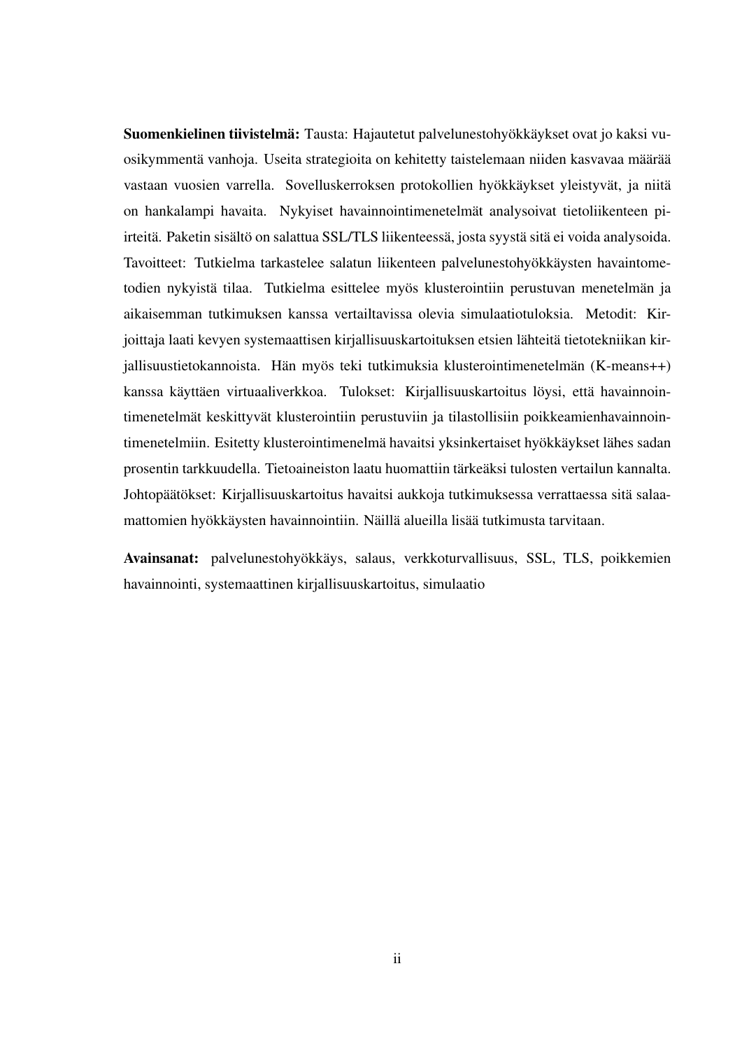**Suomenkielinen tiivistelmä:** Tausta: Hajautetut palvelunestohyökkäykset ovat jo kaksi vuosikymmentä vanhoja. Useita strategioita on kehitetty taistelemaan niiden kasvavaa määrää vastaan vuosien varrella. Sovelluskerroksen protokollien hyökkäykset yleistyvät, ja niitä on hankalampi havaita. Nykyiset havainnointimenetelmät analysoivat tietoliikenteen piirteitä. Paketin sisältö on salattua SSL/TLS liikenteessä, josta syystä sitä ei voida analysoida. Tavoitteet: Tutkielma tarkastelee salatun liikenteen palvelunestohyökkäysten havaintometodien nykyistä tilaa. Tutkielma esittelee myös klusterointiin perustuvan menetelmän ja aikaisemman tutkimuksen kanssa vertailtavissa olevia simulaatiotuloksia. Metodit: Kirjoittaja laati kevyen systemaattisen kirjallisuuskartoituksen etsien lähteitä tietotekniikan kirjallisuustietokannoista. Hän myös teki tutkimuksia klusterointimenetelmän (K-means++) kanssa käyttäen virtuaaliverkkoa. Tulokset: Kirjallisuuskartoitus löysi, että havainnointimenetelmät keskittyvät klusterointiin perustuviin ja tilastollisiin poikkeamienhavainnointimenetelmiin. Esitetty klusterointimenelmä havaitsi yksinkertaiset hyökkäykset lähes sadan prosentin tarkkuudella. Tietoaineiston laatu huomattiin tärkeäksi tulosten vertailun kannalta. Johtopäätökset: Kirjallisuuskartoitus havaitsi aukkoja tutkimuksessa verrattaessa sitä salaamattomien hyökkäysten havainnointiin. Näillä alueilla lisää tutkimusta tarvitaan.

**Avainsanat:** palvelunestohyökkäys, salaus, verkkoturvallisuus, SSL, TLS, poikkemien havainnointi, systemaattinen kirjallisuuskartoitus, simulaatio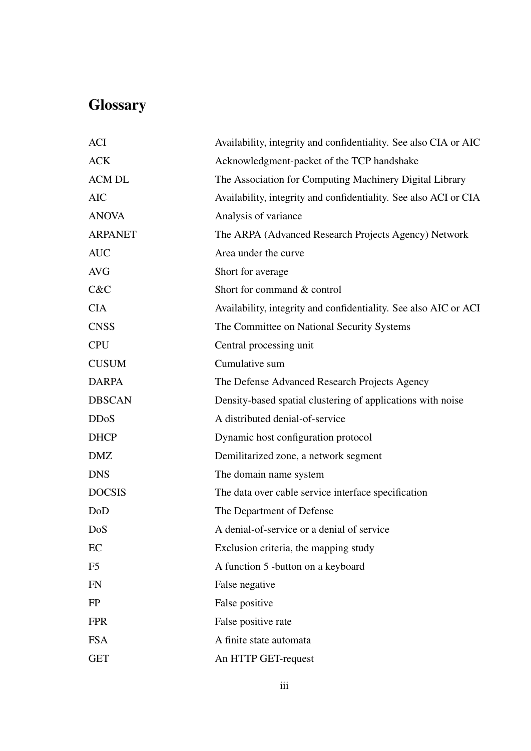# Glossary

| | |
|---|---|
| ACI | Availability, integrity and confidentiality. See also CIA or AIC |
| ACK | Acknowledgment-packet of the TCP handshake |
| ACM DL | The Association for Computing Machinery Digital Library |
| AIC | Availability, integrity and confidentiality. See also ACI or CIA |
| ANOVA | Analysis of variance |
| ARPANET | The ARPA (Advanced Research Projects Agency) Network |
| AUC | Area under the curve |
| AVG | Short for average |
| C&C | Short for command & control |
| CIA | Availability, integrity and confidentiality. See also AIC or ACI |
| CNSS | The Committee on National Security Systems |
| CPU | Central processing unit |
| CUSUM | Cumulative sum |
| DARPA | The Defense Advanced Research Projects Agency |
| DBSCAN | Density-based spatial clustering of applications with noise |
| DDoS | A distributed denial-of-service |
| DHCP | Dynamic host configuration protocol |
| DMZ | Demilitarized zone, a network segment |
| DNS | The domain name system |
| DOCSIS | The data over cable service interface specification |
| DoD | The Department of Defense |
| DoS | A denial-of-service or a denial of service |
| EC | Exclusion criteria, the mapping study |
| F5 | A function 5 -button on a keyboard |
| FN | False negative |
| FP | False positive |
| FPR | False positive rate |
| FSA | A finite state automata |
| GET | An HTTP GET-request |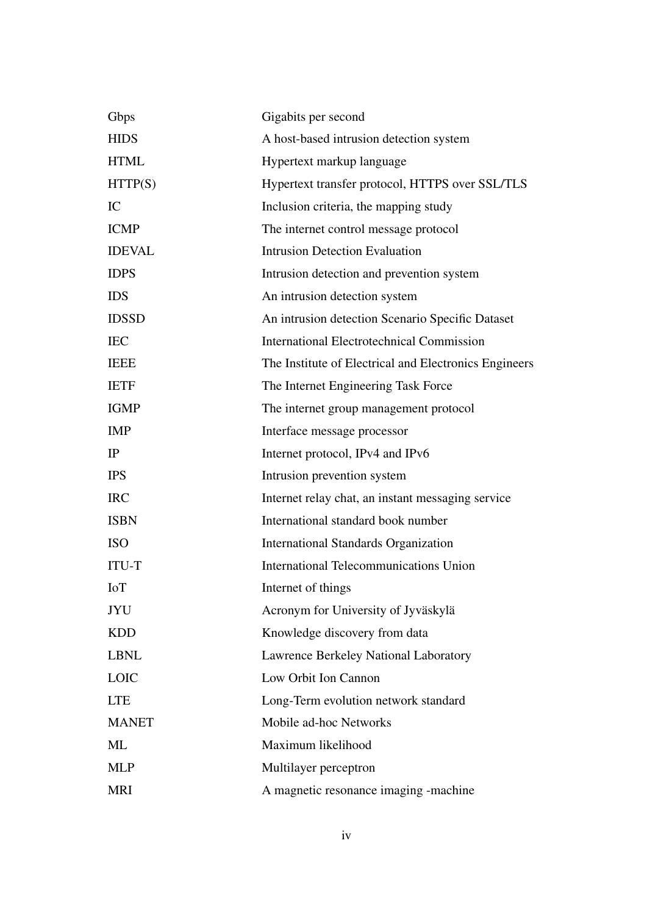| | |
|---|---|
| Gbps | Gigabits per second |
| HIDS | A host-based intrusion detection system |
| HTML | Hypertext markup language |
| HTTP(S) | Hypertext transfer protocol, HTTPS over SSL/TLS |
| IC | Inclusion criteria, the mapping study |
| ICMP | The internet control message protocol |
| IDEVAL | Intrusion Detection Evaluation |
| IDPS | Intrusion detection and prevention system |
| IDS | An intrusion detection system |
| IDSSD | An intrusion detection Scenario Specific Dataset |
| IEC | International Electrotechnical Commission |
| IEEE | The Institute of Electrical and Electronics Engineers |
| IETF | The Internet Engineering Task Force |
| IGMP | The internet group management protocol |
| IMP | Interface message processor |
| IP | Internet protocol, IPv4 and IPv6 |
| IPS | Intrusion prevention system |
| IRC | Internet relay chat, an instant messaging service |
| ISBN | International standard book number |
| ISO | International Standards Organization |
| ITU-T | International Telecommunications Union |
| IoT | Internet of things |
| JYU | Acronym for University of Jyväskylä |
| KDD | Knowledge discovery from data |
| LBNL | Lawrence Berkeley National Laboratory |
| LOIC | Low Orbit Ion Cannon |
| LTE | Long-Term evolution network standard |
| MANET | Mobile ad-hoc Networks |
| ML | Maximum likelihood |
| MLP | Multilayer perceptron |
| MRI | A magnetic resonance imaging -machine |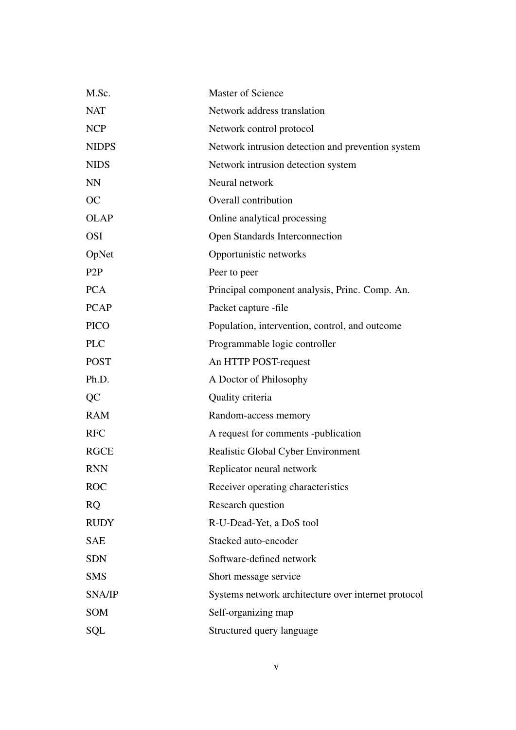| | |
|---|---|
| M.Sc. | Master of Science |
| NAT | Network address translation |
| NCP | Network control protocol |
| NIDPS | Network intrusion detection and prevention system |
| NIDS | Network intrusion detection system |
| NN | Neural network |
| OC | Overall contribution |
| OLAP | Online analytical processing |
| OSI | Open Standards Interconnection |
| OpNet | Opportunistic networks |
| P2P | Peer to peer |
| PCA | Principal component analysis, Princ. Comp. An. |
| PCAP | Packet capture -file |
| PICO | Population, intervention, control, and outcome |
| PLC | Programmable logic controller |
| POST | An HTTP POST-request |
| Ph.D. | A Doctor of Philosophy |
| QC | Quality criteria |
| RAM | Random-access memory |
| RFC | A request for comments -publication |
| RGCE | Realistic Global Cyber Environment |
| RNN | Replicator neural network |
| ROC | Receiver operating characteristics |
| RQ | Research question |
| RUDY | R-U-Dead-Yet, a DoS tool |
| SAE | Stacked auto-encoder |
| SDN | Software-defined network |
| SMS | Short message service |
| SNA/IP | Systems network architecture over internet protocol |
| SOM | Self-organizing map |
| SQL | Structured query language |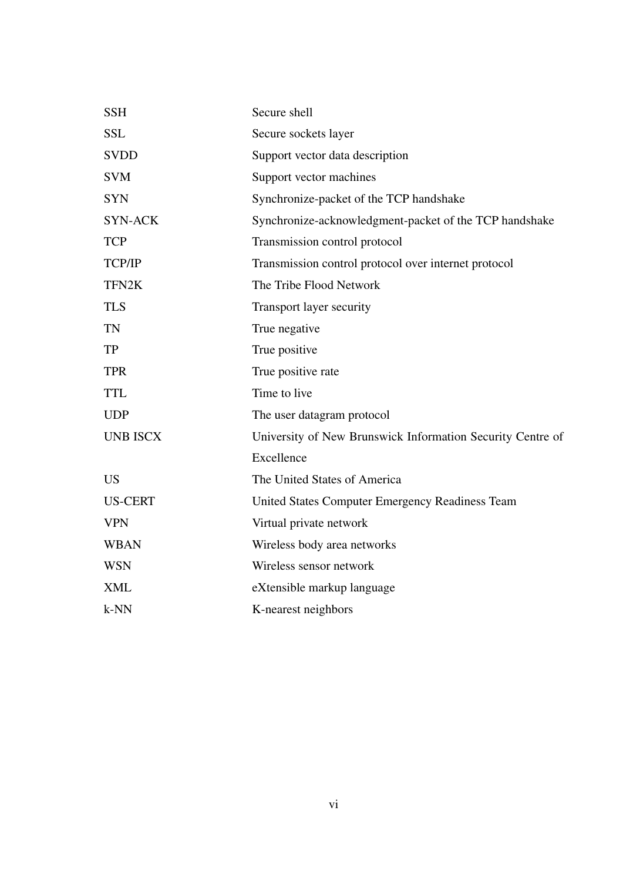| | |
|---|---|
| SSH | Secure shell |
| SSL | Secure sockets layer |
| SVDD | Support vector data description |
| SVM | Support vector machines |
| SYN | Synchronize-packet of the TCP handshake |
| SYN-ACK | Synchronize-acknowledgment-packet of the TCP handshake |
| TCP | Transmission control protocol |
| TCP/IP | Transmission control protocol over internet protocol |
| TFN2K | The Tribe Flood Network |
| TLS | Transport layer security |
| TN | True negative |
| TP | True positive |
| TPR | True positive rate |
| TTL | Time to live |
| UDP | The user datagram protocol |
| UNB ISCX | University of New Brunswick Information Security Centre of Excellence |
| US | The United States of America |
| US-CERT | United States Computer Emergency Readiness Team |
| VPN | Virtual private network |
| WBAN | Wireless body area networks |
| WSN | Wireless sensor network |
| XML | eXtensible markup language |
| k-NN | K-nearest neighbors |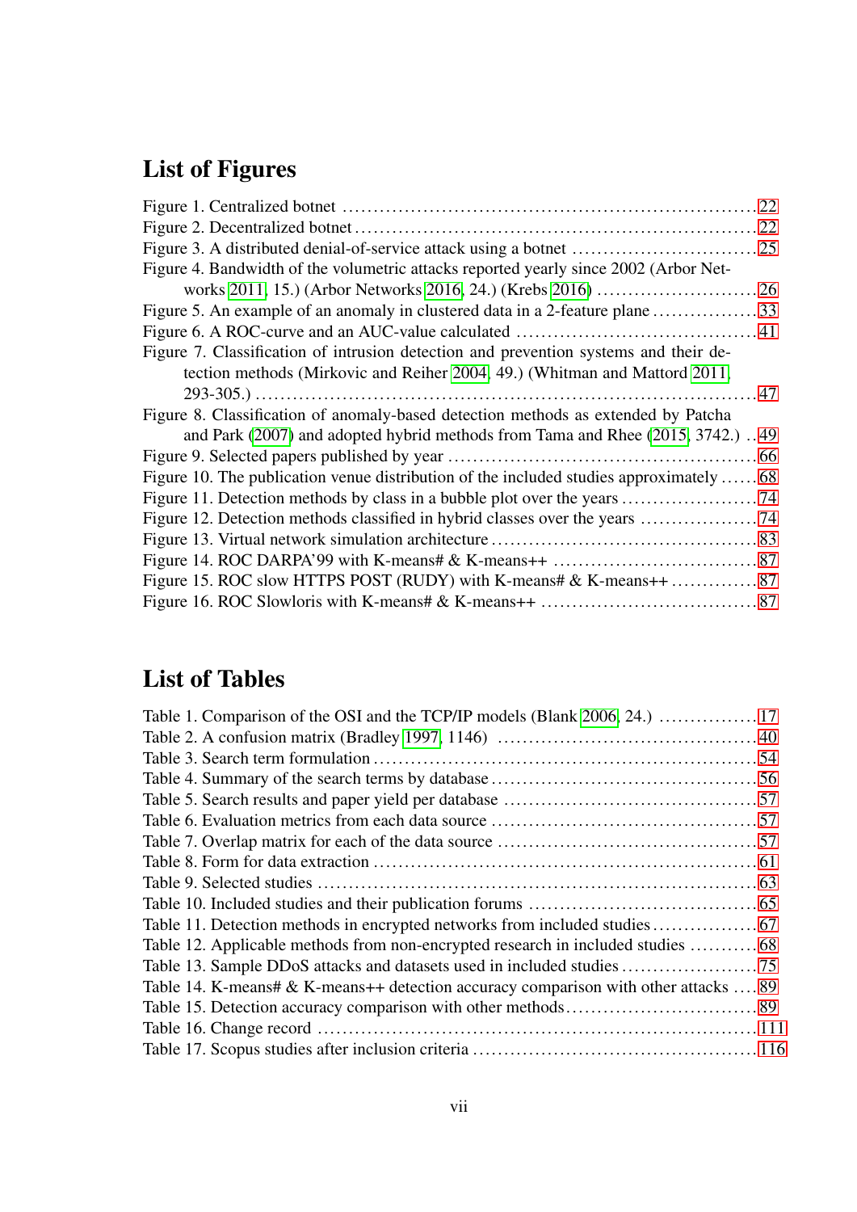## List of Figures

Figure 1. Centralized botnet .......... 22
Figure 2. Decentralized botnet .......... 22
Figure 3. A distributed denial-of-service attack using a botnet .......... 25
Figure 4. Bandwidth of the volumetric attacks reported yearly since 2002 (Arbor Networks 2011, 15.) (Arbor Networks 2016, 24.) (Krebs 2016) .......... 26
Figure 5. An example of an anomaly in clustered data in a 2-feature plane .......... 33
Figure 6. A ROC-curve and an AUC-value calculated .......... 41
Figure 7. Classification of intrusion detection and prevention systems and their detection methods (Mirkovic and Reiher 2004, 49.) (Whitman and Mattord 2011, 293-305.) .......... 47
Figure 8. Classification of anomaly-based detection methods as extended by Patcha and Park (2007) and adopted hybrid methods from Tama and Rhee (2015, 3742.) .. 49
Figure 9. Selected papers published by year .......... 66
Figure 10. The publication venue distribution of the included studies approximately .......... 68
Figure 11. Detection methods by class in a bubble plot over the years .......... 74
Figure 12. Detection methods classified in hybrid classes over the years .......... 74
Figure 13. Virtual network simulation architecture .......... 83
Figure 14. ROC DARPA'99 with K-means# & K-means++ .......... 87
Figure 15. ROC slow HTTPS POST (RUDY) with K-means# & K-means++ .......... 87
Figure 16. ROC Slowloris with K-means# & K-means++ .......... 87

## List of Tables

Table 1. Comparison of the OSI and the TCP/IP models (Blank 2006, 24.) .......... 17
Table 2. A confusion matrix (Bradley 1997, 1146) .......... 40
Table 3. Search term formulation .......... 54
Table 4. Summary of the search terms by database .......... 56
Table 5. Search results and paper yield per database .......... 57
Table 6. Evaluation metrics from each data source .......... 57
Table 7. Overlap matrix for each of the data source .......... 57
Table 8. Form for data extraction .......... 61
Table 9. Selected studies .......... 63
Table 10. Included studies and their publication forums .......... 65
Table 11. Detection methods in encrypted networks from included studies .......... 67
Table 12. Applicable methods from non-encrypted research in included studies .......... 68
Table 13. Sample DDoS attacks and datasets used in included studies .......... 75
Table 14. K-means# & K-means++ detection accuracy comparison with other attacks .... 89
Table 15. Detection accuracy comparison with other methods .......... 89
Table 16. Change record .......... 111
Table 17. Scopus studies after inclusion criteria .......... 116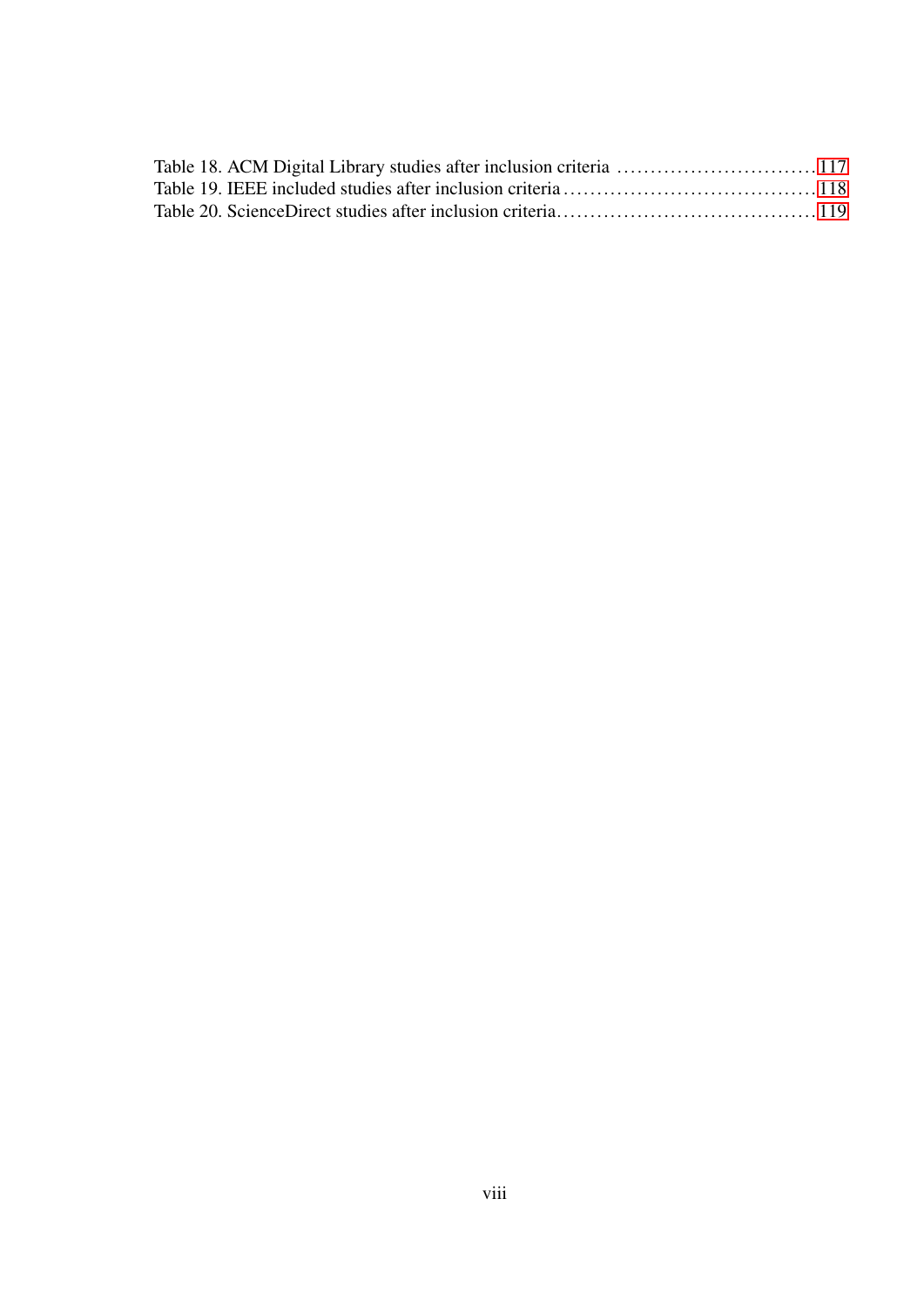Table 18. ACM Digital Library studies after inclusion criteria ............................. 117
Table 19. IEEE included studies after inclusion criteria ..................................... 118
Table 20. ScienceDirect studies after inclusion criteria...................................... 119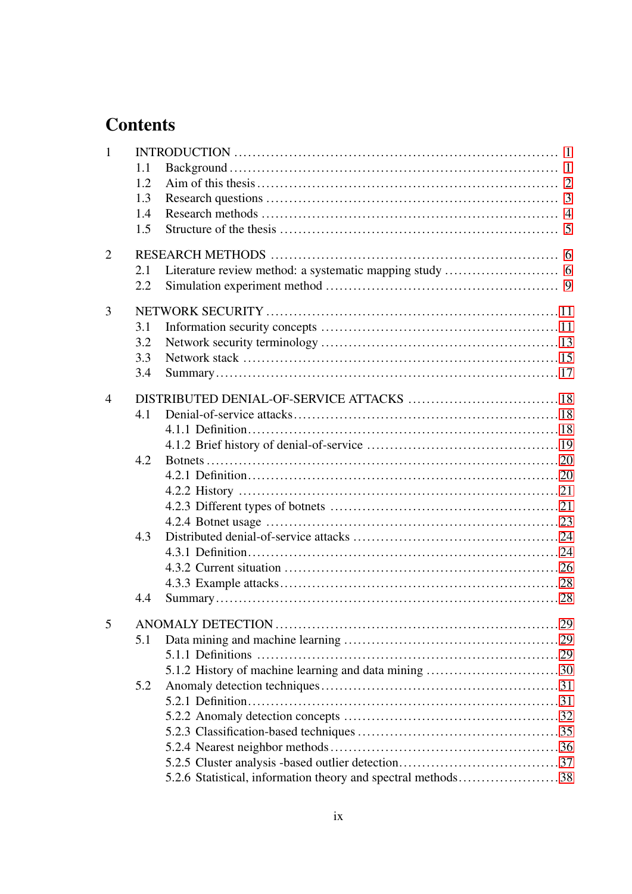# Contents

- 1 INTRODUCTION ... 1
  - 1.1 Background ... 1
  - 1.2 Aim of this thesis ... 2
  - 1.3 Research questions ... 3
  - 1.4 Research methods ... 4
  - 1.5 Structure of the thesis ... 5
- 2 RESEARCH METHODS ... 6
  - 2.1 Literature review method: a systematic mapping study ... 6
  - 2.2 Simulation experiment method ... 9
- 3 NETWORK SECURITY ... 11
  - 3.1 Information security concepts ... 11
  - 3.2 Network security terminology ... 13
  - 3.3 Network stack ... 15
  - 3.4 Summary ... 17
- 4 DISTRIBUTED DENIAL-OF-SERVICE ATTACKS ... 18
  - 4.1 Denial-of-service attacks ... 18
    - 4.1.1 Definition ... 18
    - 4.1.2 Brief history of denial-of-service ... 19
  - 4.2 Botnets ... 20
    - 4.2.1 Definition ... 20
    - 4.2.2 History ... 21
    - 4.2.3 Different types of botnets ... 21
    - 4.2.4 Botnet usage ... 23
  - 4.3 Distributed denial-of-service attacks ... 24
    - 4.3.1 Definition ... 24
    - 4.3.2 Current situation ... 26
    - 4.3.3 Example attacks ... 28
  - 4.4 Summary ... 28
- 5 ANOMALY DETECTION ... 29
  - 5.1 Data mining and machine learning ... 29
    - 5.1.1 Definitions ... 29
    - 5.1.2 History of machine learning and data mining ... 30
  - 5.2 Anomaly detection techniques ... 31
    - 5.2.1 Definition ... 31
    - 5.2.2 Anomaly detection concepts ... 32
    - 5.2.3 Classification-based techniques ... 35
    - 5.2.4 Nearest neighbor methods ... 36
    - 5.2.5 Cluster analysis -based outlier detection ... 37
    - 5.2.6 Statistical, information theory and spectral methods ... 38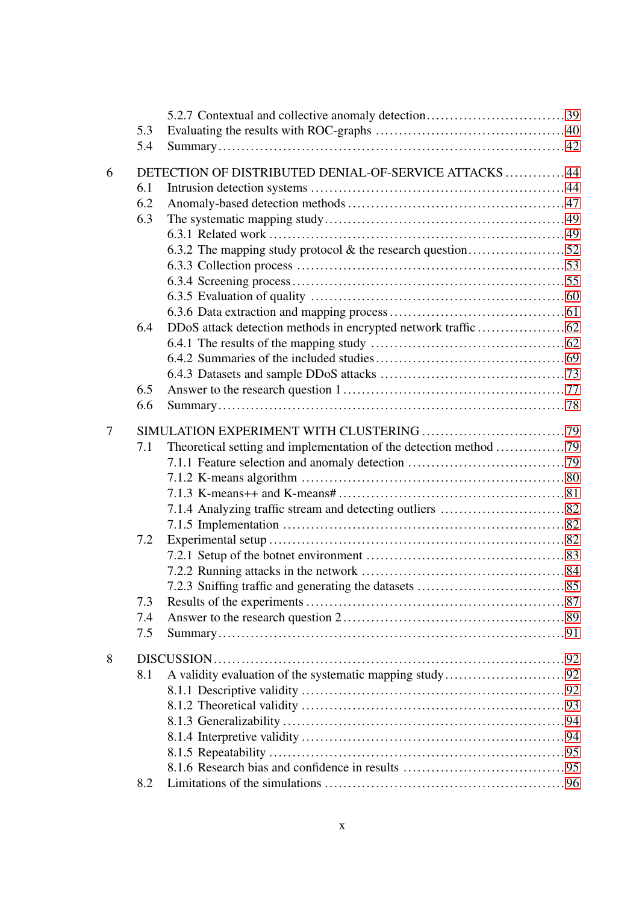5.2.7 Contextual and collective anomaly detection .......... 39
5.3 Evaluating the results with ROC-graphs .......... 40
5.4 Summary .......... 42

6 DETECTION OF DISTRIBUTED DENIAL-OF-SERVICE ATTACKS .......... 44
6.1 Intrusion detection systems .......... 44
6.2 Anomaly-based detection methods .......... 47
6.3 The systematic mapping study .......... 49
6.3.1 Related work .......... 49
6.3.2 The mapping study protocol & the research question .......... 52
6.3.3 Collection process .......... 53
6.3.4 Screening process .......... 55
6.3.5 Evaluation of quality .......... 60
6.3.6 Data extraction and mapping process .......... 61
6.4 DDoS attack detection methods in encrypted network traffic .......... 62
6.4.1 The results of the mapping study .......... 62
6.4.2 Summaries of the included studies .......... 69
6.4.3 Datasets and sample DDoS attacks .......... 73
6.5 Answer to the research question 1 .......... 77
6.6 Summary .......... 78

7 SIMULATION EXPERIMENT WITH CLUSTERING .......... 79
7.1 Theoretical setting and implementation of the detection method .......... 79
7.1.1 Feature selection and anomaly detection .......... 79
7.1.2 K-means algorithm .......... 80
7.1.3 K-means++ and K-means# .......... 81
7.1.4 Analyzing traffic stream and detecting outliers .......... 82
7.1.5 Implementation .......... 82
7.2 Experimental setup .......... 82
7.2.1 Setup of the botnet environment .......... 83
7.2.2 Running attacks in the network .......... 84
7.2.3 Sniffing traffic and generating the datasets .......... 85
7.3 Results of the experiments .......... 87
7.4 Answer to the research question 2 .......... 89
7.5 Summary .......... 91

8 DISCUSSION .......... 92
8.1 A validity evaluation of the systematic mapping study .......... 92
8.1.1 Descriptive validity .......... 92
8.1.2 Theoretical validity .......... 93
8.1.3 Generalizability .......... 94
8.1.4 Interpretive validity .......... 94
8.1.5 Repeatability .......... 95
8.1.6 Research bias and confidence in results .......... 95
8.2 Limitations of the simulations .......... 96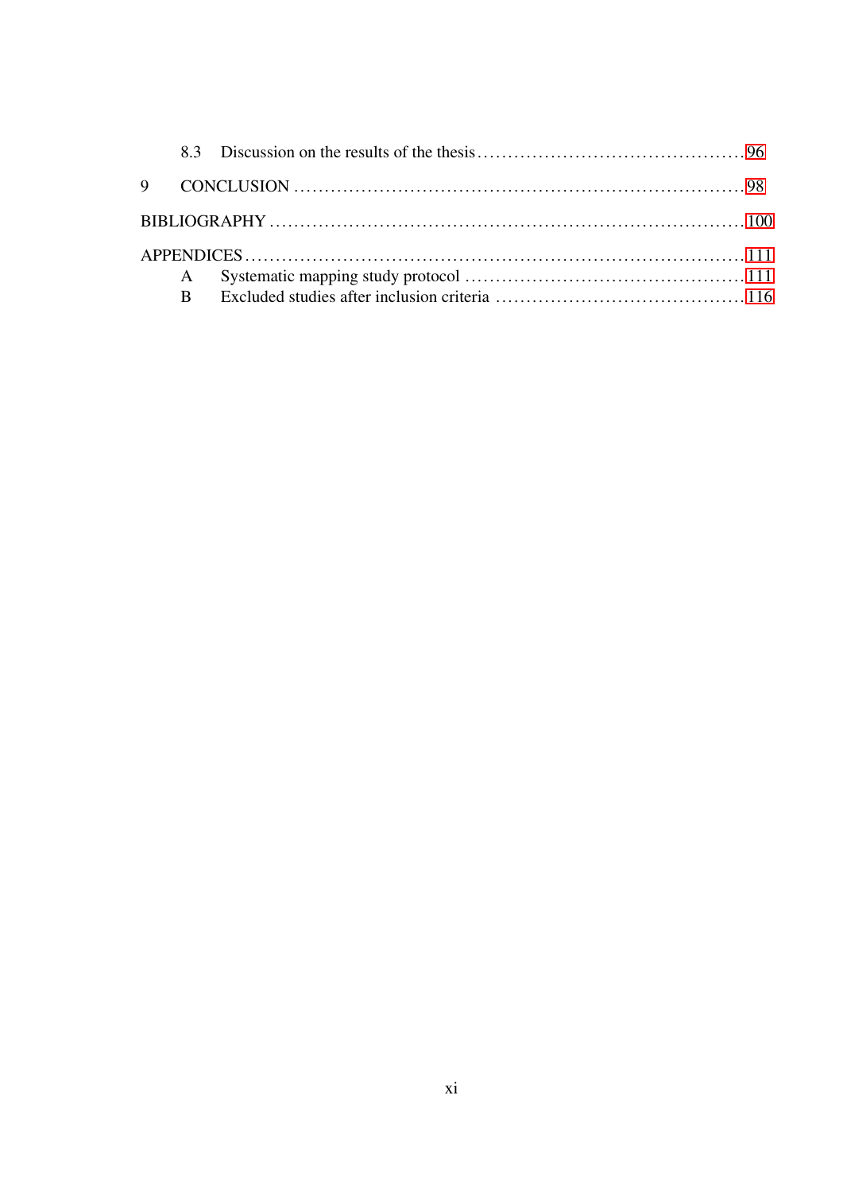8.3 Discussion on the results of the thesis ........................................... 96

9 CONCLUSION ........................................................................ 98

BIBLIOGRAPHY ........................................................................ 100

APPENDICES .......................................................................... 111

A Systematic mapping study protocol ............................................. 111

B Excluded studies after inclusion criteria ......................................... 116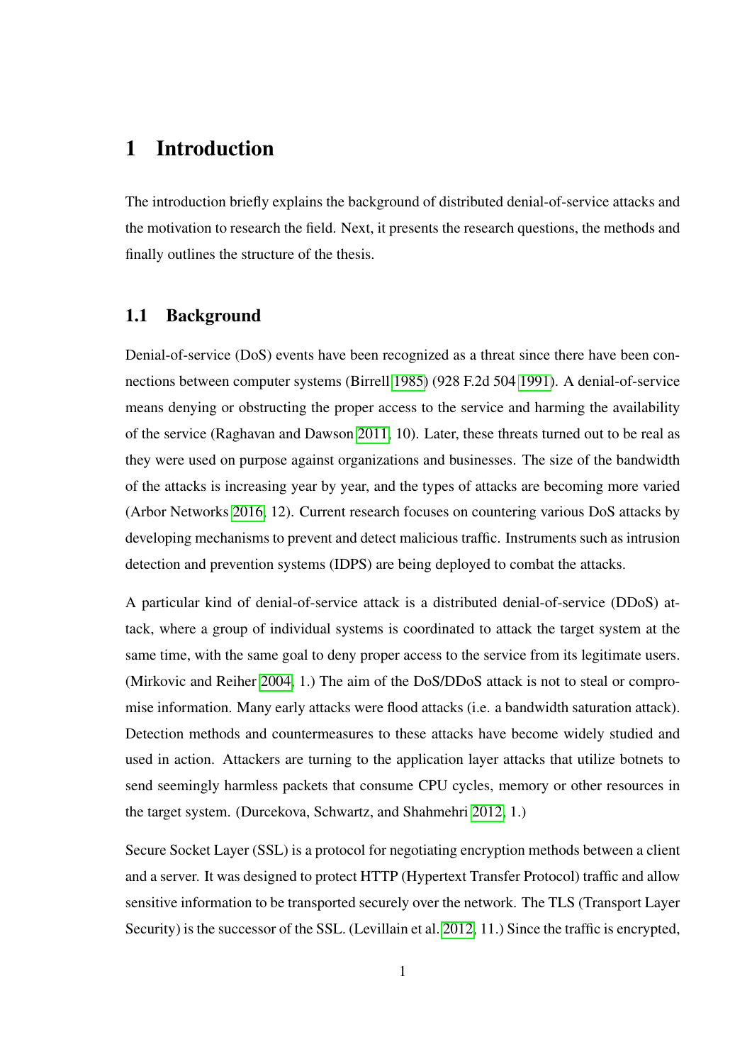# 1 Introduction

The introduction briefly explains the background of distributed denial-of-service attacks and the motivation to research the field. Next, it presents the research questions, the methods and finally outlines the structure of the thesis.

## 1.1 Background

Denial-of-service (DoS) events have been recognized as a threat since there have been connections between computer systems (Birrell 1985) (928 F.2d 504 1991). A denial-of-service means denying or obstructing the proper access to the service and harming the availability of the service (Raghavan and Dawson 2011, 10). Later, these threats turned out to be real as they were used on purpose against organizations and businesses. The size of the bandwidth of the attacks is increasing year by year, and the types of attacks are becoming more varied (Arbor Networks 2016, 12). Current research focuses on countering various DoS attacks by developing mechanisms to prevent and detect malicious traffic. Instruments such as intrusion detection and prevention systems (IDPS) are being deployed to combat the attacks.

A particular kind of denial-of-service attack is a distributed denial-of-service (DDoS) attack, where a group of individual systems is coordinated to attack the target system at the same time, with the same goal to deny proper access to the service from its legitimate users. (Mirkovic and Reiher 2004, 1.) The aim of the DoS/DDoS attack is not to steal or compromise information. Many early attacks were flood attacks (i.e. a bandwidth saturation attack). Detection methods and countermeasures to these attacks have become widely studied and used in action. Attackers are turning to the application layer attacks that utilize botnets to send seemingly harmless packets that consume CPU cycles, memory or other resources in the target system. (Durcekova, Schwartz, and Shahmehri 2012, 1.)

Secure Socket Layer (SSL) is a protocol for negotiating encryption methods between a client and a server. It was designed to protect HTTP (Hypertext Transfer Protocol) traffic and allow sensitive information to be transported securely over the network. The TLS (Transport Layer Security) is the successor of the SSL. (Levillain et al. 2012, 11.) Since the traffic is encrypted,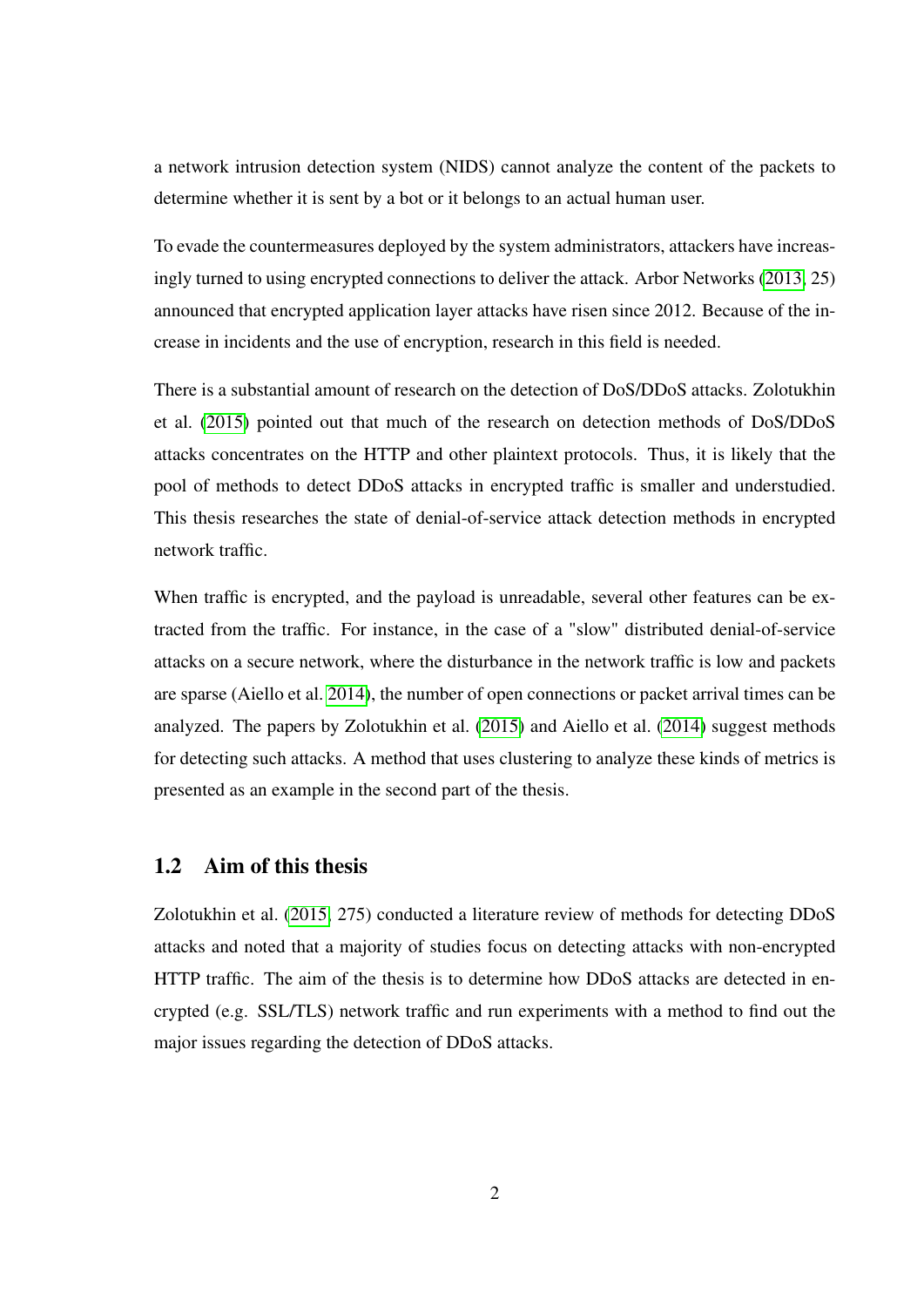a network intrusion detection system (NIDS) cannot analyze the content of the packets to determine whether it is sent by a bot or it belongs to an actual human user.

To evade the countermeasures deployed by the system administrators, attackers have increasingly turned to using encrypted connections to deliver the attack. Arbor Networks (2013, 25) announced that encrypted application layer attacks have risen since 2012. Because of the increase in incidents and the use of encryption, research in this field is needed.

There is a substantial amount of research on the detection of DoS/DDoS attacks. Zolotukhin et al. (2015) pointed out that much of the research on detection methods of DoS/DDoS attacks concentrates on the HTTP and other plaintext protocols. Thus, it is likely that the pool of methods to detect DDoS attacks in encrypted traffic is smaller and understudied. This thesis researches the state of denial-of-service attack detection methods in encrypted network traffic.

When traffic is encrypted, and the payload is unreadable, several other features can be extracted from the traffic. For instance, in the case of a "slow" distributed denial-of-service attacks on a secure network, where the disturbance in the network traffic is low and packets are sparse (Aiello et al. 2014), the number of open connections or packet arrival times can be analyzed. The papers by Zolotukhin et al. (2015) and Aiello et al. (2014) suggest methods for detecting such attacks. A method that uses clustering to analyze these kinds of metrics is presented as an example in the second part of the thesis.

## 1.2 Aim of this thesis

Zolotukhin et al. (2015, 275) conducted a literature review of methods for detecting DDoS attacks and noted that a majority of studies focus on detecting attacks with non-encrypted HTTP traffic. The aim of the thesis is to determine how DDoS attacks are detected in encrypted (e.g. SSL/TLS) network traffic and run experiments with a method to find out the major issues regarding the detection of DDoS attacks.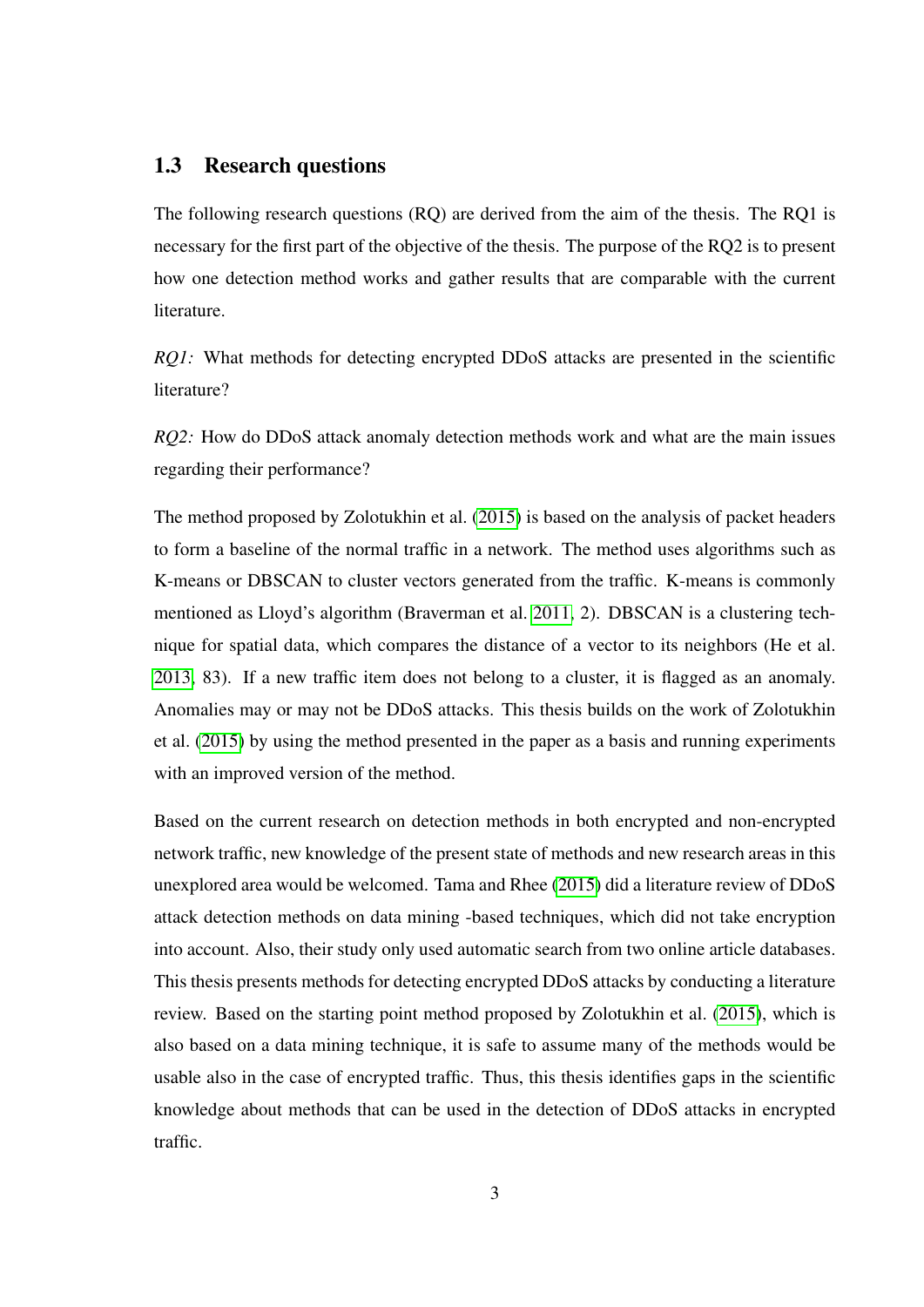## 1.3 Research questions

The following research questions (RQ) are derived from the aim of the thesis. The RQ1 is necessary for the first part of the objective of the thesis. The purpose of the RQ2 is to present how one detection method works and gather results that are comparable with the current literature.

*RQ1:* What methods for detecting encrypted DDoS attacks are presented in the scientific literature?

*RQ2:* How do DDoS attack anomaly detection methods work and what are the main issues regarding their performance?

The method proposed by Zolotukhin et al. (2015) is based on the analysis of packet headers to form a baseline of the normal traffic in a network. The method uses algorithms such as K-means or DBSCAN to cluster vectors generated from the traffic. K-means is commonly mentioned as Lloyd's algorithm (Braverman et al. 2011, 2). DBSCAN is a clustering technique for spatial data, which compares the distance of a vector to its neighbors (He et al. 2013, 83). If a new traffic item does not belong to a cluster, it is flagged as an anomaly. Anomalies may or may not be DDoS attacks. This thesis builds on the work of Zolotukhin et al. (2015) by using the method presented in the paper as a basis and running experiments with an improved version of the method.

Based on the current research on detection methods in both encrypted and non-encrypted network traffic, new knowledge of the present state of methods and new research areas in this unexplored area would be welcomed. Tama and Rhee (2015) did a literature review of DDoS attack detection methods on data mining -based techniques, which did not take encryption into account. Also, their study only used automatic search from two online article databases. This thesis presents methods for detecting encrypted DDoS attacks by conducting a literature review. Based on the starting point method proposed by Zolotukhin et al. (2015), which is also based on a data mining technique, it is safe to assume many of the methods would be usable also in the case of encrypted traffic. Thus, this thesis identifies gaps in the scientific knowledge about methods that can be used in the detection of DDoS attacks in encrypted traffic.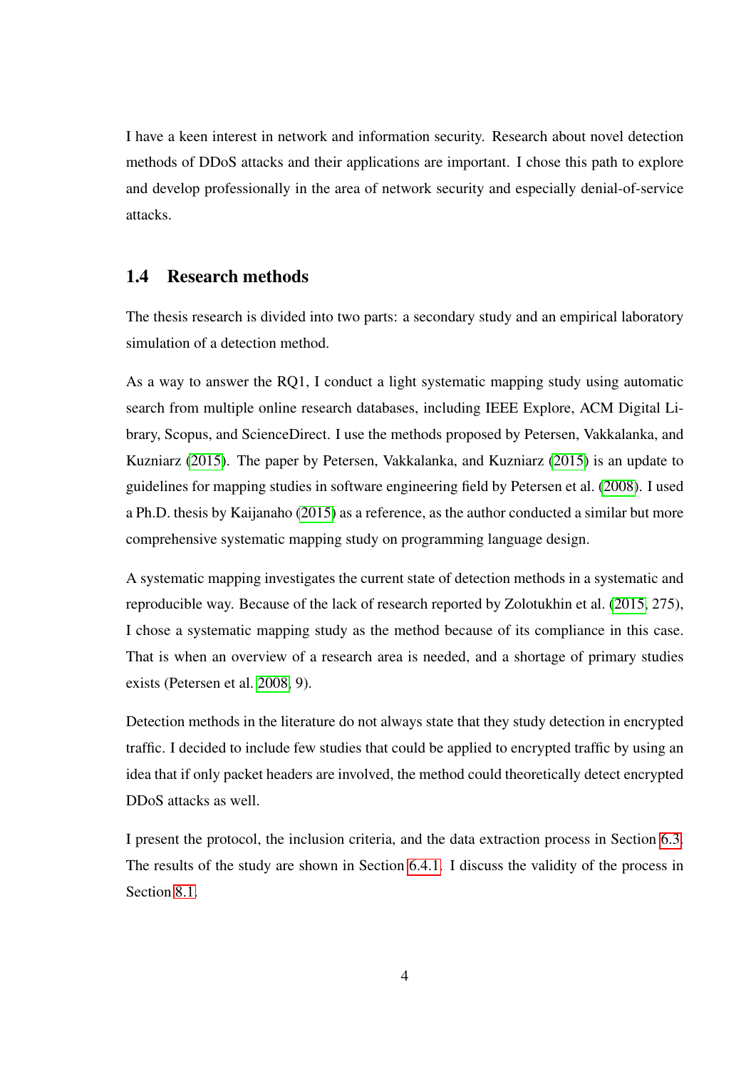I have a keen interest in network and information security. Research about novel detection methods of DDoS attacks and their applications are important. I chose this path to explore and develop professionally in the area of network security and especially denial-of-service attacks.

## 1.4 Research methods

The thesis research is divided into two parts: a secondary study and an empirical laboratory simulation of a detection method.

As a way to answer the RQ1, I conduct a light systematic mapping study using automatic search from multiple online research databases, including IEEE Explore, ACM Digital Library, Scopus, and ScienceDirect. I use the methods proposed by Petersen, Vakkalanka, and Kuzniarz (2015). The paper by Petersen, Vakkalanka, and Kuzniarz (2015) is an update to guidelines for mapping studies in software engineering field by Petersen et al. (2008). I used a Ph.D. thesis by Kaijanaho (2015) as a reference, as the author conducted a similar but more comprehensive systematic mapping study on programming language design.

A systematic mapping investigates the current state of detection methods in a systematic and reproducible way. Because of the lack of research reported by Zolotukhin et al. (2015, 275), I chose a systematic mapping study as the method because of its compliance in this case. That is when an overview of a research area is needed, and a shortage of primary studies exists (Petersen et al. 2008, 9).

Detection methods in the literature do not always state that they study detection in encrypted traffic. I decided to include few studies that could be applied to encrypted traffic by using an idea that if only packet headers are involved, the method could theoretically detect encrypted DDoS attacks as well.

I present the protocol, the inclusion criteria, and the data extraction process in Section 6.3. The results of the study are shown in Section 6.4.1. I discuss the validity of the process in Section 8.1.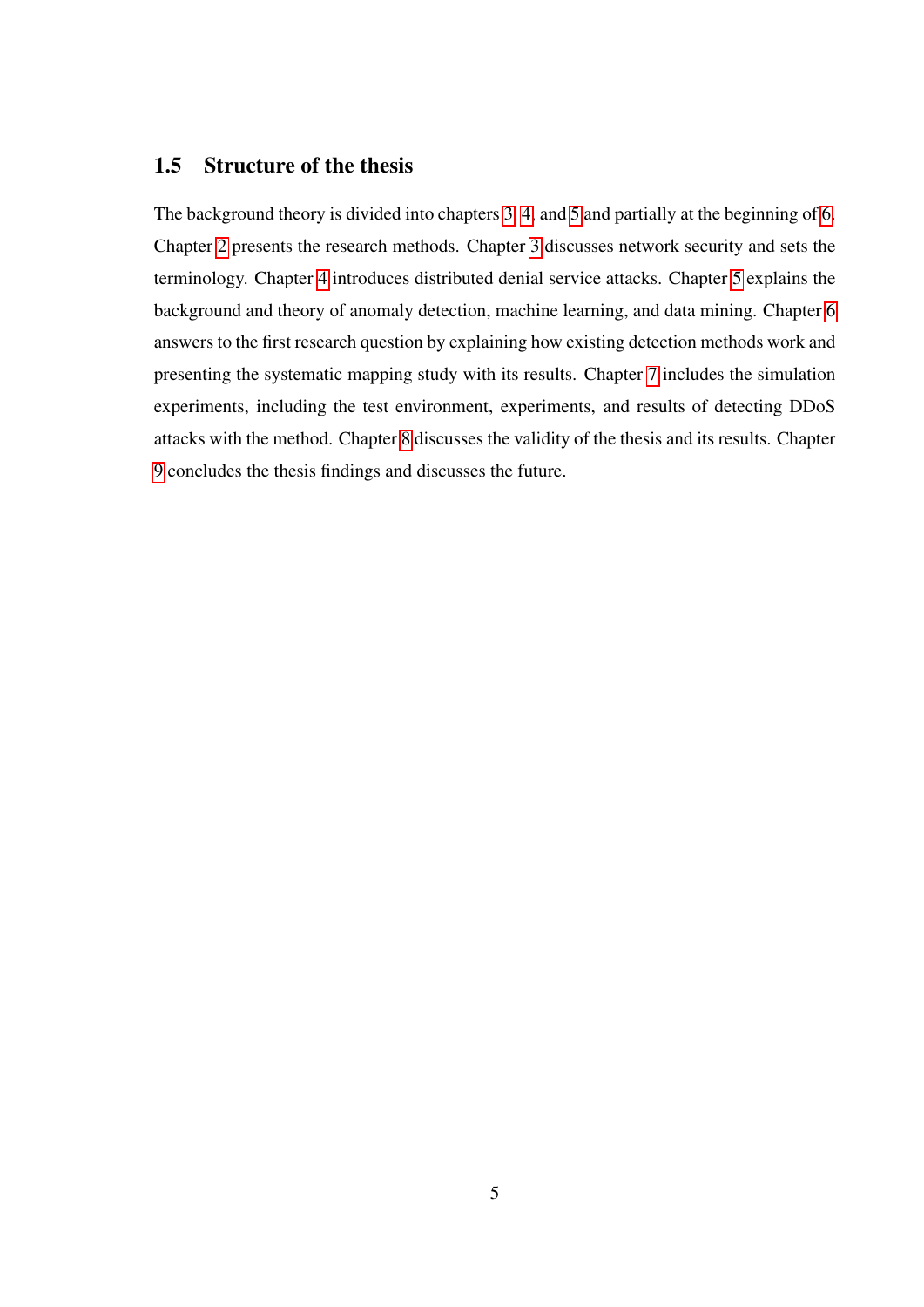## 1.5 Structure of the thesis

The background theory is divided into chapters 3, 4, and 5 and partially at the beginning of 6. Chapter 2 presents the research methods. Chapter 3 discusses network security and sets the terminology. Chapter 4 introduces distributed denial service attacks. Chapter 5 explains the background and theory of anomaly detection, machine learning, and data mining. Chapter 6 answers to the first research question by explaining how existing detection methods work and presenting the systematic mapping study with its results. Chapter 7 includes the simulation experiments, including the test environment, experiments, and results of detecting DDoS attacks with the method. Chapter 8 discusses the validity of the thesis and its results. Chapter 9 concludes the thesis findings and discusses the future.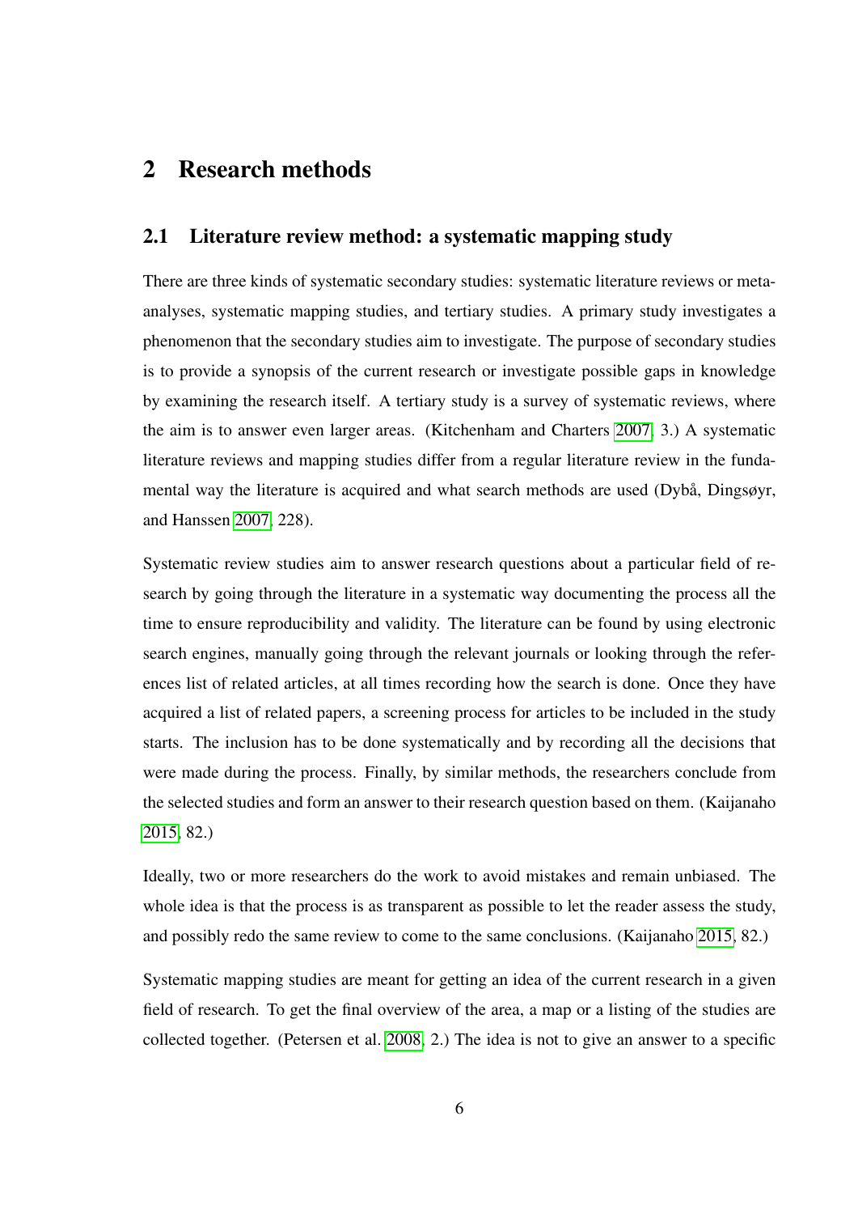# 2 Research methods

## 2.1 Literature review method: a systematic mapping study

There are three kinds of systematic secondary studies: systematic literature reviews or meta-analyses, systematic mapping studies, and tertiary studies. A primary study investigates a phenomenon that the secondary studies aim to investigate. The purpose of secondary studies is to provide a synopsis of the current research or investigate possible gaps in knowledge by examining the research itself. A tertiary study is a survey of systematic reviews, where the aim is to answer even larger areas. (Kitchenham and Charters 2007, 3.) A systematic literature reviews and mapping studies differ from a regular literature review in the fundamental way the literature is acquired and what search methods are used (Dybå, Dingsøyr, and Hanssen 2007, 228).

Systematic review studies aim to answer research questions about a particular field of research by going through the literature in a systematic way documenting the process all the time to ensure reproducibility and validity. The literature can be found by using electronic search engines, manually going through the relevant journals or looking through the references list of related articles, at all times recording how the search is done. Once they have acquired a list of related papers, a screening process for articles to be included in the study starts. The inclusion has to be done systematically and by recording all the decisions that were made during the process. Finally, by similar methods, the researchers conclude from the selected studies and form an answer to their research question based on them. (Kaijanaho 2015, 82.)

Ideally, two or more researchers do the work to avoid mistakes and remain unbiased. The whole idea is that the process is as transparent as possible to let the reader assess the study, and possibly redo the same review to come to the same conclusions. (Kaijanaho 2015, 82.)

Systematic mapping studies are meant for getting an idea of the current research in a given field of research. To get the final overview of the area, a map or a listing of the studies are collected together. (Petersen et al. 2008, 2.) The idea is not to give an answer to a specific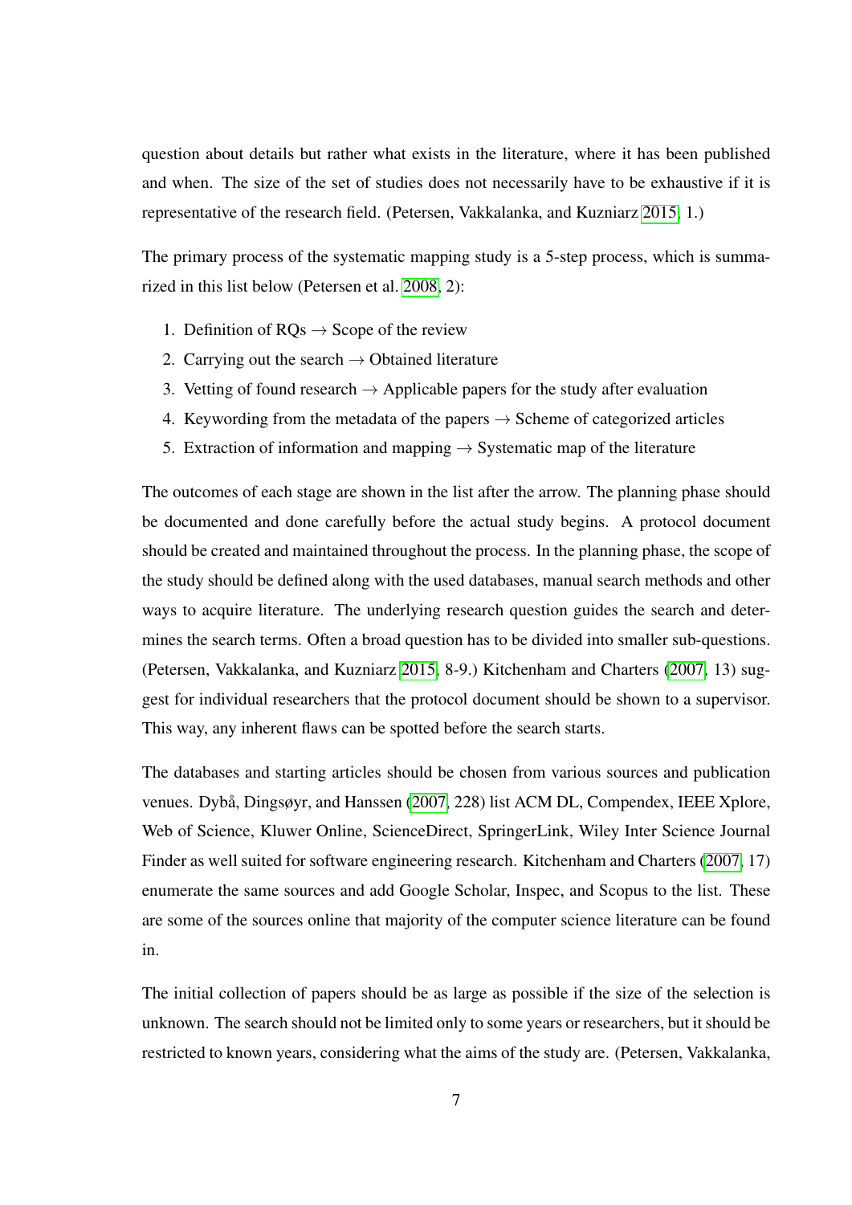question about details but rather what exists in the literature, where it has been published and when. The size of the set of studies does not necessarily have to be exhaustive if it is representative of the research field. (Petersen, Vakkalanka, and Kuzniarz 2015, 1.)

The primary process of the systematic mapping study is a 5-step process, which is summarized in this list below (Petersen et al. 2008, 2):

1. Definition of RQs → Scope of the review
2. Carrying out the search → Obtained literature
3. Vetting of found research → Applicable papers for the study after evaluation
4. Keywording from the metadata of the papers → Scheme of categorized articles
5. Extraction of information and mapping → Systematic map of the literature

The outcomes of each stage are shown in the list after the arrow. The planning phase should be documented and done carefully before the actual study begins. A protocol document should be created and maintained throughout the process. In the planning phase, the scope of the study should be defined along with the used databases, manual search methods and other ways to acquire literature. The underlying research question guides the search and determines the search terms. Often a broad question has to be divided into smaller sub-questions. (Petersen, Vakkalanka, and Kuzniarz 2015, 8-9.) Kitchenham and Charters (2007, 13) suggest for individual researchers that the protocol document should be shown to a supervisor. This way, any inherent flaws can be spotted before the search starts.

The databases and starting articles should be chosen from various sources and publication venues. Dybå, Dingsøyr, and Hanssen (2007, 228) list ACM DL, Compendex, IEEE Xplore, Web of Science, Kluwer Online, ScienceDirect, SpringerLink, Wiley Inter Science Journal Finder as well suited for software engineering research. Kitchenham and Charters (2007, 17) enumerate the same sources and add Google Scholar, Inspec, and Scopus to the list. These are some of the sources online that majority of the computer science literature can be found in.

The initial collection of papers should be as large as possible if the size of the selection is unknown. The search should not be limited only to some years or researchers, but it should be restricted to known years, considering what the aims of the study are. (Petersen, Vakkalanka,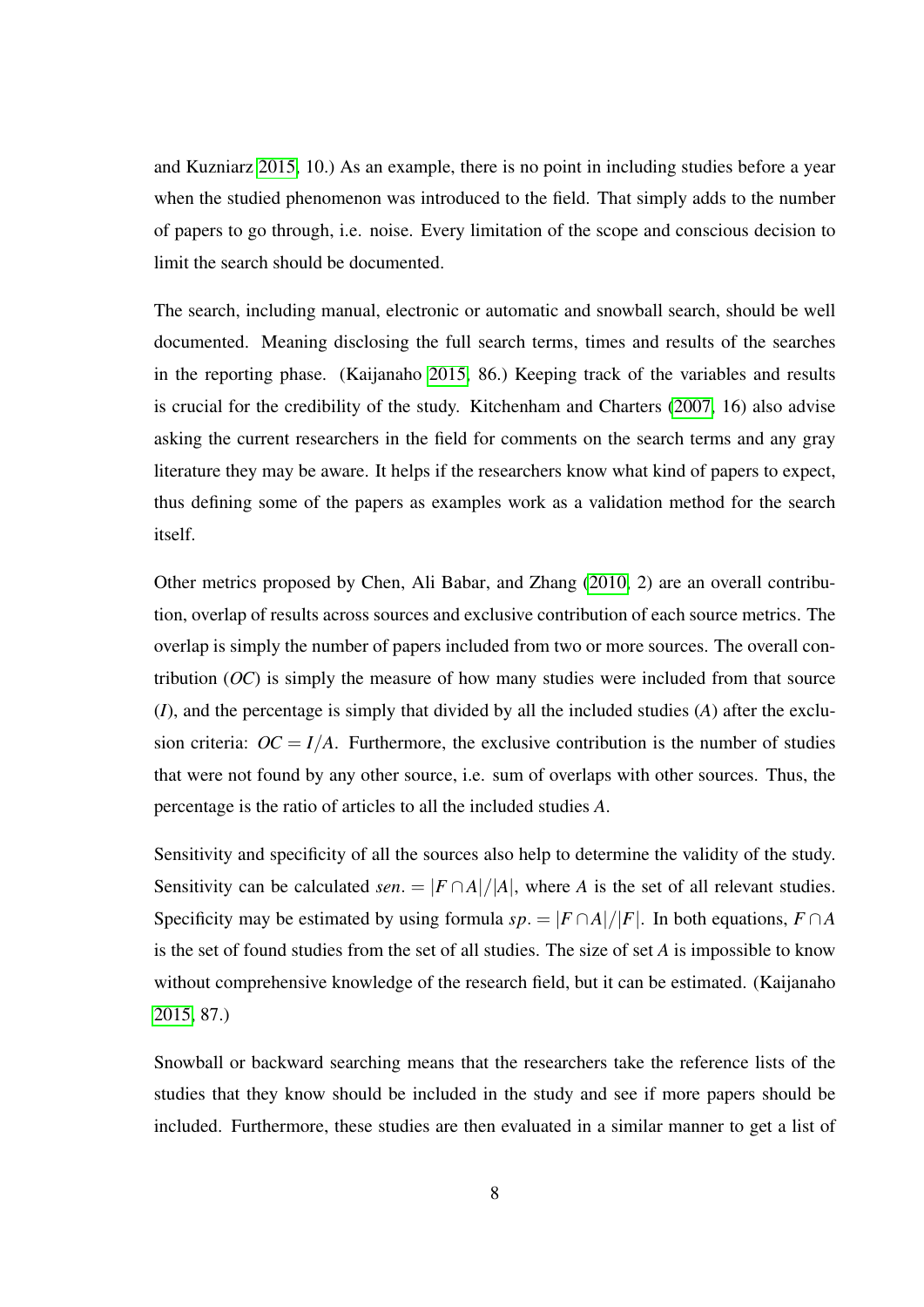and Kuzniarz 2015, 10.) As an example, there is no point in including studies before a year when the studied phenomenon was introduced to the field. That simply adds to the number of papers to go through, i.e. noise. Every limitation of the scope and conscious decision to limit the search should be documented.

The search, including manual, electronic or automatic and snowball search, should be well documented. Meaning disclosing the full search terms, times and results of the searches in the reporting phase. (Kaijanaho 2015, 86.) Keeping track of the variables and results is crucial for the credibility of the study. Kitchenham and Charters (2007, 16) also advise asking the current researchers in the field for comments on the search terms and any gray literature they may be aware. It helps if the researchers know what kind of papers to expect, thus defining some of the papers as examples work as a validation method for the search itself.

Other metrics proposed by Chen, Ali Babar, and Zhang (2010, 2) are an overall contribution, overlap of results across sources and exclusive contribution of each source metrics. The overlap is simply the number of papers included from two or more sources. The overall contribution (*OC*) is simply the measure of how many studies were included from that source (*I*), and the percentage is simply that divided by all the included studies (*A*) after the exclusion criteria: $OC = I/A$. Furthermore, the exclusive contribution is the number of studies that were not found by any other source, i.e. sum of overlaps with other sources. Thus, the percentage is the ratio of articles to all the included studies *A*.

Sensitivity and specificity of all the sources also help to determine the validity of the study. Sensitivity can be calculated $sen. = |F \cap A|/|A|$, where *A* is the set of all relevant studies. Specificity may be estimated by using formula $sp. = |F \cap A|/|F|$. In both equations, $F \cap A$ is the set of found studies from the set of all studies. The size of set *A* is impossible to know without comprehensive knowledge of the research field, but it can be estimated. (Kaijanaho 2015, 87.)

Snowball or backward searching means that the researchers take the reference lists of the studies that they know should be included in the study and see if more papers should be included. Furthermore, these studies are then evaluated in a similar manner to get a list of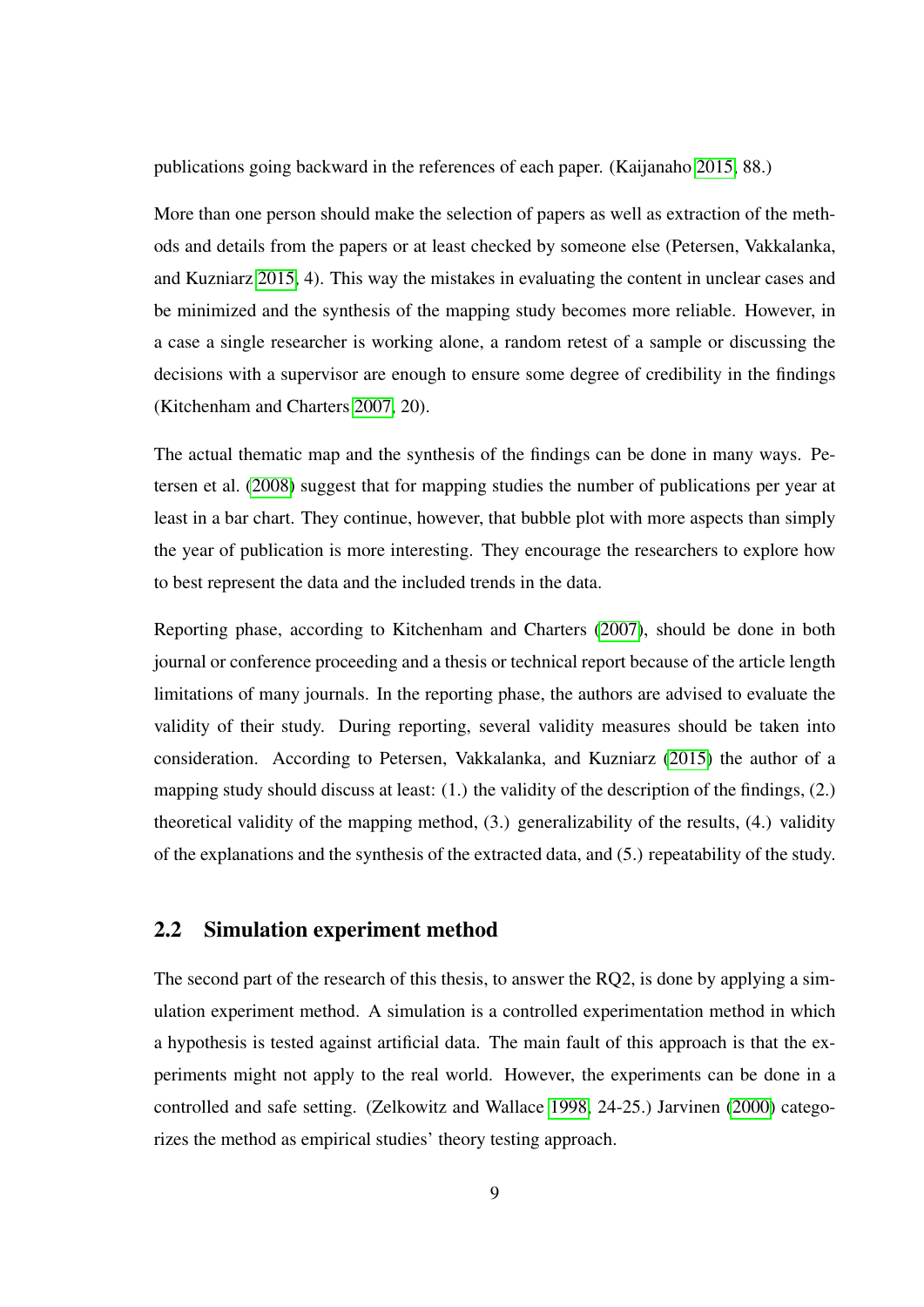publications going backward in the references of each paper. (Kaijanaho 2015, 88.)

More than one person should make the selection of papers as well as extraction of the methods and details from the papers or at least checked by someone else (Petersen, Vakkalanka, and Kuzniarz 2015, 4). This way the mistakes in evaluating the content in unclear cases and be minimized and the synthesis of the mapping study becomes more reliable. However, in a case a single researcher is working alone, a random retest of a sample or discussing the decisions with a supervisor are enough to ensure some degree of credibility in the findings (Kitchenham and Charters 2007, 20).

The actual thematic map and the synthesis of the findings can be done in many ways. Petersen et al. (2008) suggest that for mapping studies the number of publications per year at least in a bar chart. They continue, however, that bubble plot with more aspects than simply the year of publication is more interesting. They encourage the researchers to explore how to best represent the data and the included trends in the data.

Reporting phase, according to Kitchenham and Charters (2007), should be done in both journal or conference proceeding and a thesis or technical report because of the article length limitations of many journals. In the reporting phase, the authors are advised to evaluate the validity of their study. During reporting, several validity measures should be taken into consideration. According to Petersen, Vakkalanka, and Kuzniarz (2015) the author of a mapping study should discuss at least: (1.) the validity of the description of the findings, (2.) theoretical validity of the mapping method, (3.) generalizability of the results, (4.) validity of the explanations and the synthesis of the extracted data, and (5.) repeatability of the study.

## 2.2 Simulation experiment method

The second part of the research of this thesis, to answer the RQ2, is done by applying a simulation experiment method. A simulation is a controlled experimentation method in which a hypothesis is tested against artificial data. The main fault of this approach is that the experiments might not apply to the real world. However, the experiments can be done in a controlled and safe setting. (Zelkowitz and Wallace 1998, 24-25.) Jarvinen (2000) categorizes the method as empirical studies' theory testing approach.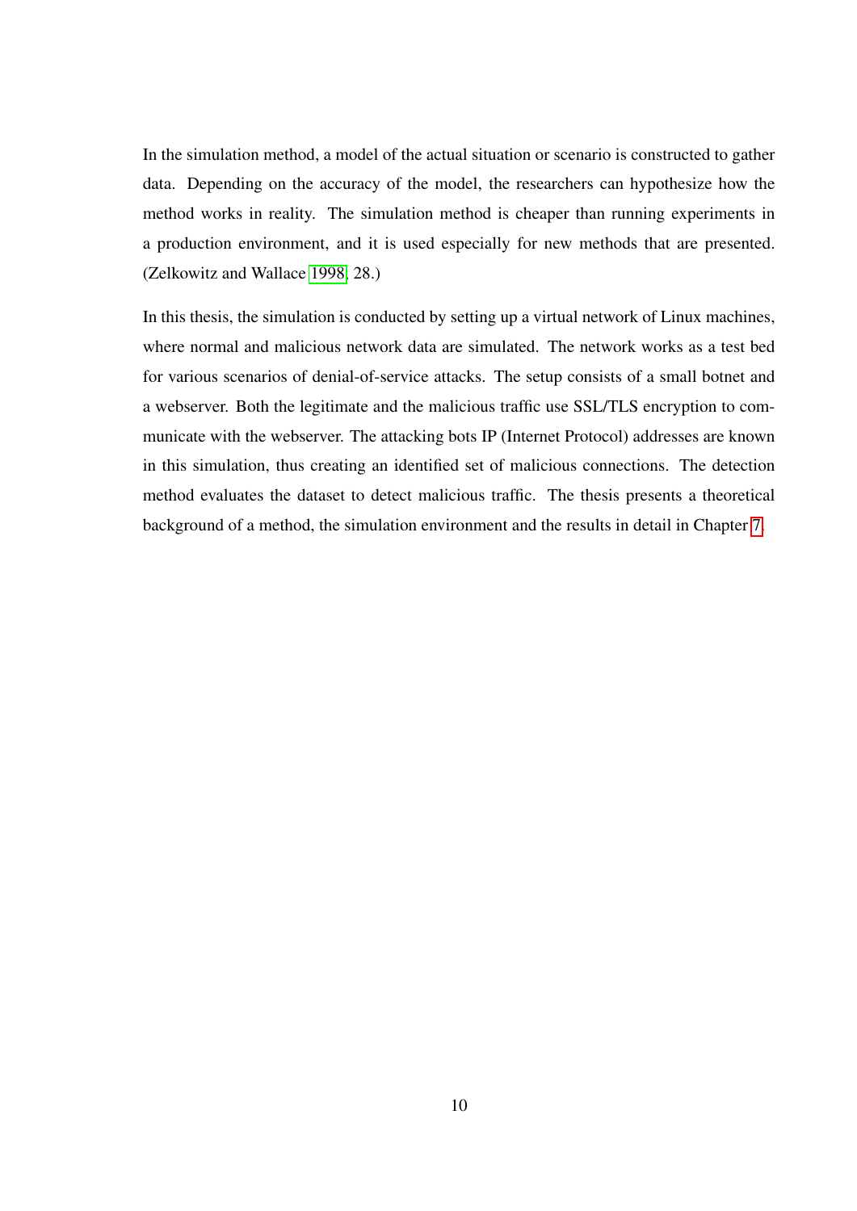In the simulation method, a model of the actual situation or scenario is constructed to gather data. Depending on the accuracy of the model, the researchers can hypothesize how the method works in reality. The simulation method is cheaper than running experiments in a production environment, and it is used especially for new methods that are presented. (Zelkowitz and Wallace 1998, 28.)

In this thesis, the simulation is conducted by setting up a virtual network of Linux machines, where normal and malicious network data are simulated. The network works as a test bed for various scenarios of denial-of-service attacks. The setup consists of a small botnet and a webserver. Both the legitimate and the malicious traffic use SSL/TLS encryption to communicate with the webserver. The attacking bots IP (Internet Protocol) addresses are known in this simulation, thus creating an identified set of malicious connections. The detection method evaluates the dataset to detect malicious traffic. The thesis presents a theoretical background of a method, the simulation environment and the results in detail in Chapter 7.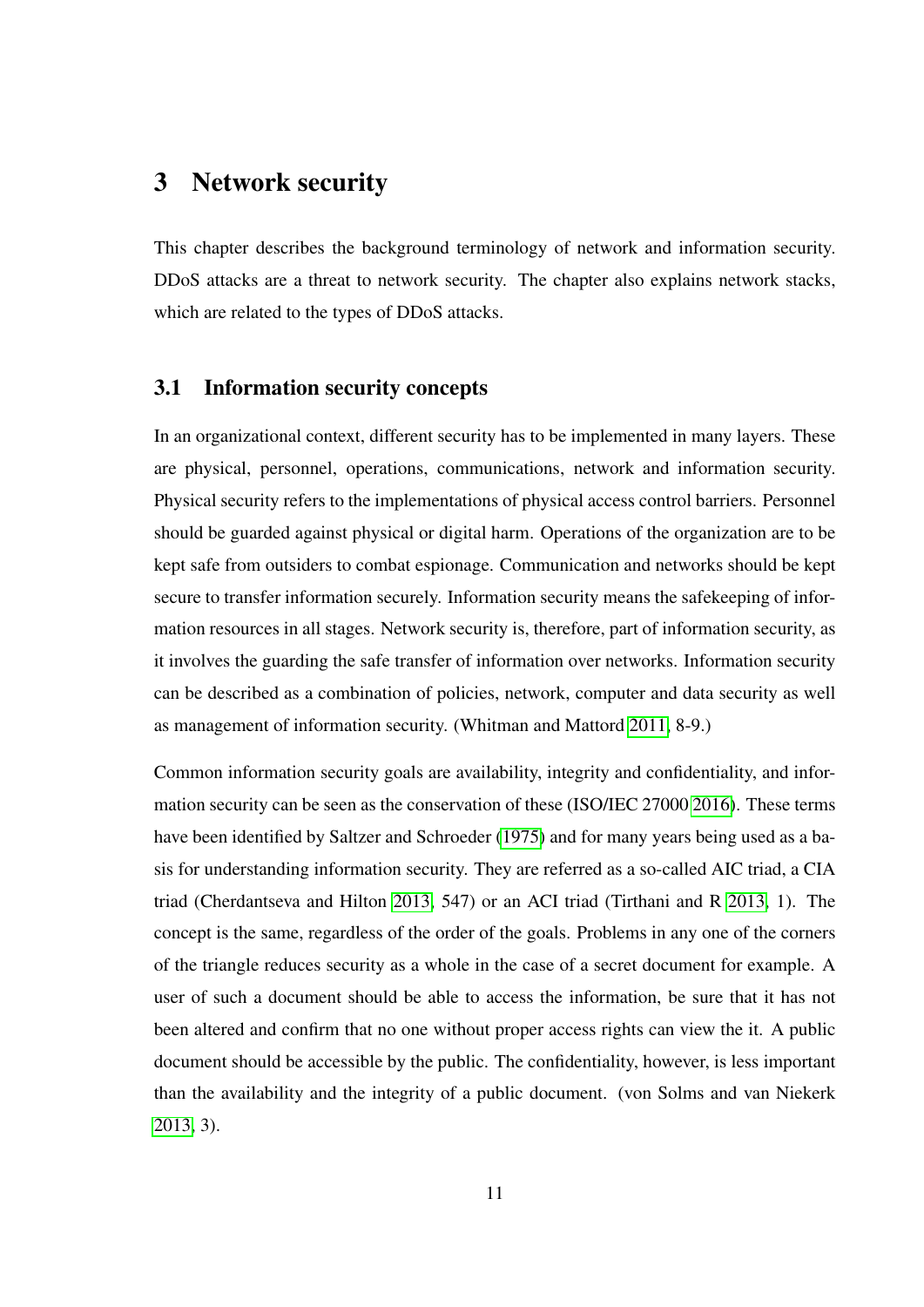# 3 Network security

This chapter describes the background terminology of network and information security. DDoS attacks are a threat to network security. The chapter also explains network stacks, which are related to the types of DDoS attacks.

## 3.1 Information security concepts

In an organizational context, different security has to be implemented in many layers. These are physical, personnel, operations, communications, network and information security. Physical security refers to the implementations of physical access control barriers. Personnel should be guarded against physical or digital harm. Operations of the organization are to be kept safe from outsiders to combat espionage. Communication and networks should be kept secure to transfer information securely. Information security means the safekeeping of information resources in all stages. Network security is, therefore, part of information security, as it involves the guarding the safe transfer of information over networks. Information security can be described as a combination of policies, network, computer and data security as well as management of information security. (Whitman and Mattord 2011, 8-9.)

Common information security goals are availability, integrity and confidentiality, and information security can be seen as the conservation of these (ISO/IEC 27000 2016). These terms have been identified by Saltzer and Schroeder (1975) and for many years being used as a basis for understanding information security. They are referred as a so-called AIC triad, a CIA triad (Cherdantseva and Hilton 2013, 547) or an ACI triad (Tirthani and R 2013, 1). The concept is the same, regardless of the order of the goals. Problems in any one of the corners of the triangle reduces security as a whole in the case of a secret document for example. A user of such a document should be able to access the information, be sure that it has not been altered and confirm that no one without proper access rights can view the it. A public document should be accessible by the public. The confidentiality, however, is less important than the availability and the integrity of a public document. (von Solms and van Niekerk 2013, 3).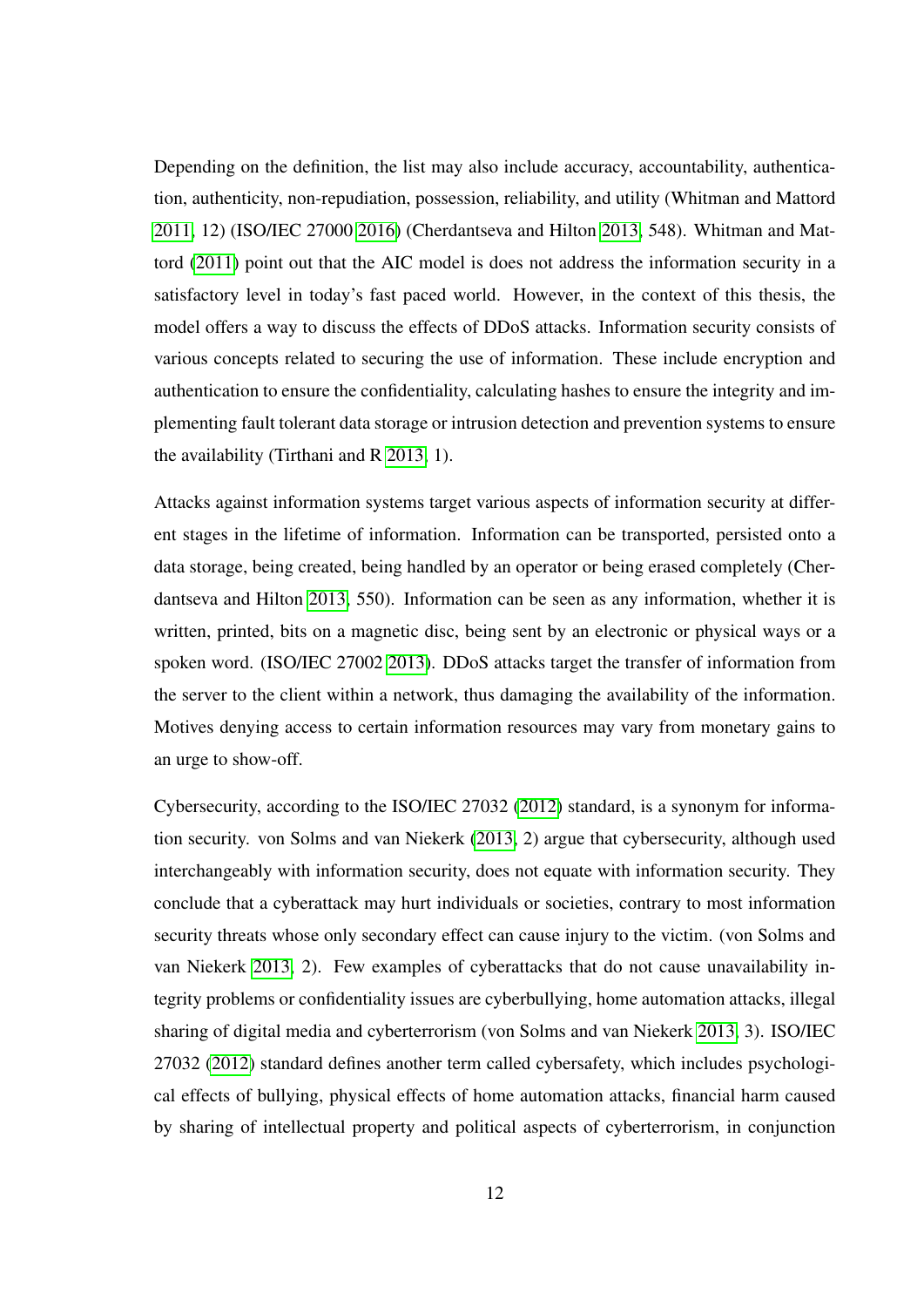Depending on the definition, the list may also include accuracy, accountability, authentication, authenticity, non-repudiation, possession, reliability, and utility (Whitman and Mattord 2011, 12) (ISO/IEC 27000 2016) (Cherdantseva and Hilton 2013, 548). Whitman and Mattord (2011) point out that the AIC model is does not address the information security in a satisfactory level in today's fast paced world. However, in the context of this thesis, the model offers a way to discuss the effects of DDoS attacks. Information security consists of various concepts related to securing the use of information. These include encryption and authentication to ensure the confidentiality, calculating hashes to ensure the integrity and implementing fault tolerant data storage or intrusion detection and prevention systems to ensure the availability (Tirthani and R 2013, 1).

Attacks against information systems target various aspects of information security at different stages in the lifetime of information. Information can be transported, persisted onto a data storage, being created, being handled by an operator or being erased completely (Cherdantseva and Hilton 2013, 550). Information can be seen as any information, whether it is written, printed, bits on a magnetic disc, being sent by an electronic or physical ways or a spoken word. (ISO/IEC 27002 2013). DDoS attacks target the transfer of information from the server to the client within a network, thus damaging the availability of the information. Motives denying access to certain information resources may vary from monetary gains to an urge to show-off.

Cybersecurity, according to the ISO/IEC 27032 (2012) standard, is a synonym for information security. von Solms and van Niekerk (2013, 2) argue that cybersecurity, although used interchangeably with information security, does not equate with information security. They conclude that a cyberattack may hurt individuals or societies, contrary to most information security threats whose only secondary effect can cause injury to the victim. (von Solms and van Niekerk 2013, 2). Few examples of cyberattacks that do not cause unavailability integrity problems or confidentiality issues are cyberbullying, home automation attacks, illegal sharing of digital media and cyberterrorism (von Solms and van Niekerk 2013, 3). ISO/IEC 27032 (2012) standard defines another term called cybersafety, which includes psychological effects of bullying, physical effects of home automation attacks, financial harm caused by sharing of intellectual property and political aspects of cyberterrorism, in conjunction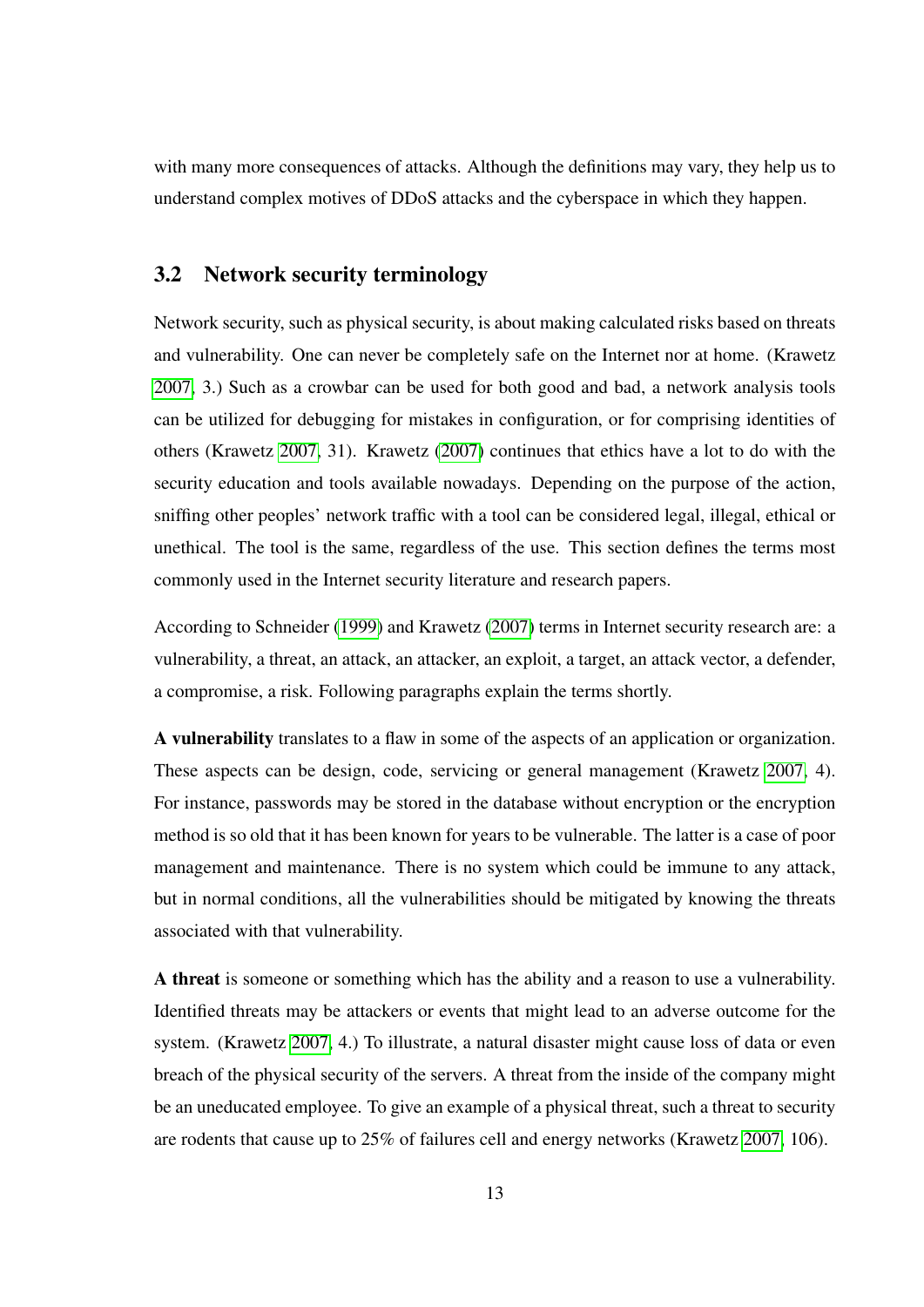with many more consequences of attacks. Although the definitions may vary, they help us to understand complex motives of DDoS attacks and the cyberspace in which they happen.

## 3.2 Network security terminology

Network security, such as physical security, is about making calculated risks based on threats and vulnerability. One can never be completely safe on the Internet nor at home. (Krawetz 2007, 3.) Such as a crowbar can be used for both good and bad, a network analysis tools can be utilized for debugging for mistakes in configuration, or for comprising identities of others (Krawetz 2007, 31). Krawetz (2007) continues that ethics have a lot to do with the security education and tools available nowadays. Depending on the purpose of the action, sniffing other peoples' network traffic with a tool can be considered legal, illegal, ethical or unethical. The tool is the same, regardless of the use. This section defines the terms most commonly used in the Internet security literature and research papers.

According to Schneider (1999) and Krawetz (2007) terms in Internet security research are: a vulnerability, a threat, an attack, an attacker, an exploit, a target, an attack vector, a defender, a compromise, a risk. Following paragraphs explain the terms shortly.

**A vulnerability** translates to a flaw in some of the aspects of an application or organization. These aspects can be design, code, servicing or general management (Krawetz 2007, 4). For instance, passwords may be stored in the database without encryption or the encryption method is so old that it has been known for years to be vulnerable. The latter is a case of poor management and maintenance. There is no system which could be immune to any attack, but in normal conditions, all the vulnerabilities should be mitigated by knowing the threats associated with that vulnerability.

**A threat** is someone or something which has the ability and a reason to use a vulnerability. Identified threats may be attackers or events that might lead to an adverse outcome for the system. (Krawetz 2007, 4.) To illustrate, a natural disaster might cause loss of data or even breach of the physical security of the servers. A threat from the inside of the company might be an uneducated employee. To give an example of a physical threat, such a threat to security are rodents that cause up to 25% of failures cell and energy networks (Krawetz 2007, 106).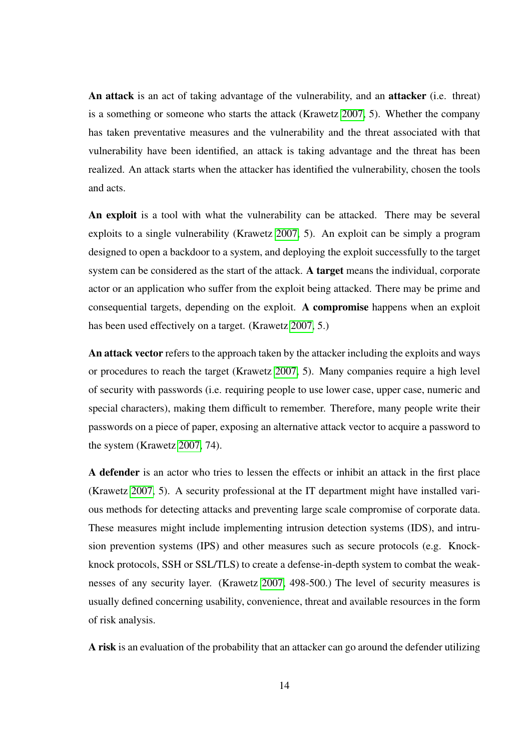**An attack** is an act of taking advantage of the vulnerability, and an **attacker** (i.e. threat) is a something or someone who starts the attack (Krawetz 2007, 5). Whether the company has taken preventative measures and the vulnerability and the threat associated with that vulnerability have been identified, an attack is taking advantage and the threat has been realized. An attack starts when the attacker has identified the vulnerability, chosen the tools and acts.

**An exploit** is a tool with what the vulnerability can be attacked. There may be several exploits to a single vulnerability (Krawetz 2007, 5). An exploit can be simply a program designed to open a backdoor to a system, and deploying the exploit successfully to the target system can be considered as the start of the attack. **A target** means the individual, corporate actor or an application who suffer from the exploit being attacked. There may be prime and consequential targets, depending on the exploit. **A compromise** happens when an exploit has been used effectively on a target. (Krawetz 2007, 5.)

**An attack vector** refers to the approach taken by the attacker including the exploits and ways or procedures to reach the target (Krawetz 2007, 5). Many companies require a high level of security with passwords (i.e. requiring people to use lower case, upper case, numeric and special characters), making them difficult to remember. Therefore, many people write their passwords on a piece of paper, exposing an alternative attack vector to acquire a password to the system (Krawetz 2007, 74).

**A defender** is an actor who tries to lessen the effects or inhibit an attack in the first place (Krawetz 2007, 5). A security professional at the IT department might have installed various methods for detecting attacks and preventing large scale compromise of corporate data. These measures might include implementing intrusion detection systems (IDS), and intrusion prevention systems (IPS) and other measures such as secure protocols (e.g. Knock-knock protocols, SSH or SSL/TLS) to create a defense-in-depth system to combat the weaknesses of any security layer. (Krawetz 2007, 498-500.) The level of security measures is usually defined concerning usability, convenience, threat and available resources in the form of risk analysis.

**A risk** is an evaluation of the probability that an attacker can go around the defender utilizing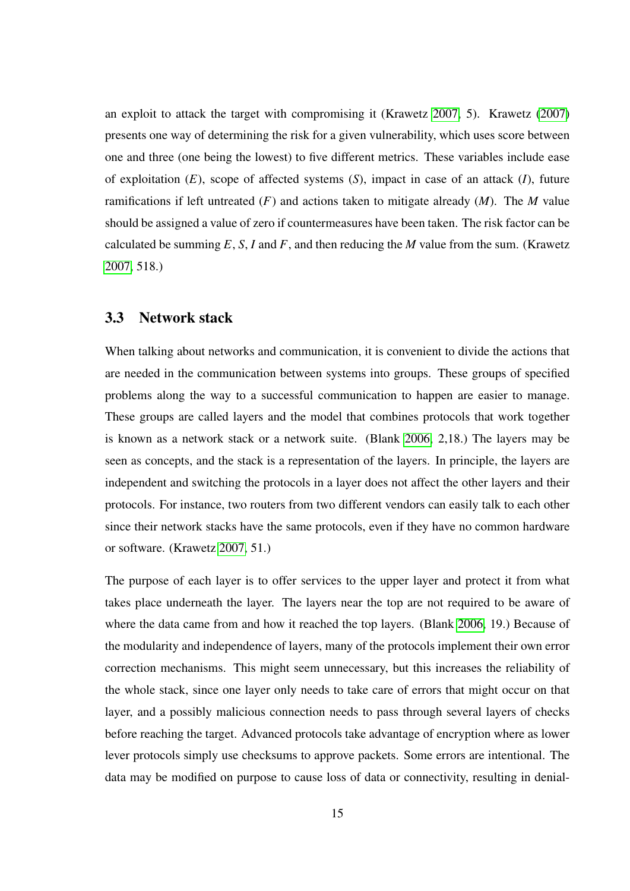an exploit to attack the target with compromising it (Krawetz 2007, 5). Krawetz (2007) presents one way of determining the risk for a given vulnerability, which uses score between one and three (one being the lowest) to five different metrics. These variables include ease of exploitation ($E$), scope of affected systems ($S$), impact in case of an attack ($I$), future ramifications if left untreated ($F$) and actions taken to mitigate already ($M$). The $M$ value should be assigned a value of zero if countermeasures have been taken. The risk factor can be calculated be summing $E$, $S$, $I$ and $F$, and then reducing the $M$ value from the sum. (Krawetz 2007, 518.)

## 3.3 Network stack

When talking about networks and communication, it is convenient to divide the actions that are needed in the communication between systems into groups. These groups of specified problems along the way to a successful communication to happen are easier to manage. These groups are called layers and the model that combines protocols that work together is known as a network stack or a network suite. (Blank 2006, 2,18.) The layers may be seen as concepts, and the stack is a representation of the layers. In principle, the layers are independent and switching the protocols in a layer does not affect the other layers and their protocols. For instance, two routers from two different vendors can easily talk to each other since their network stacks have the same protocols, even if they have no common hardware or software. (Krawetz 2007, 51.)

The purpose of each layer is to offer services to the upper layer and protect it from what takes place underneath the layer. The layers near the top are not required to be aware of where the data came from and how it reached the top layers. (Blank 2006, 19.) Because of the modularity and independence of layers, many of the protocols implement their own error correction mechanisms. This might seem unnecessary, but this increases the reliability of the whole stack, since one layer only needs to take care of errors that might occur on that layer, and a possibly malicious connection needs to pass through several layers of checks before reaching the target. Advanced protocols take advantage of encryption where as lower lever protocols simply use checksums to approve packets. Some errors are intentional. The data may be modified on purpose to cause loss of data or connectivity, resulting in denial-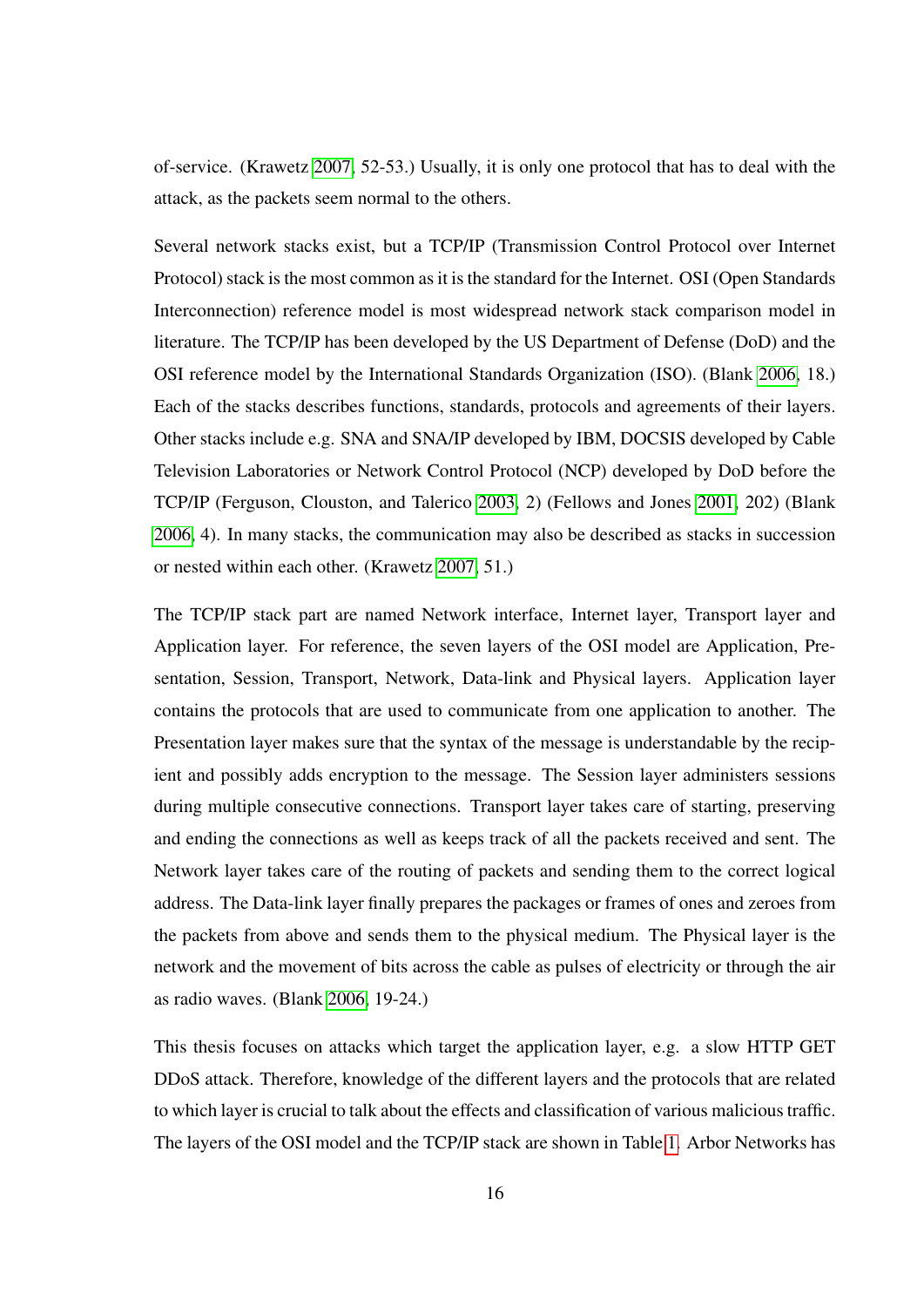of-service. (Krawetz 2007, 52-53.) Usually, it is only one protocol that has to deal with the attack, as the packets seem normal to the others.

Several network stacks exist, but a TCP/IP (Transmission Control Protocol over Internet Protocol) stack is the most common as it is the standard for the Internet. OSI (Open Standards Interconnection) reference model is most widespread network stack comparison model in literature. The TCP/IP has been developed by the US Department of Defense (DoD) and the OSI reference model by the International Standards Organization (ISO). (Blank 2006, 18.) Each of the stacks describes functions, standards, protocols and agreements of their layers. Other stacks include e.g. SNA and SNA/IP developed by IBM, DOCSIS developed by Cable Television Laboratories or Network Control Protocol (NCP) developed by DoD before the TCP/IP (Ferguson, Clouston, and Talerico 2003, 2) (Fellows and Jones 2001, 202) (Blank 2006, 4). In many stacks, the communication may also be described as stacks in succession or nested within each other. (Krawetz 2007, 51.)

The TCP/IP stack part are named Network interface, Internet layer, Transport layer and Application layer. For reference, the seven layers of the OSI model are Application, Presentation, Session, Transport, Network, Data-link and Physical layers. Application layer contains the protocols that are used to communicate from one application to another. The Presentation layer makes sure that the syntax of the message is understandable by the recipient and possibly adds encryption to the message. The Session layer administers sessions during multiple consecutive connections. Transport layer takes care of starting, preserving and ending the connections as well as keeps track of all the packets received and sent. The Network layer takes care of the routing of packets and sending them to the correct logical address. The Data-link layer finally prepares the packages or frames of ones and zeroes from the packets from above and sends them to the physical medium. The Physical layer is the network and the movement of bits across the cable as pulses of electricity or through the air as radio waves. (Blank 2006, 19-24.)

This thesis focuses on attacks which target the application layer, e.g. a slow HTTP GET DDoS attack. Therefore, knowledge of the different layers and the protocols that are related to which layer is crucial to talk about the effects and classification of various malicious traffic. The layers of the OSI model and the TCP/IP stack are shown in Table 1. Arbor Networks has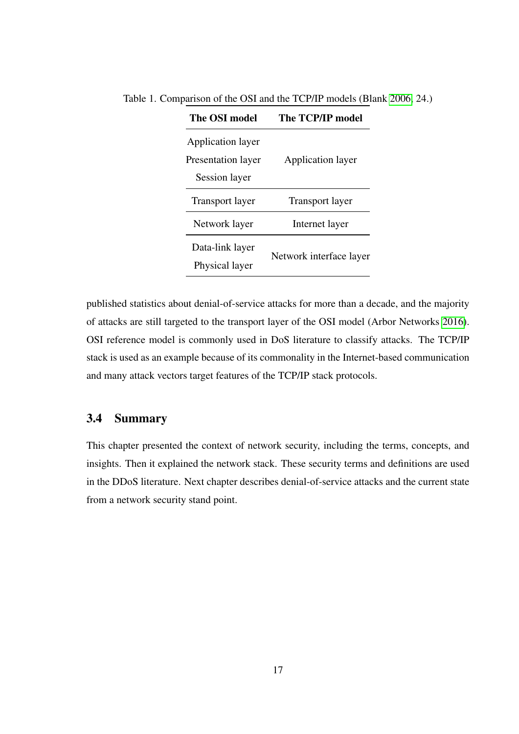Table 1. Comparison of the OSI and the TCP/IP models (Blank 2006, 24.)

| The OSI model | The TCP/IP model |
|---|---|
| Application layer<br>Presentation layer<br>Session layer | Application layer |
| Transport layer | Transport layer |
| Network layer | Internet layer |
| Data-link layer<br>Physical layer | Network interface layer |

published statistics about denial-of-service attacks for more than a decade, and the majority of attacks are still targeted to the transport layer of the OSI model (Arbor Networks 2016). OSI reference model is commonly used in DoS literature to classify attacks. The TCP/IP stack is used as an example because of its commonality in the Internet-based communication and many attack vectors target features of the TCP/IP stack protocols.

## 3.4 Summary

This chapter presented the context of network security, including the terms, concepts, and insights. Then it explained the network stack. These security terms and definitions are used in the DDoS literature. Next chapter describes denial-of-service attacks and the current state from a network security stand point.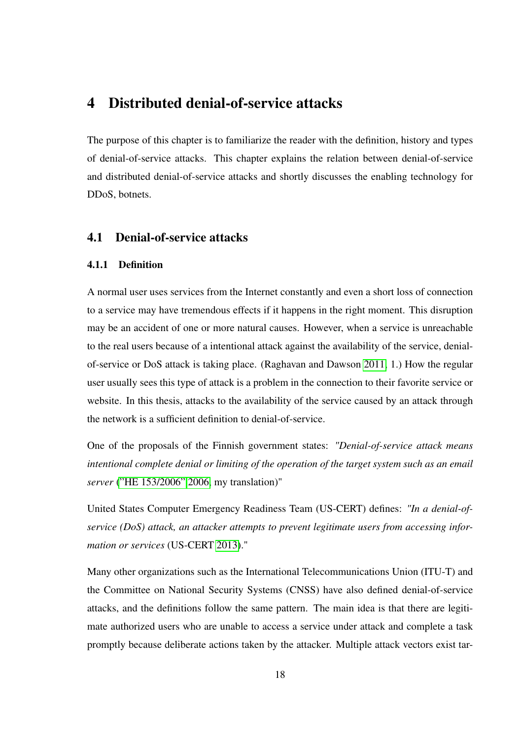# 4 Distributed denial-of-service attacks

The purpose of this chapter is to familiarize the reader with the definition, history and types of denial-of-service attacks. This chapter explains the relation between denial-of-service and distributed denial-of-service attacks and shortly discusses the enabling technology for DDoS, botnets.

## 4.1 Denial-of-service attacks

### 4.1.1 Definition

A normal user uses services from the Internet constantly and even a short loss of connection to a service may have tremendous effects if it happens in the right moment. This disruption may be an accident of one or more natural causes. However, when a service is unreachable to the real users because of a intentional attack against the availability of the service, denial-of-service or DoS attack is taking place. (Raghavan and Dawson 2011, 1.) How the regular user usually sees this type of attack is a problem in the connection to their favorite service or website. In this thesis, attacks to the availability of the service caused by an attack through the network is a sufficient definition to denial-of-service.

One of the proposals of the Finnish government states: *"Denial-of-service attack means intentional complete denial or limiting of the operation of the target system such as an email server* ("HE 153/2006" 2006, my translation)"

United States Computer Emergency Readiness Team (US-CERT) defines: *"In a denial-of-service (DoS) attack, an attacker attempts to prevent legitimate users from accessing information or services* (US-CERT 2013)."

Many other organizations such as the International Telecommunications Union (ITU-T) and the Committee on National Security Systems (CNSS) have also defined denial-of-service attacks, and the definitions follow the same pattern. The main idea is that there are legitimate authorized users who are unable to access a service under attack and complete a task promptly because deliberate actions taken by the attacker. Multiple attack vectors exist tar-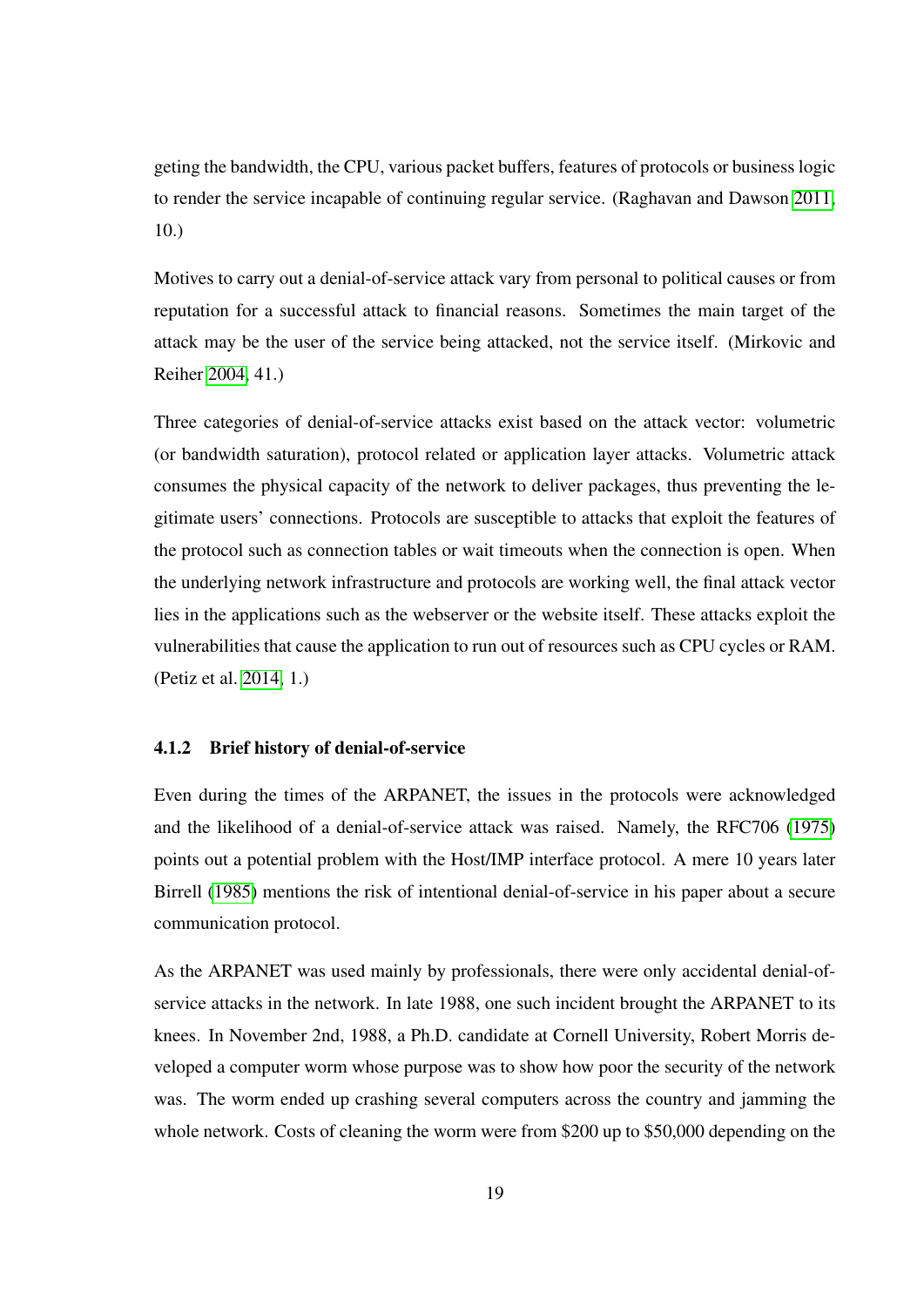geting the bandwidth, the CPU, various packet buffers, features of protocols or business logic to render the service incapable of continuing regular service. (Raghavan and Dawson 2011, 10.)

Motives to carry out a denial-of-service attack vary from personal to political causes or from reputation for a successful attack to financial reasons. Sometimes the main target of the attack may be the user of the service being attacked, not the service itself. (Mirkovic and Reiher 2004, 41.)

Three categories of denial-of-service attacks exist based on the attack vector: volumetric (or bandwidth saturation), protocol related or application layer attacks. Volumetric attack consumes the physical capacity of the network to deliver packages, thus preventing the legitimate users' connections. Protocols are susceptible to attacks that exploit the features of the protocol such as connection tables or wait timeouts when the connection is open. When the underlying network infrastructure and protocols are working well, the final attack vector lies in the applications such as the webserver or the website itself. These attacks exploit the vulnerabilities that cause the application to run out of resources such as CPU cycles or RAM. (Petiz et al. 2014, 1.)

### 4.1.2 Brief history of denial-of-service

Even during the times of the ARPANET, the issues in the protocols were acknowledged and the likelihood of a denial-of-service attack was raised. Namely, the RFC706 (1975) points out a potential problem with the Host/IMP interface protocol. A mere 10 years later Birrell (1985) mentions the risk of intentional denial-of-service in his paper about a secure communication protocol.

As the ARPANET was used mainly by professionals, there were only accidental denial-of-service attacks in the network. In late 1988, one such incident brought the ARPANET to its knees. In November 2nd, 1988, a Ph.D. candidate at Cornell University, Robert Morris developed a computer worm whose purpose was to show how poor the security of the network was. The worm ended up crashing several computers across the country and jamming the whole network. Costs of cleaning the worm were from $200 up to $50,000 depending on the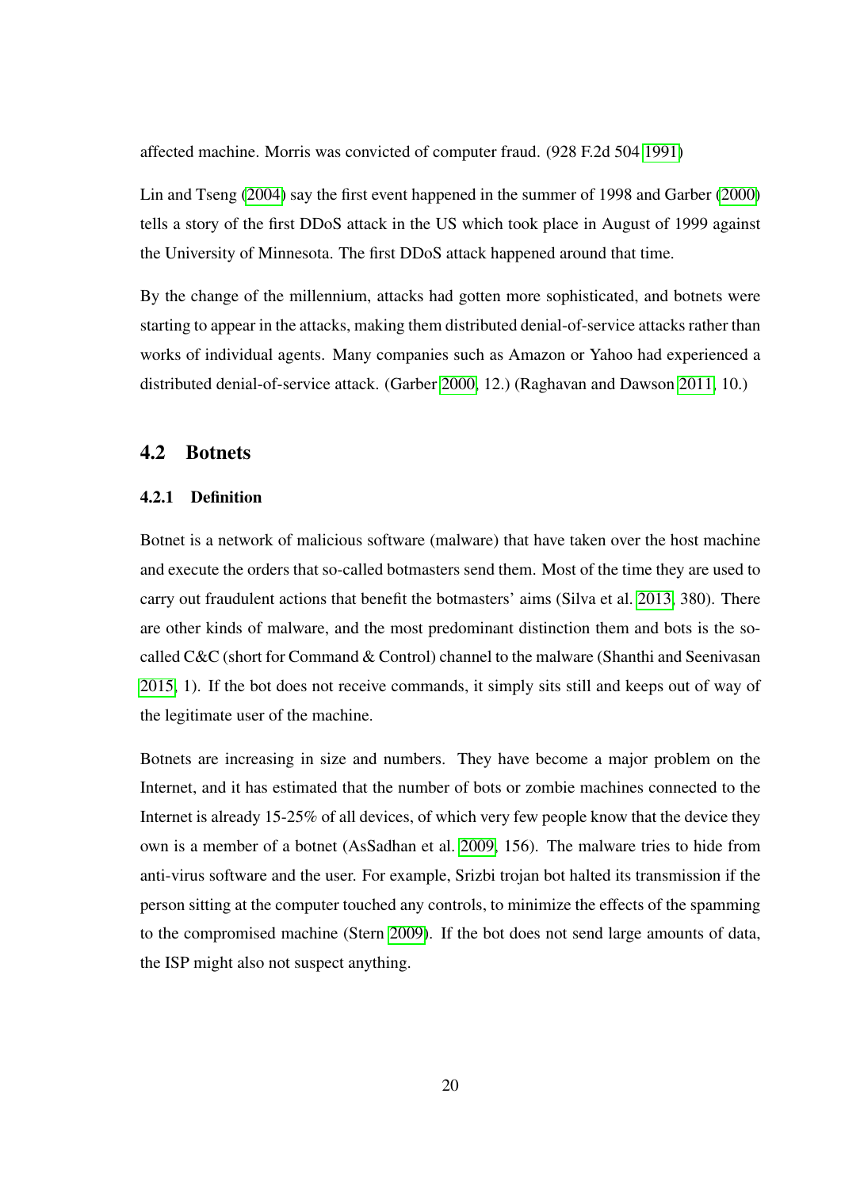affected machine. Morris was convicted of computer fraud. (928 F.2d 504 1991)

Lin and Tseng (2004) say the first event happened in the summer of 1998 and Garber (2000) tells a story of the first DDoS attack in the US which took place in August of 1999 against the University of Minnesota. The first DDoS attack happened around that time.

By the change of the millennium, attacks had gotten more sophisticated, and botnets were starting to appear in the attacks, making them distributed denial-of-service attacks rather than works of individual agents. Many companies such as Amazon or Yahoo had experienced a distributed denial-of-service attack. (Garber 2000, 12.) (Raghavan and Dawson 2011, 10.)

## 4.2 Botnets

### 4.2.1 Definition

Botnet is a network of malicious software (malware) that have taken over the host machine and execute the orders that so-called botmasters send them. Most of the time they are used to carry out fraudulent actions that benefit the botmasters' aims (Silva et al. 2013, 380). There are other kinds of malware, and the most predominant distinction them and bots is the so-called C&C (short for Command & Control) channel to the malware (Shanthi and Seenivasan 2015, 1). If the bot does not receive commands, it simply sits still and keeps out of way of the legitimate user of the machine.

Botnets are increasing in size and numbers. They have become a major problem on the Internet, and it has estimated that the number of bots or zombie machines connected to the Internet is already 15-25% of all devices, of which very few people know that the device they own is a member of a botnet (AsSadhan et al. 2009, 156). The malware tries to hide from anti-virus software and the user. For example, Srizbi trojan bot halted its transmission if the person sitting at the computer touched any controls, to minimize the effects of the spamming to the compromised machine (Stern 2009). If the bot does not send large amounts of data, the ISP might also not suspect anything.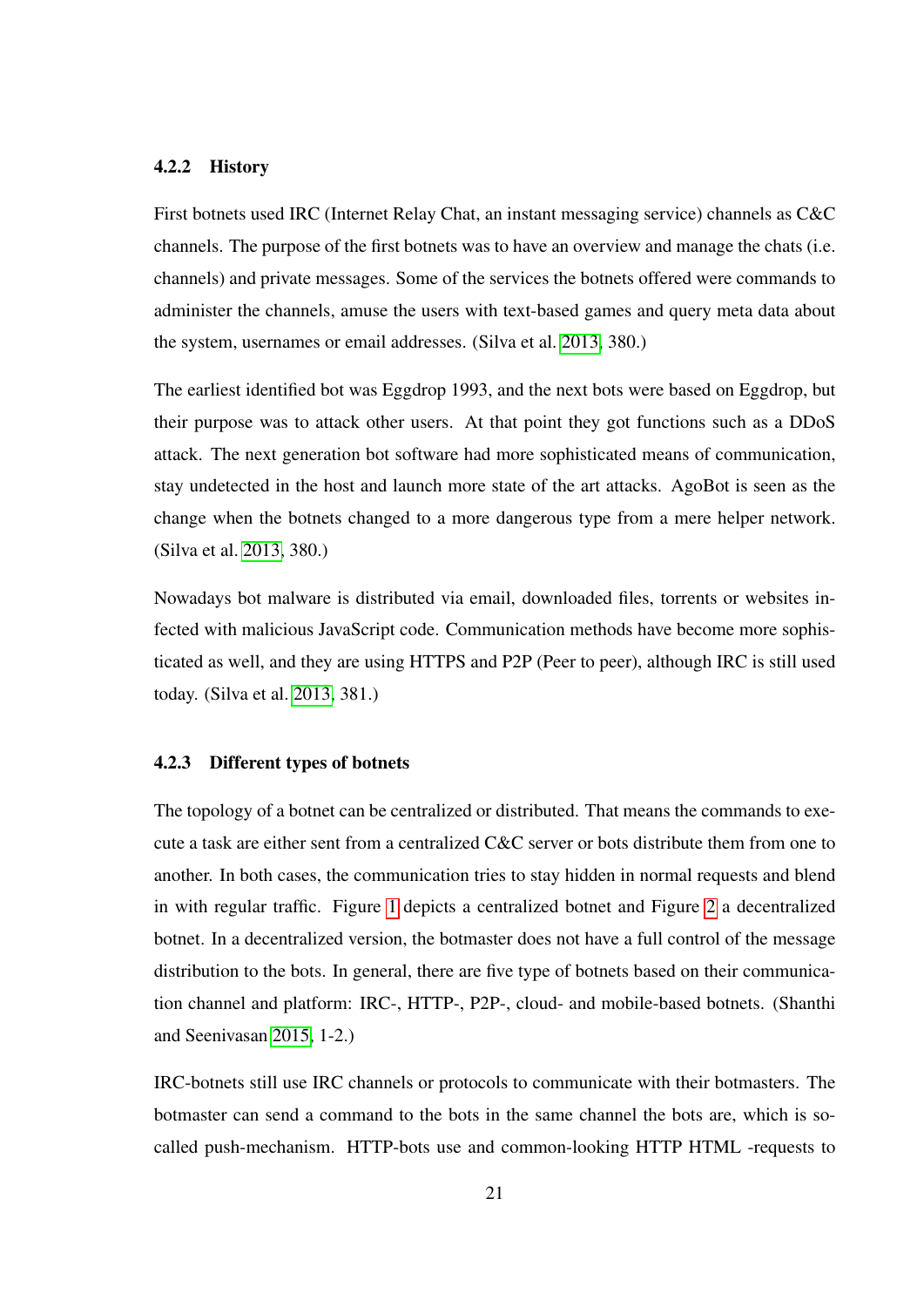### 4.2.2 History

First botnets used IRC (Internet Relay Chat, an instant messaging service) channels as C&C channels. The purpose of the first botnets was to have an overview and manage the chats (i.e. channels) and private messages. Some of the services the botnets offered were commands to administer the channels, amuse the users with text-based games and query meta data about the system, usernames or email addresses. (Silva et al. 2013, 380.)

The earliest identified bot was Eggdrop 1993, and the next bots were based on Eggdrop, but their purpose was to attack other users. At that point they got functions such as a DDoS attack. The next generation bot software had more sophisticated means of communication, stay undetected in the host and launch more state of the art attacks. AgoBot is seen as the change when the botnets changed to a more dangerous type from a mere helper network. (Silva et al. 2013, 380.)

Nowadays bot malware is distributed via email, downloaded files, torrents or websites infected with malicious JavaScript code. Communication methods have become more sophisticated as well, and they are using HTTPS and P2P (Peer to peer), although IRC is still used today. (Silva et al. 2013, 381.)

### 4.2.3 Different types of botnets

The topology of a botnet can be centralized or distributed. That means the commands to execute a task are either sent from a centralized C&C server or bots distribute them from one to another. In both cases, the communication tries to stay hidden in normal requests and blend in with regular traffic. Figure 1 depicts a centralized botnet and Figure 2 a decentralized botnet. In a decentralized version, the botmaster does not have a full control of the message distribution to the bots. In general, there are five type of botnets based on their communication channel and platform: IRC-, HTTP-, P2P-, cloud- and mobile-based botnets. (Shanthi and Seenivasan 2015, 1-2.)

IRC-botnets still use IRC channels or protocols to communicate with their botmasters. The botmaster can send a command to the bots in the same channel the bots are, which is so-called push-mechanism. HTTP-bots use and common-looking HTTP HTML -requests to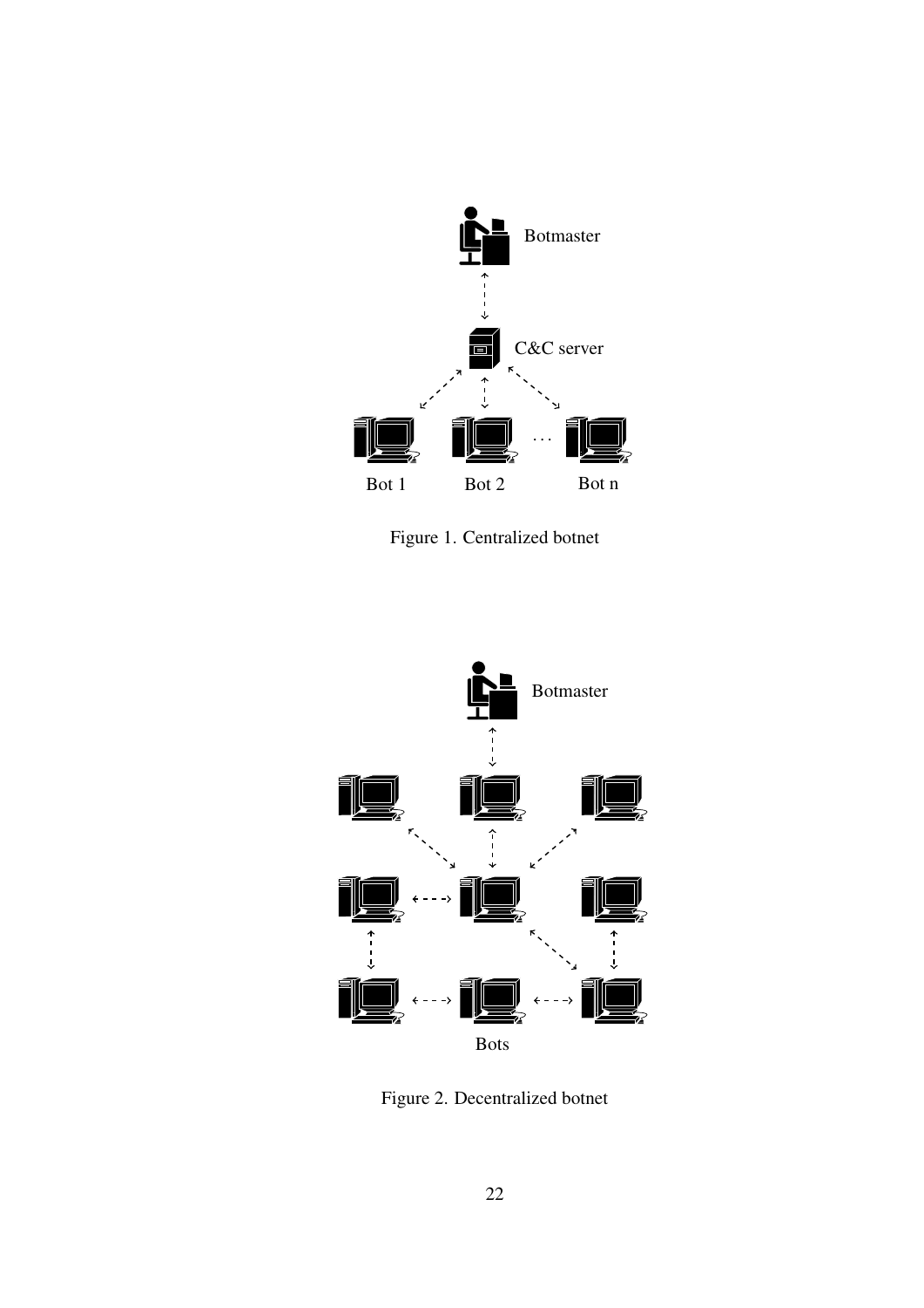Botmaster

C&C server

Bot 1

Bot 2

. . .

Bot n

Figure 1. Centralized botnet

Botmaster

Bots

Figure 2. Decentralized botnet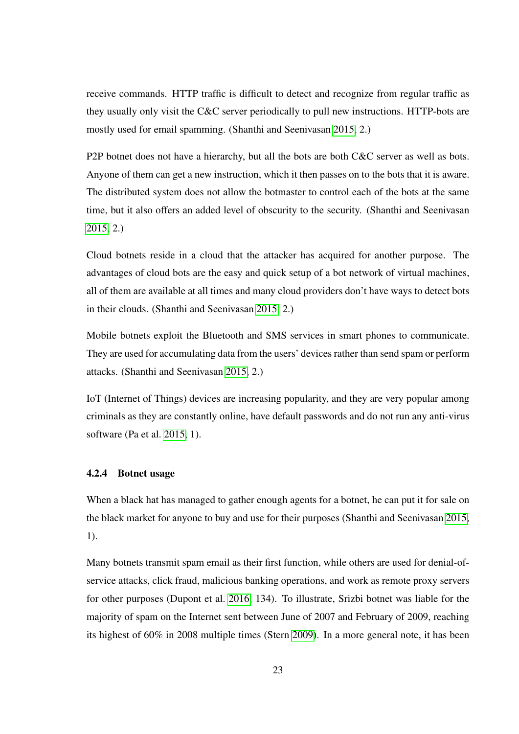receive commands. HTTP traffic is difficult to detect and recognize from regular traffic as they usually only visit the C&C server periodically to pull new instructions. HTTP-bots are mostly used for email spamming. (Shanthi and Seenivasan 2015, 2.)

P2P botnet does not have a hierarchy, but all the bots are both C&C server as well as bots. Anyone of them can get a new instruction, which it then passes on to the bots that it is aware. The distributed system does not allow the botmaster to control each of the bots at the same time, but it also offers an added level of obscurity to the security. (Shanthi and Seenivasan 2015, 2.)

Cloud botnets reside in a cloud that the attacker has acquired for another purpose. The advantages of cloud bots are the easy and quick setup of a bot network of virtual machines, all of them are available at all times and many cloud providers don't have ways to detect bots in their clouds. (Shanthi and Seenivasan 2015, 2.)

Mobile botnets exploit the Bluetooth and SMS services in smart phones to communicate. They are used for accumulating data from the users' devices rather than send spam or perform attacks. (Shanthi and Seenivasan 2015, 2.)

IoT (Internet of Things) devices are increasing popularity, and they are very popular among criminals as they are constantly online, have default passwords and do not run any anti-virus software (Pa et al. 2015, 1).

### 4.2.4 Botnet usage

When a black hat has managed to gather enough agents for a botnet, he can put it for sale on the black market for anyone to buy and use for their purposes (Shanthi and Seenivasan 2015, 1).

Many botnets transmit spam email as their first function, while others are used for denial-of-service attacks, click fraud, malicious banking operations, and work as remote proxy servers for other purposes (Dupont et al. 2016, 134). To illustrate, Srizbi botnet was liable for the majority of spam on the Internet sent between June of 2007 and February of 2009, reaching its highest of 60% in 2008 multiple times (Stern 2009). In a more general note, it has been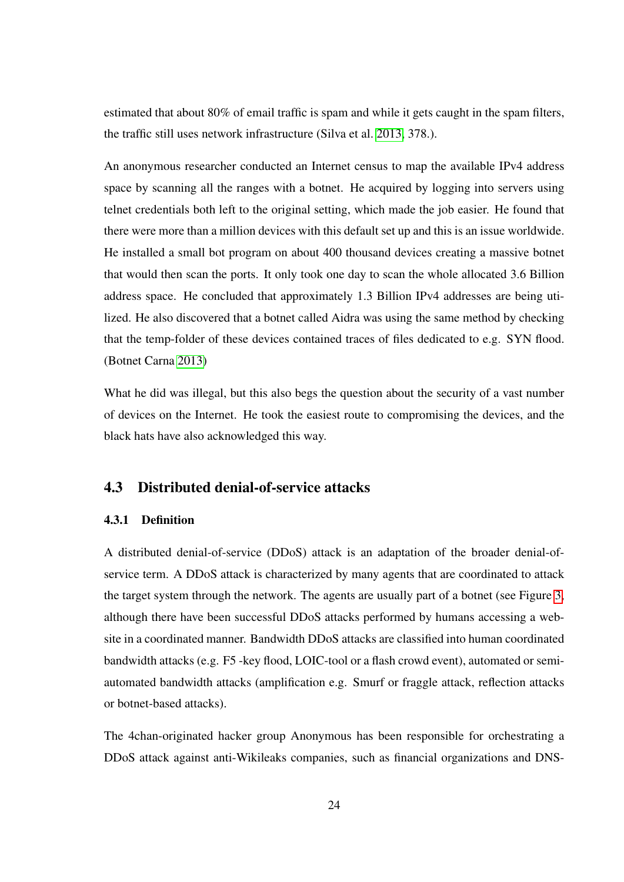estimated that about 80% of email traffic is spam and while it gets caught in the spam filters, the traffic still uses network infrastructure (Silva et al. 2013, 378.).

An anonymous researcher conducted an Internet census to map the available IPv4 address space by scanning all the ranges with a botnet. He acquired by logging into servers using telnet credentials both left to the original setting, which made the job easier. He found that there were more than a million devices with this default set up and this is an issue worldwide. He installed a small bot program on about 400 thousand devices creating a massive botnet that would then scan the ports. It only took one day to scan the whole allocated 3.6 Billion address space. He concluded that approximately 1.3 Billion IPv4 addresses are being utilized. He also discovered that a botnet called Aidra was using the same method by checking that the temp-folder of these devices contained traces of files dedicated to e.g. SYN flood. (Botnet Carna 2013)

What he did was illegal, but this also begs the question about the security of a vast number of devices on the Internet. He took the easiest route to compromising the devices, and the black hats have also acknowledged this way.

## 4.3 Distributed denial-of-service attacks

### 4.3.1 Definition

A distributed denial-of-service (DDoS) attack is an adaptation of the broader denial-of-service term. A DDoS attack is characterized by many agents that are coordinated to attack the target system through the network. The agents are usually part of a botnet (see Figure 3, although there have been successful DDoS attacks performed by humans accessing a website in a coordinated manner. Bandwidth DDoS attacks are classified into human coordinated bandwidth attacks (e.g. F5 -key flood, LOIC-tool or a flash crowd event), automated or semi-automated bandwidth attacks (amplification e.g. Smurf or fraggle attack, reflection attacks or botnet-based attacks).

The 4chan-originated hacker group Anonymous has been responsible for orchestrating a DDoS attack against anti-Wikileaks companies, such as financial organizations and DNS-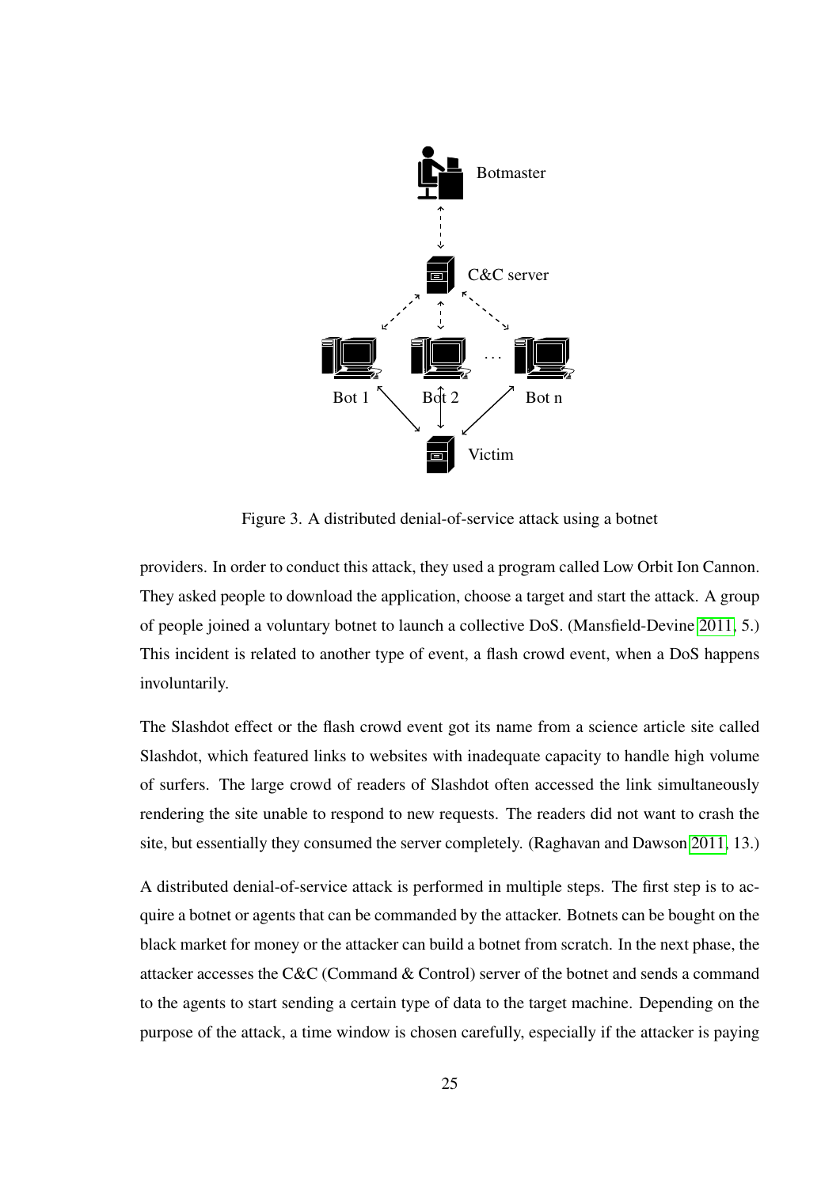Botmaster

C&C server

Bot 1

Bot 2

...

Bot n

Victim

Figure 3. A distributed denial-of-service attack using a botnet

providers. In order to conduct this attack, they used a program called Low Orbit Ion Cannon. They asked people to download the application, choose a target and start the attack. A group of people joined a voluntary botnet to launch a collective DoS. (Mansfield-Devine 2011, 5.) This incident is related to another type of event, a flash crowd event, when a DoS happens involuntarily.

The Slashdot effect or the flash crowd event got its name from a science article site called Slashdot, which featured links to websites with inadequate capacity to handle high volume of surfers. The large crowd of readers of Slashdot often accessed the link simultaneously rendering the site unable to respond to new requests. The readers did not want to crash the site, but essentially they consumed the server completely. (Raghavan and Dawson 2011, 13.)

A distributed denial-of-service attack is performed in multiple steps. The first step is to acquire a botnet or agents that can be commanded by the attacker. Botnets can be bought on the black market for money or the attacker can build a botnet from scratch. In the next phase, the attacker accesses the C&C (Command & Control) server of the botnet and sends a command to the agents to start sending a certain type of data to the target machine. Depending on the purpose of the attack, a time window is chosen carefully, especially if the attacker is paying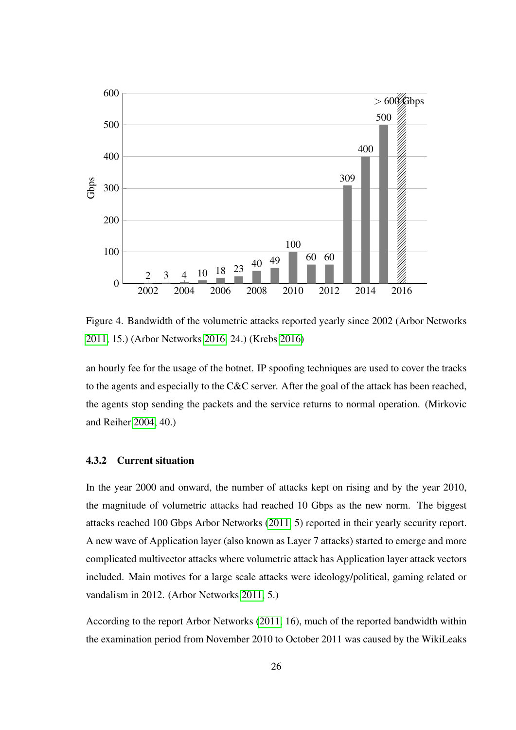600
500
400
300
200
100
0
Gbps
2002 2004 2006 2008 2010 2012 2014 2016
2 3 4 10 18 23 40 49 100 60 60 309 400 500
> 600 Gbps

Figure 4. Bandwidth of the volumetric attacks reported yearly since 2002 (Arbor Networks 2011, 15.) (Arbor Networks 2016, 24.) (Krebs 2016)

an hourly fee for the usage of the botnet. IP spoofing techniques are used to cover the tracks to the agents and especially to the C&C server. After the goal of the attack has been reached, the agents stop sending the packets and the service returns to normal operation. (Mirkovic and Reiher 2004, 40.)

### 4.3.2 Current situation

In the year 2000 and onward, the number of attacks kept on rising and by the year 2010, the magnitude of volumetric attacks had reached 10 Gbps as the new norm. The biggest attacks reached 100 Gbps Arbor Networks (2011, 5) reported in their yearly security report. A new wave of Application layer (also known as Layer 7 attacks) started to emerge and more complicated multivector attacks where volumetric attack has Application layer attack vectors included. Main motives for a large scale attacks were ideology/political, gaming related or vandalism in 2012. (Arbor Networks 2011, 5.)

According to the report Arbor Networks (2011, 16), much of the reported bandwidth within the examination period from November 2010 to October 2011 was caused by the WikiLeaks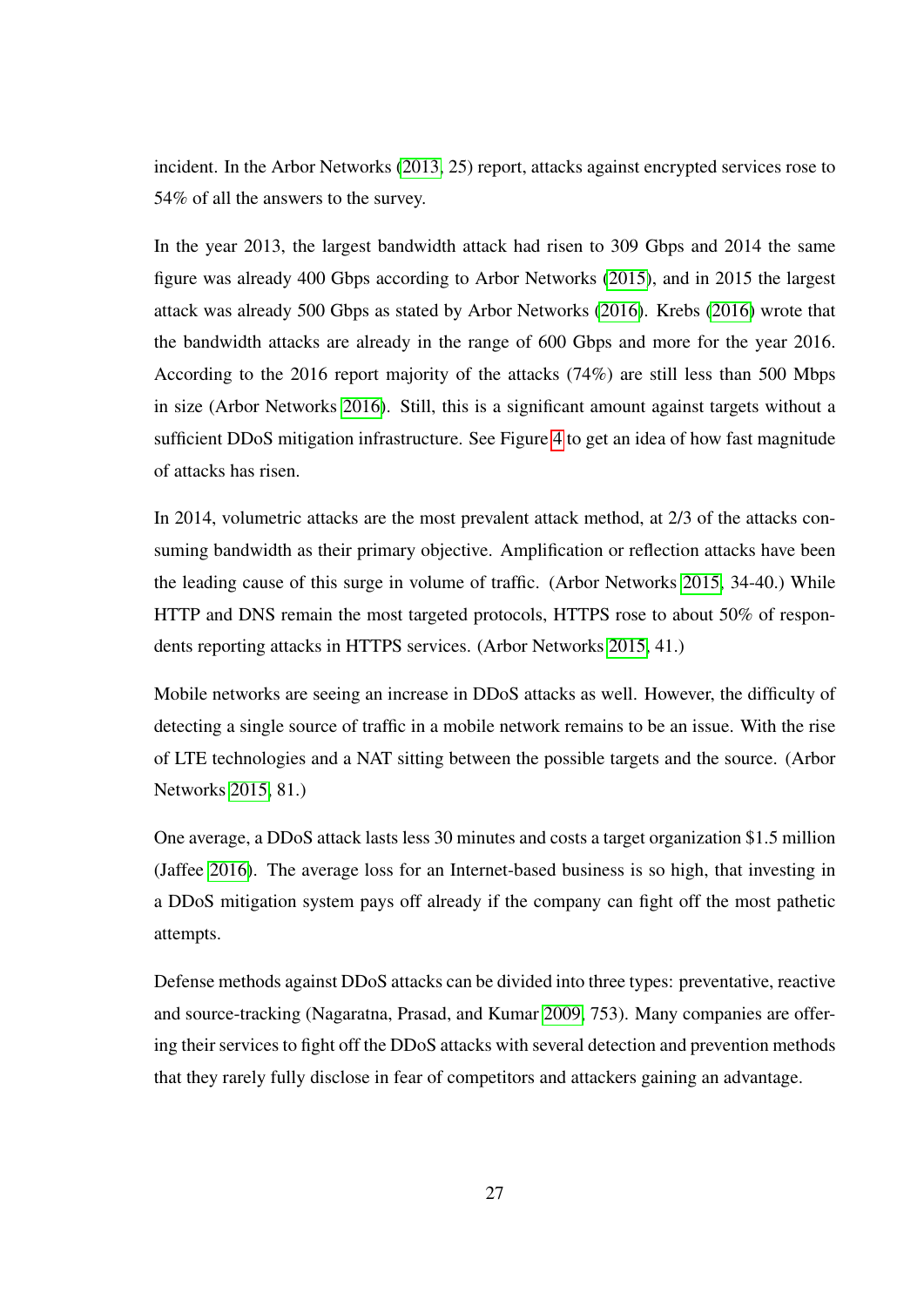incident. In the Arbor Networks (2013, 25) report, attacks against encrypted services rose to 54% of all the answers to the survey.

In the year 2013, the largest bandwidth attack had risen to 309 Gbps and 2014 the same figure was already 400 Gbps according to Arbor Networks (2015), and in 2015 the largest attack was already 500 Gbps as stated by Arbor Networks (2016). Krebs (2016) wrote that the bandwidth attacks are already in the range of 600 Gbps and more for the year 2016. According to the 2016 report majority of the attacks (74%) are still less than 500 Mbps in size (Arbor Networks 2016). Still, this is a significant amount against targets without a sufficient DDoS mitigation infrastructure. See Figure 4 to get an idea of how fast magnitude of attacks has risen.

In 2014, volumetric attacks are the most prevalent attack method, at 2/3 of the attacks consuming bandwidth as their primary objective. Amplification or reflection attacks have been the leading cause of this surge in volume of traffic. (Arbor Networks 2015, 34-40.) While HTTP and DNS remain the most targeted protocols, HTTPS rose to about 50% of respondents reporting attacks in HTTPS services. (Arbor Networks 2015, 41.)

Mobile networks are seeing an increase in DDoS attacks as well. However, the difficulty of detecting a single source of traffic in a mobile network remains to be an issue. With the rise of LTE technologies and a NAT sitting between the possible targets and the source. (Arbor Networks 2015, 81.)

One average, a DDoS attack lasts less 30 minutes and costs a target organization $1.5 million (Jaffee 2016). The average loss for an Internet-based business is so high, that investing in a DDoS mitigation system pays off already if the company can fight off the most pathetic attempts.

Defense methods against DDoS attacks can be divided into three types: preventative, reactive and source-tracking (Nagaratna, Prasad, and Kumar 2009, 753). Many companies are offering their services to fight off the DDoS attacks with several detection and prevention methods that they rarely fully disclose in fear of competitors and attackers gaining an advantage.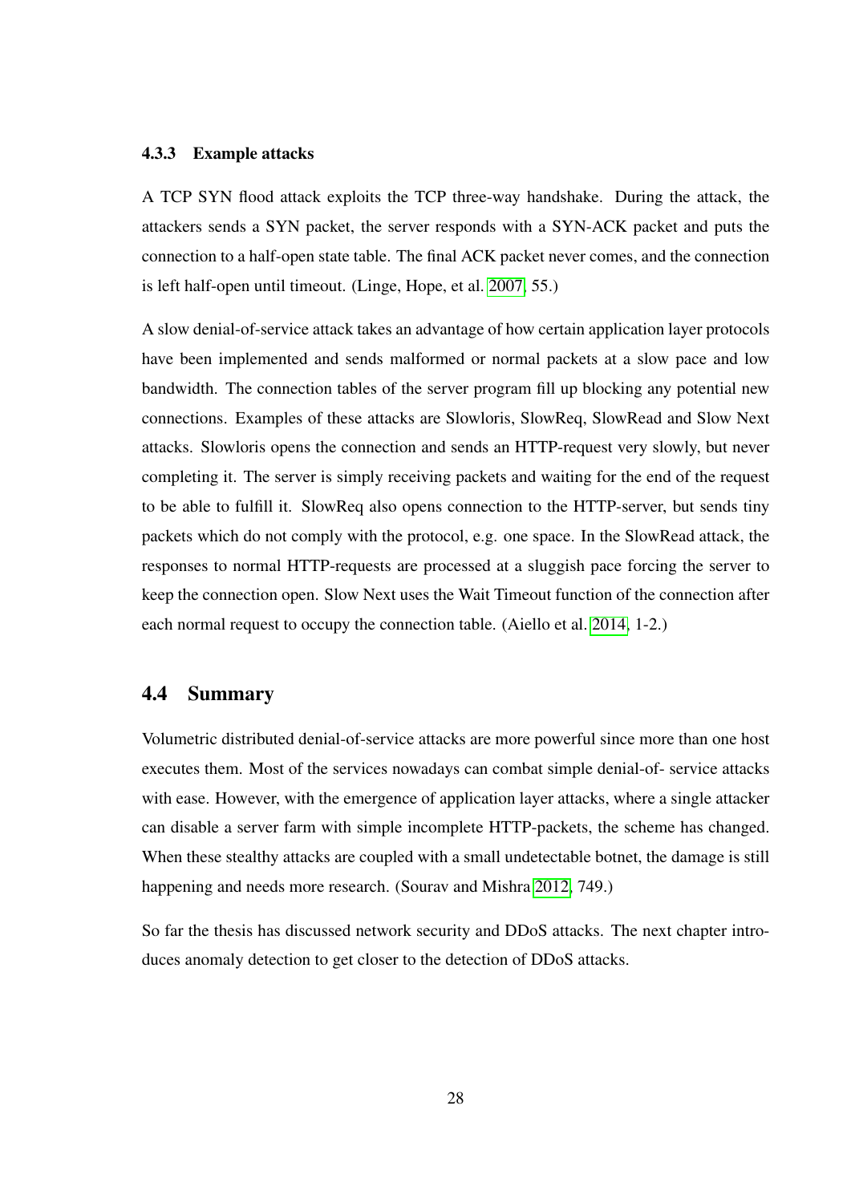### 4.3.3 Example attacks

A TCP SYN flood attack exploits the TCP three-way handshake. During the attack, the attackers sends a SYN packet, the server responds with a SYN-ACK packet and puts the connection to a half-open state table. The final ACK packet never comes, and the connection is left half-open until timeout. (Linge, Hope, et al. 2007, 55.)

A slow denial-of-service attack takes an advantage of how certain application layer protocols have been implemented and sends malformed or normal packets at a slow pace and low bandwidth. The connection tables of the server program fill up blocking any potential new connections. Examples of these attacks are Slowloris, SlowReq, SlowRead and Slow Next attacks. Slowloris opens the connection and sends an HTTP-request very slowly, but never completing it. The server is simply receiving packets and waiting for the end of the request to be able to fulfill it. SlowReq also opens connection to the HTTP-server, but sends tiny packets which do not comply with the protocol, e.g. one space. In the SlowRead attack, the responses to normal HTTP-requests are processed at a sluggish pace forcing the server to keep the connection open. Slow Next uses the Wait Timeout function of the connection after each normal request to occupy the connection table. (Aiello et al. 2014, 1-2.)

## 4.4 Summary

Volumetric distributed denial-of-service attacks are more powerful since more than one host executes them. Most of the services nowadays can combat simple denial-of- service attacks with ease. However, with the emergence of application layer attacks, where a single attacker can disable a server farm with simple incomplete HTTP-packets, the scheme has changed. When these stealthy attacks are coupled with a small undetectable botnet, the damage is still happening and needs more research. (Sourav and Mishra 2012, 749.)

So far the thesis has discussed network security and DDoS attacks. The next chapter introduces anomaly detection to get closer to the detection of DDoS attacks.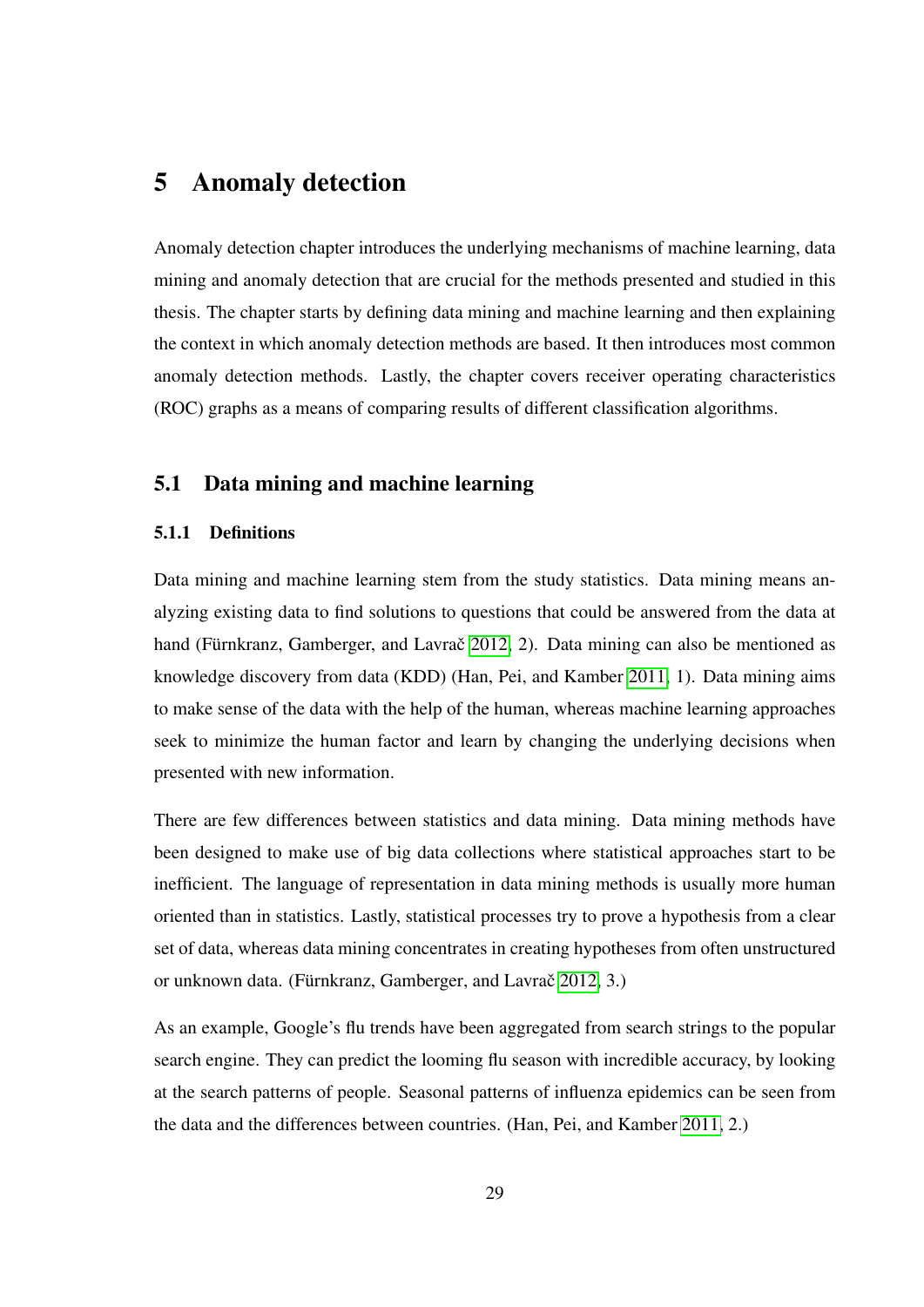# 5 Anomaly detection

Anomaly detection chapter introduces the underlying mechanisms of machine learning, data mining and anomaly detection that are crucial for the methods presented and studied in this thesis. The chapter starts by defining data mining and machine learning and then explaining the context in which anomaly detection methods are based. It then introduces most common anomaly detection methods. Lastly, the chapter covers receiver operating characteristics (ROC) graphs as a means of comparing results of different classification algorithms.

## 5.1 Data mining and machine learning

### 5.1.1 Definitions

Data mining and machine learning stem from the study statistics. Data mining means analyzing existing data to find solutions to questions that could be answered from the data at hand (Fürnkranz, Gamberger, and Lavrač 2012, 2). Data mining can also be mentioned as knowledge discovery from data (KDD) (Han, Pei, and Kamber 2011, 1). Data mining aims to make sense of the data with the help of the human, whereas machine learning approaches seek to minimize the human factor and learn by changing the underlying decisions when presented with new information.

There are few differences between statistics and data mining. Data mining methods have been designed to make use of big data collections where statistical approaches start to be inefficient. The language of representation in data mining methods is usually more human oriented than in statistics. Lastly, statistical processes try to prove a hypothesis from a clear set of data, whereas data mining concentrates in creating hypotheses from often unstructured or unknown data. (Fürnkranz, Gamberger, and Lavrač 2012, 3.)

As an example, Google's flu trends have been aggregated from search strings to the popular search engine. They can predict the looming flu season with incredible accuracy, by looking at the search patterns of people. Seasonal patterns of influenza epidemics can be seen from the data and the differences between countries. (Han, Pei, and Kamber 2011, 2.)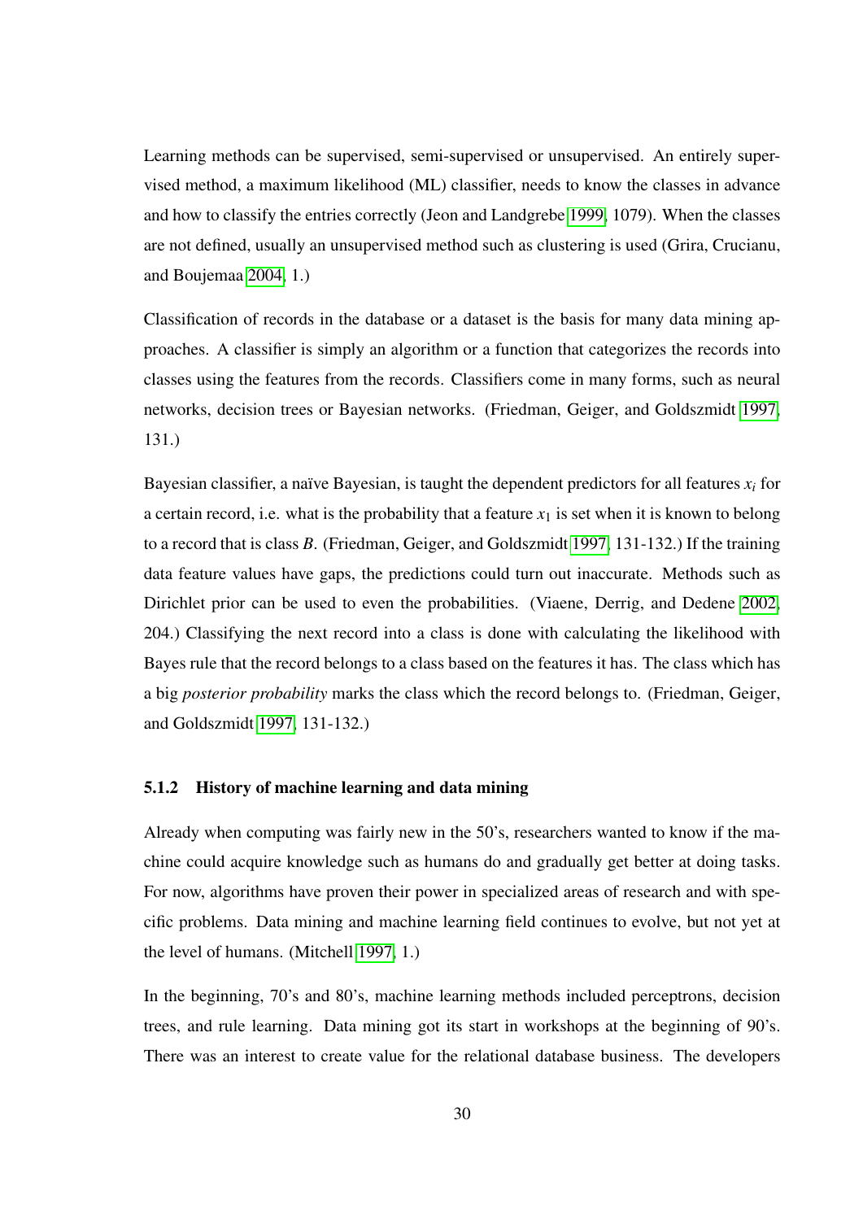Learning methods can be supervised, semi-supervised or unsupervised. An entirely supervised method, a maximum likelihood (ML) classifier, needs to know the classes in advance and how to classify the entries correctly (Jeon and Landgrebe 1999, 1079). When the classes are not defined, usually an unsupervised method such as clustering is used (Grira, Crucianu, and Boujemaa 2004, 1.)

Classification of records in the database or a dataset is the basis for many data mining approaches. A classifier is simply an algorithm or a function that categorizes the records into classes using the features from the records. Classifiers come in many forms, such as neural networks, decision trees or Bayesian networks. (Friedman, Geiger, and Goldszmidt 1997, 131.)

Bayesian classifier, a naïve Bayesian, is taught the dependent predictors for all features $x_i$ for a certain record, i.e. what is the probability that a feature $x_1$ is set when it is known to belong to a record that is class $B$. (Friedman, Geiger, and Goldszmidt 1997, 131-132.) If the training data feature values have gaps, the predictions could turn out inaccurate. Methods such as Dirichlet prior can be used to even the probabilities. (Viaene, Derrig, and Dedene 2002, 204.) Classifying the next record into a class is done with calculating the likelihood with Bayes rule that the record belongs to a class based on the features it has. The class which has a big *posterior probability* marks the class which the record belongs to. (Friedman, Geiger, and Goldszmidt 1997, 131-132.)

### 5.1.2 History of machine learning and data mining

Already when computing was fairly new in the 50's, researchers wanted to know if the machine could acquire knowledge such as humans do and gradually get better at doing tasks. For now, algorithms have proven their power in specialized areas of research and with specific problems. Data mining and machine learning field continues to evolve, but not yet at the level of humans. (Mitchell 1997, 1.)

In the beginning, 70's and 80's, machine learning methods included perceptrons, decision trees, and rule learning. Data mining got its start in workshops at the beginning of 90's. There was an interest to create value for the relational database business. The developers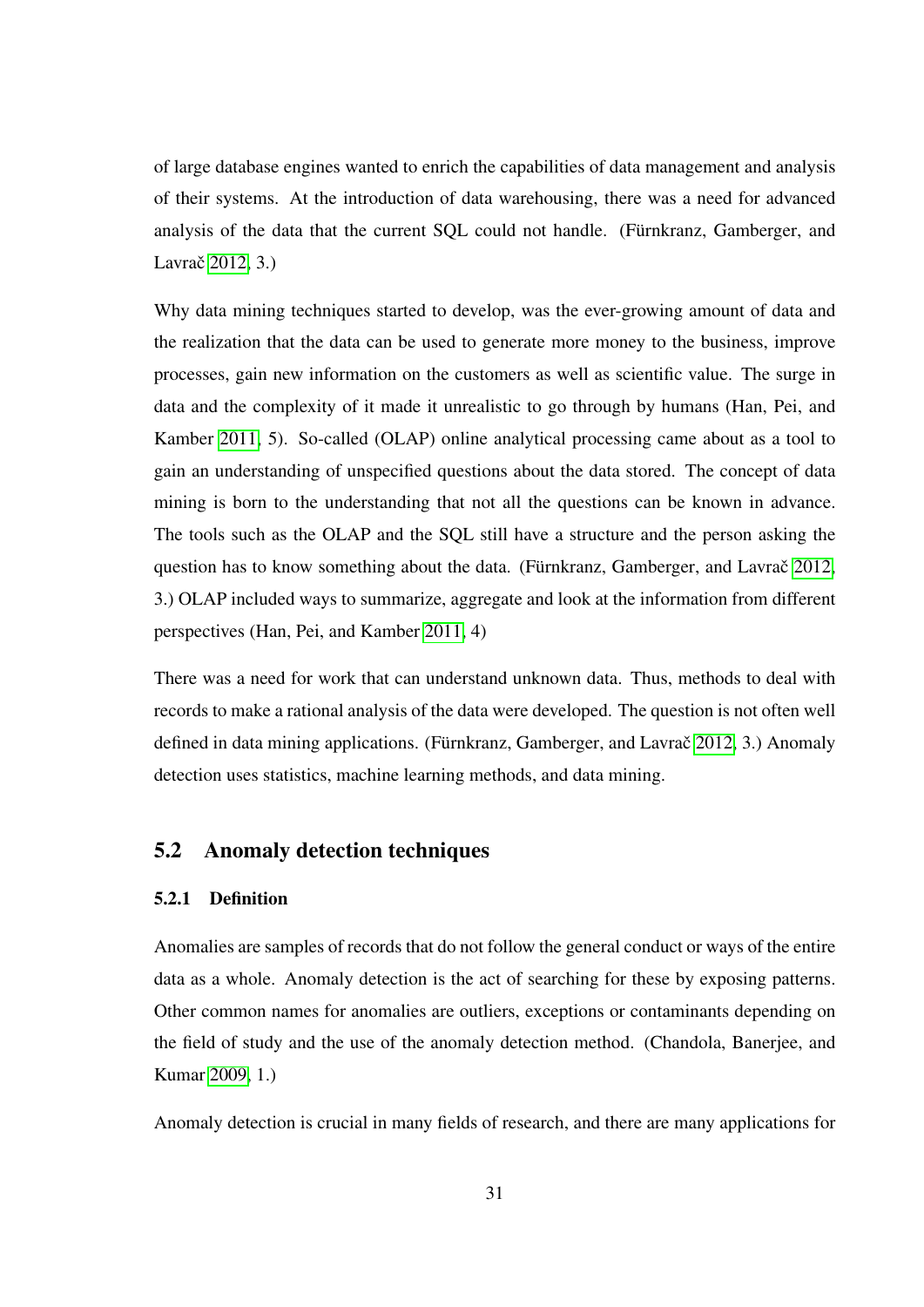of large database engines wanted to enrich the capabilities of data management and analysis of their systems. At the introduction of data warehousing, there was a need for advanced analysis of the data that the current SQL could not handle. (Fürnkranz, Gamberger, and Lavrač 2012, 3.)

Why data mining techniques started to develop, was the ever-growing amount of data and the realization that the data can be used to generate more money to the business, improve processes, gain new information on the customers as well as scientific value. The surge in data and the complexity of it made it unrealistic to go through by humans (Han, Pei, and Kamber 2011, 5). So-called (OLAP) online analytical processing came about as a tool to gain an understanding of unspecified questions about the data stored. The concept of data mining is born to the understanding that not all the questions can be known in advance. The tools such as the OLAP and the SQL still have a structure and the person asking the question has to know something about the data. (Fürnkranz, Gamberger, and Lavrač 2012, 3.) OLAP included ways to summarize, aggregate and look at the information from different perspectives (Han, Pei, and Kamber 2011, 4)

There was a need for work that can understand unknown data. Thus, methods to deal with records to make a rational analysis of the data were developed. The question is not often well defined in data mining applications. (Fürnkranz, Gamberger, and Lavrač 2012, 3.) Anomaly detection uses statistics, machine learning methods, and data mining.

## 5.2 Anomaly detection techniques

### 5.2.1 Definition

Anomalies are samples of records that do not follow the general conduct or ways of the entire data as a whole. Anomaly detection is the act of searching for these by exposing patterns. Other common names for anomalies are outliers, exceptions or contaminants depending on the field of study and the use of the anomaly detection method. (Chandola, Banerjee, and Kumar 2009, 1.)

Anomaly detection is crucial in many fields of research, and there are many applications for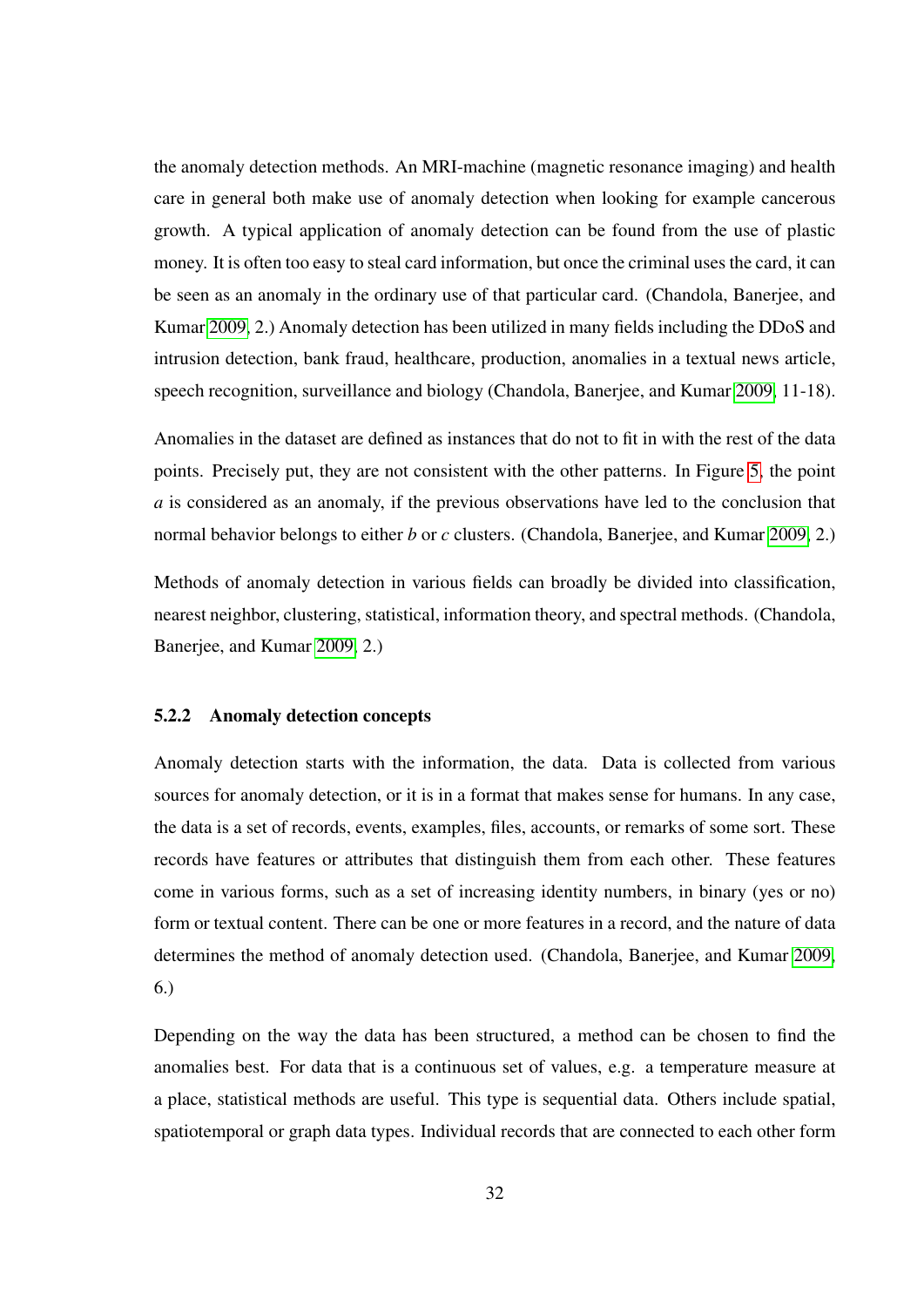the anomaly detection methods. An MRI-machine (magnetic resonance imaging) and health care in general both make use of anomaly detection when looking for example cancerous growth. A typical application of anomaly detection can be found from the use of plastic money. It is often too easy to steal card information, but once the criminal uses the card, it can be seen as an anomaly in the ordinary use of that particular card. (Chandola, Banerjee, and Kumar 2009, 2.) Anomaly detection has been utilized in many fields including the DDoS and intrusion detection, bank fraud, healthcare, production, anomalies in a textual news article, speech recognition, surveillance and biology (Chandola, Banerjee, and Kumar 2009, 11-18).

Anomalies in the dataset are defined as instances that do not to fit in with the rest of the data points. Precisely put, they are not consistent with the other patterns. In Figure 5, the point *a* is considered as an anomaly, if the previous observations have led to the conclusion that normal behavior belongs to either *b* or *c* clusters. (Chandola, Banerjee, and Kumar 2009, 2.)

Methods of anomaly detection in various fields can broadly be divided into classification, nearest neighbor, clustering, statistical, information theory, and spectral methods. (Chandola, Banerjee, and Kumar 2009, 2.)

### 5.2.2 Anomaly detection concepts

Anomaly detection starts with the information, the data. Data is collected from various sources for anomaly detection, or it is in a format that makes sense for humans. In any case, the data is a set of records, events, examples, files, accounts, or remarks of some sort. These records have features or attributes that distinguish them from each other. These features come in various forms, such as a set of increasing identity numbers, in binary (yes or no) form or textual content. There can be one or more features in a record, and the nature of data determines the method of anomaly detection used. (Chandola, Banerjee, and Kumar 2009, 6.)

Depending on the way the data has been structured, a method can be chosen to find the anomalies best. For data that is a continuous set of values, e.g. a temperature measure at a place, statistical methods are useful. This type is sequential data. Others include spatial, spatiotemporal or graph data types. Individual records that are connected to each other form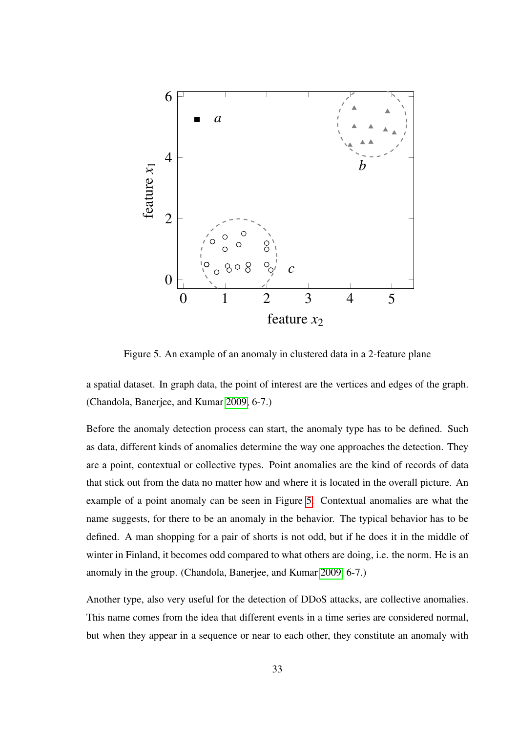6

4

2

0

0 1 2 3 4 5

feature $x_1$

feature $x_2$

$a$

$b$

$c$

Figure 5. An example of an anomaly in clustered data in a 2-feature plane

a spatial dataset. In graph data, the point of interest are the vertices and edges of the graph. (Chandola, Banerjee, and Kumar 2009, 6-7.)

Before the anomaly detection process can start, the anomaly type has to be defined. Such as data, different kinds of anomalies determine the way one approaches the detection. They are a point, contextual or collective types. Point anomalies are the kind of records of data that stick out from the data no matter how and where it is located in the overall picture. An example of a point anomaly can be seen in Figure 5. Contextual anomalies are what the name suggests, for there to be an anomaly in the behavior. The typical behavior has to be defined. A man shopping for a pair of shorts is not odd, but if he does it in the middle of winter in Finland, it becomes odd compared to what others are doing, i.e. the norm. He is an anomaly in the group. (Chandola, Banerjee, and Kumar 2009, 6-7.)

Another type, also very useful for the detection of DDoS attacks, are collective anomalies. This name comes from the idea that different events in a time series are considered normal, but when they appear in a sequence or near to each other, they constitute an anomaly with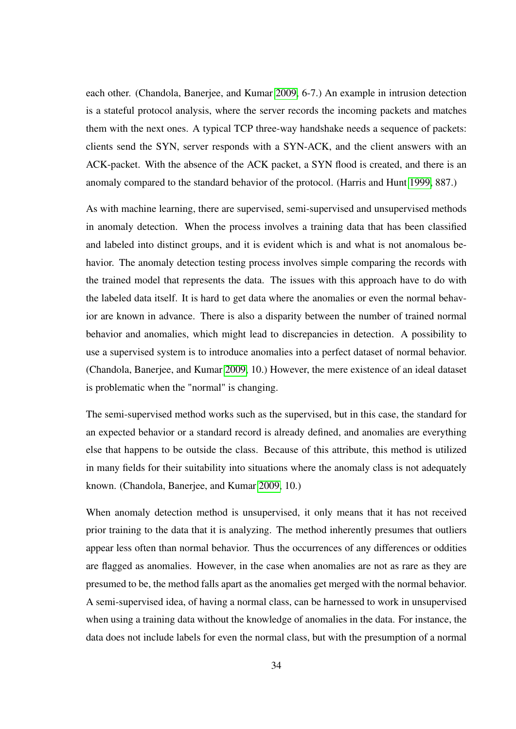each other. (Chandola, Banerjee, and Kumar 2009, 6-7.) An example in intrusion detection is a stateful protocol analysis, where the server records the incoming packets and matches them with the next ones. A typical TCP three-way handshake needs a sequence of packets: clients send the SYN, server responds with a SYN-ACK, and the client answers with an ACK-packet. With the absence of the ACK packet, a SYN flood is created, and there is an anomaly compared to the standard behavior of the protocol. (Harris and Hunt 1999, 887.)

As with machine learning, there are supervised, semi-supervised and unsupervised methods in anomaly detection. When the process involves a training data that has been classified and labeled into distinct groups, and it is evident which is and what is not anomalous behavior. The anomaly detection testing process involves simple comparing the records with the trained model that represents the data. The issues with this approach have to do with the labeled data itself. It is hard to get data where the anomalies or even the normal behavior are known in advance. There is also a disparity between the number of trained normal behavior and anomalies, which might lead to discrepancies in detection. A possibility to use a supervised system is to introduce anomalies into a perfect dataset of normal behavior. (Chandola, Banerjee, and Kumar 2009, 10.) However, the mere existence of an ideal dataset is problematic when the "normal" is changing.

The semi-supervised method works such as the supervised, but in this case, the standard for an expected behavior or a standard record is already defined, and anomalies are everything else that happens to be outside the class. Because of this attribute, this method is utilized in many fields for their suitability into situations where the anomaly class is not adequately known. (Chandola, Banerjee, and Kumar 2009, 10.)

When anomaly detection method is unsupervised, it only means that it has not received prior training to the data that it is analyzing. The method inherently presumes that outliers appear less often than normal behavior. Thus the occurrences of any differences or oddities are flagged as anomalies. However, in the case when anomalies are not as rare as they are presumed to be, the method falls apart as the anomalies get merged with the normal behavior. A semi-supervised idea, of having a normal class, can be harnessed to work in unsupervised when using a training data without the knowledge of anomalies in the data. For instance, the data does not include labels for even the normal class, but with the presumption of a normal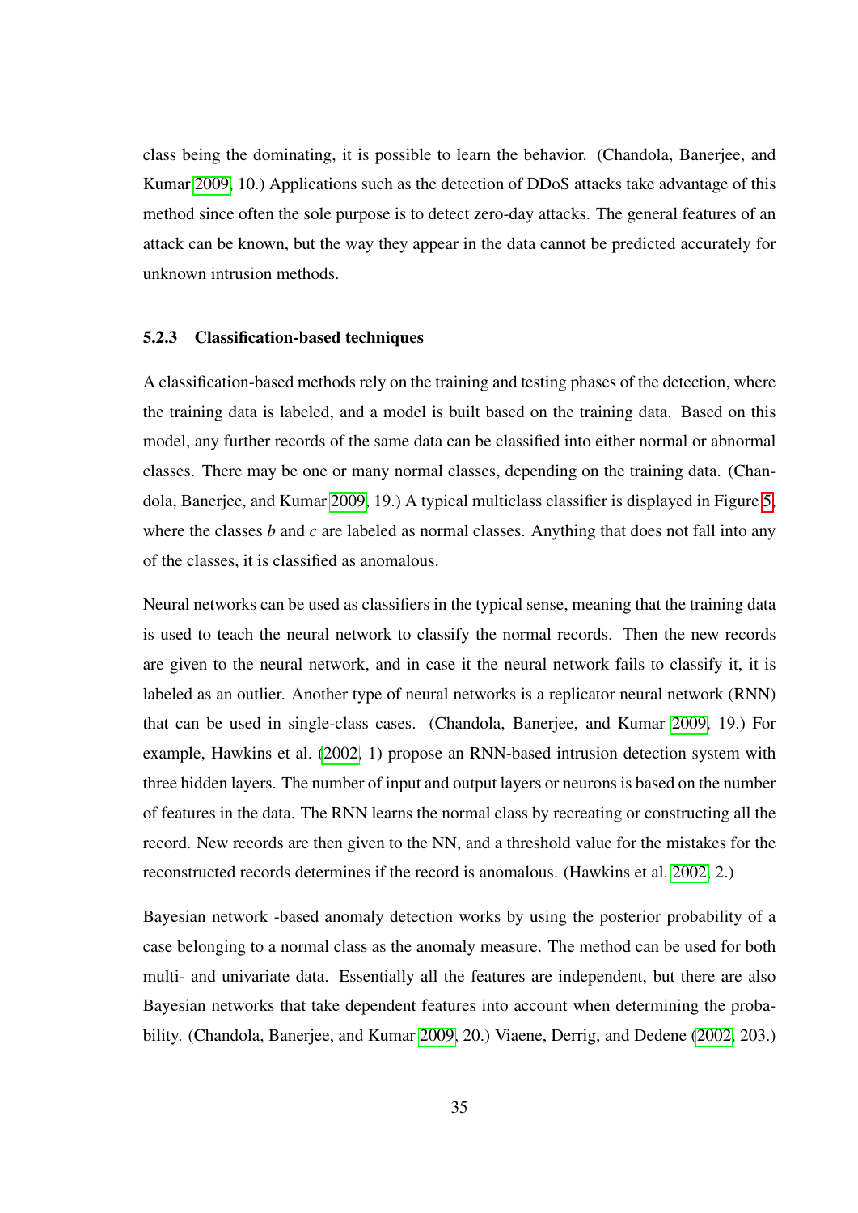class being the dominating, it is possible to learn the behavior. (Chandola, Banerjee, and Kumar 2009, 10.) Applications such as the detection of DDoS attacks take advantage of this method since often the sole purpose is to detect zero-day attacks. The general features of an attack can be known, but the way they appear in the data cannot be predicted accurately for unknown intrusion methods.

### 5.2.3 Classification-based techniques

A classification-based methods rely on the training and testing phases of the detection, where the training data is labeled, and a model is built based on the training data. Based on this model, any further records of the same data can be classified into either normal or abnormal classes. There may be one or many normal classes, depending on the training data. (Chandola, Banerjee, and Kumar 2009, 19.) A typical multiclass classifier is displayed in Figure 5, where the classes *b* and *c* are labeled as normal classes. Anything that does not fall into any of the classes, it is classified as anomalous.

Neural networks can be used as classifiers in the typical sense, meaning that the training data is used to teach the neural network to classify the normal records. Then the new records are given to the neural network, and in case it the neural network fails to classify it, it is labeled as an outlier. Another type of neural networks is a replicator neural network (RNN) that can be used in single-class cases. (Chandola, Banerjee, and Kumar 2009, 19.) For example, Hawkins et al. (2002, 1) propose an RNN-based intrusion detection system with three hidden layers. The number of input and output layers or neurons is based on the number of features in the data. The RNN learns the normal class by recreating or constructing all the record. New records are then given to the NN, and a threshold value for the mistakes for the reconstructed records determines if the record is anomalous. (Hawkins et al. 2002, 2.)

Bayesian network -based anomaly detection works by using the posterior probability of a case belonging to a normal class as the anomaly measure. The method can be used for both multi- and univariate data. Essentially all the features are independent, but there are also Bayesian networks that take dependent features into account when determining the probability. (Chandola, Banerjee, and Kumar 2009, 20.) Viaene, Derrig, and Dedene (2002, 203.)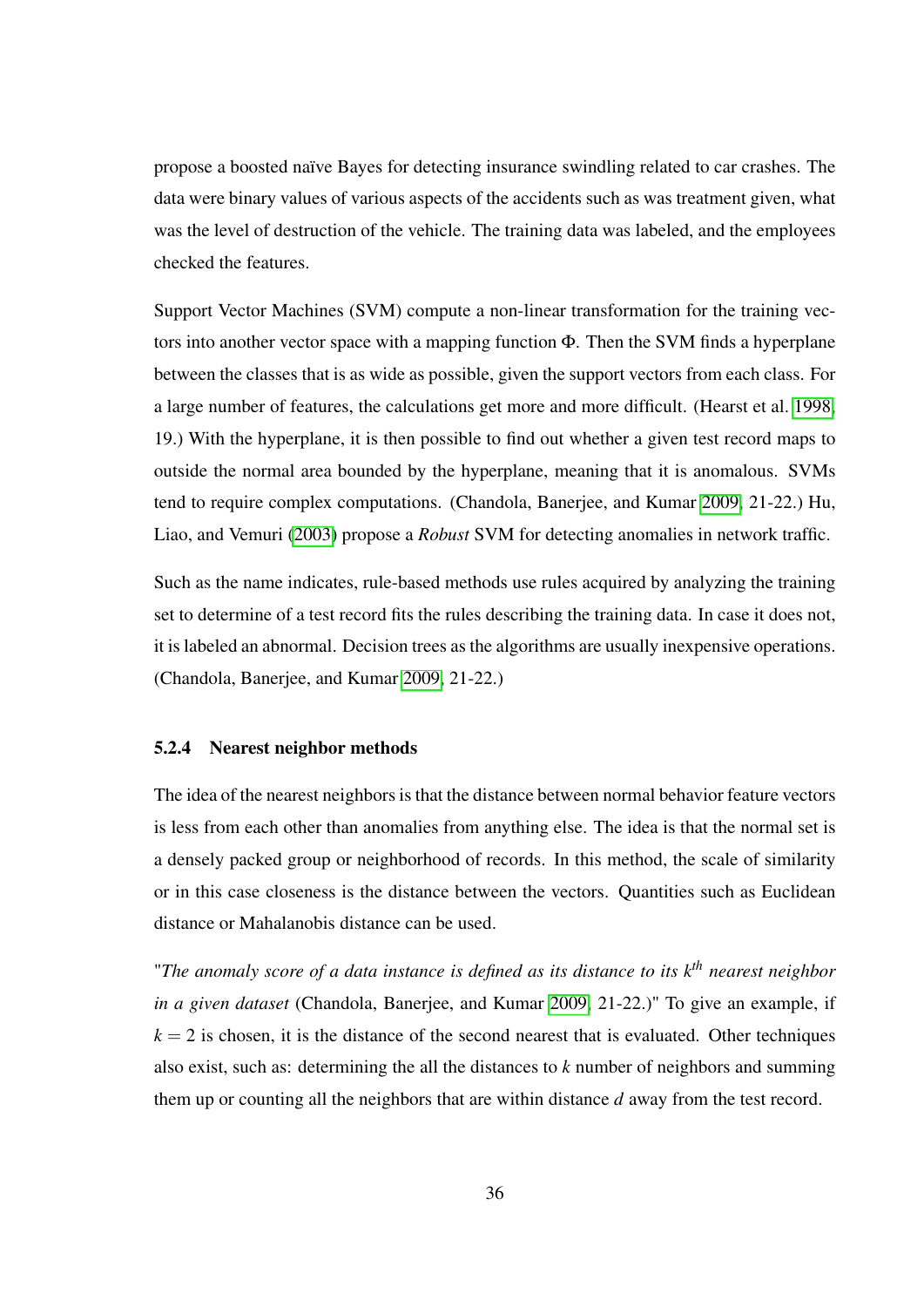propose a boosted naïve Bayes for detecting insurance swindling related to car crashes. The data were binary values of various aspects of the accidents such as was treatment given, what was the level of destruction of the vehicle. The training data was labeled, and the employees checked the features.

Support Vector Machines (SVM) compute a non-linear transformation for the training vectors into another vector space with a mapping function $\Phi$. Then the SVM finds a hyperplane between the classes that is as wide as possible, given the support vectors from each class. For a large number of features, the calculations get more and more difficult. (Hearst et al. 1998, 19.) With the hyperplane, it is then possible to find out whether a given test record maps to outside the normal area bounded by the hyperplane, meaning that it is anomalous. SVMs tend to require complex computations. (Chandola, Banerjee, and Kumar 2009, 21-22.) Hu, Liao, and Vemuri (2003) propose a *Robust* SVM for detecting anomalies in network traffic.

Such as the name indicates, rule-based methods use rules acquired by analyzing the training set to determine of a test record fits the rules describing the training data. In case it does not, it is labeled an abnormal. Decision trees as the algorithms are usually inexpensive operations. (Chandola, Banerjee, and Kumar 2009, 21-22.)

### 5.2.4 Nearest neighbor methods

The idea of the nearest neighbors is that the distance between normal behavior feature vectors is less from each other than anomalies from anything else. The idea is that the normal set is a densely packed group or neighborhood of records. In this method, the scale of similarity or in this case closeness is the distance between the vectors. Quantities such as Euclidean distance or Mahalanobis distance can be used.

"*The anomaly score of a data instance is defined as its distance to its $k^{th}$ nearest neighbor in a given dataset* (Chandola, Banerjee, and Kumar 2009, 21-22.)" To give an example, if $k = 2$ is chosen, it is the distance of the second nearest that is evaluated. Other techniques also exist, such as: determining the all the distances to $k$ number of neighbors and summing them up or counting all the neighbors that are within distance $d$ away from the test record.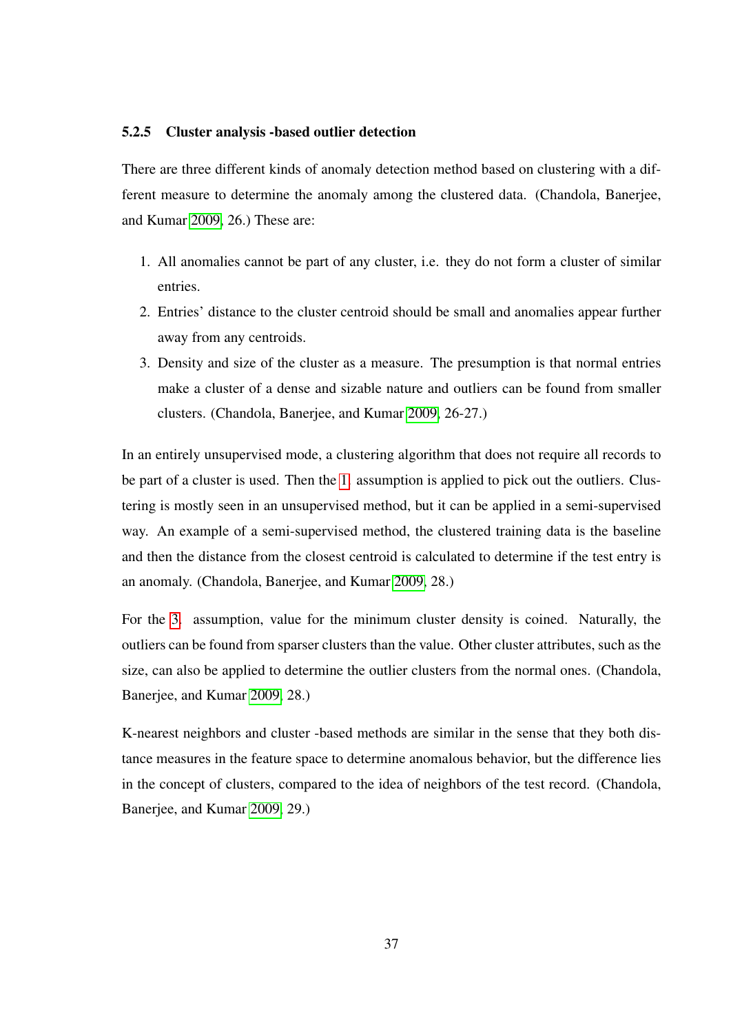### 5.2.5 Cluster analysis -based outlier detection

There are three different kinds of anomaly detection method based on clustering with a different measure to determine the anomaly among the clustered data. (Chandola, Banerjee, and Kumar 2009, 26.) These are:

1. All anomalies cannot be part of any cluster, i.e. they do not form a cluster of similar entries.
2. Entries' distance to the cluster centroid should be small and anomalies appear further away from any centroids.
3. Density and size of the cluster as a measure. The presumption is that normal entries make a cluster of a dense and sizable nature and outliers can be found from smaller clusters. (Chandola, Banerjee, and Kumar 2009, 26-27.)

In an entirely unsupervised mode, a clustering algorithm that does not require all records to be part of a cluster is used. Then the 1. assumption is applied to pick out the outliers. Clustering is mostly seen in an unsupervised method, but it can be applied in a semi-supervised way. An example of a semi-supervised method, the clustered training data is the baseline and then the distance from the closest centroid is calculated to determine if the test entry is an anomaly. (Chandola, Banerjee, and Kumar 2009, 28.)

For the 3. assumption, value for the minimum cluster density is coined. Naturally, the outliers can be found from sparser clusters than the value. Other cluster attributes, such as the size, can also be applied to determine the outlier clusters from the normal ones. (Chandola, Banerjee, and Kumar 2009, 28.)

K-nearest neighbors and cluster -based methods are similar in the sense that they both distance measures in the feature space to determine anomalous behavior, but the difference lies in the concept of clusters, compared to the idea of neighbors of the test record. (Chandola, Banerjee, and Kumar 2009, 29.)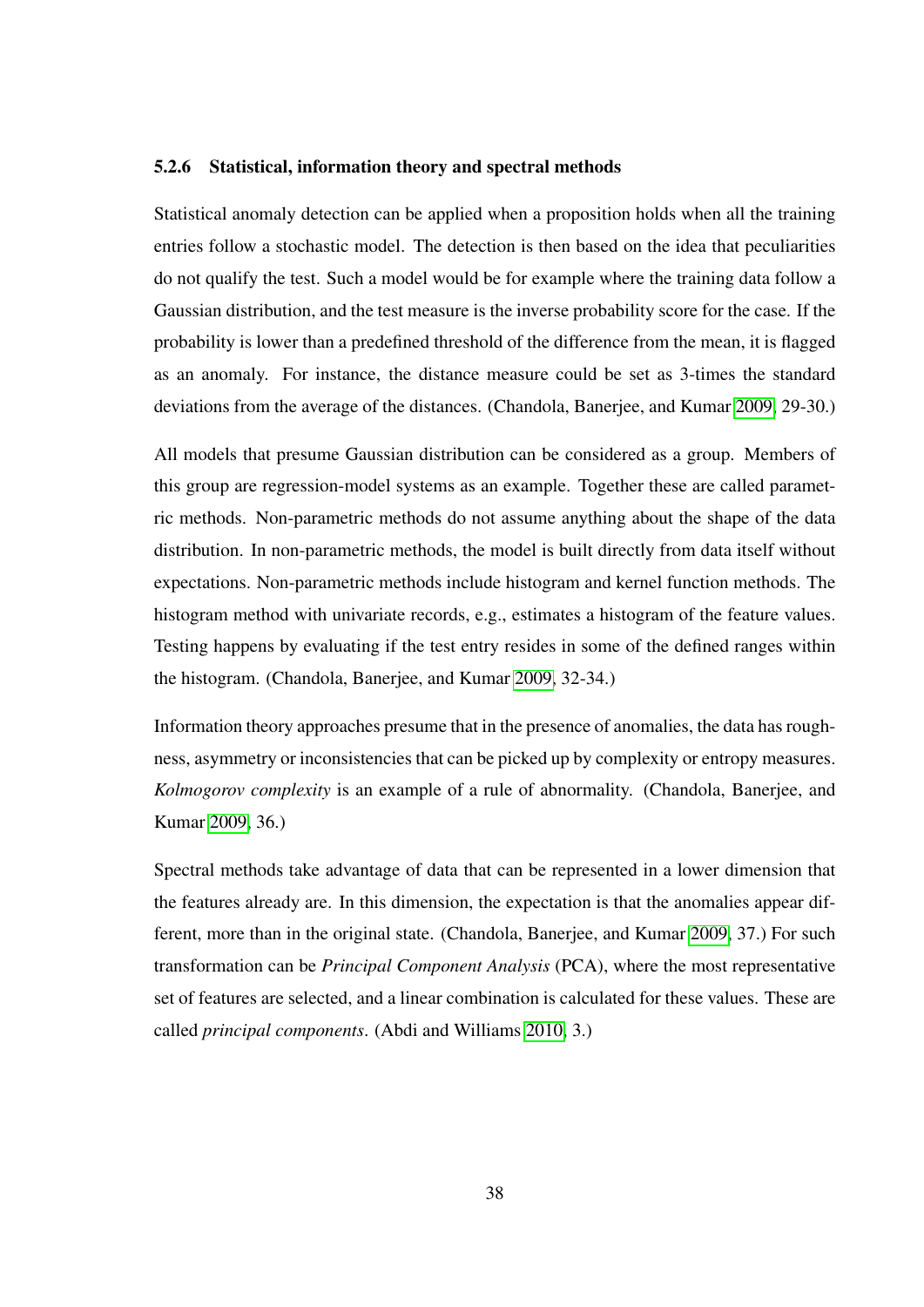### 5.2.6 Statistical, information theory and spectral methods

Statistical anomaly detection can be applied when a proposition holds when all the training entries follow a stochastic model. The detection is then based on the idea that peculiarities do not qualify the test. Such a model would be for example where the training data follow a Gaussian distribution, and the test measure is the inverse probability score for the case. If the probability is lower than a predefined threshold of the difference from the mean, it is flagged as an anomaly. For instance, the distance measure could be set as 3-times the standard deviations from the average of the distances. (Chandola, Banerjee, and Kumar 2009, 29-30.)

All models that presume Gaussian distribution can be considered as a group. Members of this group are regression-model systems as an example. Together these are called parametric methods. Non-parametric methods do not assume anything about the shape of the data distribution. In non-parametric methods, the model is built directly from data itself without expectations. Non-parametric methods include histogram and kernel function methods. The histogram method with univariate records, e.g., estimates a histogram of the feature values. Testing happens by evaluating if the test entry resides in some of the defined ranges within the histogram. (Chandola, Banerjee, and Kumar 2009, 32-34.)

Information theory approaches presume that in the presence of anomalies, the data has roughness, asymmetry or inconsistencies that can be picked up by complexity or entropy measures. *Kolmogorov complexity* is an example of a rule of abnormality. (Chandola, Banerjee, and Kumar 2009, 36.)

Spectral methods take advantage of data that can be represented in a lower dimension that the features already are. In this dimension, the expectation is that the anomalies appear different, more than in the original state. (Chandola, Banerjee, and Kumar 2009, 37.) For such transformation can be *Principal Component Analysis* (PCA), where the most representative set of features are selected, and a linear combination is calculated for these values. These are called *principal components*. (Abdi and Williams 2010, 3.)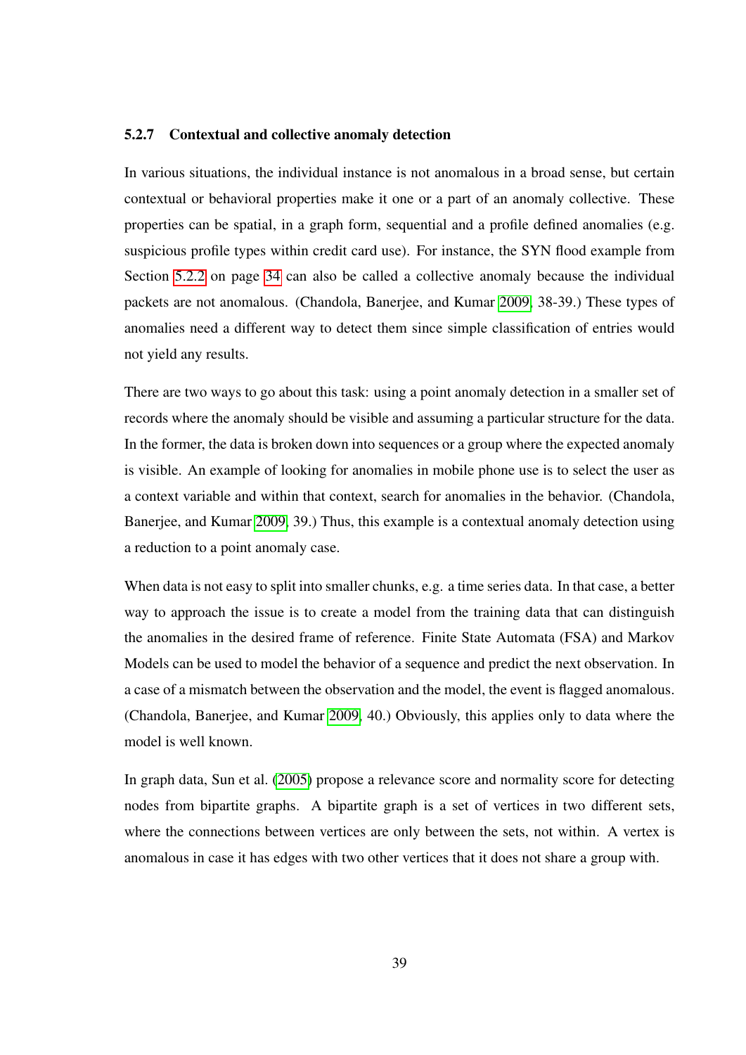### 5.2.7 Contextual and collective anomaly detection

In various situations, the individual instance is not anomalous in a broad sense, but certain contextual or behavioral properties make it one or a part of an anomaly collective. These properties can be spatial, in a graph form, sequential and a profile defined anomalies (e.g. suspicious profile types within credit card use). For instance, the SYN flood example from Section 5.2.2 on page 34 can also be called a collective anomaly because the individual packets are not anomalous. (Chandola, Banerjee, and Kumar 2009, 38-39.) These types of anomalies need a different way to detect them since simple classification of entries would not yield any results.

There are two ways to go about this task: using a point anomaly detection in a smaller set of records where the anomaly should be visible and assuming a particular structure for the data. In the former, the data is broken down into sequences or a group where the expected anomaly is visible. An example of looking for anomalies in mobile phone use is to select the user as a context variable and within that context, search for anomalies in the behavior. (Chandola, Banerjee, and Kumar 2009, 39.) Thus, this example is a contextual anomaly detection using a reduction to a point anomaly case.

When data is not easy to split into smaller chunks, e.g. a time series data. In that case, a better way to approach the issue is to create a model from the training data that can distinguish the anomalies in the desired frame of reference. Finite State Automata (FSA) and Markov Models can be used to model the behavior of a sequence and predict the next observation. In a case of a mismatch between the observation and the model, the event is flagged anomalous. (Chandola, Banerjee, and Kumar 2009, 40.) Obviously, this applies only to data where the model is well known.

In graph data, Sun et al. (2005) propose a relevance score and normality score for detecting nodes from bipartite graphs. A bipartite graph is a set of vertices in two different sets, where the connections between vertices are only between the sets, not within. A vertex is anomalous in case it has edges with two other vertices that it does not share a group with.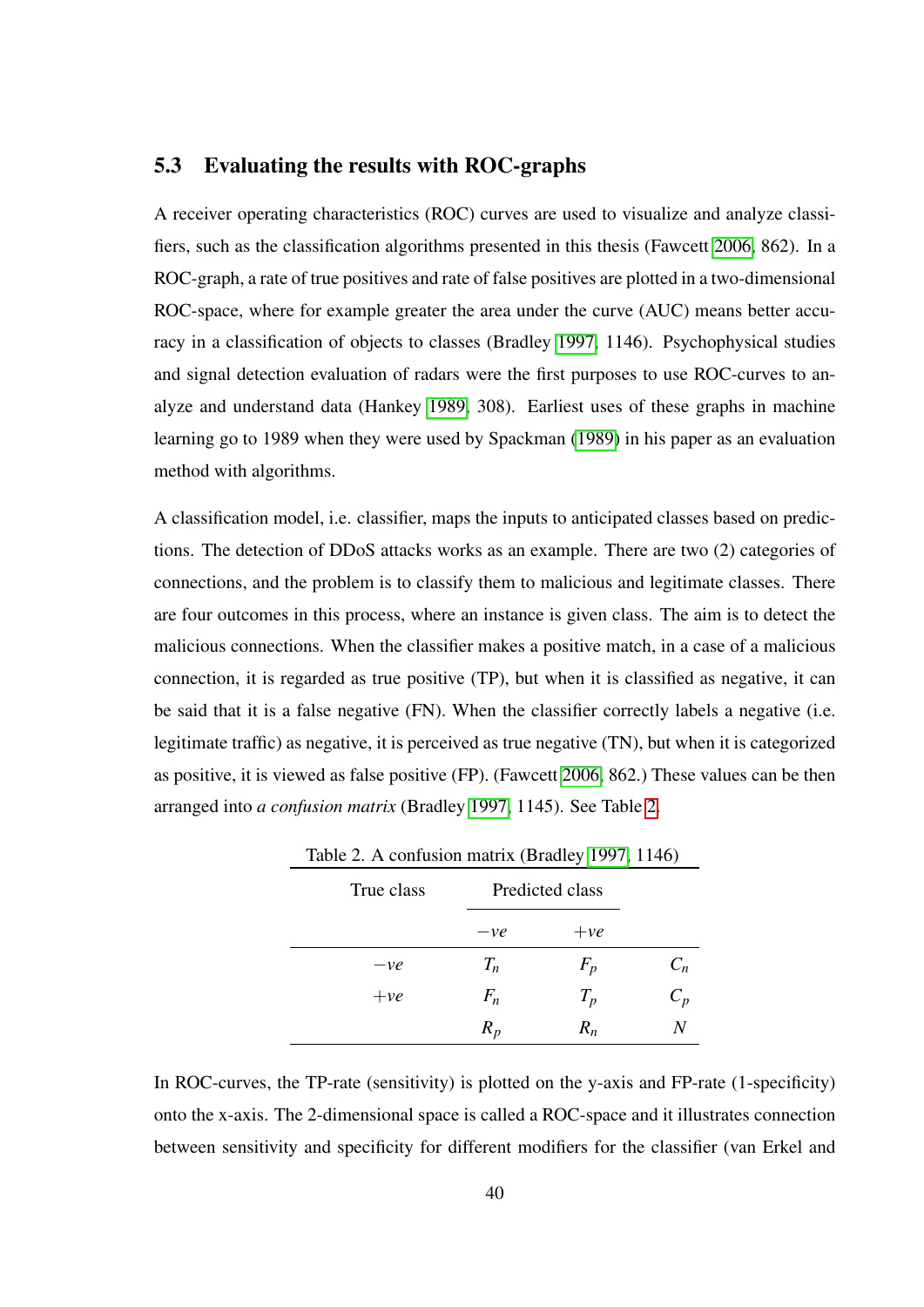## 5.3 Evaluating the results with ROC-graphs

A receiver operating characteristics (ROC) curves are used to visualize and analyze classifiers, such as the classification algorithms presented in this thesis (Fawcett 2006, 862). In a ROC-graph, a rate of true positives and rate of false positives are plotted in a two-dimensional ROC-space, where for example greater the area under the curve (AUC) means better accuracy in a classification of objects to classes (Bradley 1997, 1146). Psychophysical studies and signal detection evaluation of radars were the first purposes to use ROC-curves to analyze and understand data (Hankey 1989, 308). Earliest uses of these graphs in machine learning go to 1989 when they were used by Spackman (1989) in his paper as an evaluation method with algorithms.

A classification model, i.e. classifier, maps the inputs to anticipated classes based on predictions. The detection of DDoS attacks works as an example. There are two (2) categories of connections, and the problem is to classify them to malicious and legitimate classes. There are four outcomes in this process, where an instance is given class. The aim is to detect the malicious connections. When the classifier makes a positive match, in a case of a malicious connection, it is regarded as true positive (TP), but when it is classified as negative, it can be said that it is a false negative (FN). When the classifier correctly labels a negative (i.e. legitimate traffic) as negative, it is perceived as true negative (TN), but when it is categorized as positive, it is viewed as false positive (FP). (Fawcett 2006, 862.) These values can be then arranged into *a confusion matrix* (Bradley 1997, 1145). See Table 2.

Table 2. A confusion matrix (Bradley 1997, 1146)

| True class | Predicted class | | |
|---|---|---|---|
| | $-ve$ | $+ve$ | |
| $-ve$ | $T_n$ | $F_p$ | $C_n$ |
| $+ve$ | $F_n$ | $T_p$ | $C_p$ |
| | $R_p$ | $R_n$ | $N$ |

In ROC-curves, the TP-rate (sensitivity) is plotted on the y-axis and FP-rate (1-specificity) onto the x-axis. The 2-dimensional space is called a ROC-space and it illustrates connection between sensitivity and specificity for different modifiers for the classifier (van Erkel and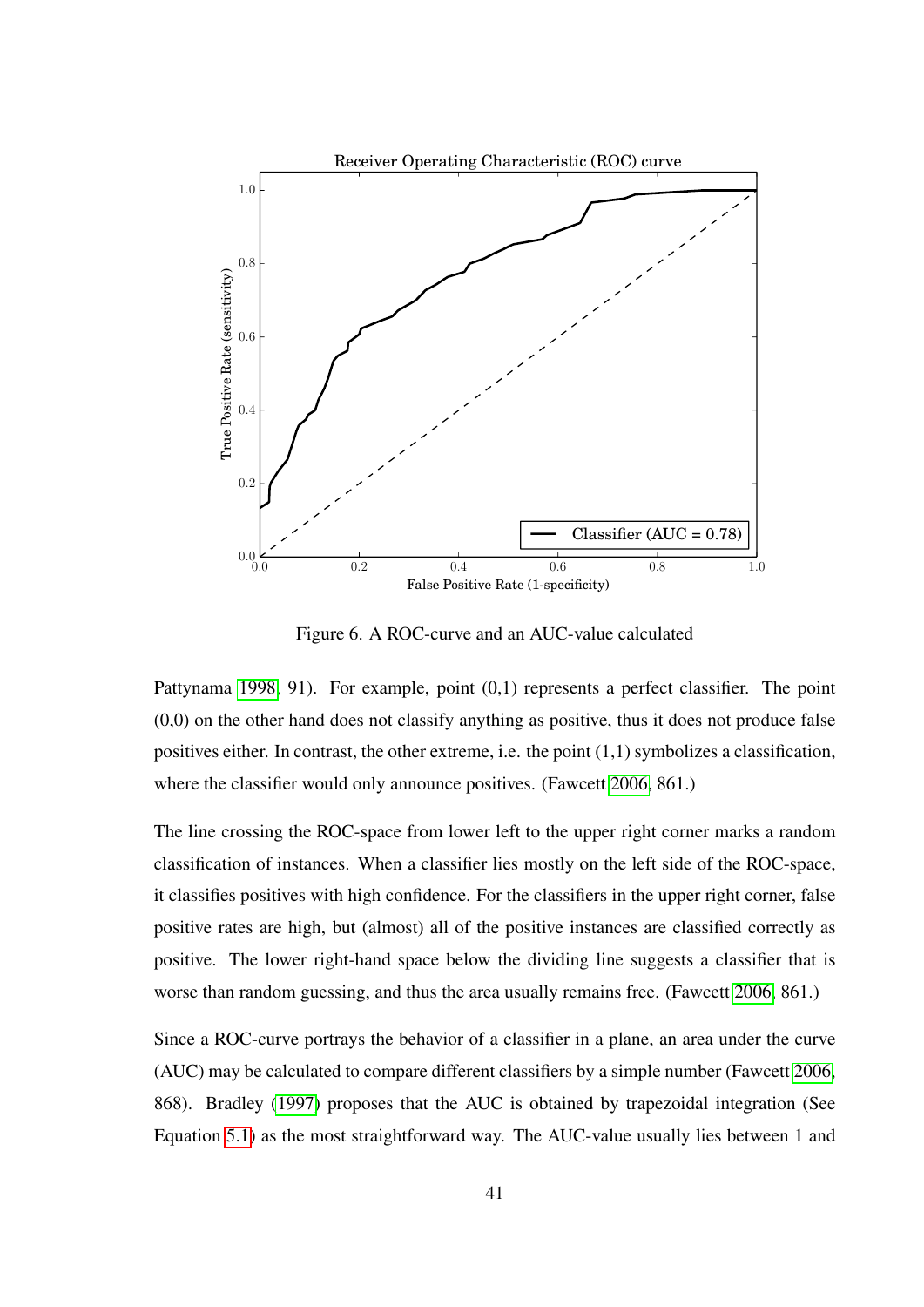Receiver Operating Characteristic (ROC) curve

True Positive Rate (sensitivity)

False Positive Rate (1-specificity)

0.0 0.2 0.4 0.6 0.8 1.0

0.0 0.2 0.4 0.6 0.8 1.0

Classifier (AUC = 0.78)

Figure 6. A ROC-curve and an AUC-value calculated

Pattynama 1998, 91). For example, point (0,1) represents a perfect classifier. The point (0,0) on the other hand does not classify anything as positive, thus it does not produce false positives either. In contrast, the other extreme, i.e. the point (1,1) symbolizes a classification, where the classifier would only announce positives. (Fawcett 2006, 861.)

The line crossing the ROC-space from lower left to the upper right corner marks a random classification of instances. When a classifier lies mostly on the left side of the ROC-space, it classifies positives with high confidence. For the classifiers in the upper right corner, false positive rates are high, but (almost) all of the positive instances are classified correctly as positive. The lower right-hand space below the dividing line suggests a classifier that is worse than random guessing, and thus the area usually remains free. (Fawcett 2006, 861.)

Since a ROC-curve portrays the behavior of a classifier in a plane, an area under the curve (AUC) may be calculated to compare different classifiers by a simple number (Fawcett 2006, 868). Bradley (1997) proposes that the AUC is obtained by trapezoidal integration (See Equation 5.1) as the most straightforward way. The AUC-value usually lies between 1 and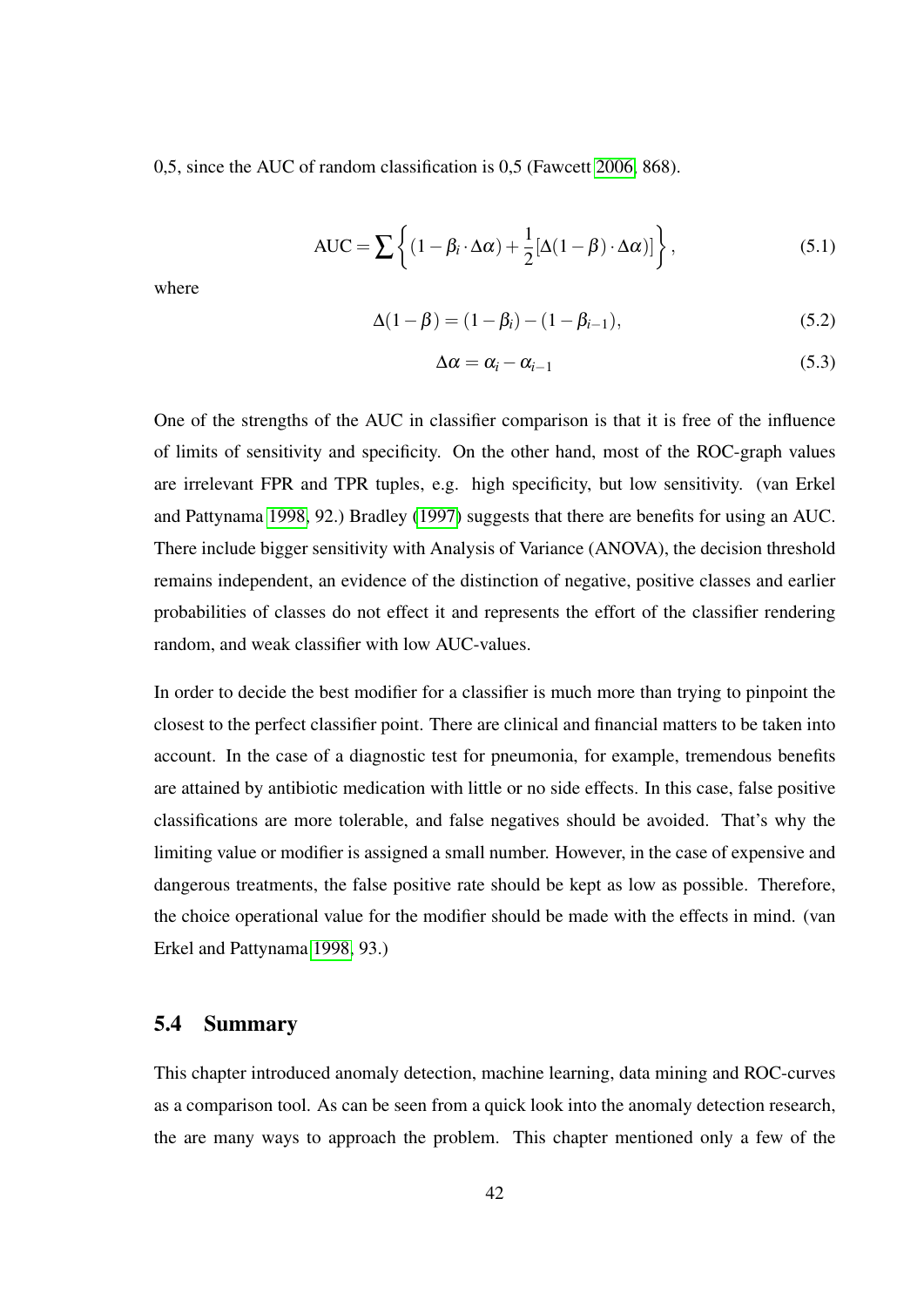0,5, since the AUC of random classification is 0,5 (Fawcett 2006, 868).

$$\text{AUC} = \sum \left\{ (1 - \beta_i \cdot \Delta\alpha) + \frac{1}{2}[\Delta(1-\beta) \cdot \Delta\alpha)] \right\}, \tag{5.1}$$

where

$$\Delta(1-\beta) = (1-\beta_i) - (1-\beta_{i-1}), \tag{5.2}$$

$$\Delta\alpha = \alpha_i - \alpha_{i-1} \tag{5.3}$$

One of the strengths of the AUC in classifier comparison is that it is free of the influence of limits of sensitivity and specificity. On the other hand, most of the ROC-graph values are irrelevant FPR and TPR tuples, e.g. high specificity, but low sensitivity. (van Erkel and Pattynama 1998, 92.) Bradley (1997) suggests that there are benefits for using an AUC. There include bigger sensitivity with Analysis of Variance (ANOVA), the decision threshold remains independent, an evidence of the distinction of negative, positive classes and earlier probabilities of classes do not effect it and represents the effort of the classifier rendering random, and weak classifier with low AUC-values.

In order to decide the best modifier for a classifier is much more than trying to pinpoint the closest to the perfect classifier point. There are clinical and financial matters to be taken into account. In the case of a diagnostic test for pneumonia, for example, tremendous benefits are attained by antibiotic medication with little or no side effects. In this case, false positive classifications are more tolerable, and false negatives should be avoided. That's why the limiting value or modifier is assigned a small number. However, in the case of expensive and dangerous treatments, the false positive rate should be kept as low as possible. Therefore, the choice operational value for the modifier should be made with the effects in mind. (van Erkel and Pattynama 1998, 93.)

## 5.4 Summary

This chapter introduced anomaly detection, machine learning, data mining and ROC-curves as a comparison tool. As can be seen from a quick look into the anomaly detection research, the are many ways to approach the problem. This chapter mentioned only a few of the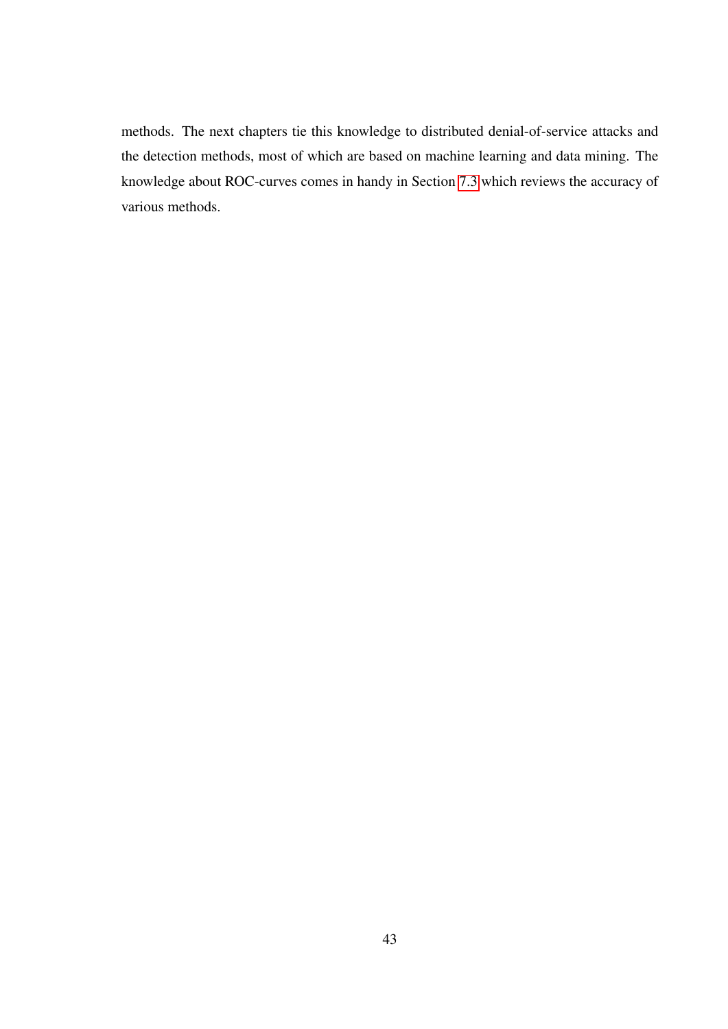methods. The next chapters tie this knowledge to distributed denial-of-service attacks and the detection methods, most of which are based on machine learning and data mining. The knowledge about ROC-curves comes in handy in Section 7.3 which reviews the accuracy of various methods.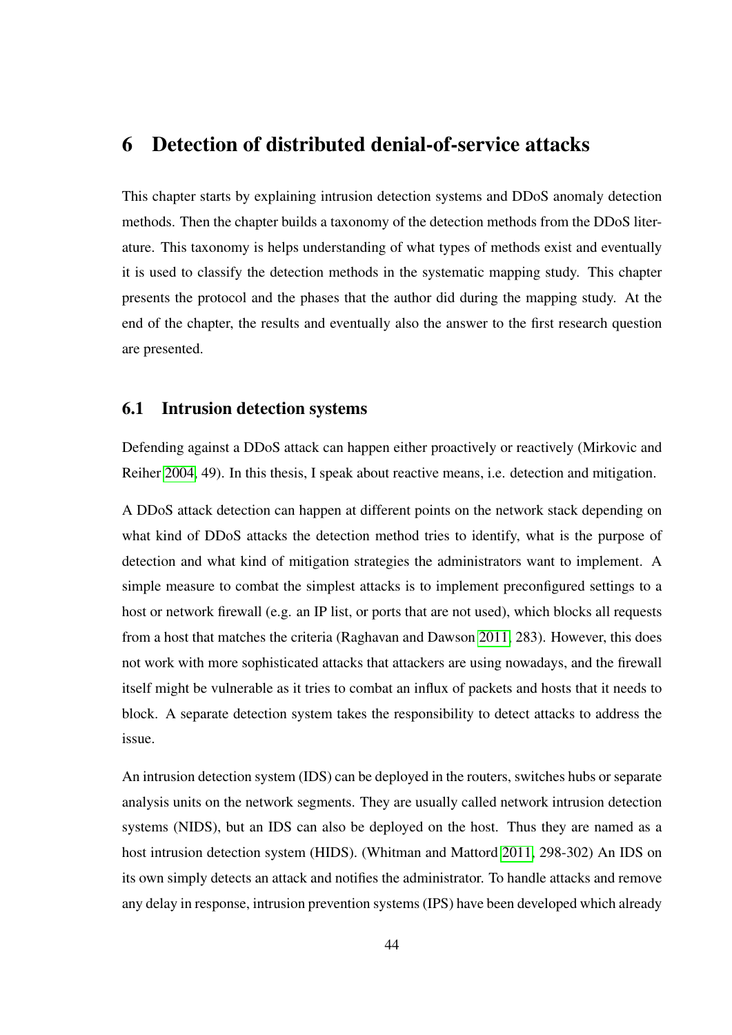# 6 Detection of distributed denial-of-service attacks

This chapter starts by explaining intrusion detection systems and DDoS anomaly detection methods. Then the chapter builds a taxonomy of the detection methods from the DDoS literature. This taxonomy is helps understanding of what types of methods exist and eventually it is used to classify the detection methods in the systematic mapping study. This chapter presents the protocol and the phases that the author did during the mapping study. At the end of the chapter, the results and eventually also the answer to the first research question are presented.

## 6.1 Intrusion detection systems

Defending against a DDoS attack can happen either proactively or reactively (Mirkovic and Reiher 2004, 49). In this thesis, I speak about reactive means, i.e. detection and mitigation.

A DDoS attack detection can happen at different points on the network stack depending on what kind of DDoS attacks the detection method tries to identify, what is the purpose of detection and what kind of mitigation strategies the administrators want to implement. A simple measure to combat the simplest attacks is to implement preconfigured settings to a host or network firewall (e.g. an IP list, or ports that are not used), which blocks all requests from a host that matches the criteria (Raghavan and Dawson 2011, 283). However, this does not work with more sophisticated attacks that attackers are using nowadays, and the firewall itself might be vulnerable as it tries to combat an influx of packets and hosts that it needs to block. A separate detection system takes the responsibility to detect attacks to address the issue.

An intrusion detection system (IDS) can be deployed in the routers, switches hubs or separate analysis units on the network segments. They are usually called network intrusion detection systems (NIDS), but an IDS can also be deployed on the host. Thus they are named as a host intrusion detection system (HIDS). (Whitman and Mattord 2011, 298-302) An IDS on its own simply detects an attack and notifies the administrator. To handle attacks and remove any delay in response, intrusion prevention systems (IPS) have been developed which already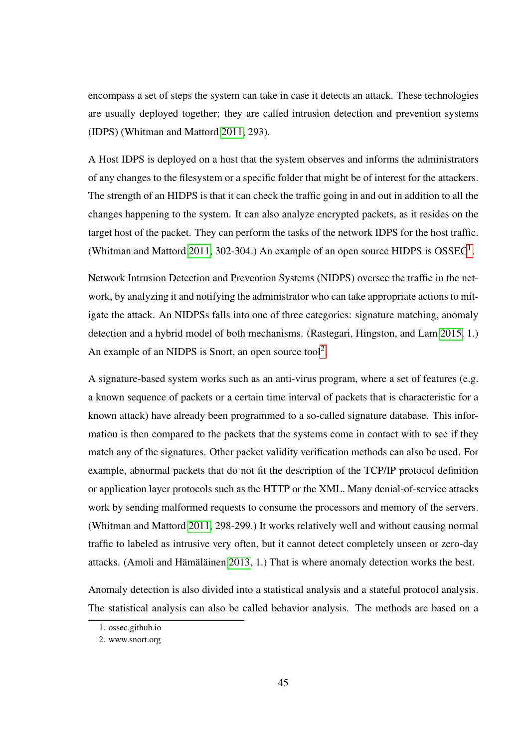encompass a set of steps the system can take in case it detects an attack. These technologies are usually deployed together; they are called intrusion detection and prevention systems (IDPS) (Whitman and Mattord 2011, 293).

A Host IDPS is deployed on a host that the system observes and informs the administrators of any changes to the filesystem or a specific folder that might be of interest for the attackers. The strength of an HIDPS is that it can check the traffic going in and out in addition to all the changes happening to the system. It can also analyze encrypted packets, as it resides on the target host of the packet. They can perform the tasks of the network IDPS for the host traffic. (Whitman and Mattord 2011, 302-304.) An example of an open source HIDPS is OSSEC[1].

Network Intrusion Detection and Prevention Systems (NIDPS) oversee the traffic in the network, by analyzing it and notifying the administrator who can take appropriate actions to mitigate the attack. An NIDPSs falls into one of three categories: signature matching, anomaly detection and a hybrid model of both mechanisms. (Rastegari, Hingston, and Lam 2015, 1.) An example of an NIDPS is Snort, an open source tool[2].

A signature-based system works such as an anti-virus program, where a set of features (e.g. a known sequence of packets or a certain time interval of packets that is characteristic for a known attack) have already been programmed to a so-called signature database. This information is then compared to the packets that the systems come in contact with to see if they match any of the signatures. Other packet validity verification methods can also be used. For example, abnormal packets that do not fit the description of the TCP/IP protocol definition or application layer protocols such as the HTTP or the XML. Many denial-of-service attacks work by sending malformed requests to consume the processors and memory of the servers. (Whitman and Mattord 2011, 298-299.) It works relatively well and without causing normal traffic to labeled as intrusive very often, but it cannot detect completely unseen or zero-day attacks. (Amoli and Hämäläinen 2013, 1.) That is where anomaly detection works the best.

Anomaly detection is also divided into a statistical analysis and a stateful protocol analysis. The statistical analysis can also be called behavior analysis. The methods are based on a

1. ossec.github.io
2. www.snort.org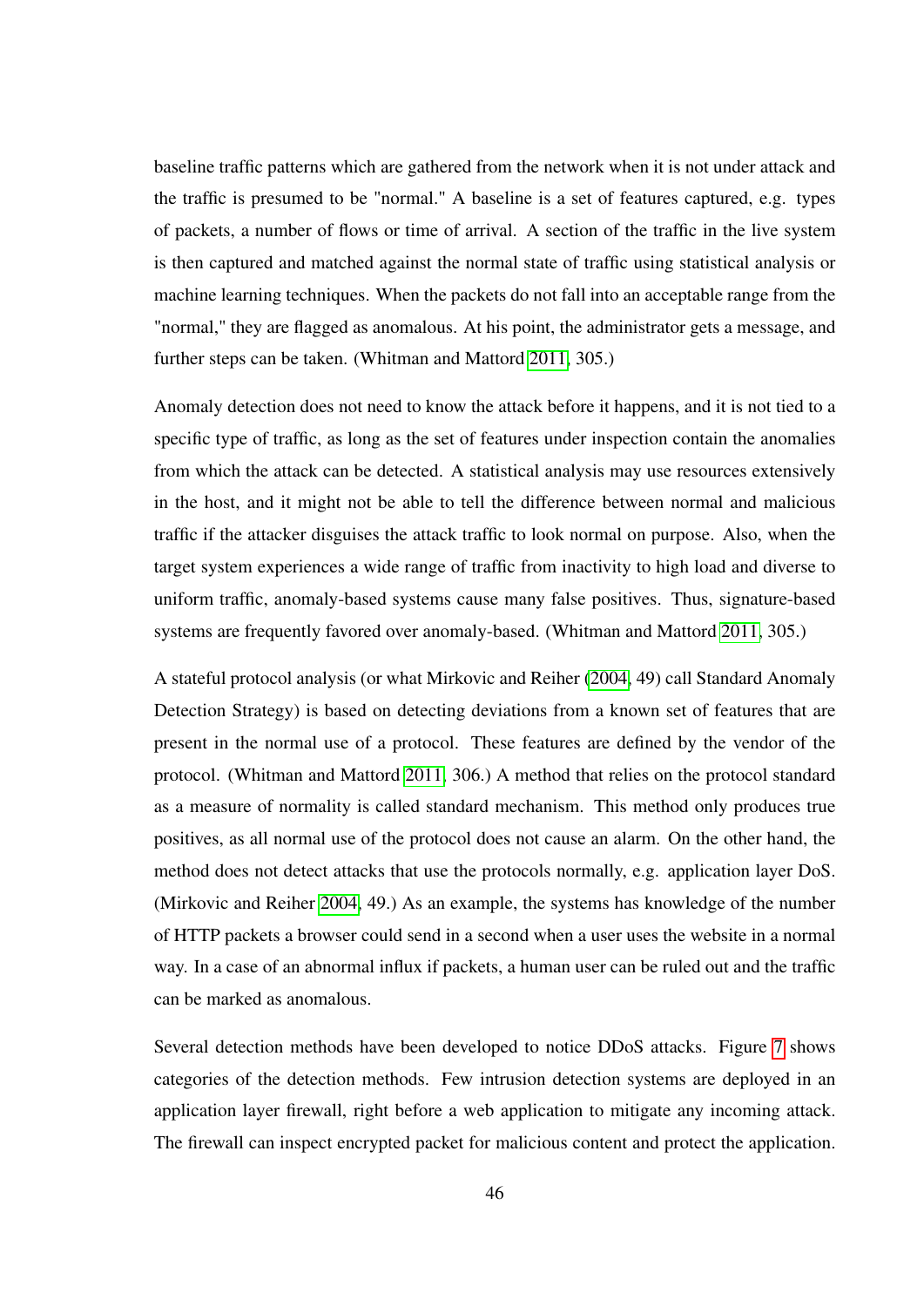baseline traffic patterns which are gathered from the network when it is not under attack and the traffic is presumed to be "normal." A baseline is a set of features captured, e.g. types of packets, a number of flows or time of arrival. A section of the traffic in the live system is then captured and matched against the normal state of traffic using statistical analysis or machine learning techniques. When the packets do not fall into an acceptable range from the "normal," they are flagged as anomalous. At his point, the administrator gets a message, and further steps can be taken. (Whitman and Mattord 2011, 305.)

Anomaly detection does not need to know the attack before it happens, and it is not tied to a specific type of traffic, as long as the set of features under inspection contain the anomalies from which the attack can be detected. A statistical analysis may use resources extensively in the host, and it might not be able to tell the difference between normal and malicious traffic if the attacker disguises the attack traffic to look normal on purpose. Also, when the target system experiences a wide range of traffic from inactivity to high load and diverse to uniform traffic, anomaly-based systems cause many false positives. Thus, signature-based systems are frequently favored over anomaly-based. (Whitman and Mattord 2011, 305.)

A stateful protocol analysis (or what Mirkovic and Reiher (2004, 49) call Standard Anomaly Detection Strategy) is based on detecting deviations from a known set of features that are present in the normal use of a protocol. These features are defined by the vendor of the protocol. (Whitman and Mattord 2011, 306.) A method that relies on the protocol standard as a measure of normality is called standard mechanism. This method only produces true positives, as all normal use of the protocol does not cause an alarm. On the other hand, the method does not detect attacks that use the protocols normally, e.g. application layer DoS. (Mirkovic and Reiher 2004, 49.) As an example, the systems has knowledge of the number of HTTP packets a browser could send in a second when a user uses the website in a normal way. In a case of an abnormal influx if packets, a human user can be ruled out and the traffic can be marked as anomalous.

Several detection methods have been developed to notice DDoS attacks. Figure 7 shows categories of the detection methods. Few intrusion detection systems are deployed in an application layer firewall, right before a web application to mitigate any incoming attack. The firewall can inspect encrypted packet for malicious content and protect the application.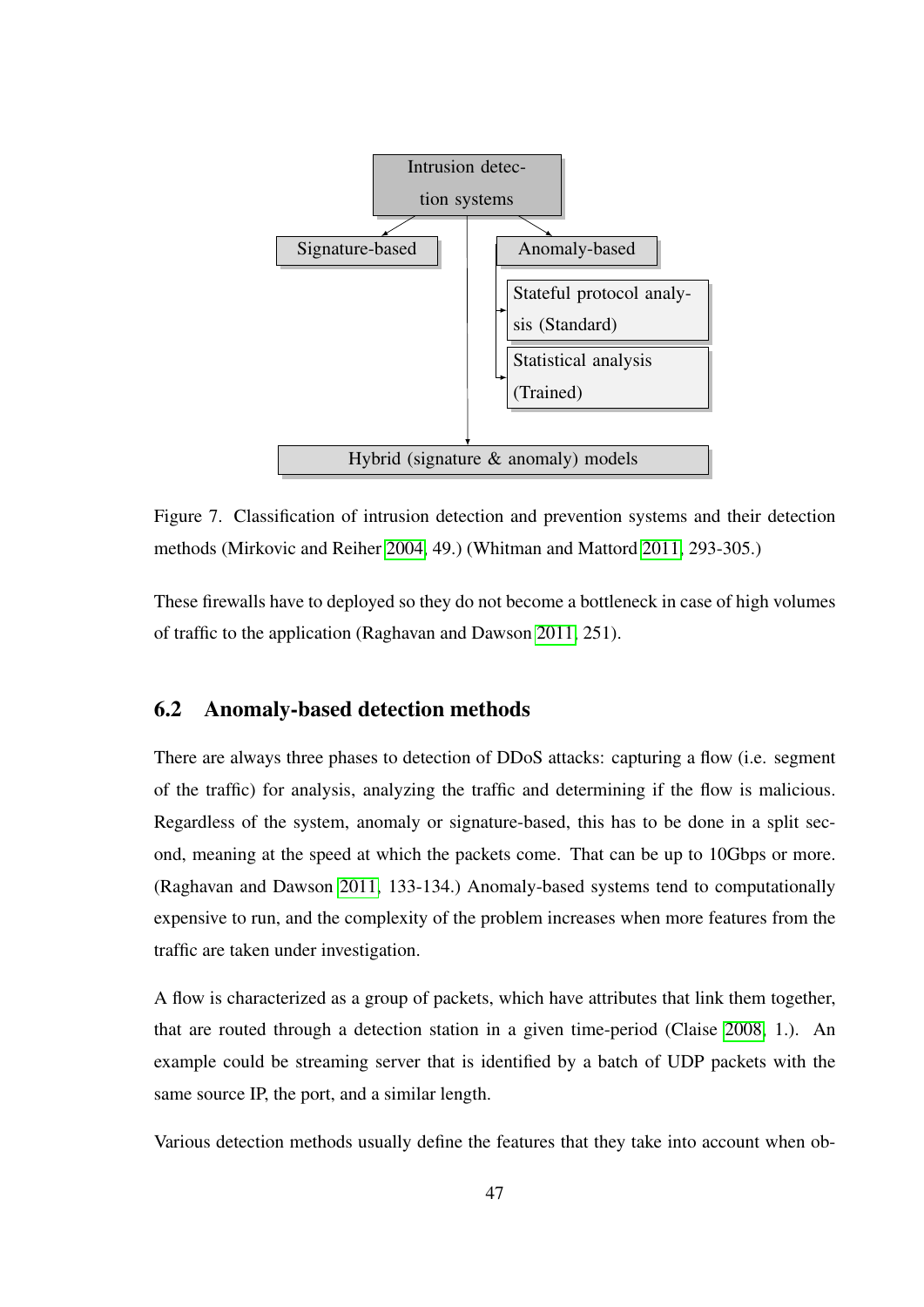Intrusion detection systems

Signature-based

Anomaly-based

Stateful protocol analysis (Standard)

Statistical analysis (Trained)

Hybrid (signature & anomaly) models

Figure 7. Classification of intrusion detection and prevention systems and their detection methods (Mirkovic and Reiher 2004, 49.) (Whitman and Mattord 2011, 293-305.)

These firewalls have to deployed so they do not become a bottleneck in case of high volumes of traffic to the application (Raghavan and Dawson 2011, 251).

## 6.2 Anomaly-based detection methods

There are always three phases to detection of DDoS attacks: capturing a flow (i.e. segment of the traffic) for analysis, analyzing the traffic and determining if the flow is malicious. Regardless of the system, anomaly or signature-based, this has to be done in a split second, meaning at the speed at which the packets come. That can be up to 10Gbps or more. (Raghavan and Dawson 2011, 133-134.) Anomaly-based systems tend to computationally expensive to run, and the complexity of the problem increases when more features from the traffic are taken under investigation.

A flow is characterized as a group of packets, which have attributes that link them together, that are routed through a detection station in a given time-period (Claise 2008, 1.). An example could be streaming server that is identified by a batch of UDP packets with the same source IP, the port, and a similar length.

Various detection methods usually define the features that they take into account when ob-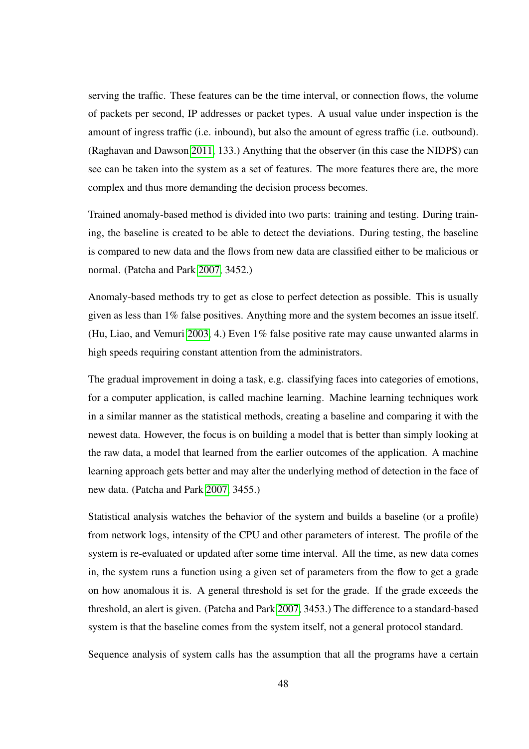serving the traffic. These features can be the time interval, or connection flows, the volume of packets per second, IP addresses or packet types. A usual value under inspection is the amount of ingress traffic (i.e. inbound), but also the amount of egress traffic (i.e. outbound). (Raghavan and Dawson 2011, 133.) Anything that the observer (in this case the NIDPS) can see can be taken into the system as a set of features. The more features there are, the more complex and thus more demanding the decision process becomes.

Trained anomaly-based method is divided into two parts: training and testing. During training, the baseline is created to be able to detect the deviations. During testing, the baseline is compared to new data and the flows from new data are classified either to be malicious or normal. (Patcha and Park 2007, 3452.)

Anomaly-based methods try to get as close to perfect detection as possible. This is usually given as less than 1% false positives. Anything more and the system becomes an issue itself. (Hu, Liao, and Vemuri 2003, 4.) Even 1% false positive rate may cause unwanted alarms in high speeds requiring constant attention from the administrators.

The gradual improvement in doing a task, e.g. classifying faces into categories of emotions, for a computer application, is called machine learning. Machine learning techniques work in a similar manner as the statistical methods, creating a baseline and comparing it with the newest data. However, the focus is on building a model that is better than simply looking at the raw data, a model that learned from the earlier outcomes of the application. A machine learning approach gets better and may alter the underlying method of detection in the face of new data. (Patcha and Park 2007, 3455.)

Statistical analysis watches the behavior of the system and builds a baseline (or a profile) from network logs, intensity of the CPU and other parameters of interest. The profile of the system is re-evaluated or updated after some time interval. All the time, as new data comes in, the system runs a function using a given set of parameters from the flow to get a grade on how anomalous it is. A general threshold is set for the grade. If the grade exceeds the threshold, an alert is given. (Patcha and Park 2007, 3453.) The difference to a standard-based system is that the baseline comes from the system itself, not a general protocol standard.

Sequence analysis of system calls has the assumption that all the programs have a certain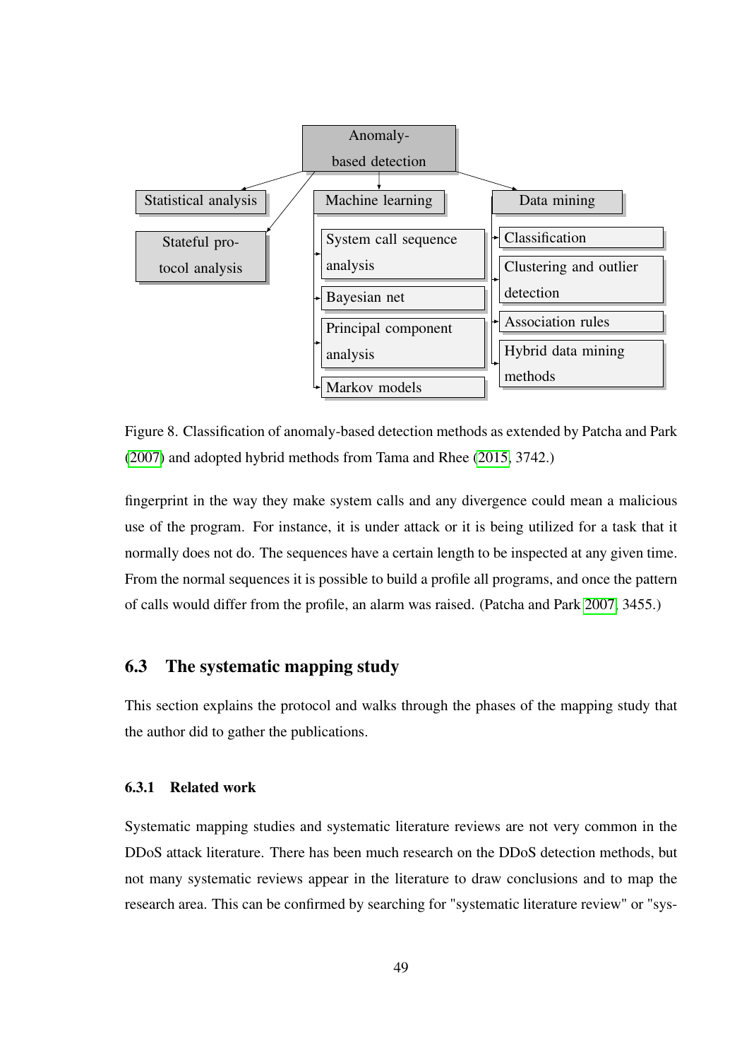Anomaly-based detection

Statistical analysis

Stateful protocol analysis

Machine learning

System call sequence analysis

Bayesian net

Principal component analysis

Markov models

Data mining

Classification

Clustering and outlier detection

Association rules

Hybrid data mining methods

Figure 8. Classification of anomaly-based detection methods as extended by Patcha and Park (2007) and adopted hybrid methods from Tama and Rhee (2015, 3742.)

fingerprint in the way they make system calls and any divergence could mean a malicious use of the program. For instance, it is under attack or it is being utilized for a task that it normally does not do. The sequences have a certain length to be inspected at any given time. From the normal sequences it is possible to build a profile all programs, and once the pattern of calls would differ from the profile, an alarm was raised. (Patcha and Park 2007, 3455.)

## 6.3 The systematic mapping study

This section explains the protocol and walks through the phases of the mapping study that the author did to gather the publications.

### 6.3.1 Related work

Systematic mapping studies and systematic literature reviews are not very common in the DDoS attack literature. There has been much research on the DDoS detection methods, but not many systematic reviews appear in the literature to draw conclusions and to map the research area. This can be confirmed by searching for "systematic literature review" or "sys-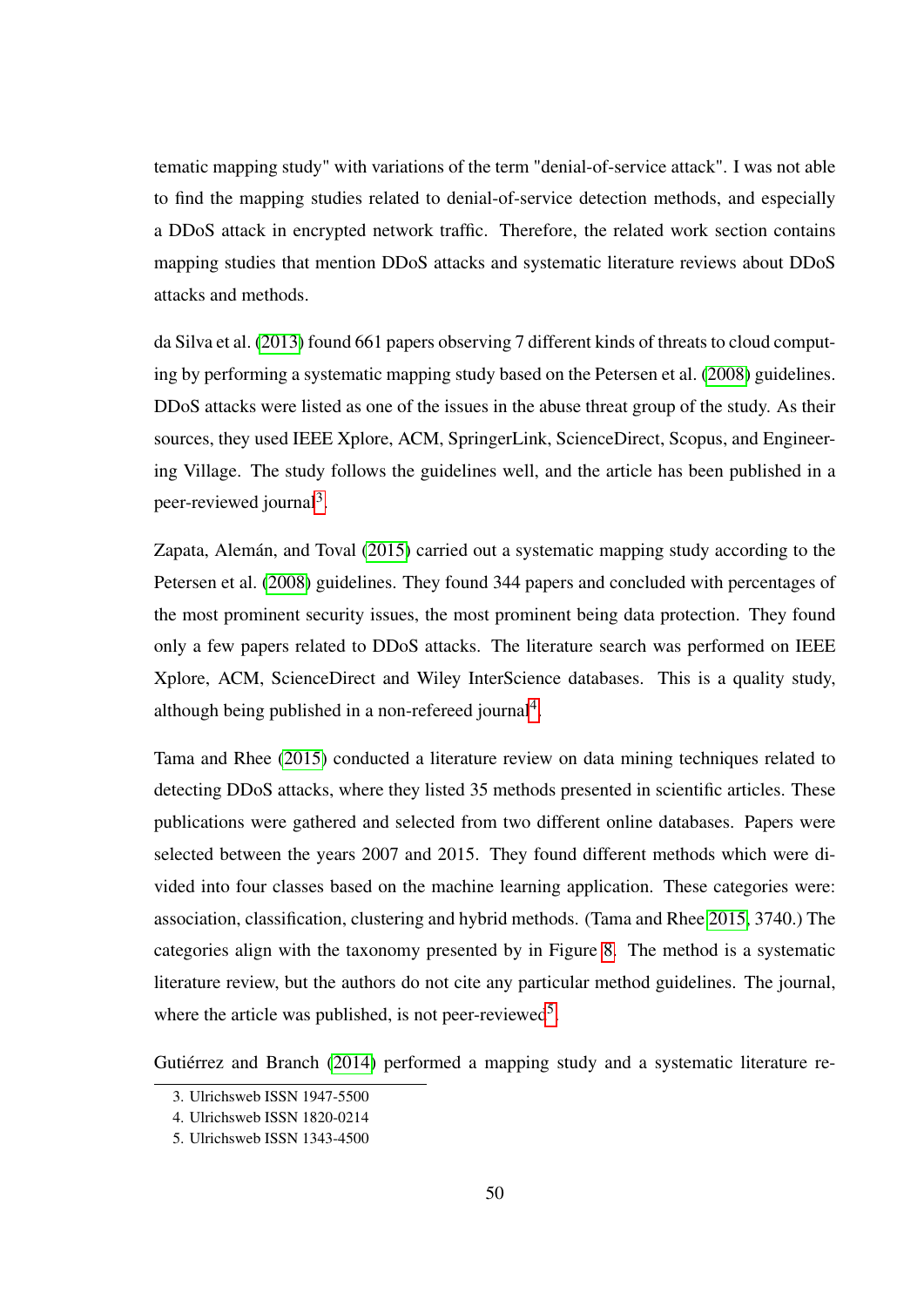tematic mapping study" with variations of the term "denial-of-service attack". I was not able to find the mapping studies related to denial-of-service detection methods, and especially a DDoS attack in encrypted network traffic. Therefore, the related work section contains mapping studies that mention DDoS attacks and systematic literature reviews about DDoS attacks and methods.

da Silva et al. (2013) found 661 papers observing 7 different kinds of threats to cloud computing by performing a systematic mapping study based on the Petersen et al. (2008) guidelines. DDoS attacks were listed as one of the issues in the abuse threat group of the study. As their sources, they used IEEE Xplore, ACM, SpringerLink, ScienceDirect, Scopus, and Engineering Village. The study follows the guidelines well, and the article has been published in a peer-reviewed journal[3].

Zapata, Alemán, and Toval (2015) carried out a systematic mapping study according to the Petersen et al. (2008) guidelines. They found 344 papers and concluded with percentages of the most prominent security issues, the most prominent being data protection. They found only a few papers related to DDoS attacks. The literature search was performed on IEEE Xplore, ACM, ScienceDirect and Wiley InterScience databases. This is a quality study, although being published in a non-refereed journal[4].

Tama and Rhee (2015) conducted a literature review on data mining techniques related to detecting DDoS attacks, where they listed 35 methods presented in scientific articles. These publications were gathered and selected from two different online databases. Papers were selected between the years 2007 and 2015. They found different methods which were divided into four classes based on the machine learning application. These categories were: association, classification, clustering and hybrid methods. (Tama and Rhee 2015, 3740.) The categories align with the taxonomy presented by in Figure 8. The method is a systematic literature review, but the authors do not cite any particular method guidelines. The journal, where the article was published, is not peer-reviewed[5].

Gutiérrez and Branch (2014) performed a mapping study and a systematic literature re-

3. Ulrichsweb ISSN 1947-5500
4. Ulrichsweb ISSN 1820-0214
5. Ulrichsweb ISSN 1343-4500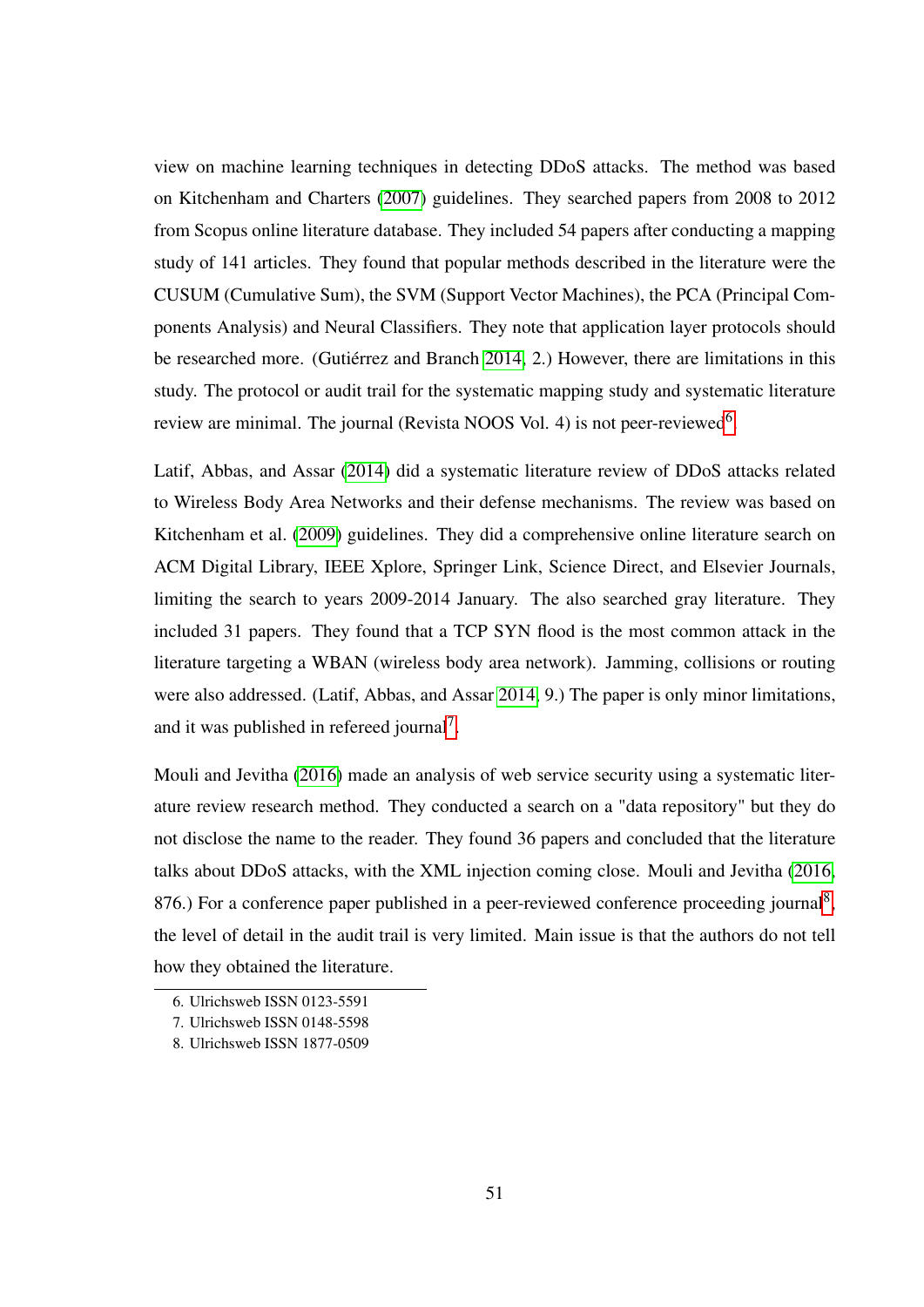view on machine learning techniques in detecting DDoS attacks. The method was based on Kitchenham and Charters (2007) guidelines. They searched papers from 2008 to 2012 from Scopus online literature database. They included 54 papers after conducting a mapping study of 141 articles. They found that popular methods described in the literature were the CUSUM (Cumulative Sum), the SVM (Support Vector Machines), the PCA (Principal Components Analysis) and Neural Classifiers. They note that application layer protocols should be researched more. (Gutiérrez and Branch 2014, 2.) However, there are limitations in this study. The protocol or audit trail for the systematic mapping study and systematic literature review are minimal. The journal (Revista NOOS Vol. 4) is not peer-reviewed[6].

Latif, Abbas, and Assar (2014) did a systematic literature review of DDoS attacks related to Wireless Body Area Networks and their defense mechanisms. The review was based on Kitchenham et al. (2009) guidelines. They did a comprehensive online literature search on ACM Digital Library, IEEE Xplore, Springer Link, Science Direct, and Elsevier Journals, limiting the search to years 2009-2014 January. The also searched gray literature. They included 31 papers. They found that a TCP SYN flood is the most common attack in the literature targeting a WBAN (wireless body area network). Jamming, collisions or routing were also addressed. (Latif, Abbas, and Assar 2014, 9.) The paper is only minor limitations, and it was published in refereed journal[7].

Mouli and Jevitha (2016) made an analysis of web service security using a systematic literature review research method. They conducted a search on a "data repository" but they do not disclose the name to the reader. They found 36 papers and concluded that the literature talks about DDoS attacks, with the XML injection coming close. Mouli and Jevitha (2016, 876.) For a conference paper published in a peer-reviewed conference proceeding journal[8], the level of detail in the audit trail is very limited. Main issue is that the authors do not tell how they obtained the literature.

6. Ulrichsweb ISSN 0123-5591
7. Ulrichsweb ISSN 0148-5598
8. Ulrichsweb ISSN 1877-0509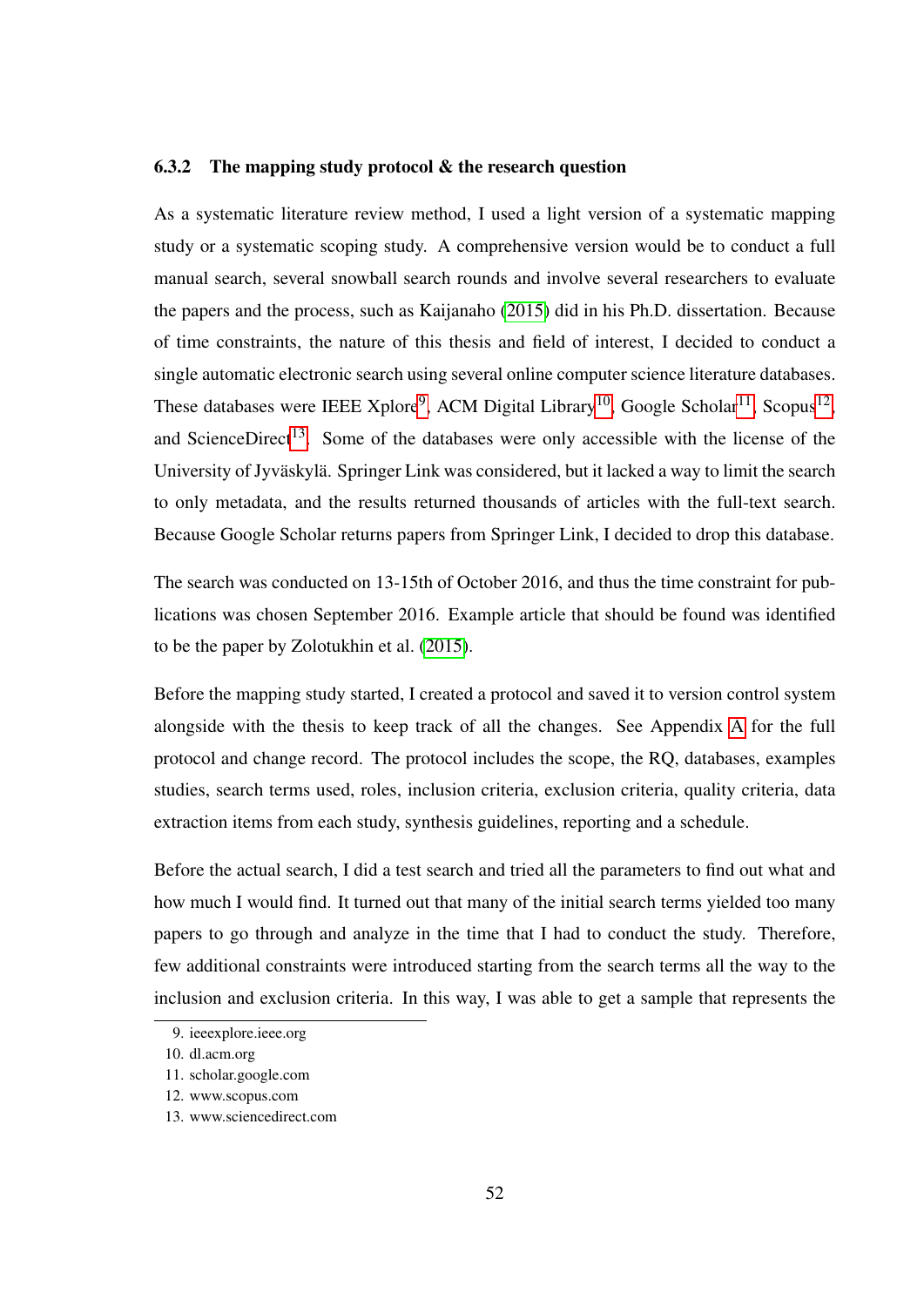### 6.3.2 The mapping study protocol & the research question

As a systematic literature review method, I used a light version of a systematic mapping study or a systematic scoping study. A comprehensive version would be to conduct a full manual search, several snowball search rounds and involve several researchers to evaluate the papers and the process, such as Kaijanaho (2015) did in his Ph.D. dissertation. Because of time constraints, the nature of this thesis and field of interest, I decided to conduct a single automatic electronic search using several online computer science literature databases. These databases were IEEE Xplore[9], ACM Digital Library[10], Google Scholar[11], Scopus[12], and ScienceDirect[13]. Some of the databases were only accessible with the license of the University of Jyväskylä. Springer Link was considered, but it lacked a way to limit the search to only metadata, and the results returned thousands of articles with the full-text search. Because Google Scholar returns papers from Springer Link, I decided to drop this database.

The search was conducted on 13-15th of October 2016, and thus the time constraint for publications was chosen September 2016. Example article that should be found was identified to be the paper by Zolotukhin et al. (2015).

Before the mapping study started, I created a protocol and saved it to version control system alongside with the thesis to keep track of all the changes. See Appendix A for the full protocol and change record. The protocol includes the scope, the RQ, databases, examples studies, search terms used, roles, inclusion criteria, exclusion criteria, quality criteria, data extraction items from each study, synthesis guidelines, reporting and a schedule.

Before the actual search, I did a test search and tried all the parameters to find out what and how much I would find. It turned out that many of the initial search terms yielded too many papers to go through and analyze in the time that I had to conduct the study. Therefore, few additional constraints were introduced starting from the search terms all the way to the inclusion and exclusion criteria. In this way, I was able to get a sample that represents the

9. ieeexplore.ieee.org
10. dl.acm.org
11. scholar.google.com
12. www.scopus.com
13. www.sciencedirect.com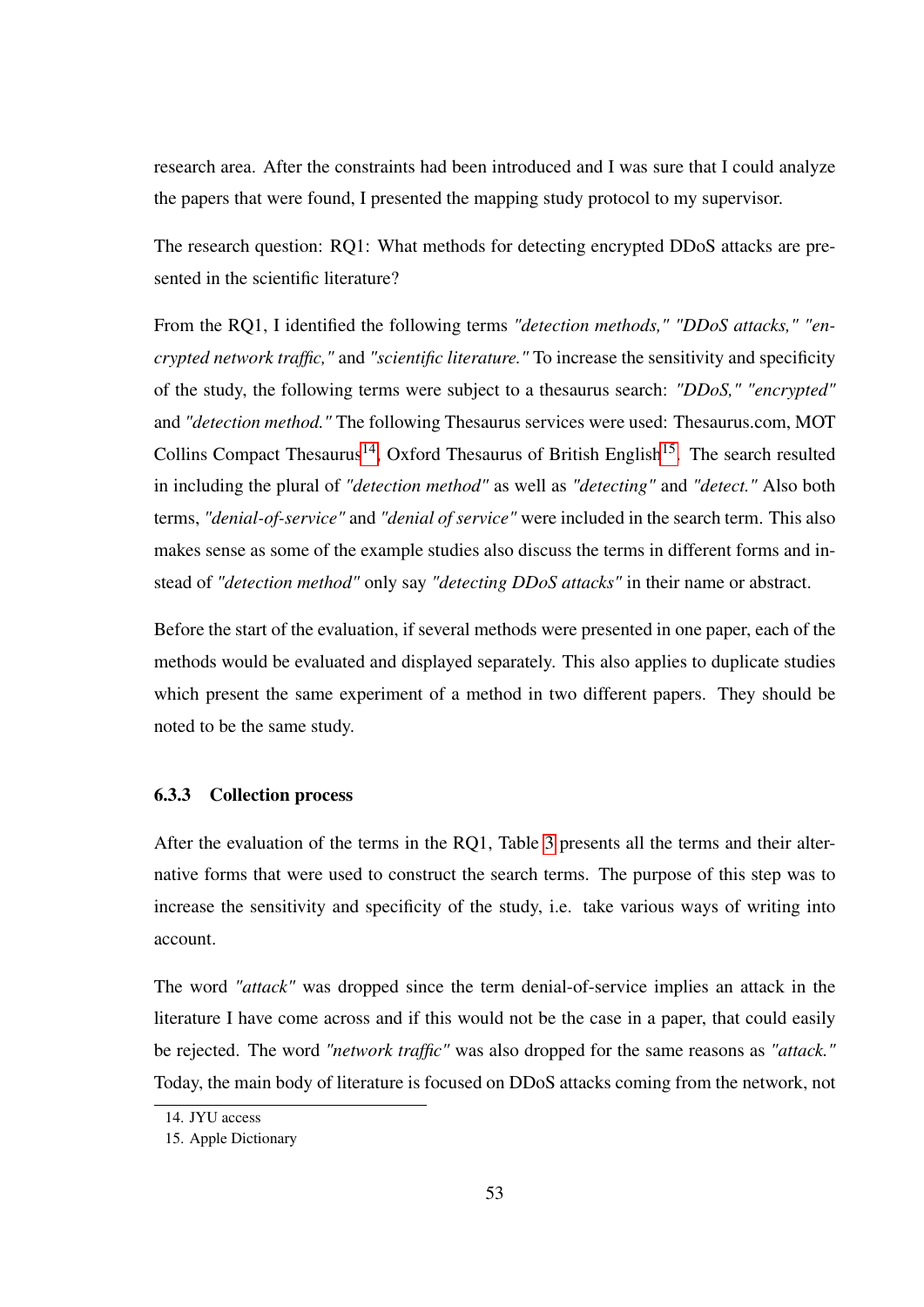research area. After the constraints had been introduced and I was sure that I could analyze the papers that were found, I presented the mapping study protocol to my supervisor.

The research question: RQ1: What methods for detecting encrypted DDoS attacks are presented in the scientific literature?

From the RQ1, I identified the following terms *"detection methods," "DDoS attacks," "encrypted network traffic,"* and *"scientific literature."* To increase the sensitivity and specificity of the study, the following terms were subject to a thesaurus search: *"DDoS," "encrypted"* and *"detection method."* The following Thesaurus services were used: Thesaurus.com, MOT Collins Compact Thesaurus[14], Oxford Thesaurus of British English[15]. The search resulted in including the plural of *"detection method"* as well as *"detecting"* and *"detect."* Also both terms, *"denial-of-service"* and *"denial of service"* were included in the search term. This also makes sense as some of the example studies also discuss the terms in different forms and instead of *"detection method"* only say *"detecting DDoS attacks"* in their name or abstract.

Before the start of the evaluation, if several methods were presented in one paper, each of the methods would be evaluated and displayed separately. This also applies to duplicate studies which present the same experiment of a method in two different papers. They should be noted to be the same study.

### 6.3.3 Collection process

After the evaluation of the terms in the RQ1, Table 3 presents all the terms and their alternative forms that were used to construct the search terms. The purpose of this step was to increase the sensitivity and specificity of the study, i.e. take various ways of writing into account.

The word *"attack"* was dropped since the term denial-of-service implies an attack in the literature I have come across and if this would not be the case in a paper, that could easily be rejected. The word *"network traffic"* was also dropped for the same reasons as *"attack."* Today, the main body of literature is focused on DDoS attacks coming from the network, not

14. JYU access
15. Apple Dictionary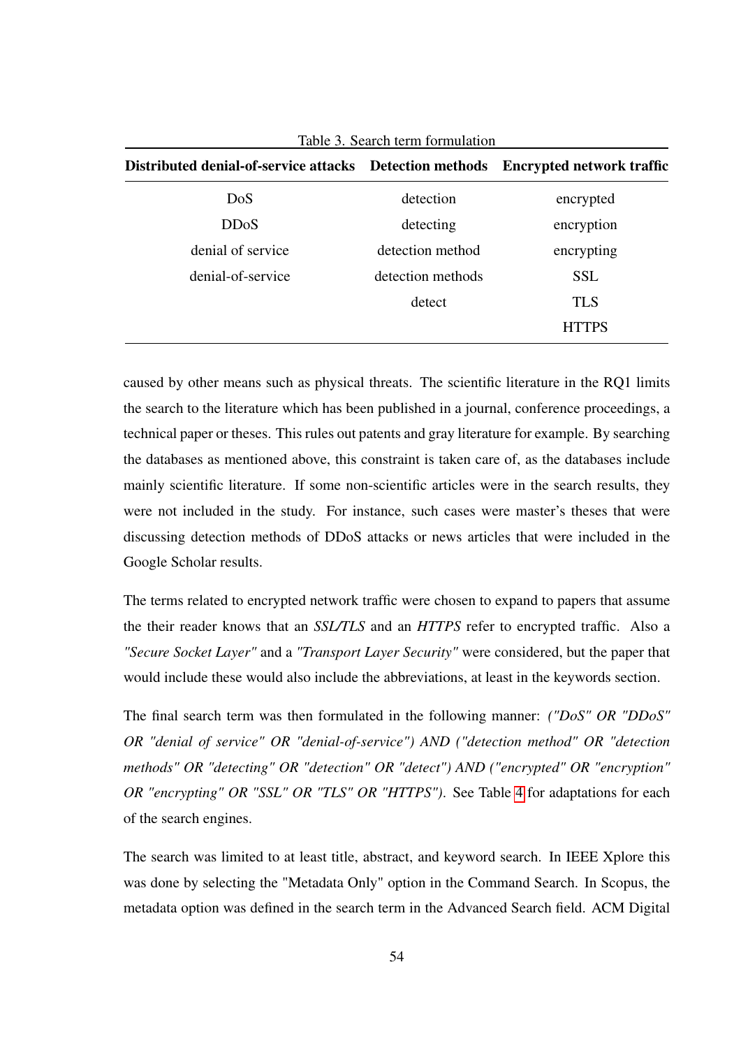Table 3. Search term formulation

| Distributed denial-of-service attacks | Detection methods | Encrypted network traffic |
|---|---|---|
| DoS | detection | encrypted |
| DDoS | detecting | encryption |
| denial of service | detection method | encrypting |
| denial-of-service | detection methods | SSL |
| | detect | TLS |
| | | HTTPS |

caused by other means such as physical threats. The scientific literature in the RQ1 limits the search to the literature which has been published in a journal, conference proceedings, a technical paper or theses. This rules out patents and gray literature for example. By searching the databases as mentioned above, this constraint is taken care of, as the databases include mainly scientific literature. If some non-scientific articles were in the search results, they were not included in the study. For instance, such cases were master's theses that were discussing detection methods of DDoS attacks or news articles that were included in the Google Scholar results.

The terms related to encrypted network traffic were chosen to expand to papers that assume the their reader knows that an *SSL/TLS* and an *HTTPS* refer to encrypted traffic. Also a *"Secure Socket Layer"* and a *"Transport Layer Security"* were considered, but the paper that would include these would also include the abbreviations, at least in the keywords section.

The final search term was then formulated in the following manner: *("DoS" OR "DDoS" OR "denial of service" OR "denial-of-service") AND ("detection method" OR "detection methods" OR "detecting" OR "detection" OR "detect") AND ("encrypted" OR "encryption" OR "encrypting" OR "SSL" OR "TLS" OR "HTTPS")*. See Table 4 for adaptations for each of the search engines.

The search was limited to at least title, abstract, and keyword search. In IEEE Xplore this was done by selecting the "Metadata Only" option in the Command Search. In Scopus, the metadata option was defined in the search term in the Advanced Search field. ACM Digital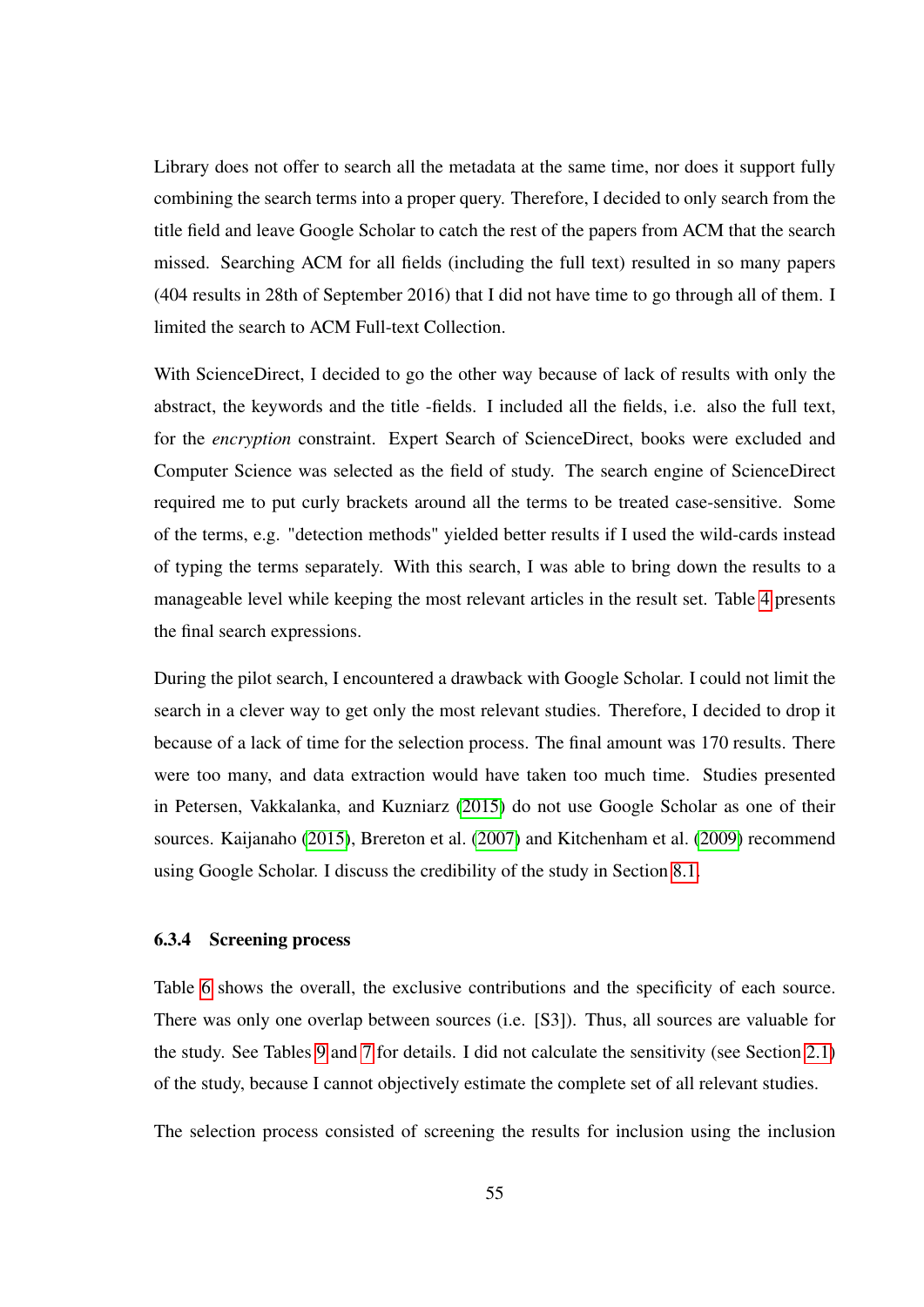Library does not offer to search all the metadata at the same time, nor does it support fully combining the search terms into a proper query. Therefore, I decided to only search from the title field and leave Google Scholar to catch the rest of the papers from ACM that the search missed. Searching ACM for all fields (including the full text) resulted in so many papers (404 results in 28th of September 2016) that I did not have time to go through all of them. I limited the search to ACM Full-text Collection.

With ScienceDirect, I decided to go the other way because of lack of results with only the abstract, the keywords and the title -fields. I included all the fields, i.e. also the full text, for the *encryption* constraint. Expert Search of ScienceDirect, books were excluded and Computer Science was selected as the field of study. The search engine of ScienceDirect required me to put curly brackets around all the terms to be treated case-sensitive. Some of the terms, e.g. "detection methods" yielded better results if I used the wild-cards instead of typing the terms separately. With this search, I was able to bring down the results to a manageable level while keeping the most relevant articles in the result set. Table 4 presents the final search expressions.

During the pilot search, I encountered a drawback with Google Scholar. I could not limit the search in a clever way to get only the most relevant studies. Therefore, I decided to drop it because of a lack of time for the selection process. The final amount was 170 results. There were too many, and data extraction would have taken too much time. Studies presented in Petersen, Vakkalanka, and Kuzniarz (2015) do not use Google Scholar as one of their sources. Kaijanaho (2015), Brereton et al. (2007) and Kitchenham et al. (2009) recommend using Google Scholar. I discuss the credibility of the study in Section 8.1.

### 6.3.4 Screening process

Table 6 shows the overall, the exclusive contributions and the specificity of each source. There was only one overlap between sources (i.e. [S3]). Thus, all sources are valuable for the study. See Tables 9 and 7 for details. I did not calculate the sensitivity (see Section 2.1) of the study, because I cannot objectively estimate the complete set of all relevant studies.

The selection process consisted of screening the results for inclusion using the inclusion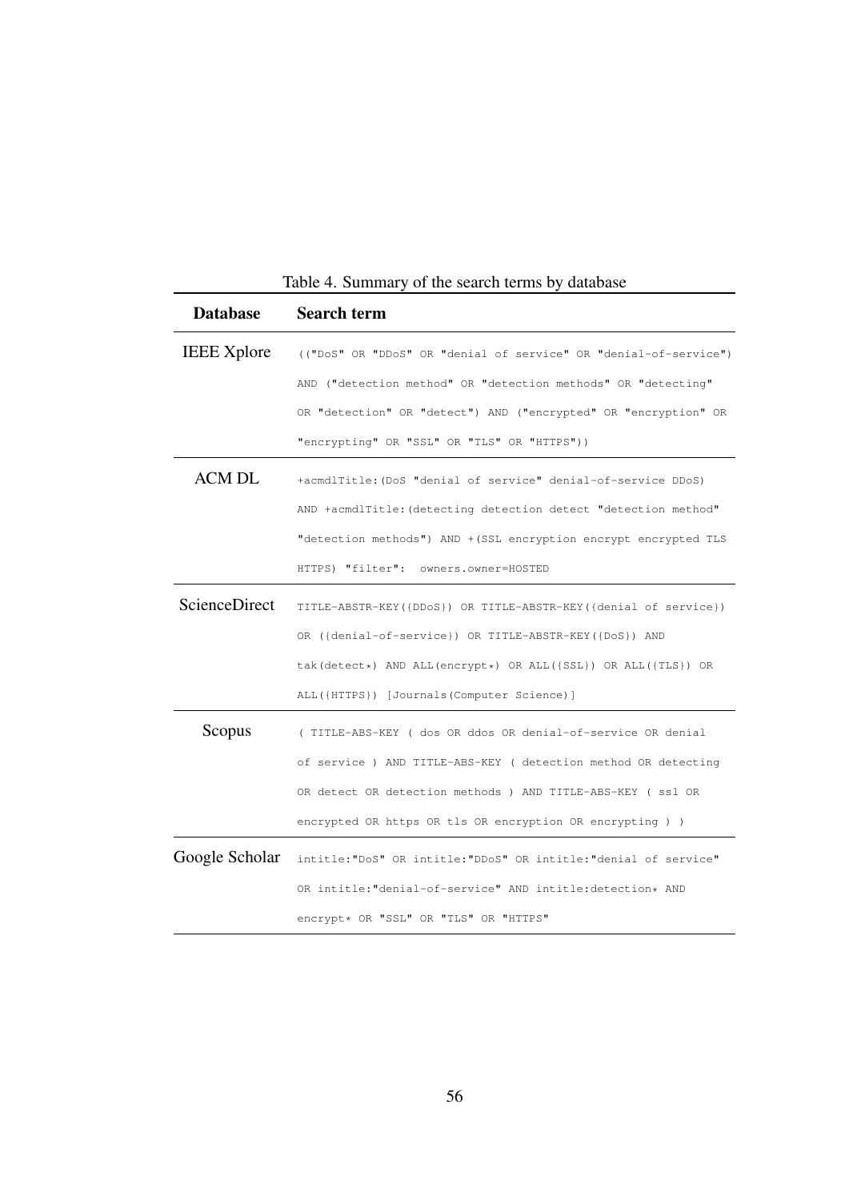Table 4. Summary of the search terms by database

| Database | Search term |
|---|---|
| IEEE Xplore | (("DoS" OR "DDoS" OR "denial of service" OR "denial-of-service") AND ("detection method" OR "detection methods" OR "detecting" OR "detection" OR "detect") AND ("encrypted" OR "encryption" OR "encrypting" OR "SSL" OR "TLS" OR "HTTPS")) |
| ACM DL | +acmdlTitle:(DoS "denial of service" denial-of-service DDoS) AND +acmdlTitle:(detecting detection detect "detection method" "detection methods") AND +(SSL encryption encrypt encrypted TLS HTTPS) "filter": owners.owner=HOSTED |
| ScienceDirect | TITLE-ABSTR-KEY({DDoS}) OR TITLE-ABSTR-KEY({denial of service}) OR ({denial-of-service}) OR TITLE-ABSTR-KEY({DoS}) AND tak(detect*) AND ALL(encrypt*) OR ALL({SSL}) OR ALL({TLS}) OR ALL({HTTPS}) [Journals(Computer Science)] |
| Scopus | ( TITLE-ABS-KEY ( dos OR ddos OR denial-of-service OR denial of service ) AND TITLE-ABS-KEY ( detection method OR detecting OR detect OR detection methods ) AND TITLE-ABS-KEY ( ssl OR encrypted OR https OR tls OR encryption OR encrypting ) ) |
| Google Scholar | intitle:"DoS" OR intitle:"DDoS" OR intitle:"denial of service" OR intitle:"denial-of-service" AND intitle:detection* AND encrypt* OR "SSL" OR "TLS" OR "HTTPS" |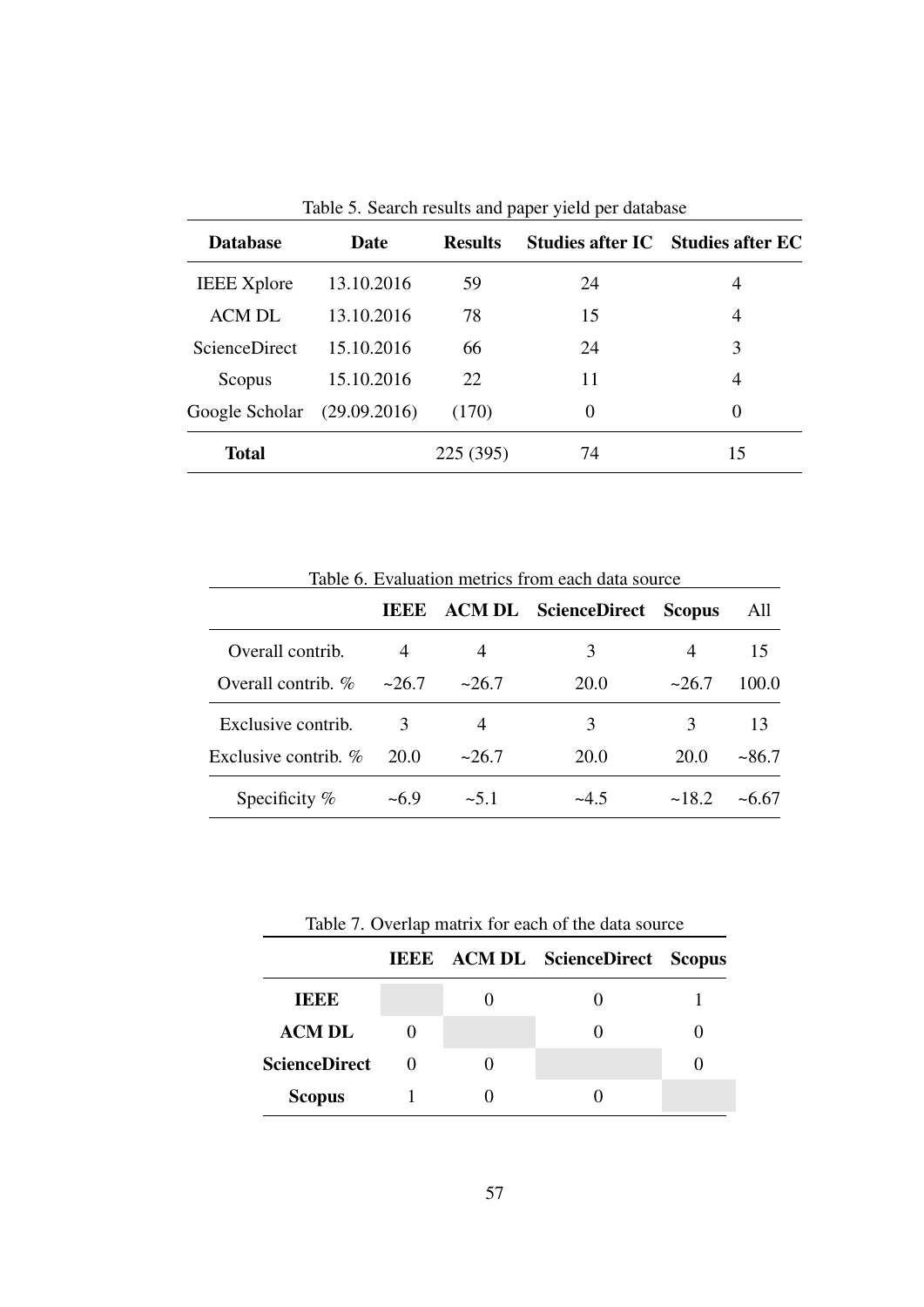Table 5. Search results and paper yield per database

| Database | Date | Results | Studies after IC | Studies after EC |
|---|---|---|---|---|
| IEEE Xplore | 13.10.2016 | 59 | 24 | 4 |
| ACM DL | 13.10.2016 | 78 | 15 | 4 |
| ScienceDirect | 15.10.2016 | 66 | 24 | 3 |
| Scopus | 15.10.2016 | 22 | 11 | 4 |
| Google Scholar | (29.09.2016) | (170) | 0 | 0 |
| **Total** | | 225 (395) | 74 | 15 |

Table 6. Evaluation metrics from each data source

| | IEEE | ACM DL | ScienceDirect | Scopus | All |
|---|---|---|---|---|---|
| Overall contrib. | 4 | 4 | 3 | 4 | 15 |
| Overall contrib. % | ~26.7 | ~26.7 | 20.0 | ~26.7 | 100.0 |
| Exclusive contrib. | 3 | 4 | 3 | 3 | 13 |
| Exclusive contrib. % | 20.0 | ~26.7 | 20.0 | 20.0 | ~86.7 |
| Specificity % | ~6.9 | ~5.1 | ~4.5 | ~18.2 | ~6.67 |

Table 7. Overlap matrix for each of the data source

| | IEEE | ACM DL | ScienceDirect | Scopus |
|---|---|---|---|---|
| **IEEE** | | 0 | 0 | 1 |
| **ACM DL** | 0 | | 0 | 0 |
| **ScienceDirect** | 0 | 0 | | 0 |
| **Scopus** | 1 | 0 | 0 | |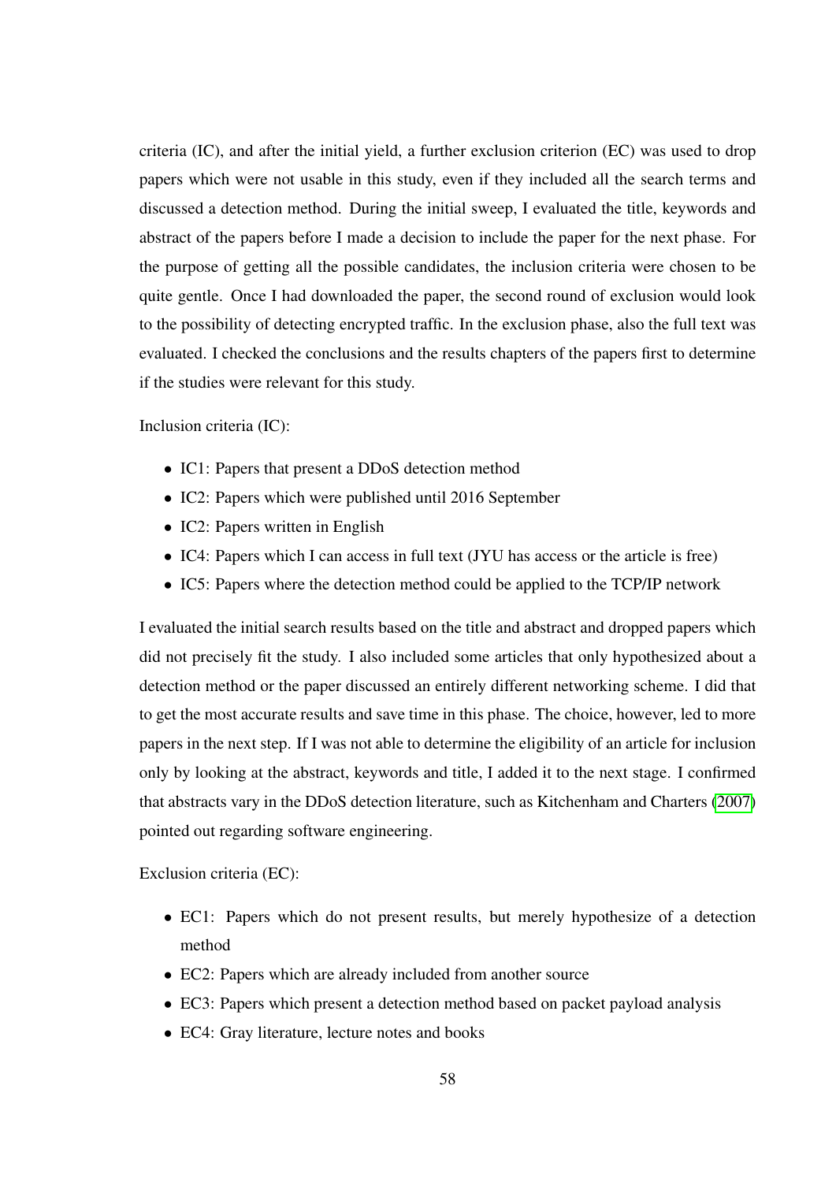criteria (IC), and after the initial yield, a further exclusion criterion (EC) was used to drop papers which were not usable in this study, even if they included all the search terms and discussed a detection method. During the initial sweep, I evaluated the title, keywords and abstract of the papers before I made a decision to include the paper for the next phase. For the purpose of getting all the possible candidates, the inclusion criteria were chosen to be quite gentle. Once I had downloaded the paper, the second round of exclusion would look to the possibility of detecting encrypted traffic. In the exclusion phase, also the full text was evaluated. I checked the conclusions and the results chapters of the papers first to determine if the studies were relevant for this study.

Inclusion criteria (IC):

- IC1: Papers that present a DDoS detection method
- IC2: Papers which were published until 2016 September
- IC2: Papers written in English
- IC4: Papers which I can access in full text (JYU has access or the article is free)
- IC5: Papers where the detection method could be applied to the TCP/IP network

I evaluated the initial search results based on the title and abstract and dropped papers which did not precisely fit the study. I also included some articles that only hypothesized about a detection method or the paper discussed an entirely different networking scheme. I did that to get the most accurate results and save time in this phase. The choice, however, led to more papers in the next step. If I was not able to determine the eligibility of an article for inclusion only by looking at the abstract, keywords and title, I added it to the next stage. I confirmed that abstracts vary in the DDoS detection literature, such as Kitchenham and Charters (2007) pointed out regarding software engineering.

Exclusion criteria (EC):

- EC1: Papers which do not present results, but merely hypothesize of a detection method
- EC2: Papers which are already included from another source
- EC3: Papers which present a detection method based on packet payload analysis
- EC4: Gray literature, lecture notes and books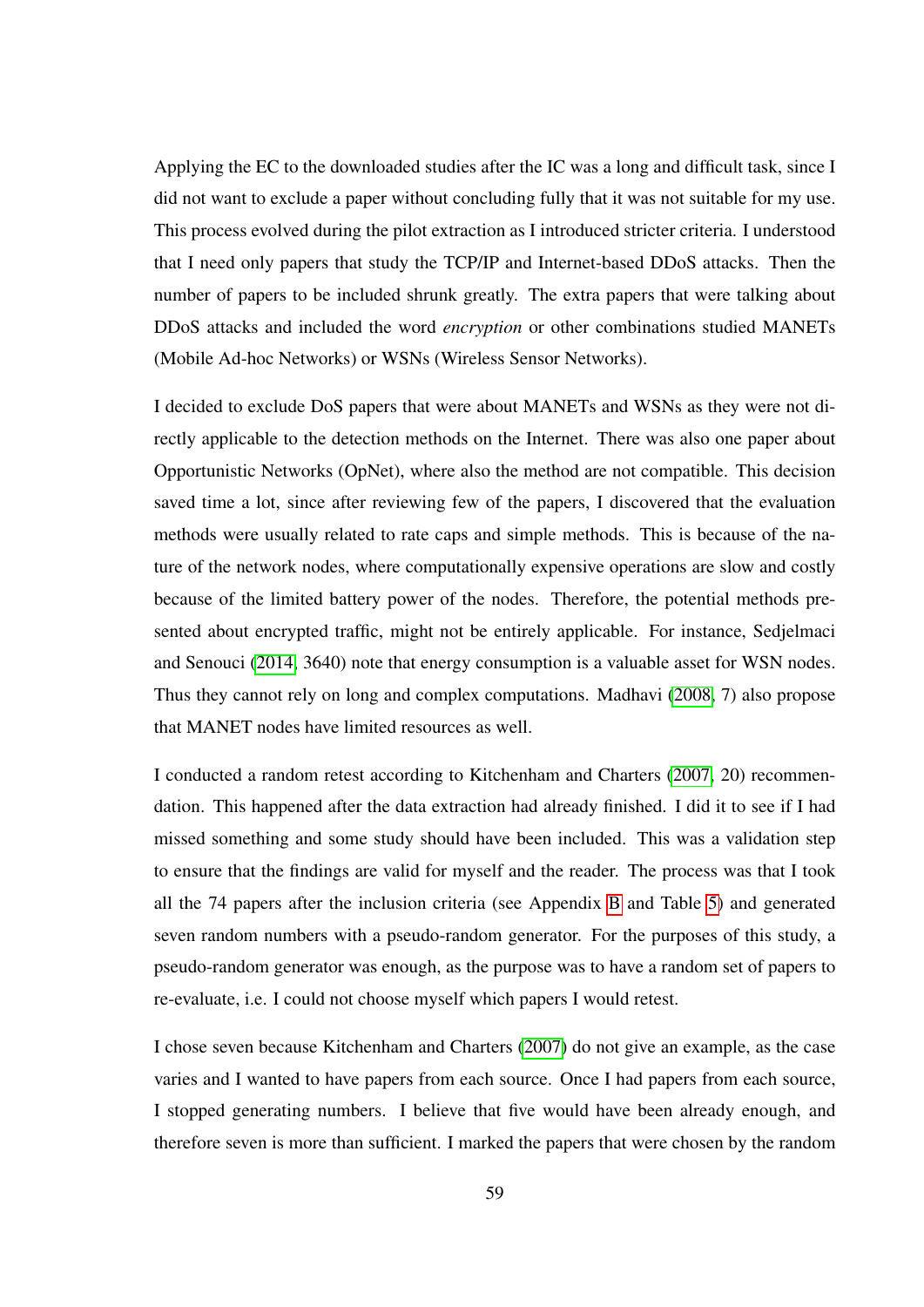Applying the EC to the downloaded studies after the IC was a long and difficult task, since I did not want to exclude a paper without concluding fully that it was not suitable for my use. This process evolved during the pilot extraction as I introduced stricter criteria. I understood that I need only papers that study the TCP/IP and Internet-based DDoS attacks. Then the number of papers to be included shrunk greatly. The extra papers that were talking about DDoS attacks and included the word *encryption* or other combinations studied MANETs (Mobile Ad-hoc Networks) or WSNs (Wireless Sensor Networks).

I decided to exclude DoS papers that were about MANETs and WSNs as they were not directly applicable to the detection methods on the Internet. There was also one paper about Opportunistic Networks (OpNet), where also the method are not compatible. This decision saved time a lot, since after reviewing few of the papers, I discovered that the evaluation methods were usually related to rate caps and simple methods. This is because of the nature of the network nodes, where computationally expensive operations are slow and costly because of the limited battery power of the nodes. Therefore, the potential methods presented about encrypted traffic, might not be entirely applicable. For instance, Sedjelmaci and Senouci (2014, 3640) note that energy consumption is a valuable asset for WSN nodes. Thus they cannot rely on long and complex computations. Madhavi (2008, 7) also propose that MANET nodes have limited resources as well.

I conducted a random retest according to Kitchenham and Charters (2007, 20) recommendation. This happened after the data extraction had already finished. I did it to see if I had missed something and some study should have been included. This was a validation step to ensure that the findings are valid for myself and the reader. The process was that I took all the 74 papers after the inclusion criteria (see Appendix B and Table 5) and generated seven random numbers with a pseudo-random generator. For the purposes of this study, a pseudo-random generator was enough, as the purpose was to have a random set of papers to re-evaluate, i.e. I could not choose myself which papers I would retest.

I chose seven because Kitchenham and Charters (2007) do not give an example, as the case varies and I wanted to have papers from each source. Once I had papers from each source, I stopped generating numbers. I believe that five would have been already enough, and therefore seven is more than sufficient. I marked the papers that were chosen by the random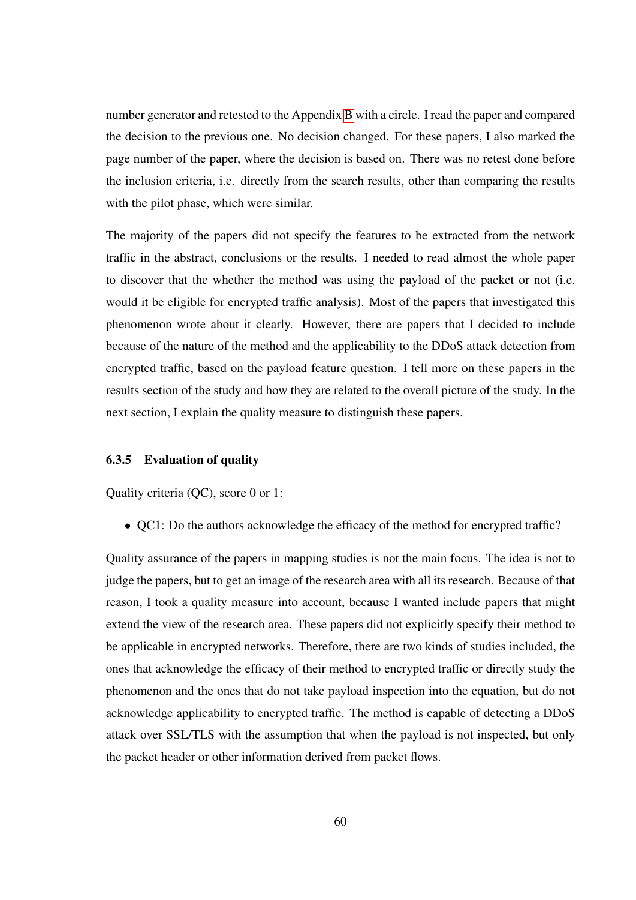number generator and retested to the Appendix B with a circle. I read the paper and compared the decision to the previous one. No decision changed. For these papers, I also marked the page number of the paper, where the decision is based on. There was no retest done before the inclusion criteria, i.e. directly from the search results, other than comparing the results with the pilot phase, which were similar.

The majority of the papers did not specify the features to be extracted from the network traffic in the abstract, conclusions or the results. I needed to read almost the whole paper to discover that the whether the method was using the payload of the packet or not (i.e. would it be eligible for encrypted traffic analysis). Most of the papers that investigated this phenomenon wrote about it clearly. However, there are papers that I decided to include because of the nature of the method and the applicability to the DDoS attack detection from encrypted traffic, based on the payload feature question. I tell more on these papers in the results section of the study and how they are related to the overall picture of the study. In the next section, I explain the quality measure to distinguish these papers.

### 6.3.5 Evaluation of quality

Quality criteria (QC), score 0 or 1:

- QC1: Do the authors acknowledge the efficacy of the method for encrypted traffic?

Quality assurance of the papers in mapping studies is not the main focus. The idea is not to judge the papers, but to get an image of the research area with all its research. Because of that reason, I took a quality measure into account, because I wanted include papers that might extend the view of the research area. These papers did not explicitly specify their method to be applicable in encrypted networks. Therefore, there are two kinds of studies included, the ones that acknowledge the efficacy of their method to encrypted traffic or directly study the phenomenon and the ones that do not take payload inspection into the equation, but do not acknowledge applicability to encrypted traffic. The method is capable of detecting a DDoS attack over SSL/TLS with the assumption that when the payload is not inspected, but only the packet header or other information derived from packet flows.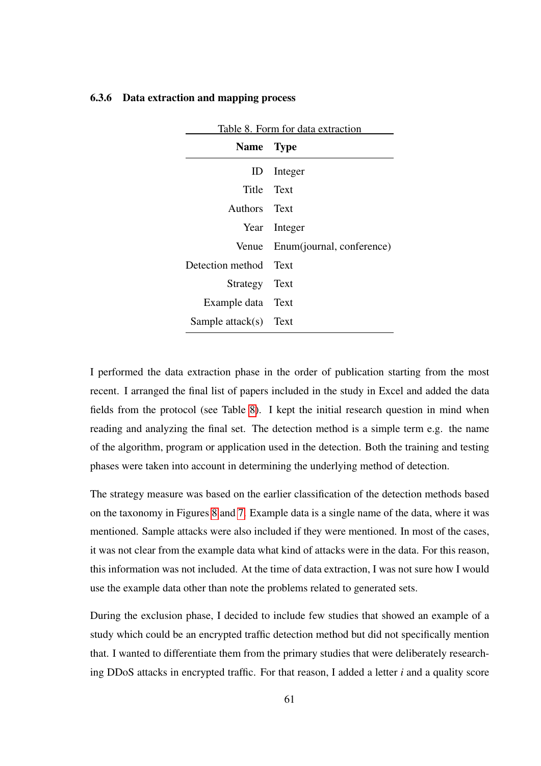### 6.3.6 Data extraction and mapping process

Table 8. Form for data extraction

| Name | Type |
|---|---|
| ID | Integer |
| Title | Text |
| Authors | Text |
| Year | Integer |
| Venue | Enum(journal, conference) |
| Detection method | Text |
| Strategy | Text |
| Example data | Text |
| Sample attack(s) | Text |

I performed the data extraction phase in the order of publication starting from the most recent. I arranged the final list of papers included in the study in Excel and added the data fields from the protocol (see Table 8). I kept the initial research question in mind when reading and analyzing the final set. The detection method is a simple term e.g. the name of the algorithm, program or application used in the detection. Both the training and testing phases were taken into account in determining the underlying method of detection.

The strategy measure was based on the earlier classification of the detection methods based on the taxonomy in Figures 8 and 7. Example data is a single name of the data, where it was mentioned. Sample attacks were also included if they were mentioned. In most of the cases, it was not clear from the example data what kind of attacks were in the data. For this reason, this information was not included. At the time of data extraction, I was not sure how I would use the example data other than note the problems related to generated sets.

During the exclusion phase, I decided to include few studies that showed an example of a study which could be an encrypted traffic detection method but did not specifically mention that. I wanted to differentiate them from the primary studies that were deliberately researching DDoS attacks in encrypted traffic. For that reason, I added a letter *i* and a quality score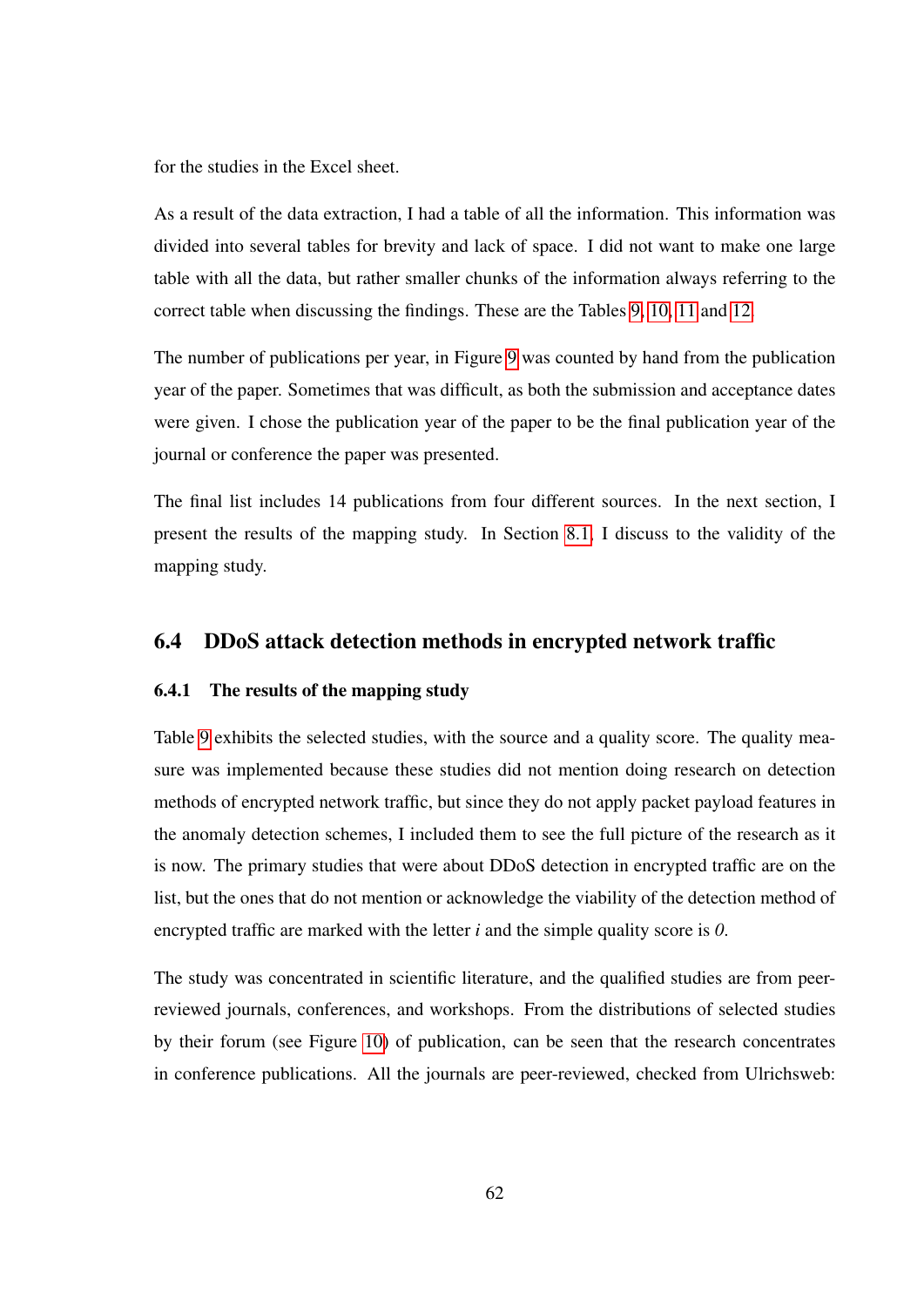for the studies in the Excel sheet.

As a result of the data extraction, I had a table of all the information. This information was divided into several tables for brevity and lack of space. I did not want to make one large table with all the data, but rather smaller chunks of the information always referring to the correct table when discussing the findings. These are the Tables 9, 10, 11 and 12.

The number of publications per year, in Figure 9 was counted by hand from the publication year of the paper. Sometimes that was difficult, as both the submission and acceptance dates were given. I chose the publication year of the paper to be the final publication year of the journal or conference the paper was presented.

The final list includes 14 publications from four different sources. In the next section, I present the results of the mapping study. In Section 8.1, I discuss to the validity of the mapping study.

## 6.4 DDoS attack detection methods in encrypted network traffic

### 6.4.1 The results of the mapping study

Table 9 exhibits the selected studies, with the source and a quality score. The quality measure was implemented because these studies did not mention doing research on detection methods of encrypted network traffic, but since they do not apply packet payload features in the anomaly detection schemes, I included them to see the full picture of the research as it is now. The primary studies that were about DDoS detection in encrypted traffic are on the list, but the ones that do not mention or acknowledge the viability of the detection method of encrypted traffic are marked with the letter *i* and the simple quality score is *0*.

The study was concentrated in scientific literature, and the qualified studies are from peer-reviewed journals, conferences, and workshops. From the distributions of selected studies by their forum (see Figure 10) of publication, can be seen that the research concentrates in conference publications. All the journals are peer-reviewed, checked from Ulrichsweb: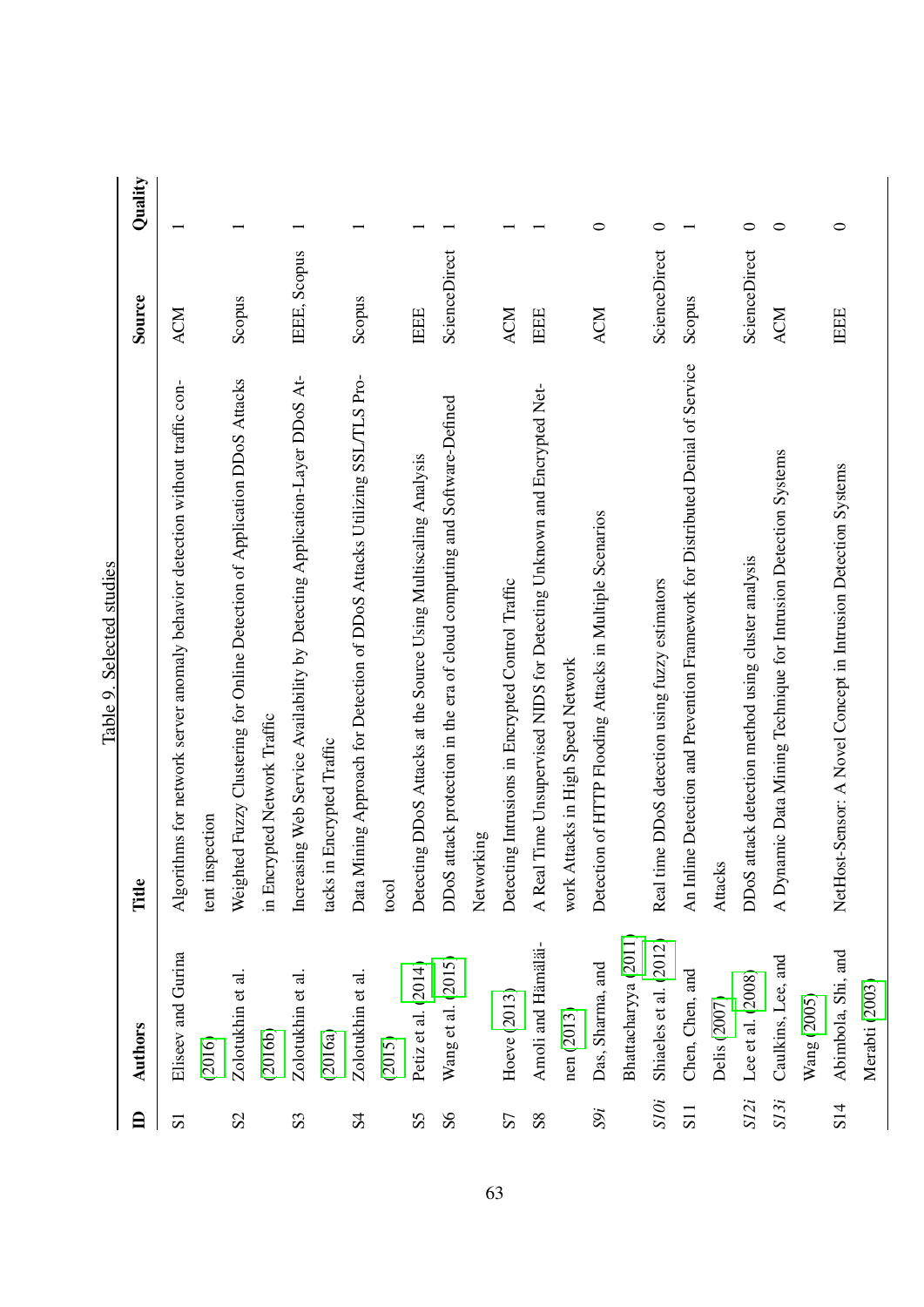Table 9. Selected studies

| ID | Authors | Title | Source | Quality |
|---|---|---|---|---|
| S1 | Eliseev and Gurina (2016) | Algorithms for network server anomaly behavior detection without traffic content inspection | ACM | 1 |
| S2 | Zolotukhin et al. (2016b) | Weighted Fuzzy Clustering for Online Detection of Application DDoS Attacks in Encrypted Network Traffic | Scopus | 1 |
| S3 | Zolotukhin et al. (2016a) | Increasing Web Service Availability by Detecting Application-Layer DDoS Attacks in Encrypted Traffic | IEEE, Scopus | 1 |
| S4 | Zolotukhin et al. (2015) | Data Mining Approach for Detection of DDoS Attacks Utilizing SSL/TLS Protocol | Scopus | 1 |
| S5 | Petiz et al. (2014) | Detecting DDoS Attacks at the Source Using Multiscaling Analysis | IEEE | 1 |
| S6 | Wang et al. (2015) | DDoS attack protection in the era of cloud computing and Software-Defined Networking | ScienceDirect | 1 |
| S7 | Hoeve (2013) | Detecting Intrusions in Encrypted Control Traffic | ACM | 1 |
| S8 | Amoli and Hämäläinen (2013) | A Real Time Unsupervised NIDS for Detecting Unknown and Encrypted Network Attacks in High Speed Network | IEEE | 1 |
| *S9i* | Das, Sharma, and Bhattacharyya (2011) | Detection of HTTP Flooding Attacks in Multiple Scenarios | ACM | 0 |
| *S10i* | Shiaeles et al. (2012) | Real time DDoS detection using fuzzy estimators | ScienceDirect | 0 |
| S11 | Chen, Chen, and Delis (2007) | An Inline Detection and Prevention Framework for Distributed Denial of Service Attacks | Scopus | 1 |
| *S12i* | Lee et al. (2008) | DDoS attack detection method using cluster analysis | ScienceDirect | 0 |
| *S13i* | Caulkins, Lee, and Wang (2005) | A Dynamic Data Mining Technique for Intrusion Detection Systems | ACM | 0 |
| S14 | Abimbola, Shi, and Merabti (2003) | NetHost-Sensor: A Novel Concept in Intrusion Detection Systems | IEEE | 0 |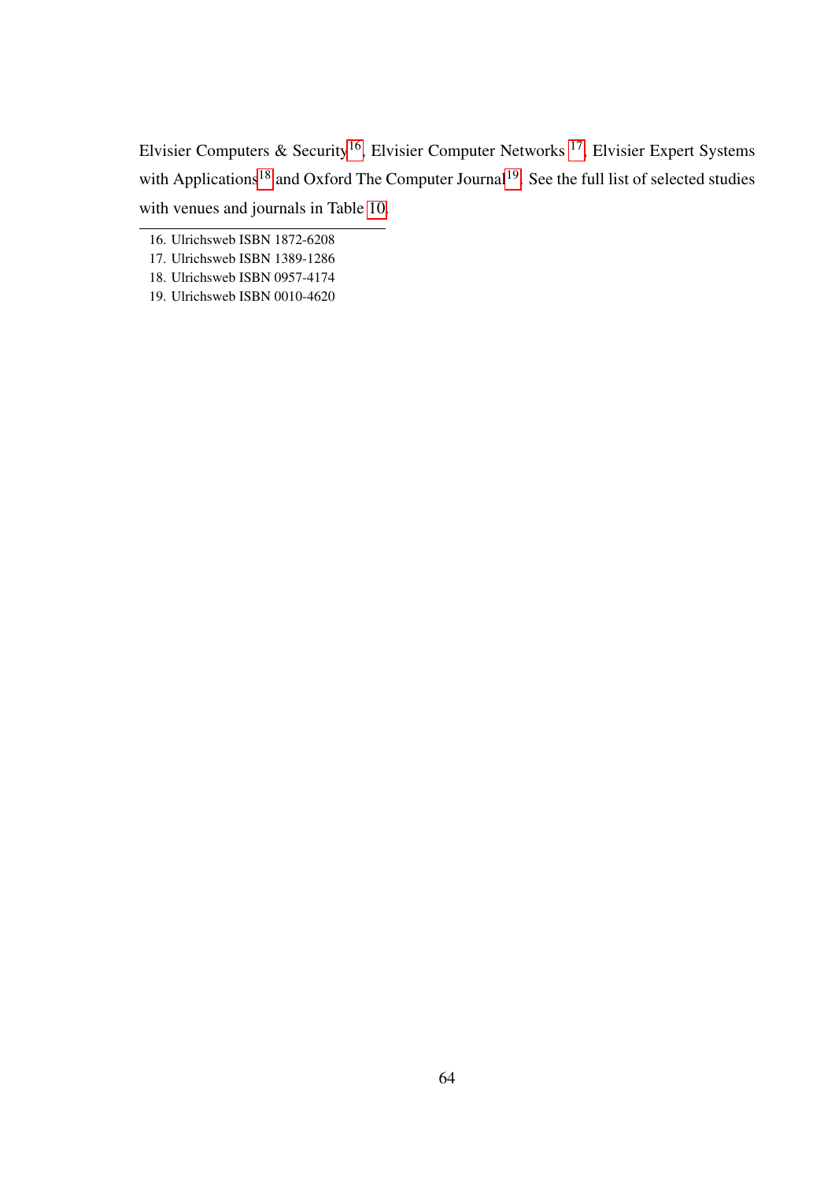Elvisier Computers & Security[16], Elvisier Computer Networks [17], Elvisier Expert Systems with Applications[18] and Oxford The Computer Journal[19]. See the full list of selected studies with venues and journals in Table 10.

16. Ulrichsweb ISBN 1872-6208
17. Ulrichsweb ISBN 1389-1286
18. Ulrichsweb ISBN 0957-4174
19. Ulrichsweb ISBN 0010-4620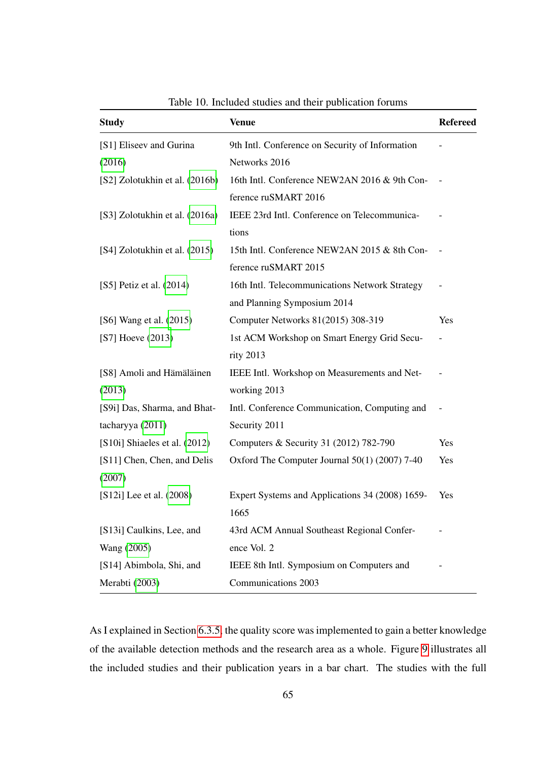Table 10. Included studies and their publication forums

| **Study** | **Venue** | **Refereed** |
|---|---|---|
| [S1] Eliseev and Gurina (2016) | 9th Intl. Conference on Security of Information Networks 2016 | - |
| [S2] Zolotukhin et al. (2016b) | 16th Intl. Conference NEW2AN 2016 & 9th Conference ruSMART 2016 | - |
| [S3] Zolotukhin et al. (2016a) | IEEE 23rd Intl. Conference on Telecommunications | - |
| [S4] Zolotukhin et al. (2015) | 15th Intl. Conference NEW2AN 2015 & 8th Conference ruSMART 2015 | - |
| [S5] Petiz et al. (2014) | 16th Intl. Telecommunications Network Strategy and Planning Symposium 2014 | - |
| [S6] Wang et al. (2015) | Computer Networks 81(2015) 308-319 | Yes |
| [S7] Hoeve (2013) | 1st ACM Workshop on Smart Energy Grid Security 2013 | - |
| [S8] Amoli and Hämäläinen (2013) | IEEE Intl. Workshop on Measurements and Networking 2013 | - |
| [S9i] Das, Sharma, and Bhattacharyya (2011) | Intl. Conference Communication, Computing and Security 2011 | - |
| [S10i] Shiaeles et al. (2012) | Computers & Security 31 (2012) 782-790 | Yes |
| [S11] Chen, Chen, and Delis (2007) | Oxford The Computer Journal 50(1) (2007) 7-40 | Yes |
| [S12i] Lee et al. (2008) | Expert Systems and Applications 34 (2008) 1659-1665 | Yes |
| [S13i] Caulkins, Lee, and Wang (2005) | 43rd ACM Annual Southeast Regional Conference Vol. 2 | - |
| [S14] Abimbola, Shi, and Merabti (2003) | IEEE 8th Intl. Symposium on Computers and Communications 2003 | - |

As I explained in Section 6.3.5, the quality score was implemented to gain a better knowledge of the available detection methods and the research area as a whole. Figure 9 illustrates all the included studies and their publication years in a bar chart. The studies with the full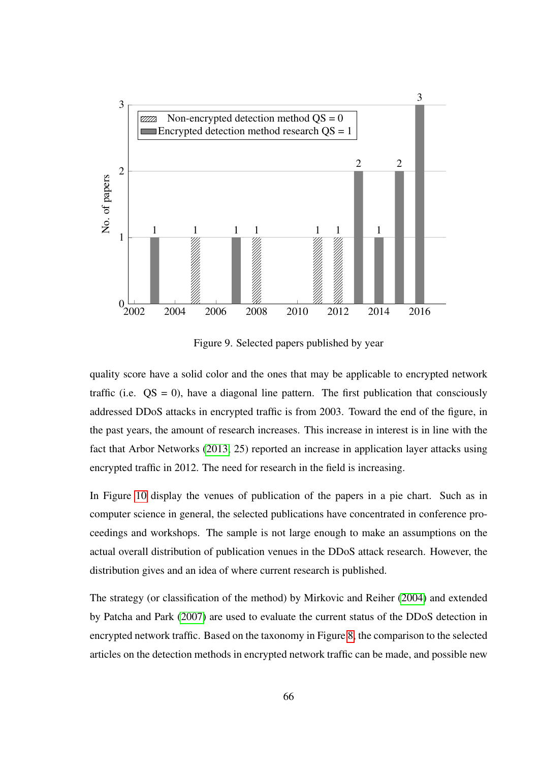3

Non-encrypted detection method QS = 0

Encrypted detection method research QS = 1

No. of papers

1 1 1 1 1 1 2 1 2 3

0 1 2 3

2002 2004 2006 2008 2010 2012 2014 2016

Figure 9. Selected papers published by year

quality score have a solid color and the ones that may be applicable to encrypted network traffic (i.e. QS = 0), have a diagonal line pattern. The first publication that consciously addressed DDoS attacks in encrypted traffic is from 2003. Toward the end of the figure, in the past years, the amount of research increases. This increase in interest is in line with the fact that Arbor Networks (2013, 25) reported an increase in application layer attacks using encrypted traffic in 2012. The need for research in the field is increasing.

In Figure 10 display the venues of publication of the papers in a pie chart. Such as in computer science in general, the selected publications have concentrated in conference proceedings and workshops. The sample is not large enough to make an assumptions on the actual overall distribution of publication venues in the DDoS attack research. However, the distribution gives and an idea of where current research is published.

The strategy (or classification of the method) by Mirkovic and Reiher (2004) and extended by Patcha and Park (2007) are used to evaluate the current status of the DDoS detection in encrypted network traffic. Based on the taxonomy in Figure 8, the comparison to the selected articles on the detection methods in encrypted network traffic can be made, and possible new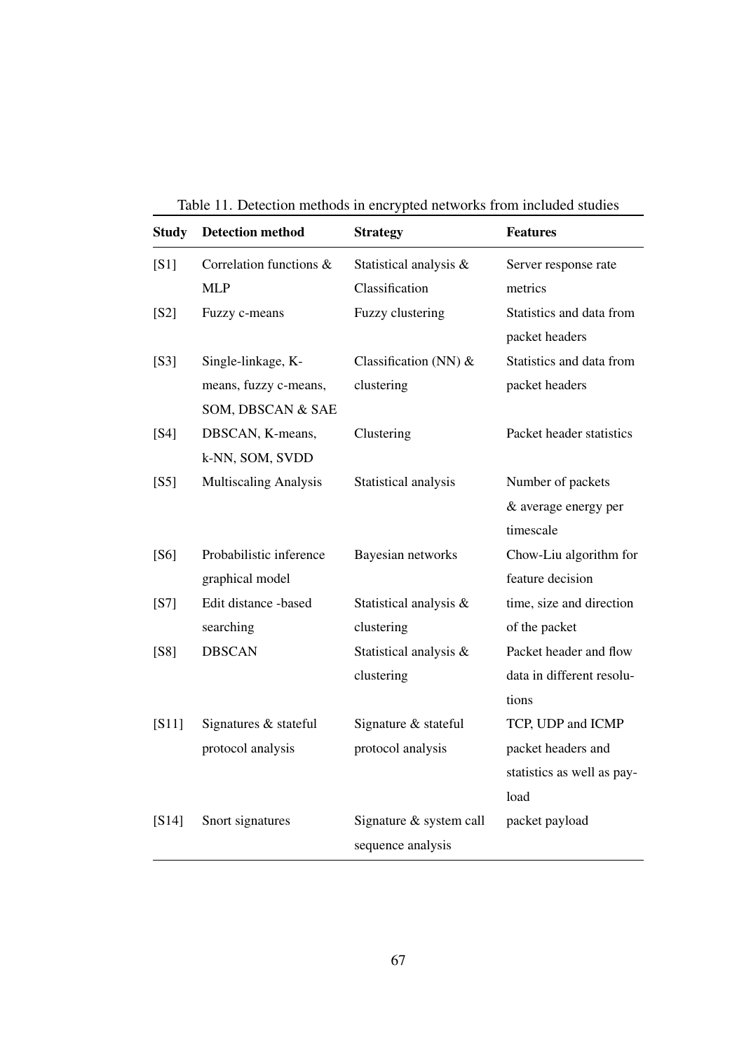Table 11. Detection methods in encrypted networks from included studies

| Study | Detection method | Strategy | Features |
|---|---|---|---|
| [S1] | Correlation functions & MLP | Statistical analysis & Classification | Server response rate metrics |
| [S2] | Fuzzy c-means | Fuzzy clustering | Statistics and data from packet headers |
| [S3] | Single-linkage, K-means, fuzzy c-means, SOM, DBSCAN & SAE | Classification (NN) & clustering | Statistics and data from packet headers |
| [S4] | DBSCAN, K-means, k-NN, SOM, SVDD | Clustering | Packet header statistics |
| [S5] | Multiscaling Analysis | Statistical analysis | Number of packets & average energy per timescale |
| [S6] | Probabilistic inference graphical model | Bayesian networks | Chow-Liu algorithm for feature decision |
| [S7] | Edit distance -based searching | Statistical analysis & clustering | time, size and direction of the packet |
| [S8] | DBSCAN | Statistical analysis & clustering | Packet header and flow data in different resolutions |
| [S11] | Signatures & stateful protocol analysis | Signature & stateful protocol analysis | TCP, UDP and ICMP packet headers and statistics as well as payload |
| [S14] | Snort signatures | Signature & system call sequence analysis | packet payload |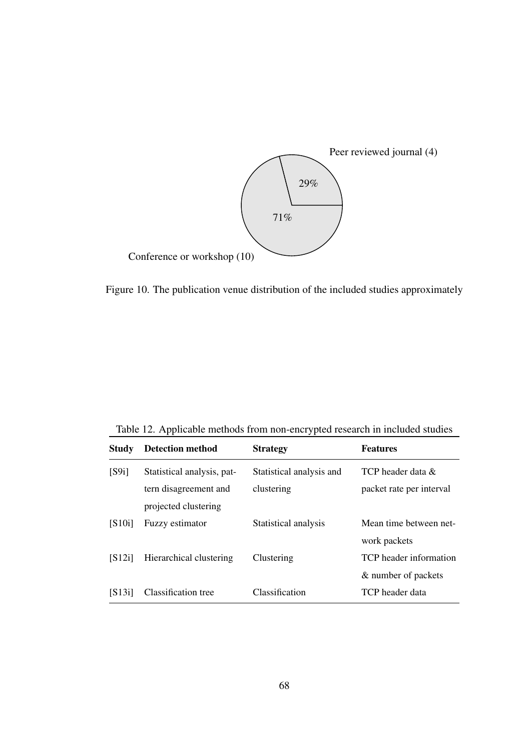Peer reviewed journal (4)

29%

71%

Conference or workshop (10)

Figure 10. The publication venue distribution of the included studies approximately

Table 12. Applicable methods from non-encrypted research in included studies

| Study | Detection method | Strategy | Features |
|---|---|---|---|
| [S9i] | Statistical analysis, pattern disagreement and projected clustering | Statistical analysis and clustering | TCP header data & packet rate per interval |
| [S10i] | Fuzzy estimator | Statistical analysis | Mean time between network packets |
| [S12i] | Hierarchical clustering | Clustering | TCP header information & number of packets |
| [S13i] | Classification tree | Classification | TCP header data |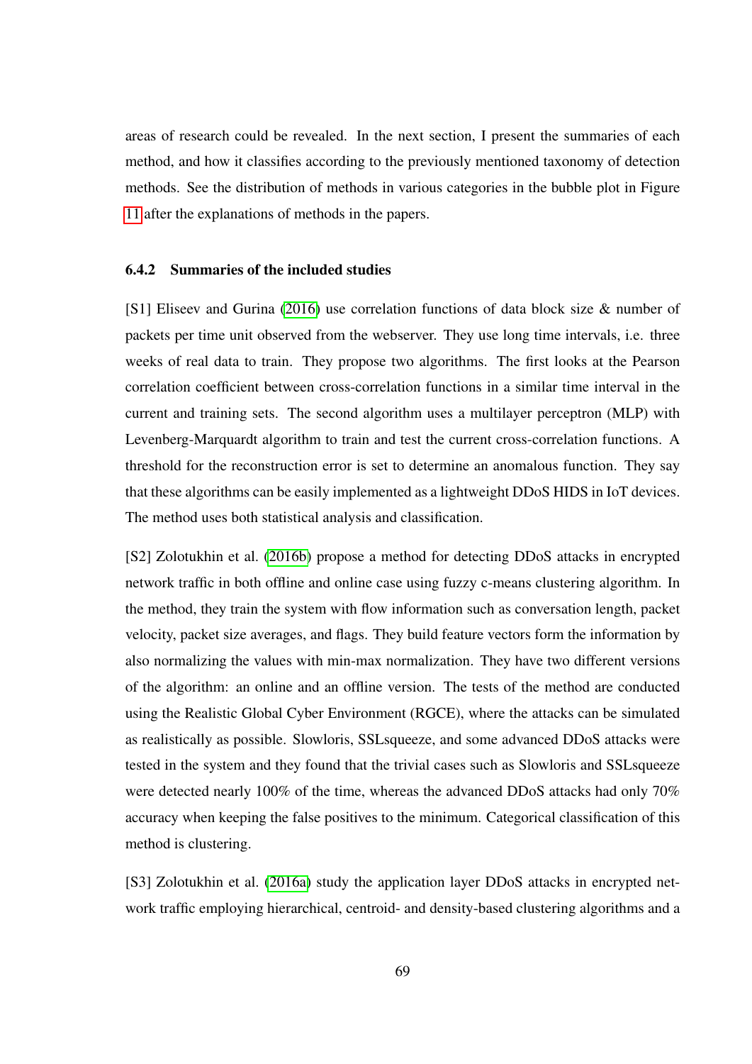areas of research could be revealed. In the next section, I present the summaries of each method, and how it classifies according to the previously mentioned taxonomy of detection methods. See the distribution of methods in various categories in the bubble plot in Figure 11 after the explanations of methods in the papers.

### 6.4.2 Summaries of the included studies

[S1] Eliseev and Gurina (2016) use correlation functions of data block size & number of packets per time unit observed from the webserver. They use long time intervals, i.e. three weeks of real data to train. They propose two algorithms. The first looks at the Pearson correlation coefficient between cross-correlation functions in a similar time interval in the current and training sets. The second algorithm uses a multilayer perceptron (MLP) with Levenberg-Marquardt algorithm to train and test the current cross-correlation functions. A threshold for the reconstruction error is set to determine an anomalous function. They say that these algorithms can be easily implemented as a lightweight DDoS HIDS in IoT devices. The method uses both statistical analysis and classification.

[S2] Zolotukhin et al. (2016b) propose a method for detecting DDoS attacks in encrypted network traffic in both offline and online case using fuzzy c-means clustering algorithm. In the method, they train the system with flow information such as conversation length, packet velocity, packet size averages, and flags. They build feature vectors form the information by also normalizing the values with min-max normalization. They have two different versions of the algorithm: an online and an offline version. The tests of the method are conducted using the Realistic Global Cyber Environment (RGCE), where the attacks can be simulated as realistically as possible. Slowloris, SSLsqueeze, and some advanced DDoS attacks were tested in the system and they found that the trivial cases such as Slowloris and SSLsqueeze were detected nearly 100% of the time, whereas the advanced DDoS attacks had only 70% accuracy when keeping the false positives to the minimum. Categorical classification of this method is clustering.

[S3] Zolotukhin et al. (2016a) study the application layer DDoS attacks in encrypted network traffic employing hierarchical, centroid- and density-based clustering algorithms and a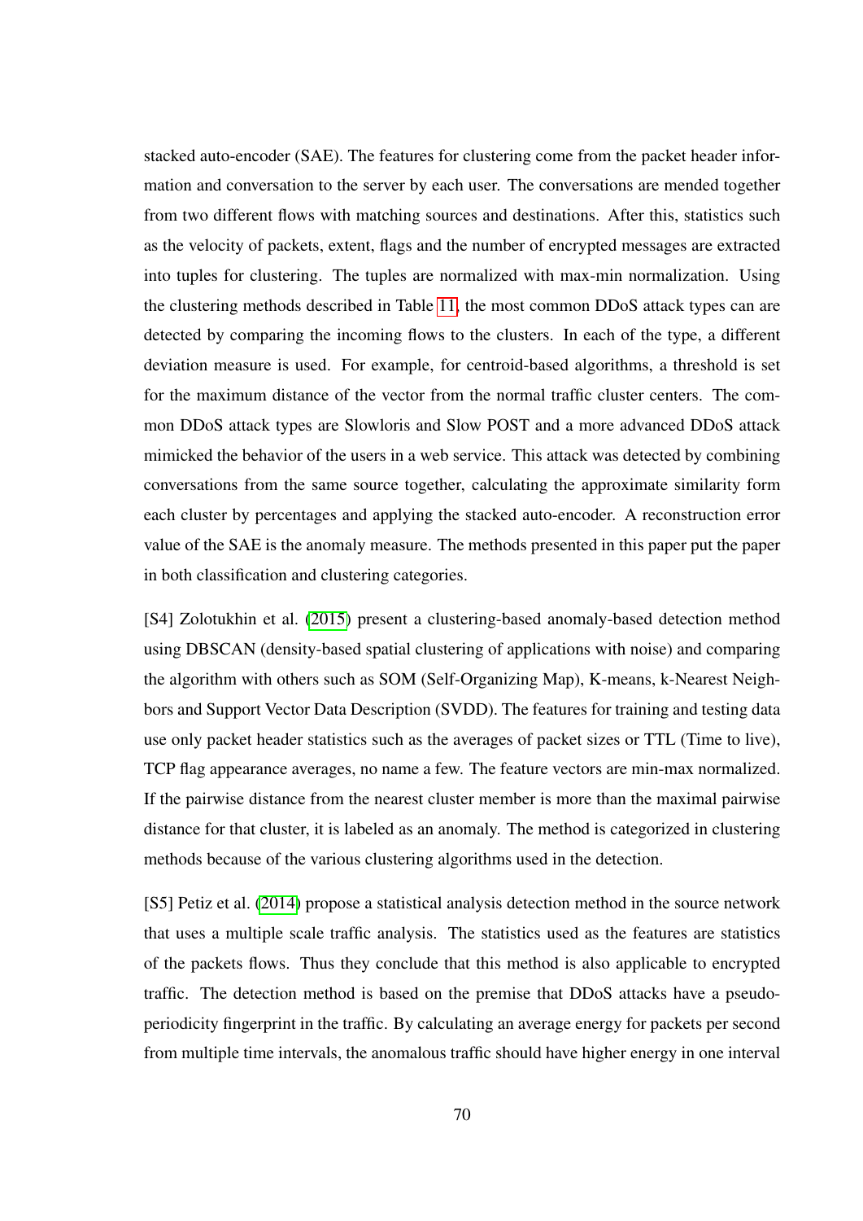stacked auto-encoder (SAE). The features for clustering come from the packet header information and conversation to the server by each user. The conversations are mended together from two different flows with matching sources and destinations. After this, statistics such as the velocity of packets, extent, flags and the number of encrypted messages are extracted into tuples for clustering. The tuples are normalized with max-min normalization. Using the clustering methods described in Table 11, the most common DDoS attack types can are detected by comparing the incoming flows to the clusters. In each of the type, a different deviation measure is used. For example, for centroid-based algorithms, a threshold is set for the maximum distance of the vector from the normal traffic cluster centers. The common DDoS attack types are Slowloris and Slow POST and a more advanced DDoS attack mimicked the behavior of the users in a web service. This attack was detected by combining conversations from the same source together, calculating the approximate similarity form each cluster by percentages and applying the stacked auto-encoder. A reconstruction error value of the SAE is the anomaly measure. The methods presented in this paper put the paper in both classification and clustering categories.

[S4] Zolotukhin et al. (2015) present a clustering-based anomaly-based detection method using DBSCAN (density-based spatial clustering of applications with noise) and comparing the algorithm with others such as SOM (Self-Organizing Map), K-means, k-Nearest Neighbors and Support Vector Data Description (SVDD). The features for training and testing data use only packet header statistics such as the averages of packet sizes or TTL (Time to live), TCP flag appearance averages, no name a few. The feature vectors are min-max normalized. If the pairwise distance from the nearest cluster member is more than the maximal pairwise distance for that cluster, it is labeled as an anomaly. The method is categorized in clustering methods because of the various clustering algorithms used in the detection.

[S5] Petiz et al. (2014) propose a statistical analysis detection method in the source network that uses a multiple scale traffic analysis. The statistics used as the features are statistics of the packets flows. Thus they conclude that this method is also applicable to encrypted traffic. The detection method is based on the premise that DDoS attacks have a pseudo-periodicity fingerprint in the traffic. By calculating an average energy for packets per second from multiple time intervals, the anomalous traffic should have higher energy in one interval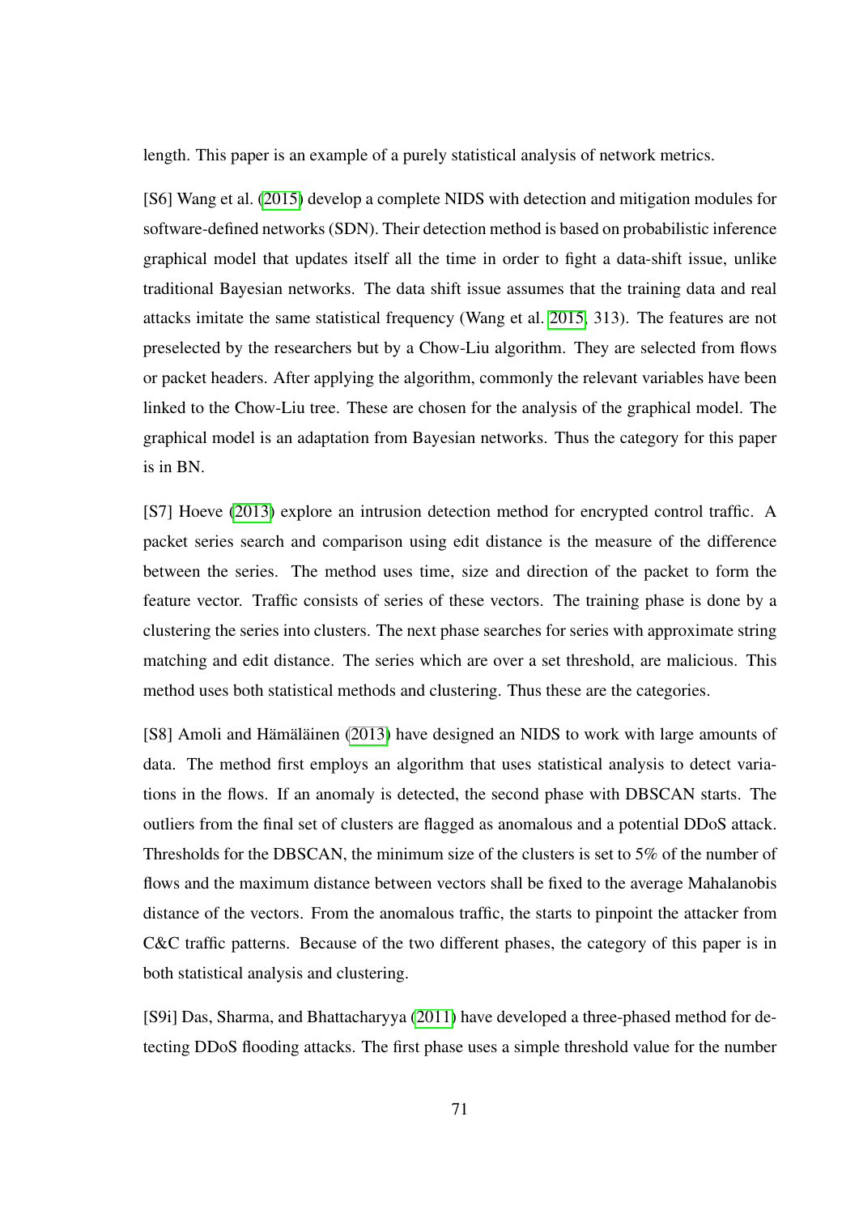length. This paper is an example of a purely statistical analysis of network metrics.

[S6] Wang et al. (2015) develop a complete NIDS with detection and mitigation modules for software-defined networks (SDN). Their detection method is based on probabilistic inference graphical model that updates itself all the time in order to fight a data-shift issue, unlike traditional Bayesian networks. The data shift issue assumes that the training data and real attacks imitate the same statistical frequency (Wang et al. 2015, 313). The features are not preselected by the researchers but by a Chow-Liu algorithm. They are selected from flows or packet headers. After applying the algorithm, commonly the relevant variables have been linked to the Chow-Liu tree. These are chosen for the analysis of the graphical model. The graphical model is an adaptation from Bayesian networks. Thus the category for this paper is in BN.

[S7] Hoeve (2013) explore an intrusion detection method for encrypted control traffic. A packet series search and comparison using edit distance is the measure of the difference between the series. The method uses time, size and direction of the packet to form the feature vector. Traffic consists of series of these vectors. The training phase is done by a clustering the series into clusters. The next phase searches for series with approximate string matching and edit distance. The series which are over a set threshold, are malicious. This method uses both statistical methods and clustering. Thus these are the categories.

[S8] Amoli and Hämäläinen (2013) have designed an NIDS to work with large amounts of data. The method first employs an algorithm that uses statistical analysis to detect variations in the flows. If an anomaly is detected, the second phase with DBSCAN starts. The outliers from the final set of clusters are flagged as anomalous and a potential DDoS attack. Thresholds for the DBSCAN, the minimum size of the clusters is set to 5% of the number of flows and the maximum distance between vectors shall be fixed to the average Mahalanobis distance of the vectors. From the anomalous traffic, the starts to pinpoint the attacker from C&C traffic patterns. Because of the two different phases, the category of this paper is in both statistical analysis and clustering.

[S9i] Das, Sharma, and Bhattacharyya (2011) have developed a three-phased method for detecting DDoS flooding attacks. The first phase uses a simple threshold value for the number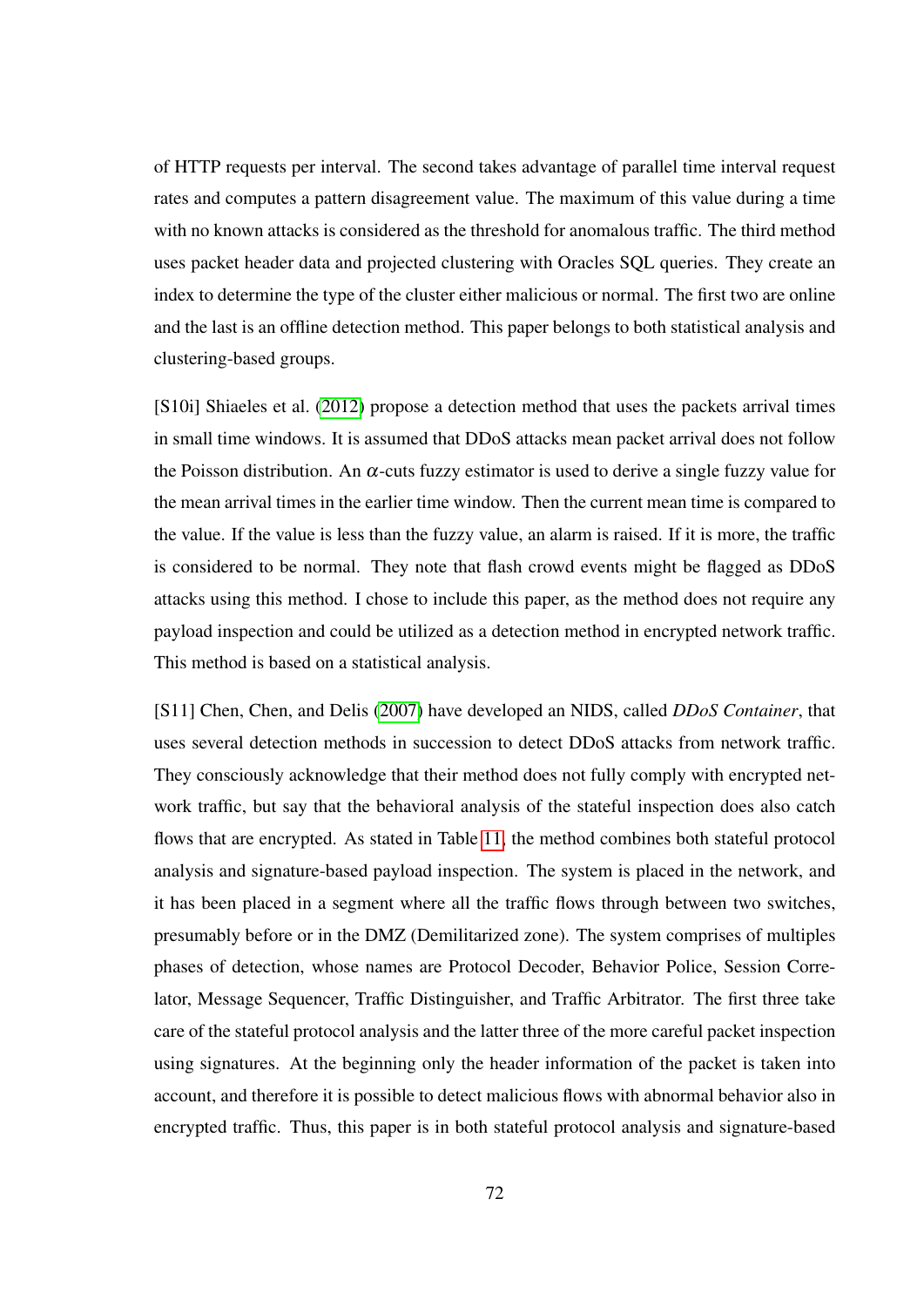of HTTP requests per interval. The second takes advantage of parallel time interval request rates and computes a pattern disagreement value. The maximum of this value during a time with no known attacks is considered as the threshold for anomalous traffic. The third method uses packet header data and projected clustering with Oracles SQL queries. They create an index to determine the type of the cluster either malicious or normal. The first two are online and the last is an offline detection method. This paper belongs to both statistical analysis and clustering-based groups.

[S10i] Shiaeles et al. (2012) propose a detection method that uses the packets arrival times in small time windows. It is assumed that DDoS attacks mean packet arrival does not follow the Poisson distribution. An $\alpha$-cuts fuzzy estimator is used to derive a single fuzzy value for the mean arrival times in the earlier time window. Then the current mean time is compared to the value. If the value is less than the fuzzy value, an alarm is raised. If it is more, the traffic is considered to be normal. They note that flash crowd events might be flagged as DDoS attacks using this method. I chose to include this paper, as the method does not require any payload inspection and could be utilized as a detection method in encrypted network traffic. This method is based on a statistical analysis.

[S11] Chen, Chen, and Delis (2007) have developed an NIDS, called *DDoS Container*, that uses several detection methods in succession to detect DDoS attacks from network traffic. They consciously acknowledge that their method does not fully comply with encrypted network traffic, but say that the behavioral analysis of the stateful inspection does also catch flows that are encrypted. As stated in Table 11, the method combines both stateful protocol analysis and signature-based payload inspection. The system is placed in the network, and it has been placed in a segment where all the traffic flows through between two switches, presumably before or in the DMZ (Demilitarized zone). The system comprises of multiples phases of detection, whose names are Protocol Decoder, Behavior Police, Session Correlator, Message Sequencer, Traffic Distinguisher, and Traffic Arbitrator. The first three take care of the stateful protocol analysis and the latter three of the more careful packet inspection using signatures. At the beginning only the header information of the packet is taken into account, and therefore it is possible to detect malicious flows with abnormal behavior also in encrypted traffic. Thus, this paper is in both stateful protocol analysis and signature-based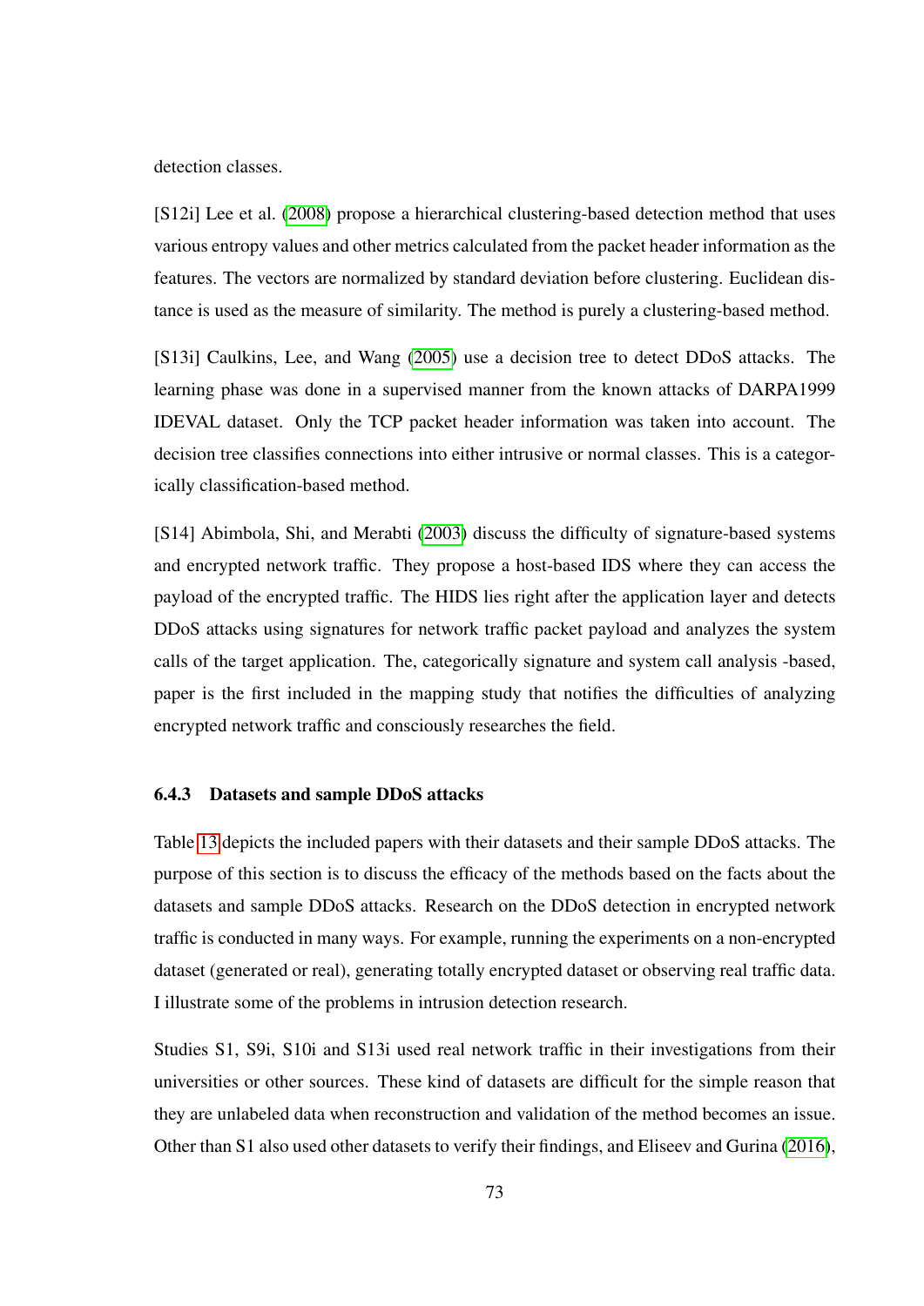detection classes.

[S12i] Lee et al. (2008) propose a hierarchical clustering-based detection method that uses various entropy values and other metrics calculated from the packet header information as the features. The vectors are normalized by standard deviation before clustering. Euclidean distance is used as the measure of similarity. The method is purely a clustering-based method.

[S13i] Caulkins, Lee, and Wang (2005) use a decision tree to detect DDoS attacks. The learning phase was done in a supervised manner from the known attacks of DARPA1999 IDEVAL dataset. Only the TCP packet header information was taken into account. The decision tree classifies connections into either intrusive or normal classes. This is a categorically classification-based method.

[S14] Abimbola, Shi, and Merabti (2003) discuss the difficulty of signature-based systems and encrypted network traffic. They propose a host-based IDS where they can access the payload of the encrypted traffic. The HIDS lies right after the application layer and detects DDoS attacks using signatures for network traffic packet payload and analyzes the system calls of the target application. The, categorically signature and system call analysis -based, paper is the first included in the mapping study that notifies the difficulties of analyzing encrypted network traffic and consciously researches the field.

### 6.4.3 Datasets and sample DDoS attacks

Table 13 depicts the included papers with their datasets and their sample DDoS attacks. The purpose of this section is to discuss the efficacy of the methods based on the facts about the datasets and sample DDoS attacks. Research on the DDoS detection in encrypted network traffic is conducted in many ways. For example, running the experiments on a non-encrypted dataset (generated or real), generating totally encrypted dataset or observing real traffic data. I illustrate some of the problems in intrusion detection research.

Studies S1, S9i, S10i and S13i used real network traffic in their investigations from their universities or other sources. These kind of datasets are difficult for the simple reason that they are unlabeled data when reconstruction and validation of the method becomes an issue. Other than S1 also used other datasets to verify their findings, and Eliseev and Gurina (2016),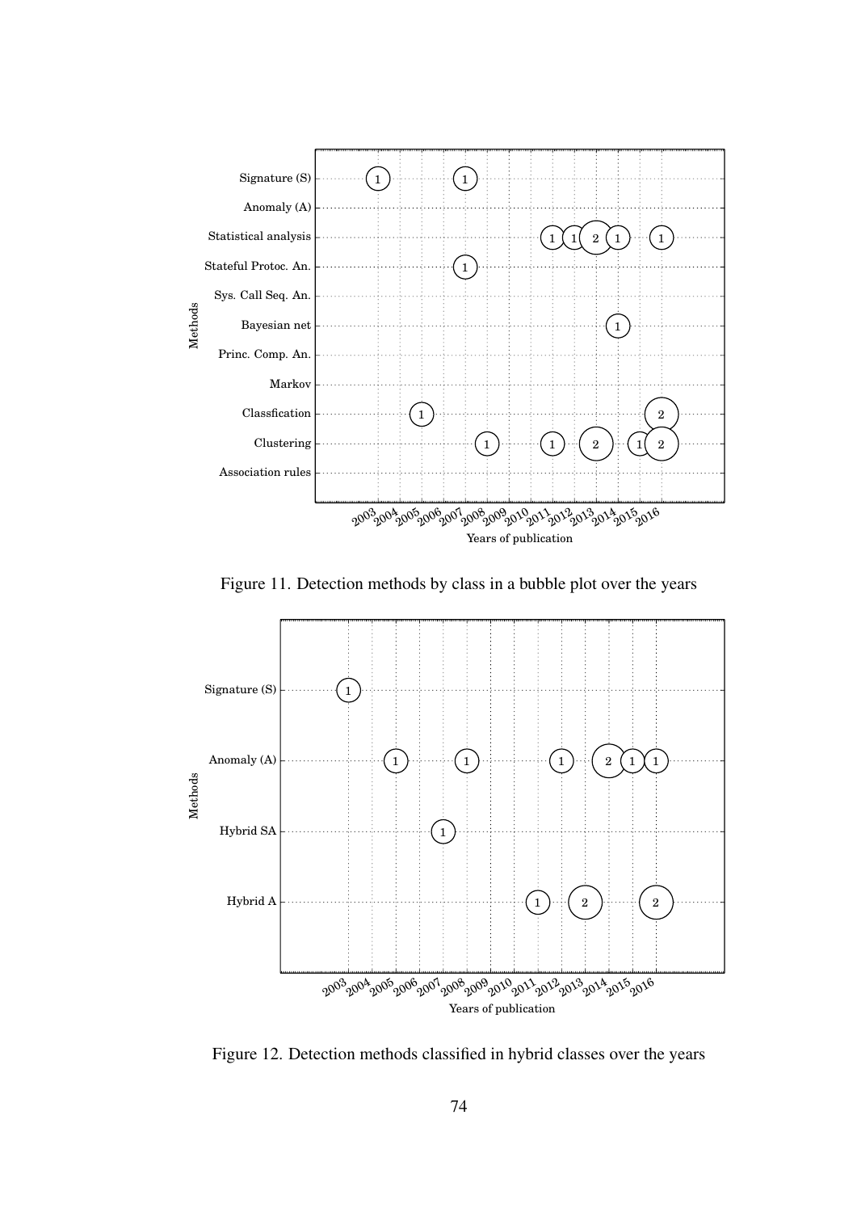Methods

Signature (S)
Anomaly (A)
Statistical analysis
Stateful Protoc. An.
Sys. Call Seq. An.
Bayesian net
Princ. Comp. An.
Markov
Classfication
Clustering
Association rules

1 1
1 1 2 1 1
1
1
1 2
1 1 2 1 2

2003 2004 2005 2006 2007 2008 2009 2010 2011 2012 2013 2014 2015 2016

Years of publication

Figure 11. Detection methods by class in a bubble plot over the years

Methods

Signature (S)
Anomaly (A)
Hybrid SA
Hybrid A

1
1 1 1 2 1 1
1
1 2 2

2003 2004 2005 2006 2007 2008 2009 2010 2011 2012 2013 2014 2015 2016

Years of publication

Figure 12. Detection methods classified in hybrid classes over the years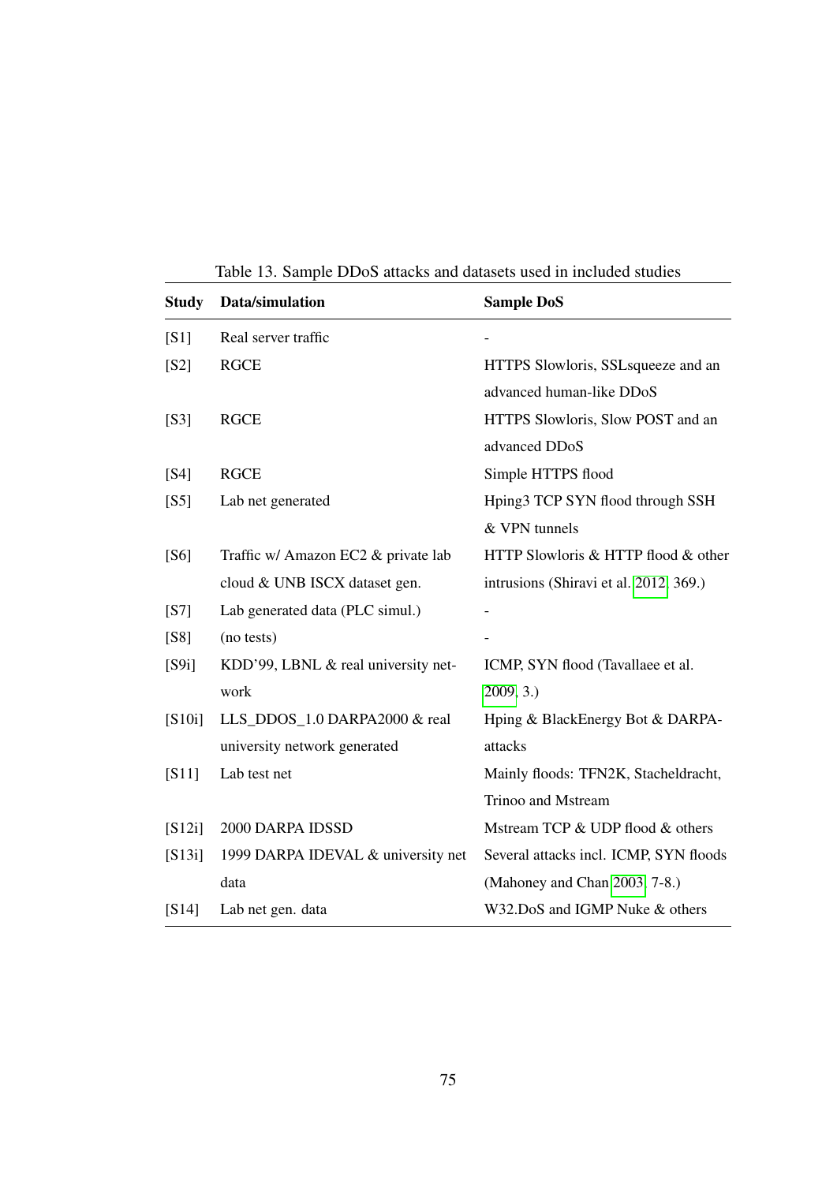Table 13. Sample DDoS attacks and datasets used in included studies

| Study | Data/simulation | Sample DoS |
|---|---|---|
| [S1] | Real server traffic | - |
| [S2] | RGCE | HTTPS Slowloris, SSLsqueeze and an advanced human-like DDoS |
| [S3] | RGCE | HTTPS Slowloris, Slow POST and an advanced DDoS |
| [S4] | RGCE | Simple HTTPS flood |
| [S5] | Lab net generated | Hping3 TCP SYN flood through SSH & VPN tunnels |
| [S6] | Traffic w/ Amazon EC2 & private lab cloud & UNB ISCX dataset gen. | HTTP Slowloris & HTTP flood & other intrusions (Shiravi et al. 2012, 369.) |
| [S7] | Lab generated data (PLC simul.) | - |
| [S8] | (no tests) | - |
| [S9i] | KDD'99, LBNL & real university network | ICMP, SYN flood (Tavallaee et al. 2009, 3.) |
| [S10i] | LLS_DDOS_1.0 DARPA2000 & real university network generated | Hping & BlackEnergy Bot & DARPA-attacks |
| [S11] | Lab test net | Mainly floods: TFN2K, Stacheldracht, Trinoo and Mstream |
| [S12i] | 2000 DARPA IDSSD | Mstream TCP & UDP flood & others |
| [S13i] | 1999 DARPA IDEVAL & university net data | Several attacks incl. ICMP, SYN floods (Mahoney and Chan 2003, 7-8.) |
| [S14] | Lab net gen. data | W32.DoS and IGMP Nuke & others |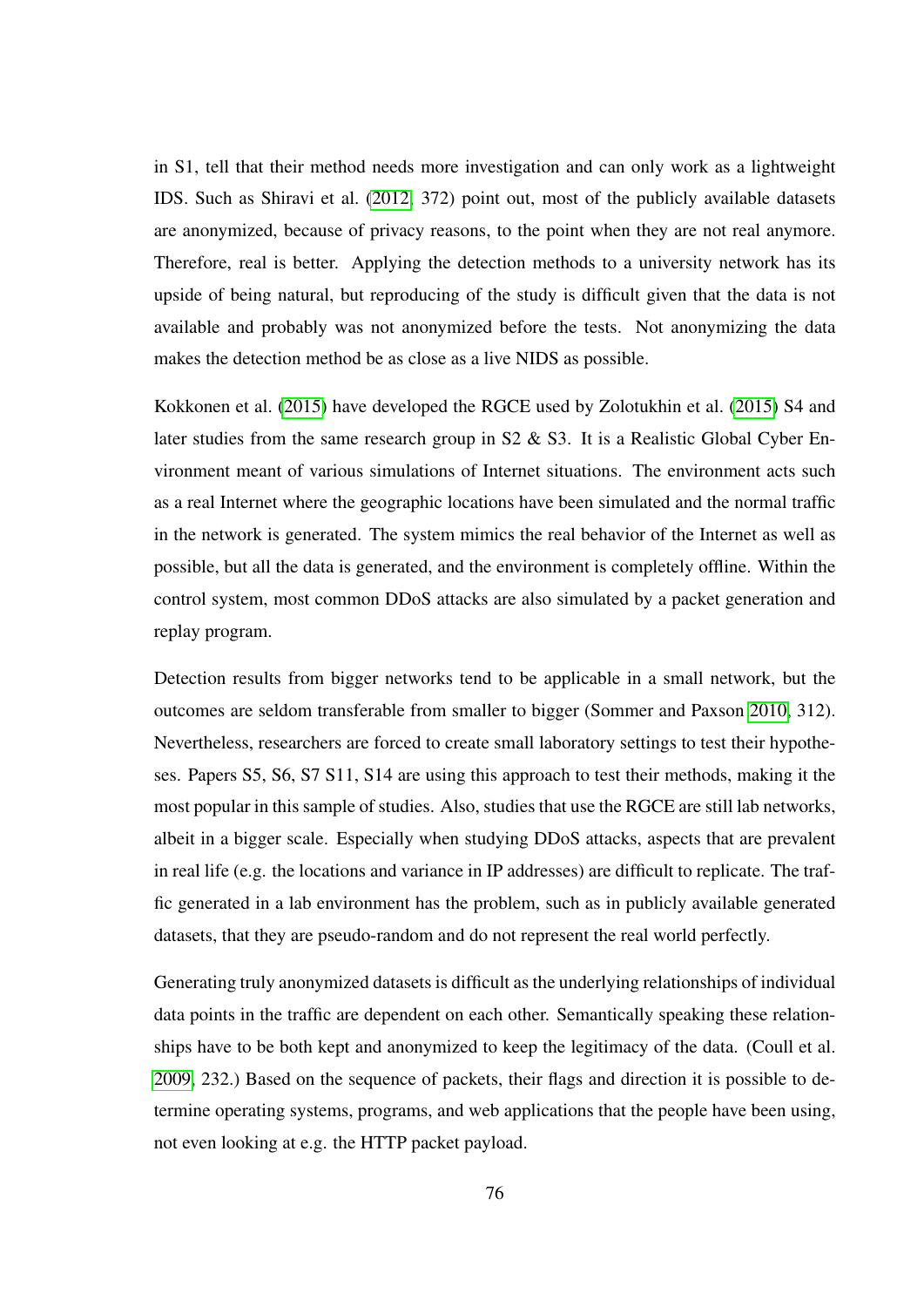in S1, tell that their method needs more investigation and can only work as a lightweight IDS. Such as Shiravi et al. (2012, 372) point out, most of the publicly available datasets are anonymized, because of privacy reasons, to the point when they are not real anymore. Therefore, real is better. Applying the detection methods to a university network has its upside of being natural, but reproducing of the study is difficult given that the data is not available and probably was not anonymized before the tests. Not anonymizing the data makes the detection method be as close as a live NIDS as possible.

Kokkonen et al. (2015) have developed the RGCE used by Zolotukhin et al. (2015) S4 and later studies from the same research group in S2 & S3. It is a Realistic Global Cyber Environment meant of various simulations of Internet situations. The environment acts such as a real Internet where the geographic locations have been simulated and the normal traffic in the network is generated. The system mimics the real behavior of the Internet as well as possible, but all the data is generated, and the environment is completely offline. Within the control system, most common DDoS attacks are also simulated by a packet generation and replay program.

Detection results from bigger networks tend to be applicable in a small network, but the outcomes are seldom transferable from smaller to bigger (Sommer and Paxson 2010, 312). Nevertheless, researchers are forced to create small laboratory settings to test their hypotheses. Papers S5, S6, S7 S11, S14 are using this approach to test their methods, making it the most popular in this sample of studies. Also, studies that use the RGCE are still lab networks, albeit in a bigger scale. Especially when studying DDoS attacks, aspects that are prevalent in real life (e.g. the locations and variance in IP addresses) are difficult to replicate. The traffic generated in a lab environment has the problem, such as in publicly available generated datasets, that they are pseudo-random and do not represent the real world perfectly.

Generating truly anonymized datasets is difficult as the underlying relationships of individual data points in the traffic are dependent on each other. Semantically speaking these relationships have to be both kept and anonymized to keep the legitimacy of the data. (Coull et al. 2009, 232.) Based on the sequence of packets, their flags and direction it is possible to determine operating systems, programs, and web applications that the people have been using, not even looking at e.g. the HTTP packet payload.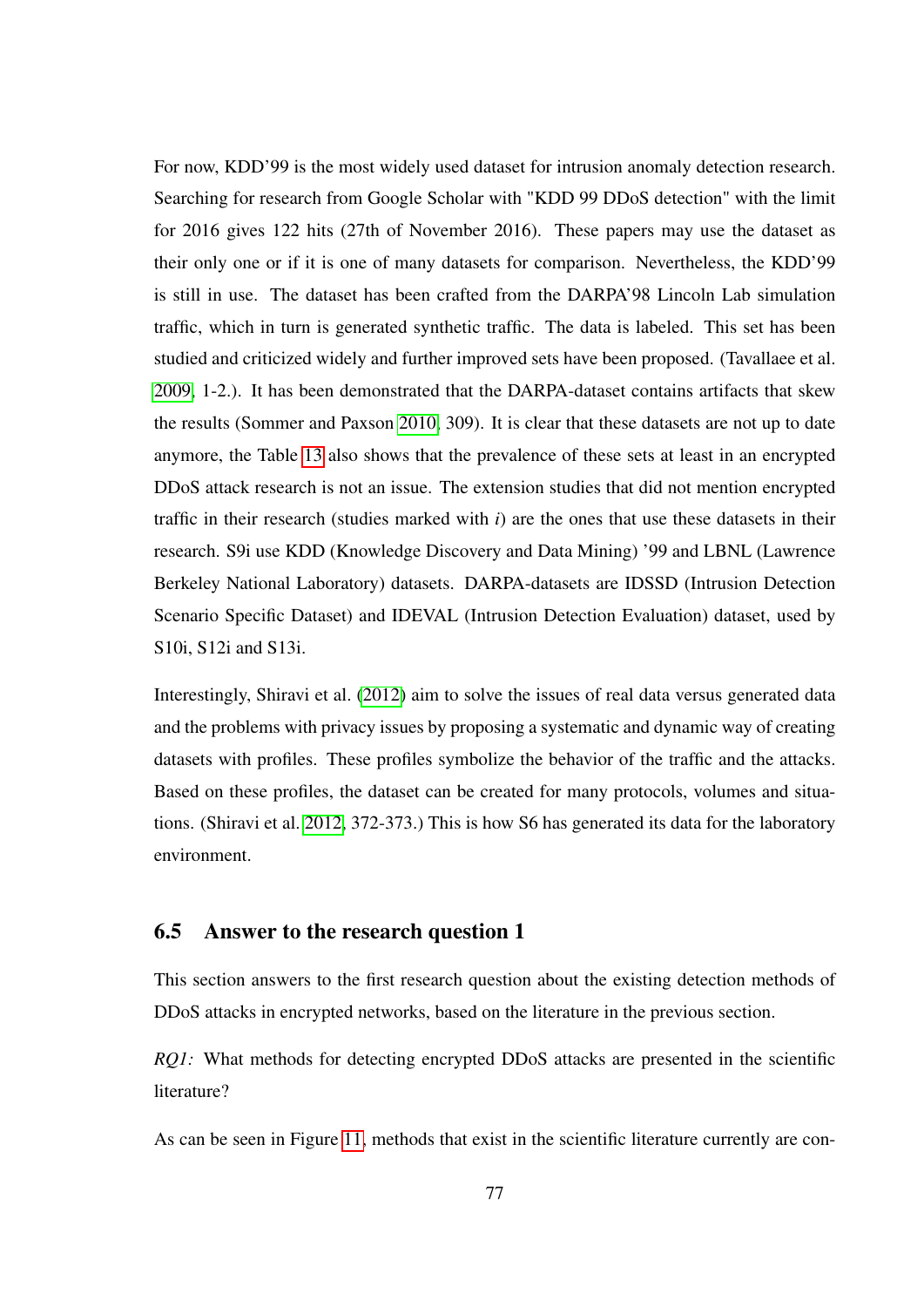For now, KDD'99 is the most widely used dataset for intrusion anomaly detection research. Searching for research from Google Scholar with "KDD 99 DDoS detection" with the limit for 2016 gives 122 hits (27th of November 2016). These papers may use the dataset as their only one or if it is one of many datasets for comparison. Nevertheless, the KDD'99 is still in use. The dataset has been crafted from the DARPA'98 Lincoln Lab simulation traffic, which in turn is generated synthetic traffic. The data is labeled. This set has been studied and criticized widely and further improved sets have been proposed. (Tavallaee et al. 2009, 1-2.). It has been demonstrated that the DARPA-dataset contains artifacts that skew the results (Sommer and Paxson 2010, 309). It is clear that these datasets are not up to date anymore, the Table 13 also shows that the prevalence of these sets at least in an encrypted DDoS attack research is not an issue. The extension studies that did not mention encrypted traffic in their research (studies marked with *i*) are the ones that use these datasets in their research. S9i use KDD (Knowledge Discovery and Data Mining) '99 and LBNL (Lawrence Berkeley National Laboratory) datasets. DARPA-datasets are IDSSD (Intrusion Detection Scenario Specific Dataset) and IDEVAL (Intrusion Detection Evaluation) dataset, used by S10i, S12i and S13i.

Interestingly, Shiravi et al. (2012) aim to solve the issues of real data versus generated data and the problems with privacy issues by proposing a systematic and dynamic way of creating datasets with profiles. These profiles symbolize the behavior of the traffic and the attacks. Based on these profiles, the dataset can be created for many protocols, volumes and situations. (Shiravi et al. 2012, 372-373.) This is how S6 has generated its data for the laboratory environment.

## 6.5 Answer to the research question 1

This section answers to the first research question about the existing detection methods of DDoS attacks in encrypted networks, based on the literature in the previous section.

*RQ1:* What methods for detecting encrypted DDoS attacks are presented in the scientific literature?

As can be seen in Figure 11, methods that exist in the scientific literature currently are con-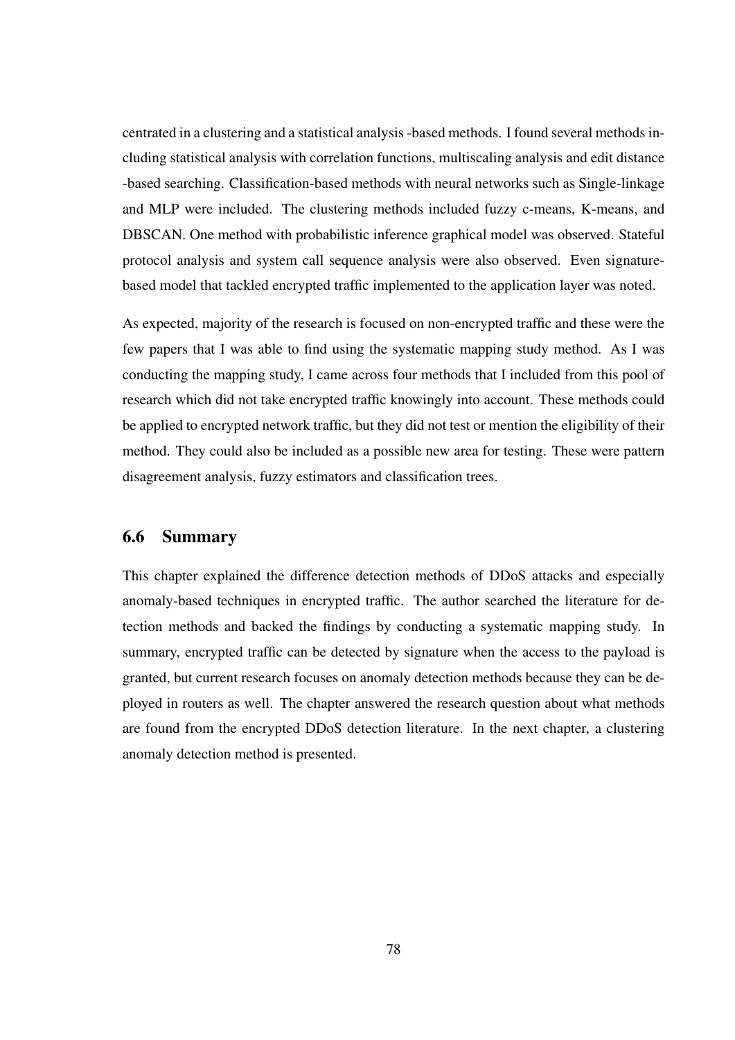centrated in a clustering and a statistical analysis -based methods. I found several methods including statistical analysis with correlation functions, multiscaling analysis and edit distance -based searching. Classification-based methods with neural networks such as Single-linkage and MLP were included. The clustering methods included fuzzy c-means, K-means, and DBSCAN. One method with probabilistic inference graphical model was observed. Stateful protocol analysis and system call sequence analysis were also observed. Even signature-based model that tackled encrypted traffic implemented to the application layer was noted.

As expected, majority of the research is focused on non-encrypted traffic and these were the few papers that I was able to find using the systematic mapping study method. As I was conducting the mapping study, I came across four methods that I included from this pool of research which did not take encrypted traffic knowingly into account. These methods could be applied to encrypted network traffic, but they did not test or mention the eligibility of their method. They could also be included as a possible new area for testing. These were pattern disagreement analysis, fuzzy estimators and classification trees.

## 6.6 Summary

This chapter explained the difference detection methods of DDoS attacks and especially anomaly-based techniques in encrypted traffic. The author searched the literature for detection methods and backed the findings by conducting a systematic mapping study. In summary, encrypted traffic can be detected by signature when the access to the payload is granted, but current research focuses on anomaly detection methods because they can be deployed in routers as well. The chapter answered the research question about what methods are found from the encrypted DDoS detection literature. In the next chapter, a clustering anomaly detection method is presented.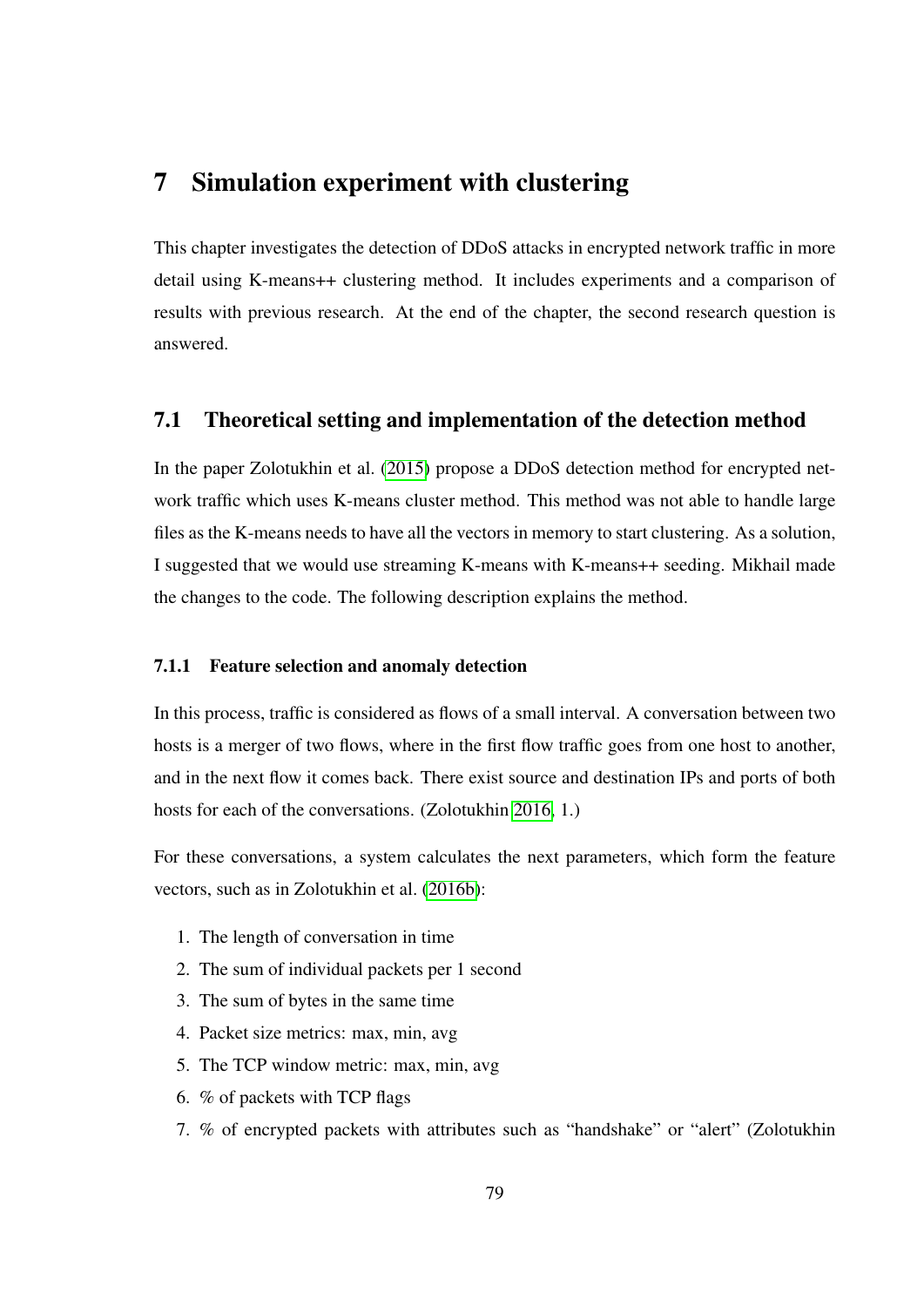# 7 Simulation experiment with clustering

This chapter investigates the detection of DDoS attacks in encrypted network traffic in more detail using K-means++ clustering method. It includes experiments and a comparison of results with previous research. At the end of the chapter, the second research question is answered.

## 7.1 Theoretical setting and implementation of the detection method

In the paper Zolotukhin et al. (2015) propose a DDoS detection method for encrypted network traffic which uses K-means cluster method. This method was not able to handle large files as the K-means needs to have all the vectors in memory to start clustering. As a solution, I suggested that we would use streaming K-means with K-means++ seeding. Mikhail made the changes to the code. The following description explains the method.

### 7.1.1 Feature selection and anomaly detection

In this process, traffic is considered as flows of a small interval. A conversation between two hosts is a merger of two flows, where in the first flow traffic goes from one host to another, and in the next flow it comes back. There exist source and destination IPs and ports of both hosts for each of the conversations. (Zolotukhin 2016, 1.)

For these conversations, a system calculates the next parameters, which form the feature vectors, such as in Zolotukhin et al. (2016b):

1. The length of conversation in time
2. The sum of individual packets per 1 second
3. The sum of bytes in the same time
4. Packet size metrics: max, min, avg
5. The TCP window metric: max, min, avg
6. % of packets with TCP flags
7. % of encrypted packets with attributes such as "handshake" or "alert" (Zolotukhin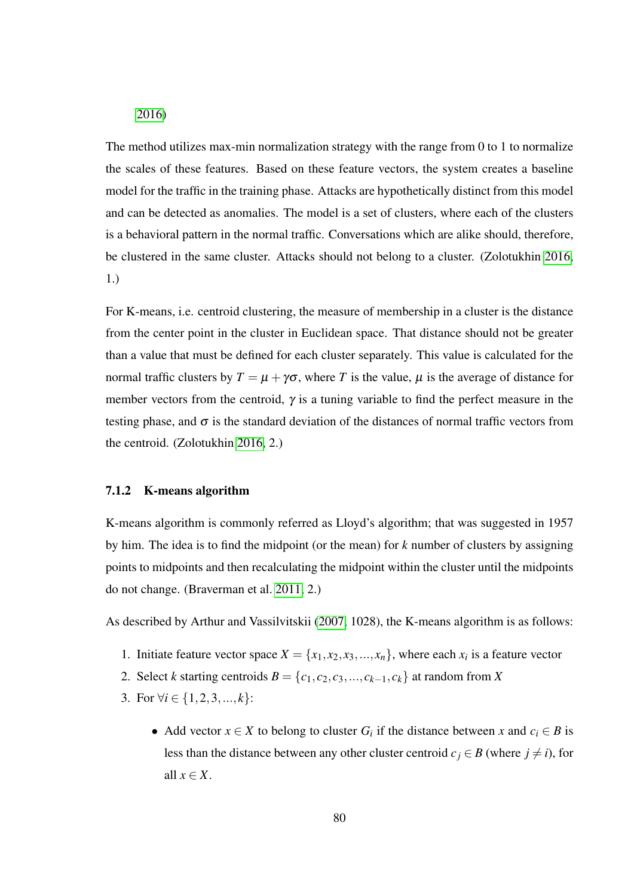2016)

The method utilizes max-min normalization strategy with the range from 0 to 1 to normalize the scales of these features. Based on these feature vectors, the system creates a baseline model for the traffic in the training phase. Attacks are hypothetically distinct from this model and can be detected as anomalies. The model is a set of clusters, where each of the clusters is a behavioral pattern in the normal traffic. Conversations which are alike should, therefore, be clustered in the same cluster. Attacks should not belong to a cluster. (Zolotukhin 2016, 1.)

For K-means, i.e. centroid clustering, the measure of membership in a cluster is the distance from the center point in the cluster in Euclidean space. That distance should not be greater than a value that must be defined for each cluster separately. This value is calculated for the normal traffic clusters by $T = \mu + \gamma\sigma$, where $T$ is the value, $\mu$ is the average of distance for member vectors from the centroid, $\gamma$ is a tuning variable to find the perfect measure in the testing phase, and $\sigma$ is the standard deviation of the distances of normal traffic vectors from the centroid. (Zolotukhin 2016, 2.)

### 7.1.2 K-means algorithm

K-means algorithm is commonly referred as Lloyd's algorithm; that was suggested in 1957 by him. The idea is to find the midpoint (or the mean) for $k$ number of clusters by assigning points to midpoints and then recalculating the midpoint within the cluster until the midpoints do not change. (Braverman et al. 2011, 2.)

As described by Arthur and Vassilvitskii (2007, 1028), the K-means algorithm is as follows:

1. Initiate feature vector space $X = \{x_1, x_2, x_3, ..., x_n\}$, where each $x_i$ is a feature vector
2. Select $k$ starting centroids $B = \{c_1, c_2, c_3, ..., c_{k-1}, c_k\}$ at random from $X$
3. For $\forall i \in \{1, 2, 3, ..., k\}$:
   - Add vector $x \in X$ to belong to cluster $G_i$ if the distance between $x$ and $c_i \in B$ is less than the distance between any other cluster centroid $c_j \in B$ (where $j \neq i$), for all $x \in X$.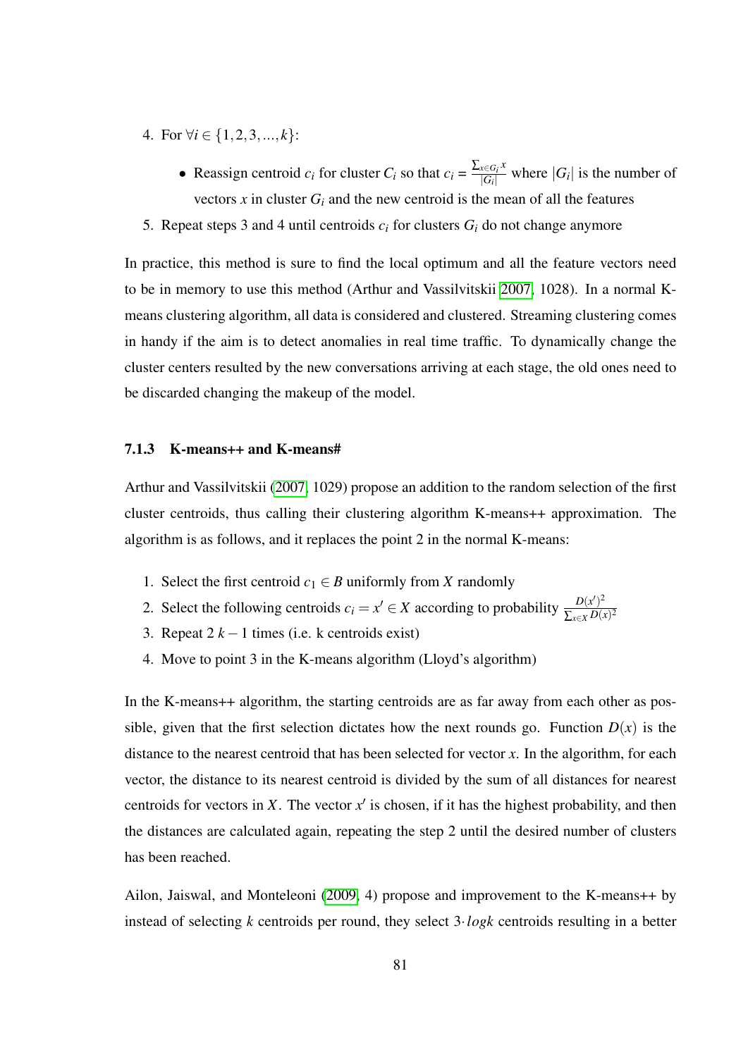4. For $\forall i \in \{1, 2, 3, ..., k\}$:
    - Reassign centroid $c_i$ for cluster $C_i$ so that $c_i = \frac{\sum_{x \in G_i} x}{|G_i|}$ where $|G_i|$ is the number of vectors $x$ in cluster $G_i$ and the new centroid is the mean of all the features
5. Repeat steps 3 and 4 until centroids $c_i$ for clusters $G_i$ do not change anymore

In practice, this method is sure to find the local optimum and all the feature vectors need to be in memory to use this method (Arthur and Vassilvitskii 2007, 1028). In a normal K-means clustering algorithm, all data is considered and clustered. Streaming clustering comes in handy if the aim is to detect anomalies in real time traffic. To dynamically change the cluster centers resulted by the new conversations arriving at each stage, the old ones need to be discarded changing the makeup of the model.

### 7.1.3 K-means++ and K-means#

Arthur and Vassilvitskii (2007, 1029) propose an addition to the random selection of the first cluster centroids, thus calling their clustering algorithm K-means++ approximation. The algorithm is as follows, and it replaces the point 2 in the normal K-means:

1. Select the first centroid $c_1 \in B$ uniformly from $X$ randomly
2. Select the following centroids $c_i = x' \in X$ according to probability $\frac{D(x')^2}{\sum_{x \in X} D(x)^2}$
3. Repeat 2 $k - 1$ times (i.e. k centroids exist)
4. Move to point 3 in the K-means algorithm (Lloyd's algorithm)

In the K-means++ algorithm, the starting centroids are as far away from each other as possible, given that the first selection dictates how the next rounds go. Function $D(x)$ is the distance to the nearest centroid that has been selected for vector $x$. In the algorithm, for each vector, the distance to its nearest centroid is divided by the sum of all distances for nearest centroids for vectors in $X$. The vector $x'$ is chosen, if it has the highest probability, and then the distances are calculated again, repeating the step 2 until the desired number of clusters has been reached.

Ailon, Jaiswal, and Monteleoni (2009, 4) propose and improvement to the K-means++ by instead of selecting $k$ centroids per round, they select $3 \cdot log k$ centroids resulting in a better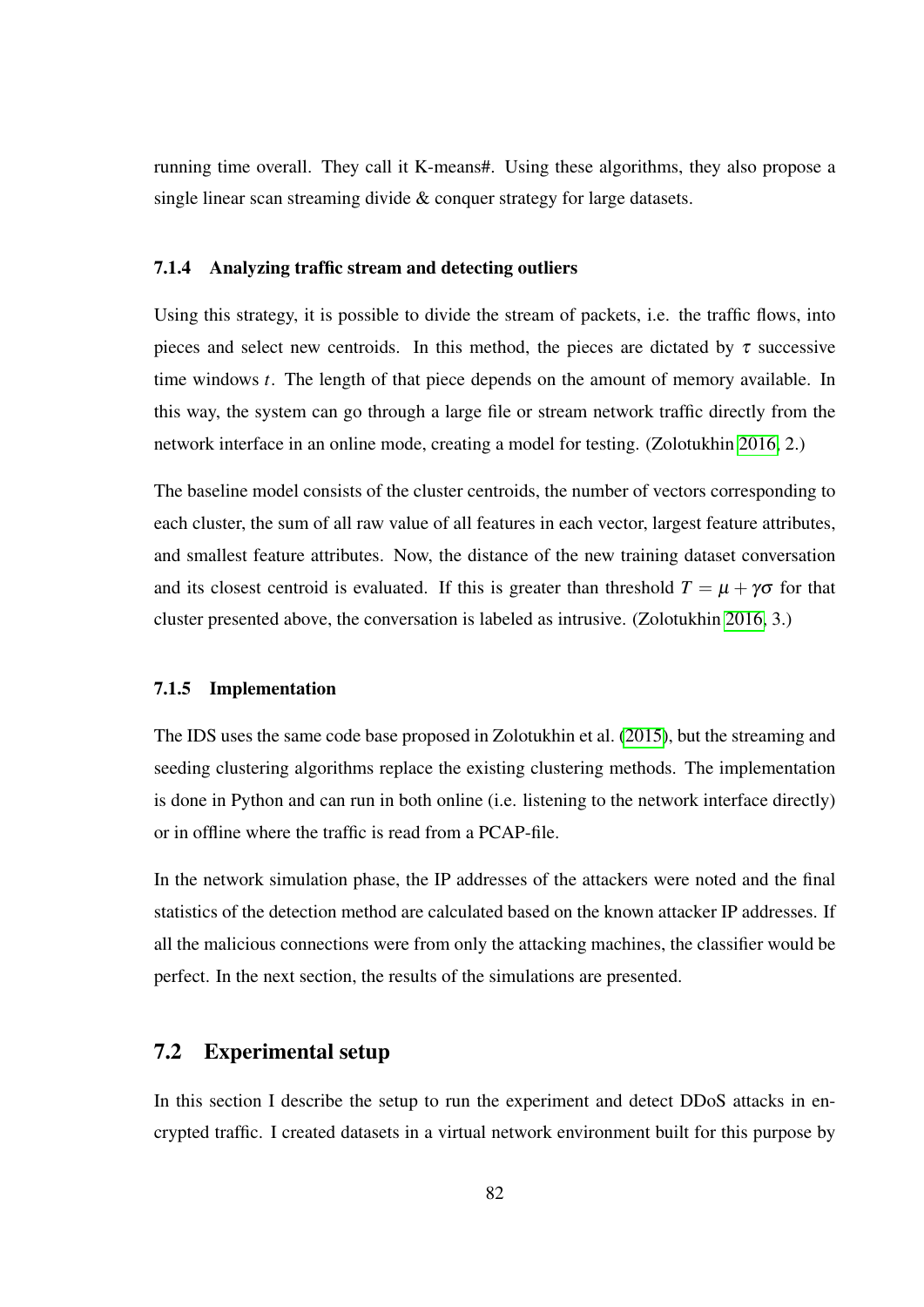running time overall. They call it K-means#. Using these algorithms, they also propose a single linear scan streaming divide & conquer strategy for large datasets.

### 7.1.4 Analyzing traffic stream and detecting outliers

Using this strategy, it is possible to divide the stream of packets, i.e. the traffic flows, into pieces and select new centroids. In this method, the pieces are dictated by $\tau$ successive time windows $t$. The length of that piece depends on the amount of memory available. In this way, the system can go through a large file or stream network traffic directly from the network interface in an online mode, creating a model for testing. (Zolotukhin 2016, 2.)

The baseline model consists of the cluster centroids, the number of vectors corresponding to each cluster, the sum of all raw value of all features in each vector, largest feature attributes, and smallest feature attributes. Now, the distance of the new training dataset conversation and its closest centroid is evaluated. If this is greater than threshold $T = \mu + \gamma\sigma$ for that cluster presented above, the conversation is labeled as intrusive. (Zolotukhin 2016, 3.)

### 7.1.5 Implementation

The IDS uses the same code base proposed in Zolotukhin et al. (2015), but the streaming and seeding clustering algorithms replace the existing clustering methods. The implementation is done in Python and can run in both online (i.e. listening to the network interface directly) or in offline where the traffic is read from a PCAP-file.

In the network simulation phase, the IP addresses of the attackers were noted and the final statistics of the detection method are calculated based on the known attacker IP addresses. If all the malicious connections were from only the attacking machines, the classifier would be perfect. In the next section, the results of the simulations are presented.

## 7.2 Experimental setup

In this section I describe the setup to run the experiment and detect DDoS attacks in encrypted traffic. I created datasets in a virtual network environment built for this purpose by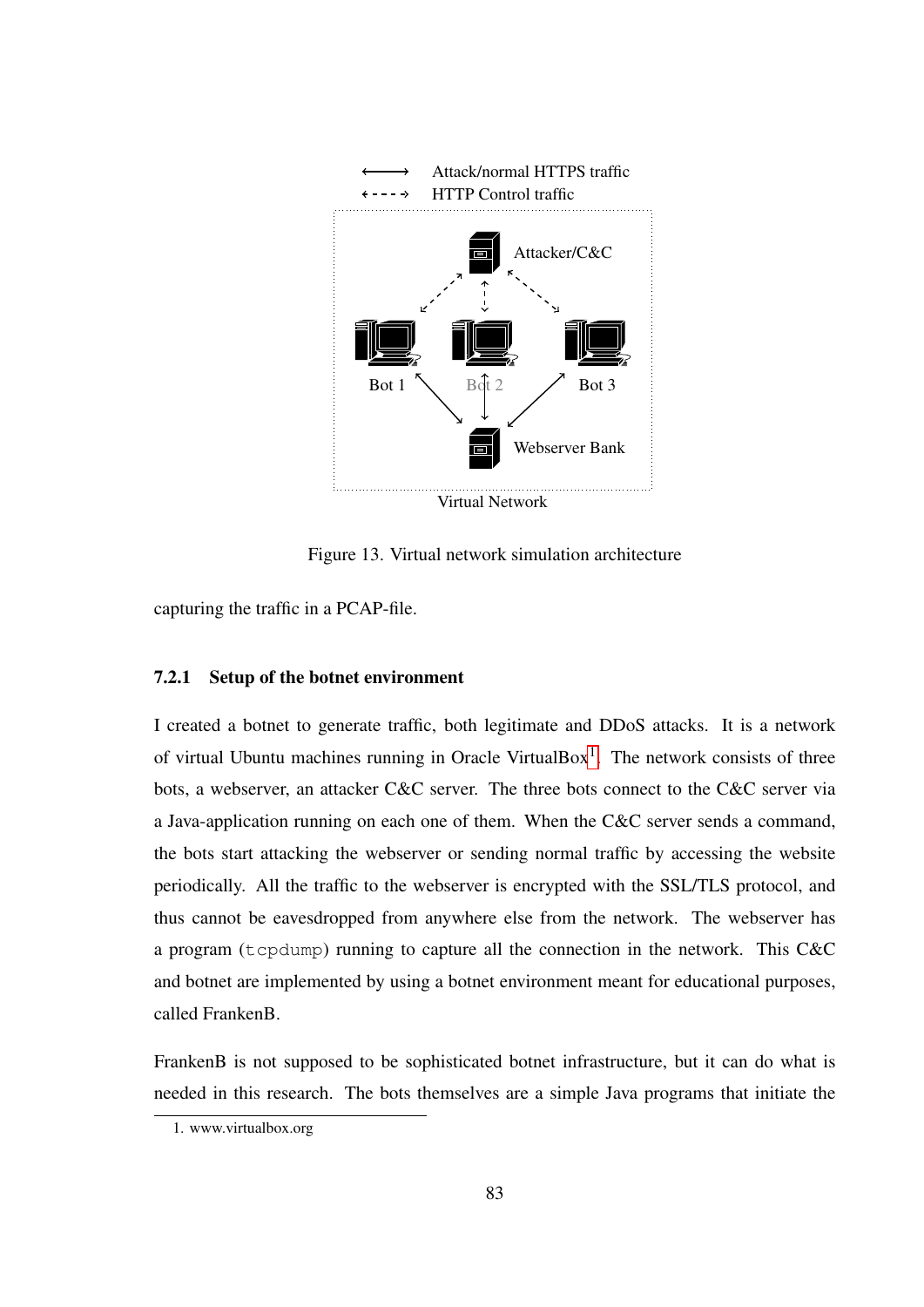Attack/normal HTTPS traffic

HTTP Control traffic

Attacker/C&C

Bot 1

Bot 2

Bot 3

Webserver Bank

Virtual Network

Figure 13. Virtual network simulation architecture

capturing the traffic in a PCAP-file.

### 7.2.1 Setup of the botnet environment

I created a botnet to generate traffic, both legitimate and DDoS attacks. It is a network of virtual Ubuntu machines running in Oracle VirtualBox[1]. The network consists of three bots, a webserver, an attacker C&C server. The three bots connect to the C&C server via a Java-application running on each one of them. When the C&C server sends a command, the bots start attacking the webserver or sending normal traffic by accessing the website periodically. All the traffic to the webserver is encrypted with the SSL/TLS protocol, and thus cannot be eavesdropped from anywhere else from the network. The webserver has a program (`tcpdump`) running to capture all the connection in the network. This C&C and botnet are implemented by using a botnet environment meant for educational purposes, called FrankenB.

FrankenB is not supposed to be sophisticated botnet infrastructure, but it can do what is needed in this research. The bots themselves are a simple Java programs that initiate the

1. www.virtualbox.org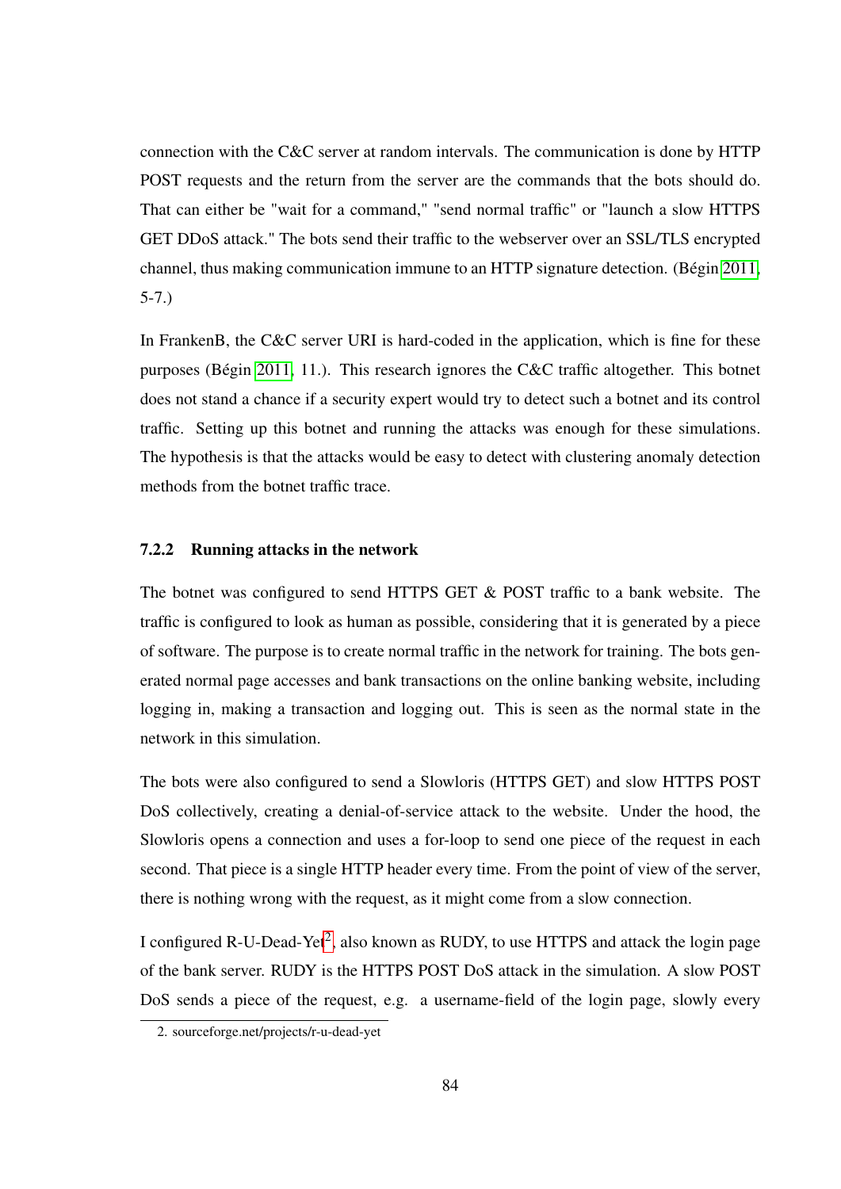connection with the C&C server at random intervals. The communication is done by HTTP POST requests and the return from the server are the commands that the bots should do. That can either be "wait for a command," "send normal traffic" or "launch a slow HTTPS GET DDoS attack." The bots send their traffic to the webserver over an SSL/TLS encrypted channel, thus making communication immune to an HTTP signature detection. (Bégin 2011, 5-7.)

In FrankenB, the C&C server URI is hard-coded in the application, which is fine for these purposes (Bégin 2011, 11.). This research ignores the C&C traffic altogether. This botnet does not stand a chance if a security expert would try to detect such a botnet and its control traffic. Setting up this botnet and running the attacks was enough for these simulations. The hypothesis is that the attacks would be easy to detect with clustering anomaly detection methods from the botnet traffic trace.

### 7.2.2 Running attacks in the network

The botnet was configured to send HTTPS GET & POST traffic to a bank website. The traffic is configured to look as human as possible, considering that it is generated by a piece of software. The purpose is to create normal traffic in the network for training. The bots generated normal page accesses and bank transactions on the online banking website, including logging in, making a transaction and logging out. This is seen as the normal state in the network in this simulation.

The bots were also configured to send a Slowloris (HTTPS GET) and slow HTTPS POST DoS collectively, creating a denial-of-service attack to the website. Under the hood, the Slowloris opens a connection and uses a for-loop to send one piece of the request in each second. That piece is a single HTTP header every time. From the point of view of the server, there is nothing wrong with the request, as it might come from a slow connection.

I configured R-U-Dead-Yet[2], also known as RUDY, to use HTTPS and attack the login page of the bank server. RUDY is the HTTPS POST DoS attack in the simulation. A slow POST DoS sends a piece of the request, e.g. a username-field of the login page, slowly every

2. sourceforge.net/projects/r-u-dead-yet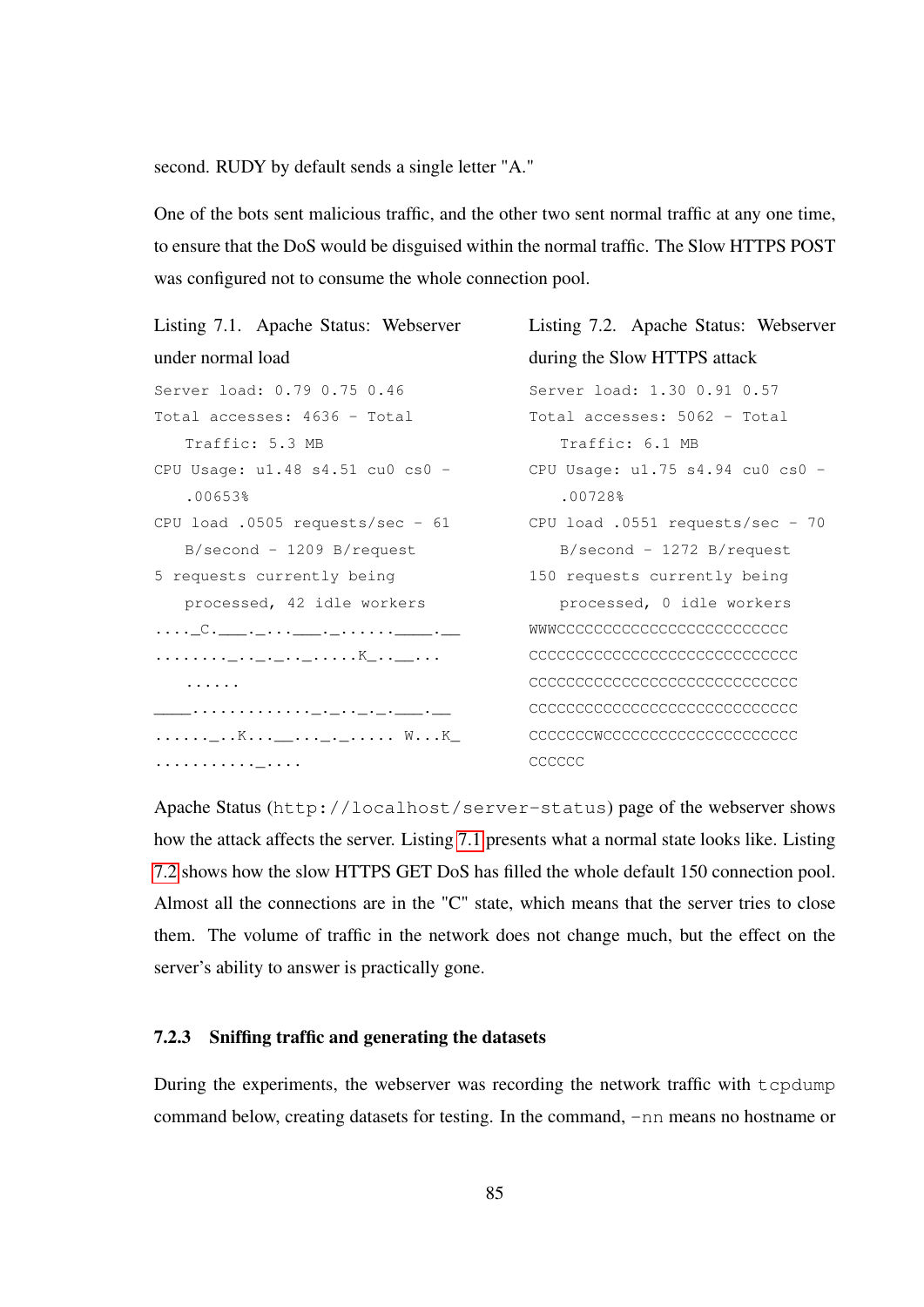second. RUDY by default sends a single letter "A."

One of the bots sent malicious traffic, and the other two sent normal traffic at any one time, to ensure that the DoS would be disguised within the normal traffic. The Slow HTTPS POST was configured not to consume the whole connection pool.

Listing 7.1. Apache Status: Webserver under normal load

```
Server load: 0.79 0.75 0.46
Total accesses: 4636 - Total
   Traffic: 5.3 MB
CPU Usage: u1.48 s4.51 cu0 cs0 -
   .00653%
CPU load .0505 requests/sec - 61
   B/second - 1209 B/request
5 requests currently being
   processed, 42 idle workers
...._C.___._..._____._......____.__
........_.._._.._.....K_..__...
   ......
____.............._._.._._.___.__
......_..K...__..._._..... W...K_
..........._....
```

Listing 7.2. Apache Status: Webserver during the Slow HTTPS attack

```
Server load: 1.30 0.91 0.57
Total accesses: 5062 - Total
   Traffic: 6.1 MB
CPU Usage: u1.75 s4.94 cu0 cs0 -
   .00728%
CPU load .0551 requests/sec - 70
   B/second - 1272 B/request
150 requests currently being
   processed, 0 idle workers
WWWCCCCCCCCCCCCCCCCCCCCCCCCC
CCCCCCCCCCCCCCCCCCCCCCCCCCCCCC
CCCCCCCCCCCCCCCCCCCCCCCCCCCCCC
CCCCCCCCCCCCCCCCCCCCCCCCCCCCCC
CCCCCCCWCCCCCCCCCCCCCCCCCCCCCC
CCCCCC
```

Apache Status (`http://localhost/server-status`) page of the webserver shows how the attack affects the server. Listing 7.1 presents what a normal state looks like. Listing 7.2 shows how the slow HTTPS GET DoS has filled the whole default 150 connection pool. Almost all the connections are in the "C" state, which means that the server tries to close them. The volume of traffic in the network does not change much, but the effect on the server's ability to answer is practically gone.

### 7.2.3 Sniffing traffic and generating the datasets

During the experiments, the webserver was recording the network traffic with `tcpdump` command below, creating datasets for testing. In the command, `-nn` means no hostname or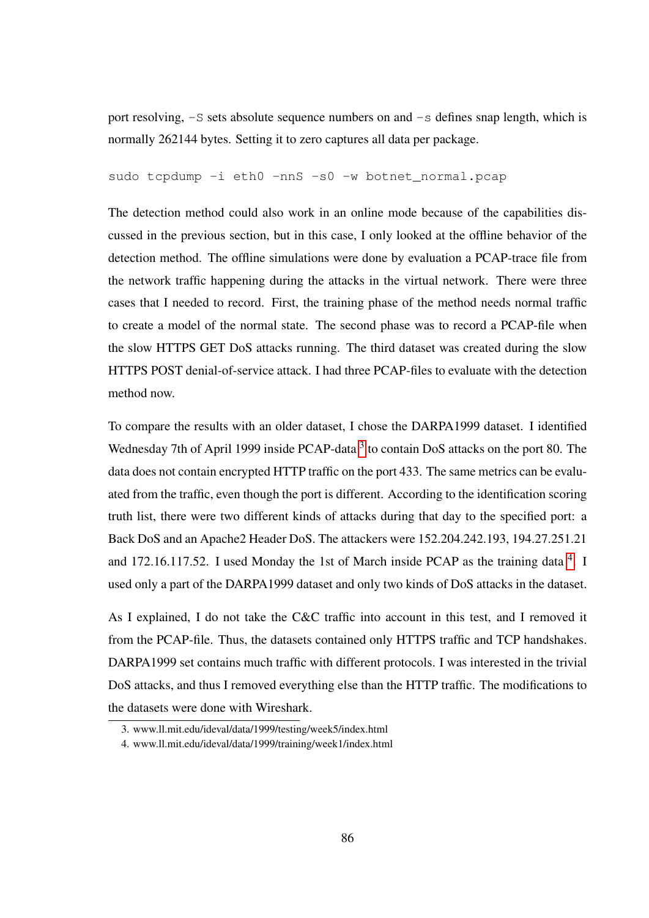port resolving, `-S` sets absolute sequence numbers on and `-s` defines snap length, which is normally 262144 bytes. Setting it to zero captures all data per package.

```
sudo tcpdump -i eth0 -nnS -s0 -w botnet_normal.pcap
```

The detection method could also work in an online mode because of the capabilities discussed in the previous section, but in this case, I only looked at the offline behavior of the detection method. The offline simulations were done by evaluation a PCAP-trace file from the network traffic happening during the attacks in the virtual network. There were three cases that I needed to record. First, the training phase of the method needs normal traffic to create a model of the normal state. The second phase was to record a PCAP-file when the slow HTTPS GET DoS attacks running. The third dataset was created during the slow HTTPS POST denial-of-service attack. I had three PCAP-files to evaluate with the detection method now.

To compare the results with an older dataset, I chose the DARPA1999 dataset. I identified Wednesday 7th of April 1999 inside PCAP-data [3] to contain DoS attacks on the port 80. The data does not contain encrypted HTTP traffic on the port 433. The same metrics can be evaluated from the traffic, even though the port is different. According to the identification scoring truth list, there were two different kinds of attacks during that day to the specified port: a Back DoS and an Apache2 Header DoS. The attackers were 152.204.242.193, 194.27.251.21 and 172.16.117.52. I used Monday the 1st of March inside PCAP as the training data [4]. I used only a part of the DARPA1999 dataset and only two kinds of DoS attacks in the dataset.

As I explained, I do not take the C&C traffic into account in this test, and I removed it from the PCAP-file. Thus, the datasets contained only HTTPS traffic and TCP handshakes. DARPA1999 set contains much traffic with different protocols. I was interested in the trivial DoS attacks, and thus I removed everything else than the HTTP traffic. The modifications to the datasets were done with Wireshark.

3. www.ll.mit.edu/ideval/data/1999/testing/week5/index.html
4. www.ll.mit.edu/ideval/data/1999/training/week1/index.html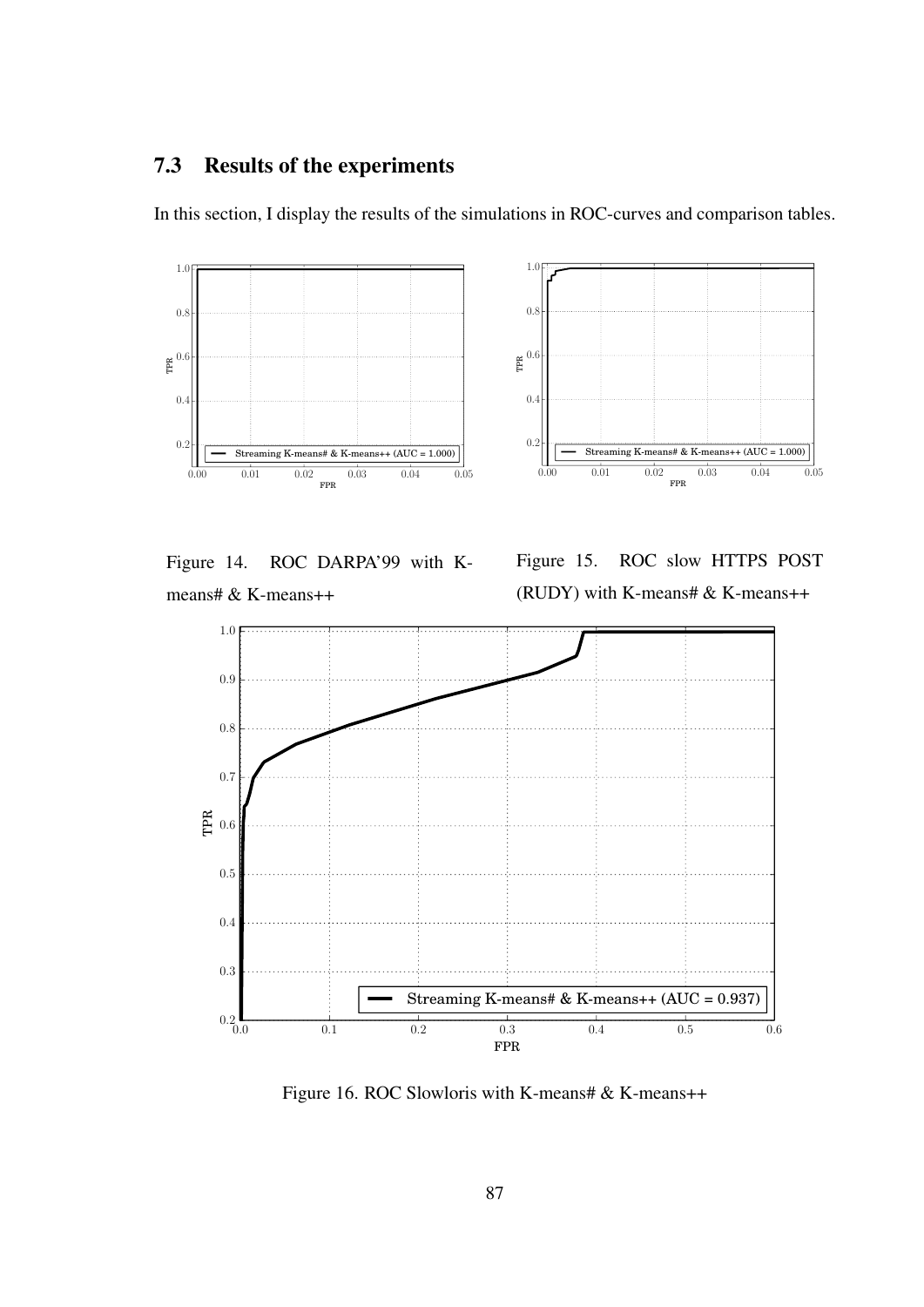## 7.3 Results of the experiments

In this section, I display the results of the simulations in ROC-curves and comparison tables.

1.0
0.8
0.6
0.4
0.2
TPR
0.00 0.01 0.02 0.03 0.04 0.05
FPR
Streaming K-means# & K-means++ (AUC = 1.000)

Figure 14. ROC DARPA'99 with K-means# & K-means++

1.0
0.8
0.6
0.4
0.2
TPR
0.00 0.01 0.02 0.03 0.04 0.05
FPR
Streaming K-means# & K-means++ (AUC = 1.000)

Figure 15. ROC slow HTTPS POST (RUDY) with K-means# & K-means++

1.0
0.9
0.8
0.7
0.6
0.5
0.4
0.3
0.2
TPR
0.0 0.1 0.2 0.3 0.4 0.5 0.6
FPR
Streaming K-means# & K-means++ (AUC = 0.937)

Figure 16. ROC Slowloris with K-means# & K-means++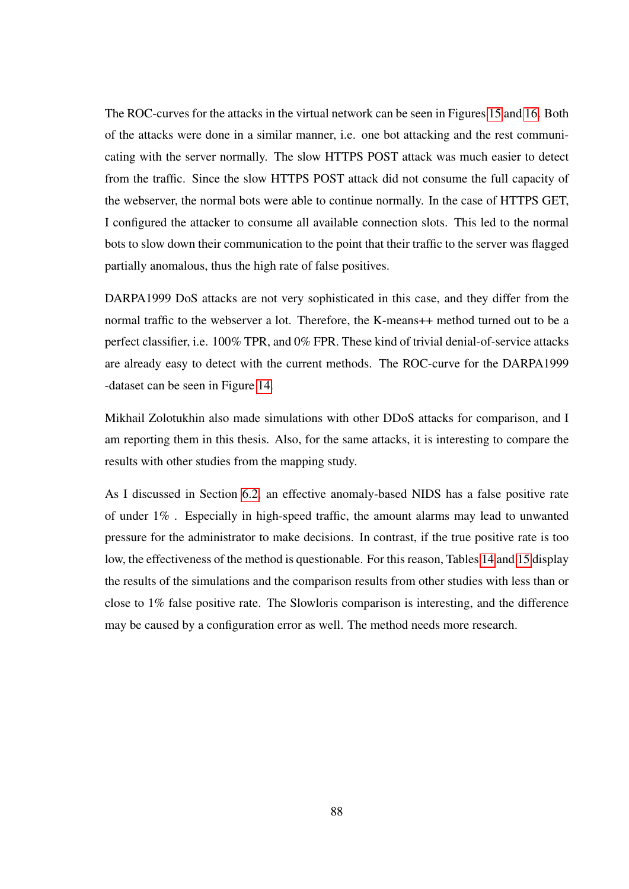The ROC-curves for the attacks in the virtual network can be seen in Figures 15 and 16. Both of the attacks were done in a similar manner, i.e. one bot attacking and the rest communicating with the server normally. The slow HTTPS POST attack was much easier to detect from the traffic. Since the slow HTTPS POST attack did not consume the full capacity of the webserver, the normal bots were able to continue normally. In the case of HTTPS GET, I configured the attacker to consume all available connection slots. This led to the normal bots to slow down their communication to the point that their traffic to the server was flagged partially anomalous, thus the high rate of false positives.

DARPA1999 DoS attacks are not very sophisticated in this case, and they differ from the normal traffic to the webserver a lot. Therefore, the K-means++ method turned out to be a perfect classifier, i.e. 100% TPR, and 0% FPR. These kind of trivial denial-of-service attacks are already easy to detect with the current methods. The ROC-curve for the DARPA1999 -dataset can be seen in Figure 14.

Mikhail Zolotukhin also made simulations with other DDoS attacks for comparison, and I am reporting them in this thesis. Also, for the same attacks, it is interesting to compare the results with other studies from the mapping study.

As I discussed in Section 6.2, an effective anomaly-based NIDS has a false positive rate of under 1% . Especially in high-speed traffic, the amount alarms may lead to unwanted pressure for the administrator to make decisions. In contrast, if the true positive rate is too low, the effectiveness of the method is questionable. For this reason, Tables 14 and 15 display the results of the simulations and the comparison results from other studies with less than or close to 1% false positive rate. The Slowloris comparison is interesting, and the difference may be caused by a configuration error as well. The method needs more research.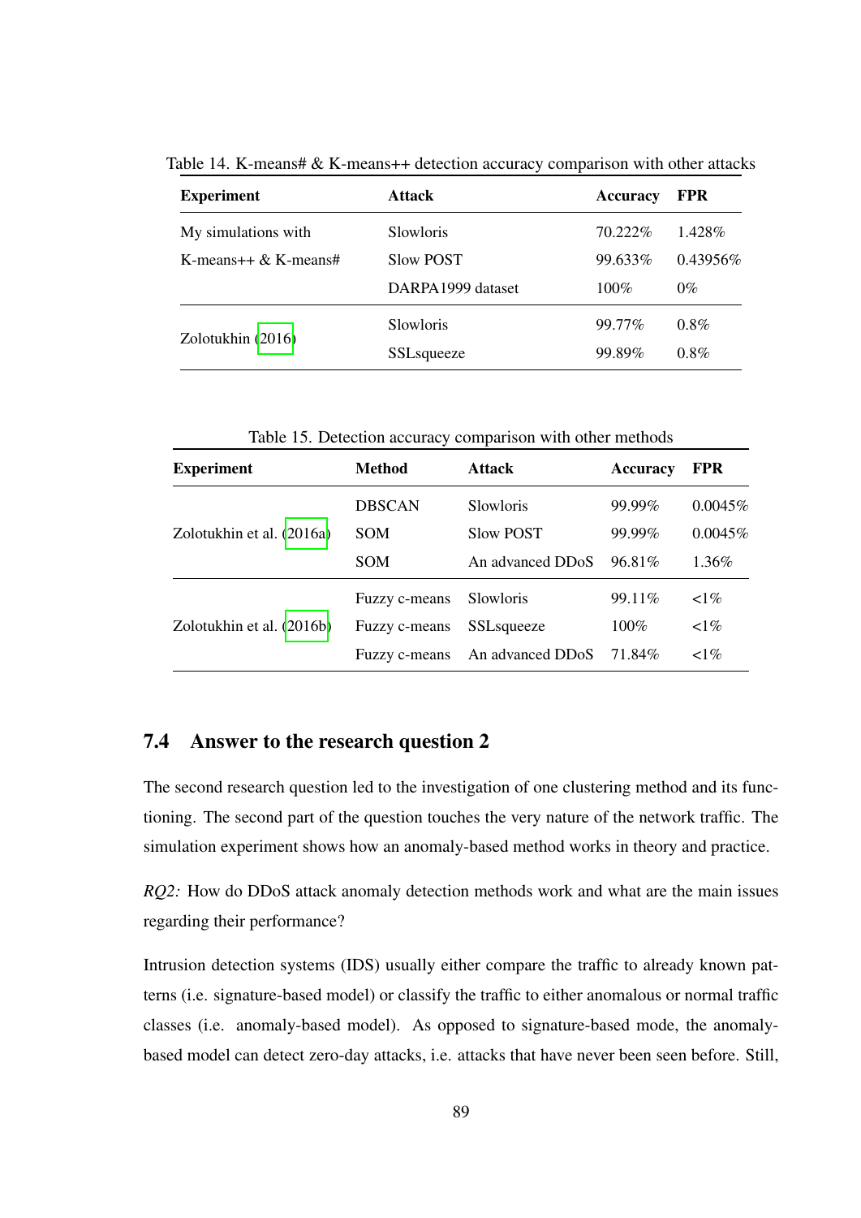Table 14. K-means# & K-means++ detection accuracy comparison with other attacks

| Experiment | Attack | Accuracy | FPR |
|---|---|---|---|
| My simulations with K-means++ & K-means# | Slowloris | 70.222% | 1.428% |
| | Slow POST | 99.633% | 0.43956% |
| | DARPA1999 dataset | 100% | 0% |
| Zolotukhin (2016) | Slowloris | 99.77% | 0.8% |
| | SSLsqueeze | 99.89% | 0.8% |

Table 15. Detection accuracy comparison with other methods

| Experiment | Method | Attack | Accuracy | FPR |
|---|---|---|---|---|
| Zolotukhin et al. (2016a) | DBSCAN | Slowloris | 99.99% | 0.0045% |
| | SOM | Slow POST | 99.99% | 0.0045% |
| | SOM | An advanced DDoS | 96.81% | 1.36% |
| Zolotukhin et al. (2016b) | Fuzzy c-means | Slowloris | 99.11% | <1% |
| | Fuzzy c-means | SSLsqueeze | 100% | <1% |
| | Fuzzy c-means | An advanced DDoS | 71.84% | <1% |

## 7.4 Answer to the research question 2

The second research question led to the investigation of one clustering method and its functioning. The second part of the question touches the very nature of the network traffic. The simulation experiment shows how an anomaly-based method works in theory and practice.

*RQ2:* How do DDoS attack anomaly detection methods work and what are the main issues regarding their performance?

Intrusion detection systems (IDS) usually either compare the traffic to already known patterns (i.e. signature-based model) or classify the traffic to either anomalous or normal traffic classes (i.e. anomaly-based model). As opposed to signature-based mode, the anomaly-based model can detect zero-day attacks, i.e. attacks that have never been seen before. Still,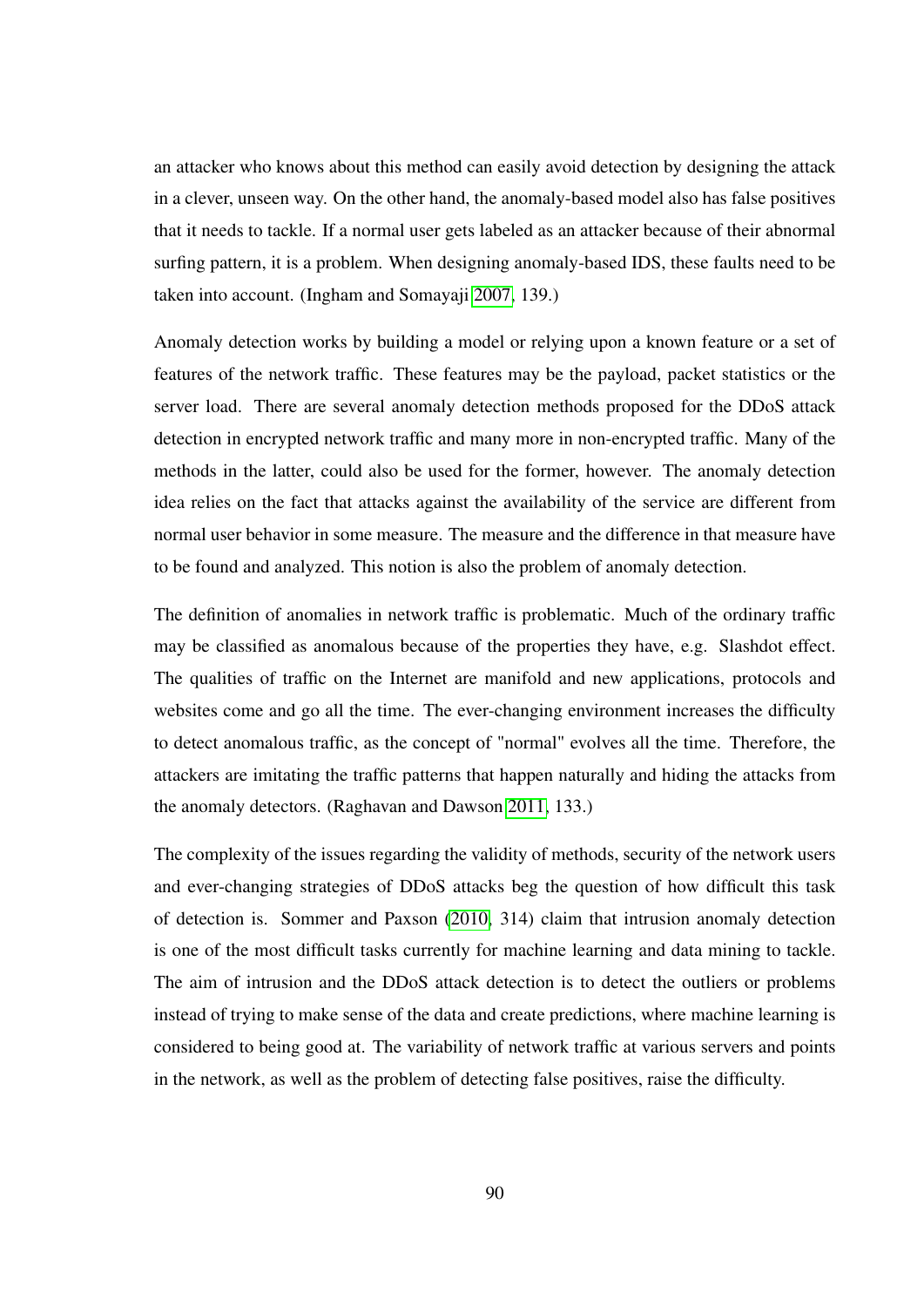an attacker who knows about this method can easily avoid detection by designing the attack in a clever, unseen way. On the other hand, the anomaly-based model also has false positives that it needs to tackle. If a normal user gets labeled as an attacker because of their abnormal surfing pattern, it is a problem. When designing anomaly-based IDS, these faults need to be taken into account. (Ingham and Somayaji 2007, 139.)

Anomaly detection works by building a model or relying upon a known feature or a set of features of the network traffic. These features may be the payload, packet statistics or the server load. There are several anomaly detection methods proposed for the DDoS attack detection in encrypted network traffic and many more in non-encrypted traffic. Many of the methods in the latter, could also be used for the former, however. The anomaly detection idea relies on the fact that attacks against the availability of the service are different from normal user behavior in some measure. The measure and the difference in that measure have to be found and analyzed. This notion is also the problem of anomaly detection.

The definition of anomalies in network traffic is problematic. Much of the ordinary traffic may be classified as anomalous because of the properties they have, e.g. Slashdot effect. The qualities of traffic on the Internet are manifold and new applications, protocols and websites come and go all the time. The ever-changing environment increases the difficulty to detect anomalous traffic, as the concept of "normal" evolves all the time. Therefore, the attackers are imitating the traffic patterns that happen naturally and hiding the attacks from the anomaly detectors. (Raghavan and Dawson 2011, 133.)

The complexity of the issues regarding the validity of methods, security of the network users and ever-changing strategies of DDoS attacks beg the question of how difficult this task of detection is. Sommer and Paxson (2010, 314) claim that intrusion anomaly detection is one of the most difficult tasks currently for machine learning and data mining to tackle. The aim of intrusion and the DDoS attack detection is to detect the outliers or problems instead of trying to make sense of the data and create predictions, where machine learning is considered to being good at. The variability of network traffic at various servers and points in the network, as well as the problem of detecting false positives, raise the difficulty.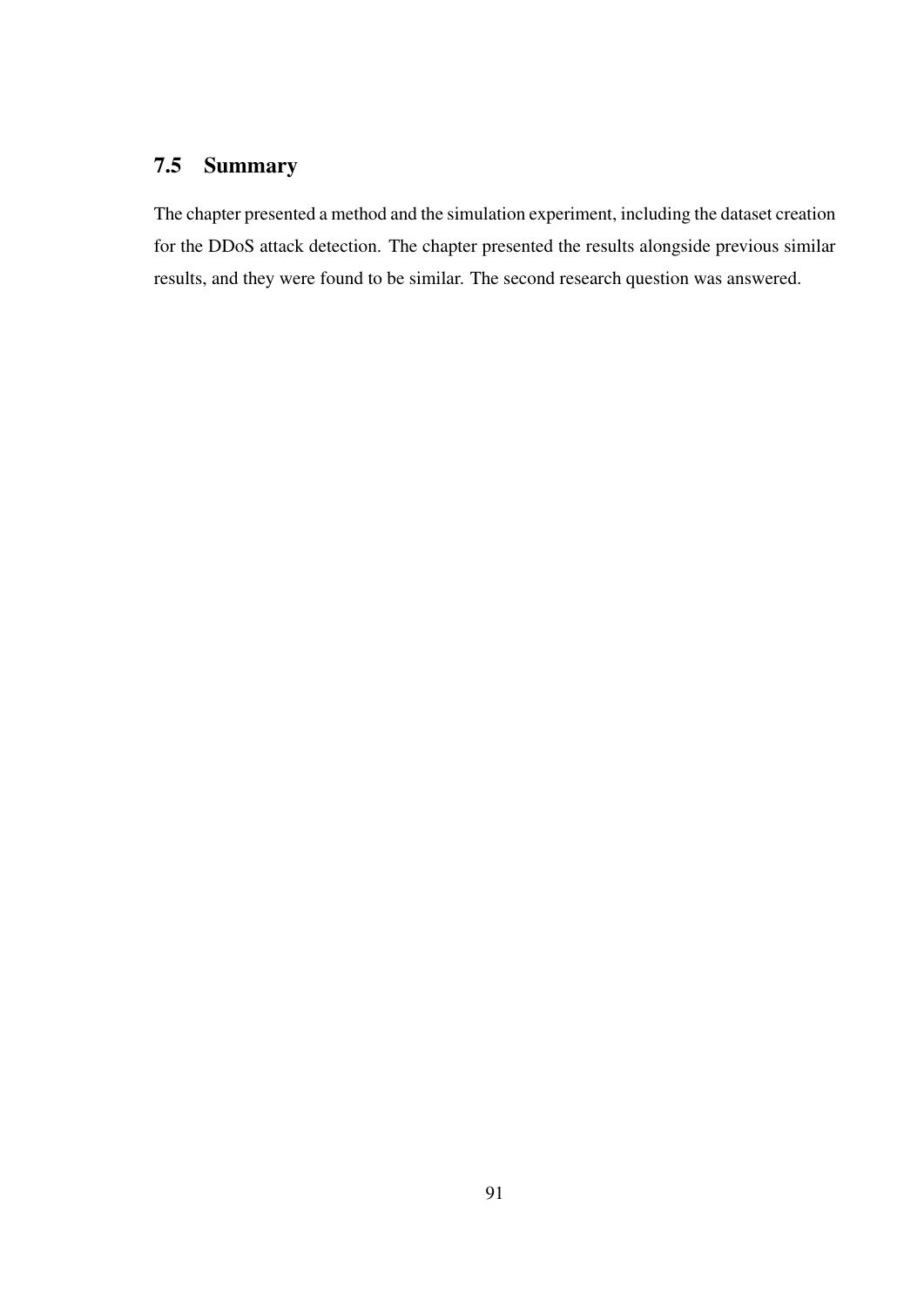## 7.5 Summary

The chapter presented a method and the simulation experiment, including the dataset creation for the DDoS attack detection. The chapter presented the results alongside previous similar results, and they were found to be similar. The second research question was answered.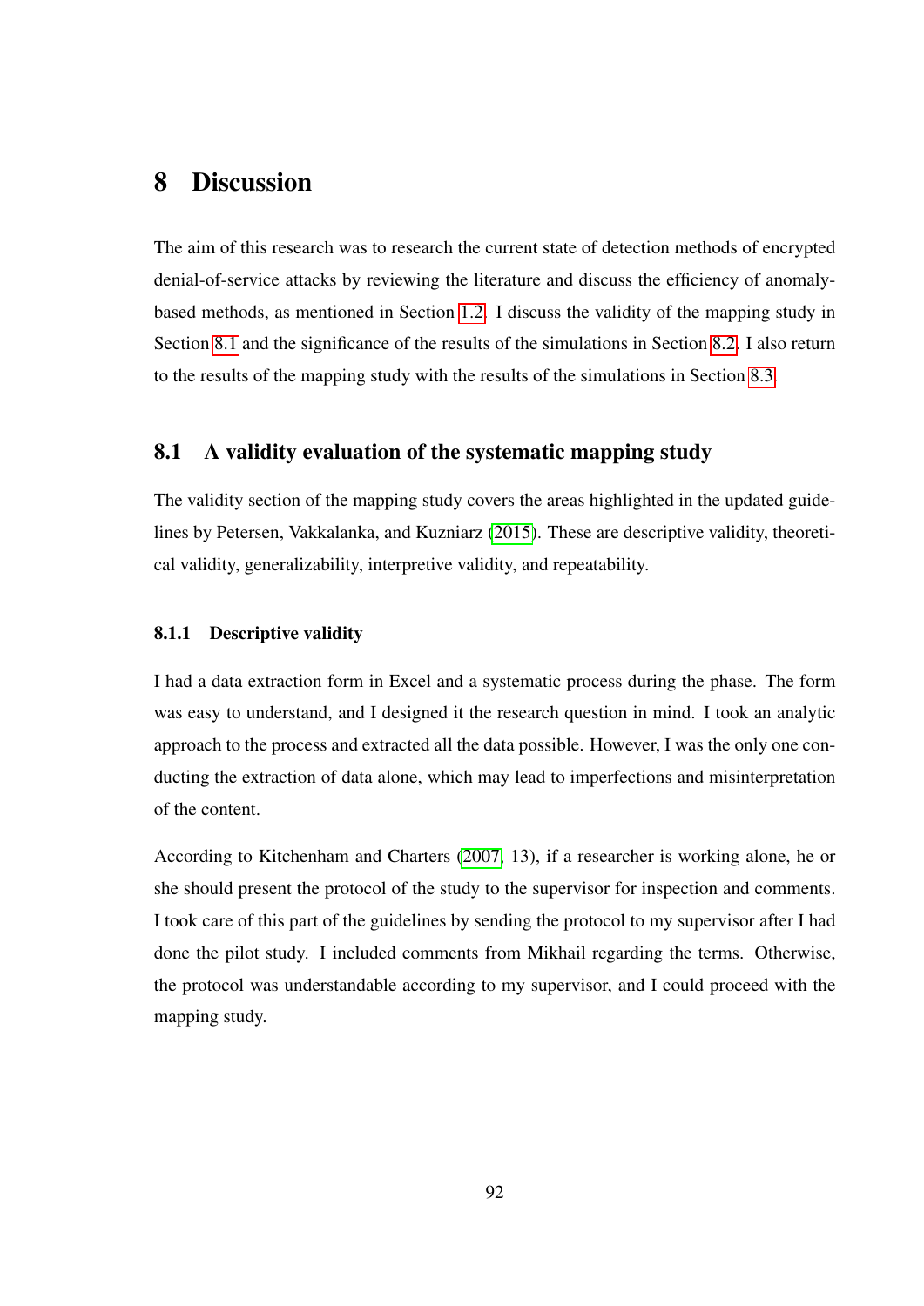# 8 Discussion

The aim of this research was to research the current state of detection methods of encrypted denial-of-service attacks by reviewing the literature and discuss the efficiency of anomaly-based methods, as mentioned in Section 1.2. I discuss the validity of the mapping study in Section 8.1 and the significance of the results of the simulations in Section 8.2. I also return to the results of the mapping study with the results of the simulations in Section 8.3.

## 8.1 A validity evaluation of the systematic mapping study

The validity section of the mapping study covers the areas highlighted in the updated guidelines by Petersen, Vakkalanka, and Kuzniarz (2015). These are descriptive validity, theoretical validity, generalizability, interpretive validity, and repeatability.

### 8.1.1 Descriptive validity

I had a data extraction form in Excel and a systematic process during the phase. The form was easy to understand, and I designed it the research question in mind. I took an analytic approach to the process and extracted all the data possible. However, I was the only one conducting the extraction of data alone, which may lead to imperfections and misinterpretation of the content.

According to Kitchenham and Charters (2007, 13), if a researcher is working alone, he or she should present the protocol of the study to the supervisor for inspection and comments. I took care of this part of the guidelines by sending the protocol to my supervisor after I had done the pilot study. I included comments from Mikhail regarding the terms. Otherwise, the protocol was understandable according to my supervisor, and I could proceed with the mapping study.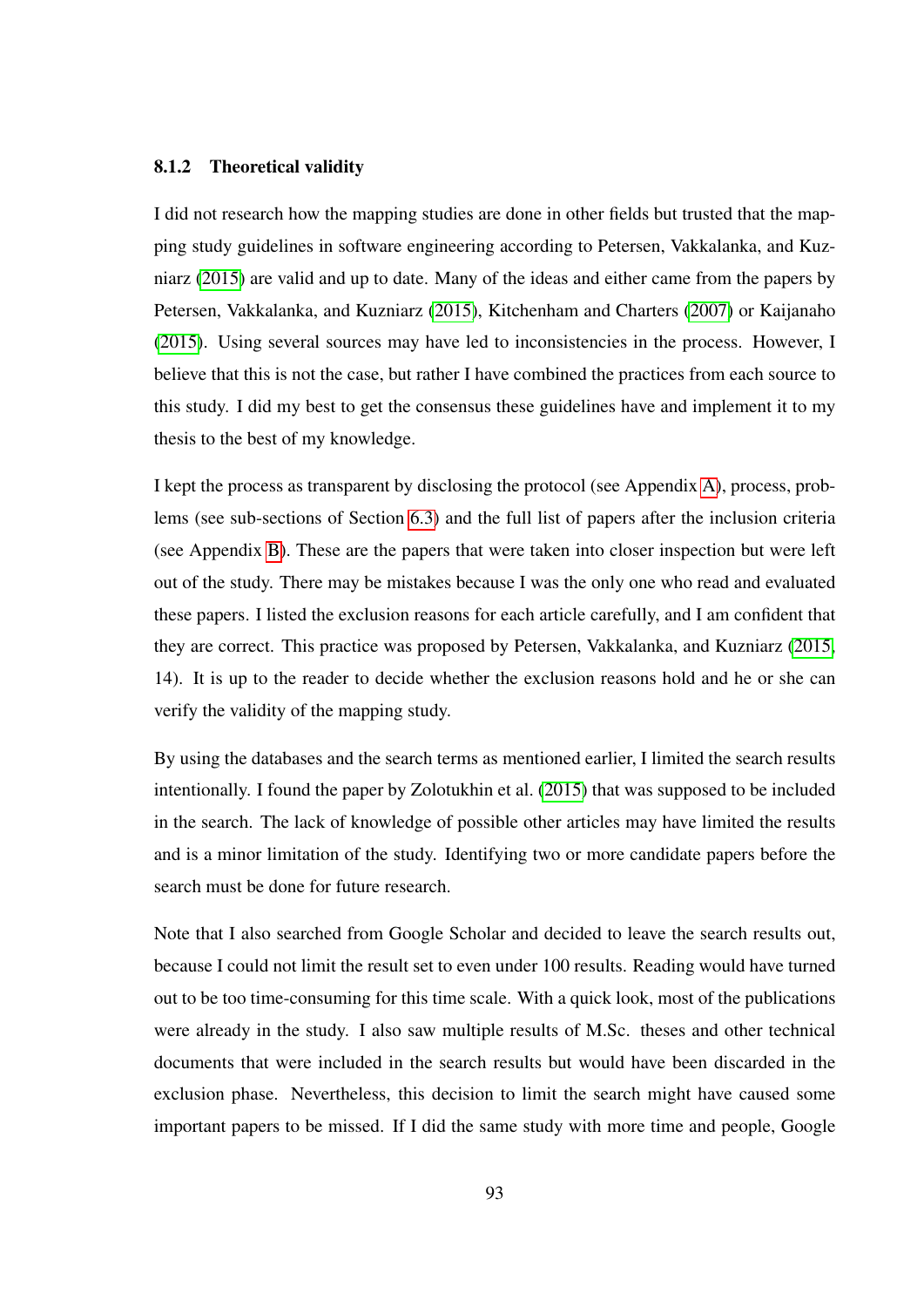### 8.1.2 Theoretical validity

I did not research how the mapping studies are done in other fields but trusted that the mapping study guidelines in software engineering according to Petersen, Vakkalanka, and Kuzniarz (2015) are valid and up to date. Many of the ideas and either came from the papers by Petersen, Vakkalanka, and Kuzniarz (2015), Kitchenham and Charters (2007) or Kaijanaho (2015). Using several sources may have led to inconsistencies in the process. However, I believe that this is not the case, but rather I have combined the practices from each source to this study. I did my best to get the consensus these guidelines have and implement it to my thesis to the best of my knowledge.

I kept the process as transparent by disclosing the protocol (see Appendix A), process, problems (see sub-sections of Section 6.3) and the full list of papers after the inclusion criteria (see Appendix B). These are the papers that were taken into closer inspection but were left out of the study. There may be mistakes because I was the only one who read and evaluated these papers. I listed the exclusion reasons for each article carefully, and I am confident that they are correct. This practice was proposed by Petersen, Vakkalanka, and Kuzniarz (2015, 14). It is up to the reader to decide whether the exclusion reasons hold and he or she can verify the validity of the mapping study.

By using the databases and the search terms as mentioned earlier, I limited the search results intentionally. I found the paper by Zolotukhin et al. (2015) that was supposed to be included in the search. The lack of knowledge of possible other articles may have limited the results and is a minor limitation of the study. Identifying two or more candidate papers before the search must be done for future research.

Note that I also searched from Google Scholar and decided to leave the search results out, because I could not limit the result set to even under 100 results. Reading would have turned out to be too time-consuming for this time scale. With a quick look, most of the publications were already in the study. I also saw multiple results of M.Sc. theses and other technical documents that were included in the search results but would have been discarded in the exclusion phase. Nevertheless, this decision to limit the search might have caused some important papers to be missed. If I did the same study with more time and people, Google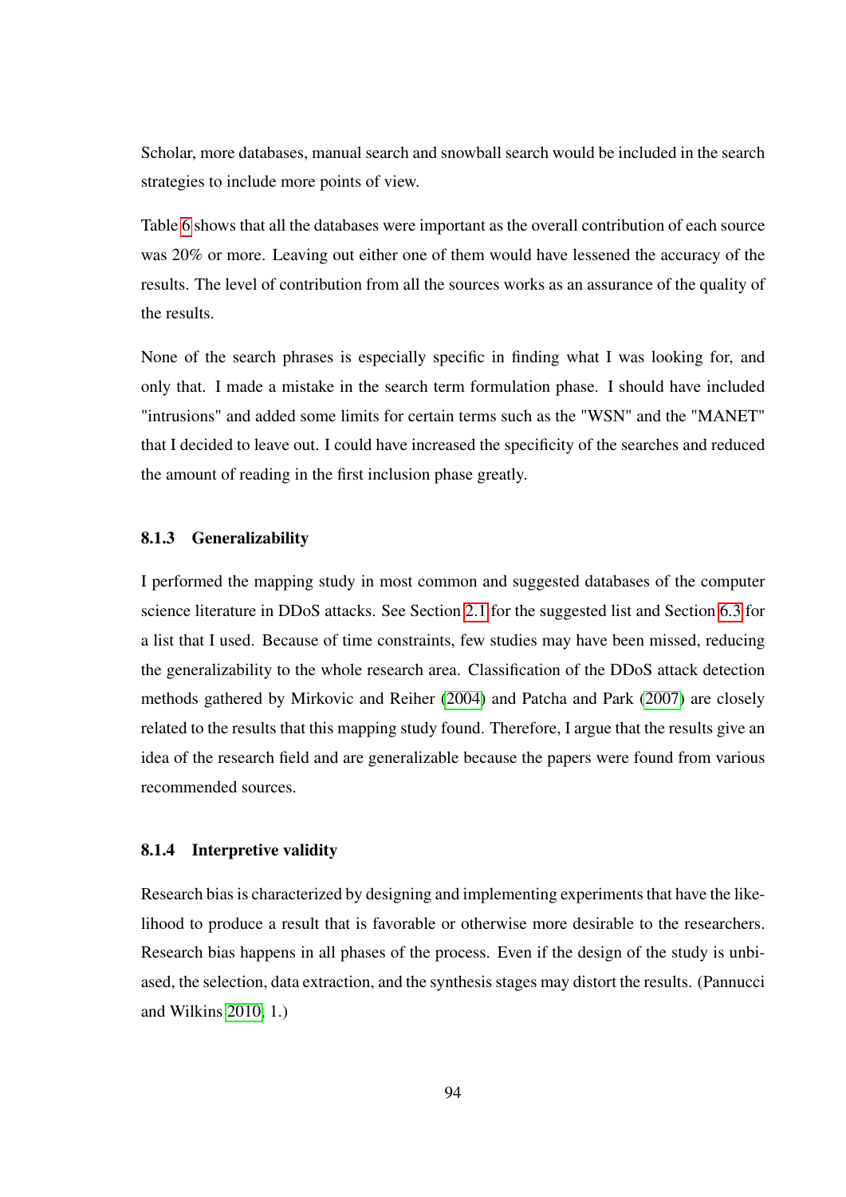Scholar, more databases, manual search and snowball search would be included in the search strategies to include more points of view.

Table 6 shows that all the databases were important as the overall contribution of each source was 20% or more. Leaving out either one of them would have lessened the accuracy of the results. The level of contribution from all the sources works as an assurance of the quality of the results.

None of the search phrases is especially specific in finding what I was looking for, and only that. I made a mistake in the search term formulation phase. I should have included "intrusions" and added some limits for certain terms such as the "WSN" and the "MANET" that I decided to leave out. I could have increased the specificity of the searches and reduced the amount of reading in the first inclusion phase greatly.

### 8.1.3 Generalizability

I performed the mapping study in most common and suggested databases of the computer science literature in DDoS attacks. See Section 2.1 for the suggested list and Section 6.3 for a list that I used. Because of time constraints, few studies may have been missed, reducing the generalizability to the whole research area. Classification of the DDoS attack detection methods gathered by Mirkovic and Reiher (2004) and Patcha and Park (2007) are closely related to the results that this mapping study found. Therefore, I argue that the results give an idea of the research field and are generalizable because the papers were found from various recommended sources.

### 8.1.4 Interpretive validity

Research bias is characterized by designing and implementing experiments that have the likelihood to produce a result that is favorable or otherwise more desirable to the researchers. Research bias happens in all phases of the process. Even if the design of the study is unbiased, the selection, data extraction, and the synthesis stages may distort the results. (Pannucci and Wilkins 2010, 1.)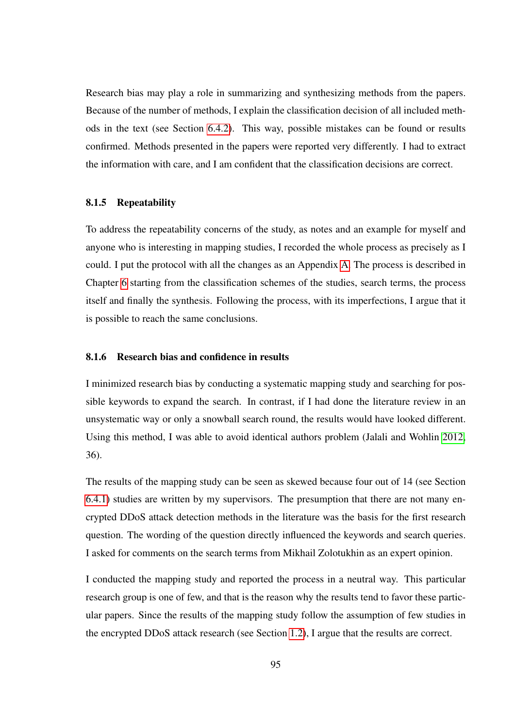Research bias may play a role in summarizing and synthesizing methods from the papers. Because of the number of methods, I explain the classification decision of all included methods in the text (see Section 6.4.2). This way, possible mistakes can be found or results confirmed. Methods presented in the papers were reported very differently. I had to extract the information with care, and I am confident that the classification decisions are correct.

### 8.1.5 Repeatability

To address the repeatability concerns of the study, as notes and an example for myself and anyone who is interesting in mapping studies, I recorded the whole process as precisely as I could. I put the protocol with all the changes as an Appendix A. The process is described in Chapter 6 starting from the classification schemes of the studies, search terms, the process itself and finally the synthesis. Following the process, with its imperfections, I argue that it is possible to reach the same conclusions.

### 8.1.6 Research bias and confidence in results

I minimized research bias by conducting a systematic mapping study and searching for possible keywords to expand the search. In contrast, if I had done the literature review in an unsystematic way or only a snowball search round, the results would have looked different. Using this method, I was able to avoid identical authors problem (Jalali and Wohlin 2012, 36).

The results of the mapping study can be seen as skewed because four out of 14 (see Section 6.4.1) studies are written by my supervisors. The presumption that there are not many encrypted DDoS attack detection methods in the literature was the basis for the first research question. The wording of the question directly influenced the keywords and search queries. I asked for comments on the search terms from Mikhail Zolotukhin as an expert opinion.

I conducted the mapping study and reported the process in a neutral way. This particular research group is one of few, and that is the reason why the results tend to favor these particular papers. Since the results of the mapping study follow the assumption of few studies in the encrypted DDoS attack research (see Section 1.2), I argue that the results are correct.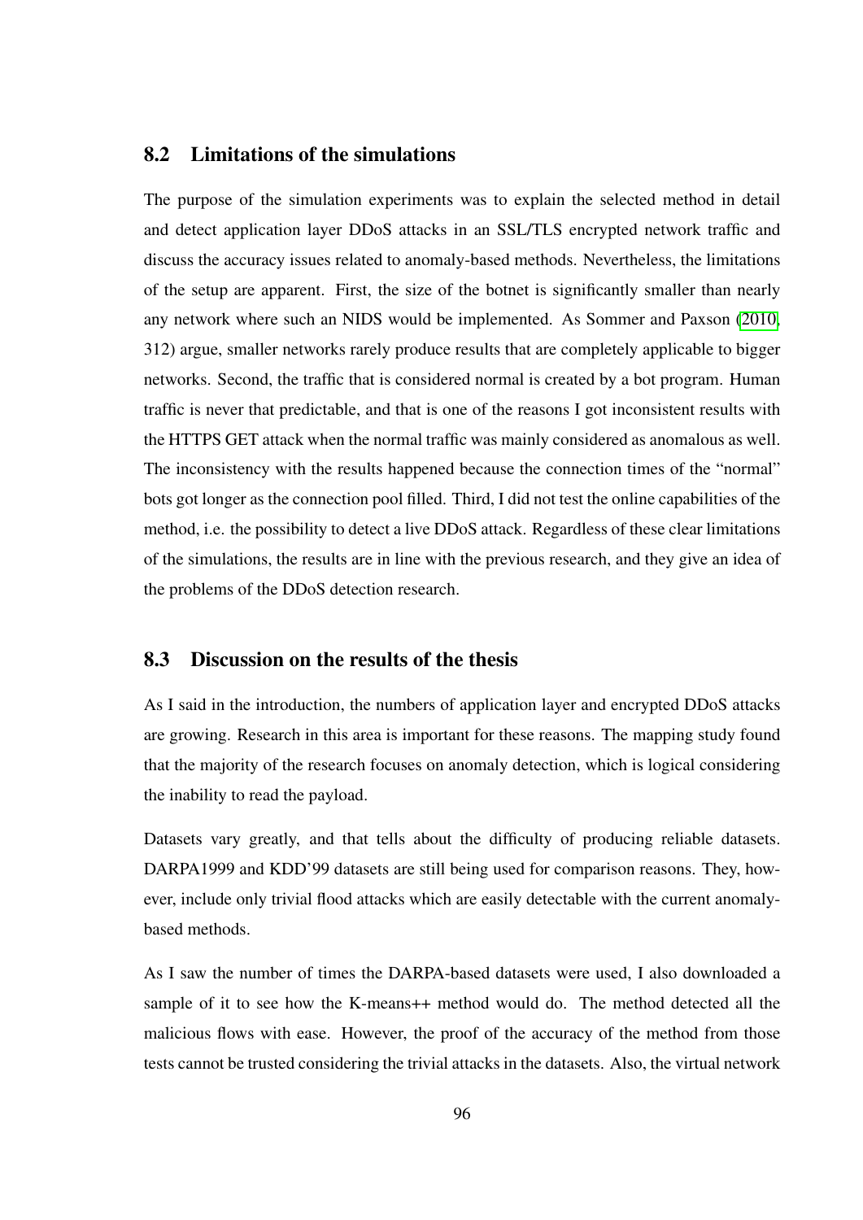## 8.2 Limitations of the simulations

The purpose of the simulation experiments was to explain the selected method in detail and detect application layer DDoS attacks in an SSL/TLS encrypted network traffic and discuss the accuracy issues related to anomaly-based methods. Nevertheless, the limitations of the setup are apparent. First, the size of the botnet is significantly smaller than nearly any network where such an NIDS would be implemented. As Sommer and Paxson (2010, 312) argue, smaller networks rarely produce results that are completely applicable to bigger networks. Second, the traffic that is considered normal is created by a bot program. Human traffic is never that predictable, and that is one of the reasons I got inconsistent results with the HTTPS GET attack when the normal traffic was mainly considered as anomalous as well. The inconsistency with the results happened because the connection times of the "normal" bots got longer as the connection pool filled. Third, I did not test the online capabilities of the method, i.e. the possibility to detect a live DDoS attack. Regardless of these clear limitations of the simulations, the results are in line with the previous research, and they give an idea of the problems of the DDoS detection research.

## 8.3 Discussion on the results of the thesis

As I said in the introduction, the numbers of application layer and encrypted DDoS attacks are growing. Research in this area is important for these reasons. The mapping study found that the majority of the research focuses on anomaly detection, which is logical considering the inability to read the payload.

Datasets vary greatly, and that tells about the difficulty of producing reliable datasets. DARPA1999 and KDD'99 datasets are still being used for comparison reasons. They, however, include only trivial flood attacks which are easily detectable with the current anomaly-based methods.

As I saw the number of times the DARPA-based datasets were used, I also downloaded a sample of it to see how the K-means++ method would do. The method detected all the malicious flows with ease. However, the proof of the accuracy of the method from those tests cannot be trusted considering the trivial attacks in the datasets. Also, the virtual network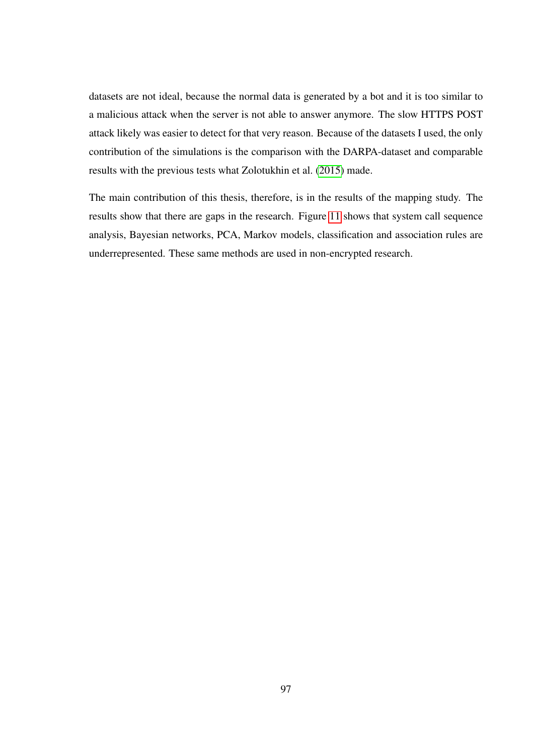datasets are not ideal, because the normal data is generated by a bot and it is too similar to a malicious attack when the server is not able to answer anymore. The slow HTTPS POST attack likely was easier to detect for that very reason. Because of the datasets I used, the only contribution of the simulations is the comparison with the DARPA-dataset and comparable results with the previous tests what Zolotukhin et al. (2015) made.

The main contribution of this thesis, therefore, is in the results of the mapping study. The results show that there are gaps in the research. Figure 11 shows that system call sequence analysis, Bayesian networks, PCA, Markov models, classification and association rules are underrepresented. These same methods are used in non-encrypted research.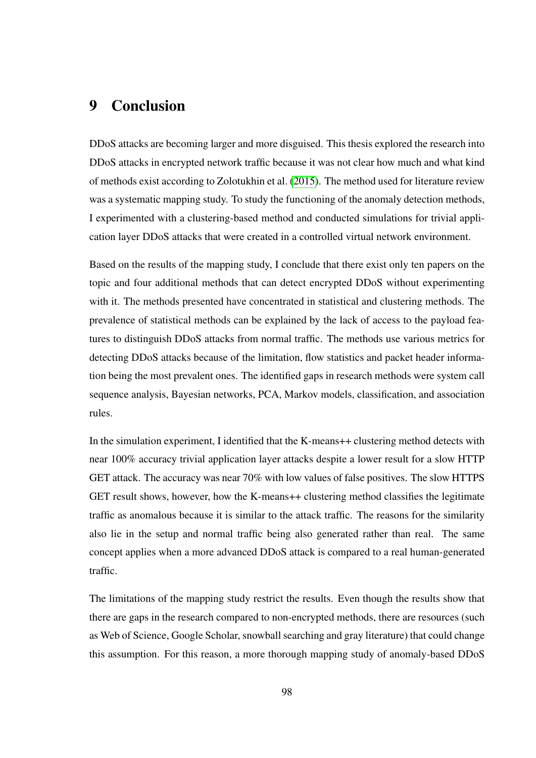# 9 Conclusion

DDoS attacks are becoming larger and more disguised. This thesis explored the research into DDoS attacks in encrypted network traffic because it was not clear how much and what kind of methods exist according to Zolotukhin et al. (2015). The method used for literature review was a systematic mapping study. To study the functioning of the anomaly detection methods, I experimented with a clustering-based method and conducted simulations for trivial application layer DDoS attacks that were created in a controlled virtual network environment.

Based on the results of the mapping study, I conclude that there exist only ten papers on the topic and four additional methods that can detect encrypted DDoS without experimenting with it. The methods presented have concentrated in statistical and clustering methods. The prevalence of statistical methods can be explained by the lack of access to the payload features to distinguish DDoS attacks from normal traffic. The methods use various metrics for detecting DDoS attacks because of the limitation, flow statistics and packet header information being the most prevalent ones. The identified gaps in research methods were system call sequence analysis, Bayesian networks, PCA, Markov models, classification, and association rules.

In the simulation experiment, I identified that the K-means++ clustering method detects with near 100% accuracy trivial application layer attacks despite a lower result for a slow HTTP GET attack. The accuracy was near 70% with low values of false positives. The slow HTTPS GET result shows, however, how the K-means++ clustering method classifies the legitimate traffic as anomalous because it is similar to the attack traffic. The reasons for the similarity also lie in the setup and normal traffic being also generated rather than real. The same concept applies when a more advanced DDoS attack is compared to a real human-generated traffic.

The limitations of the mapping study restrict the results. Even though the results show that there are gaps in the research compared to non-encrypted methods, there are resources (such as Web of Science, Google Scholar, snowball searching and gray literature) that could change this assumption. For this reason, a more thorough mapping study of anomaly-based DDoS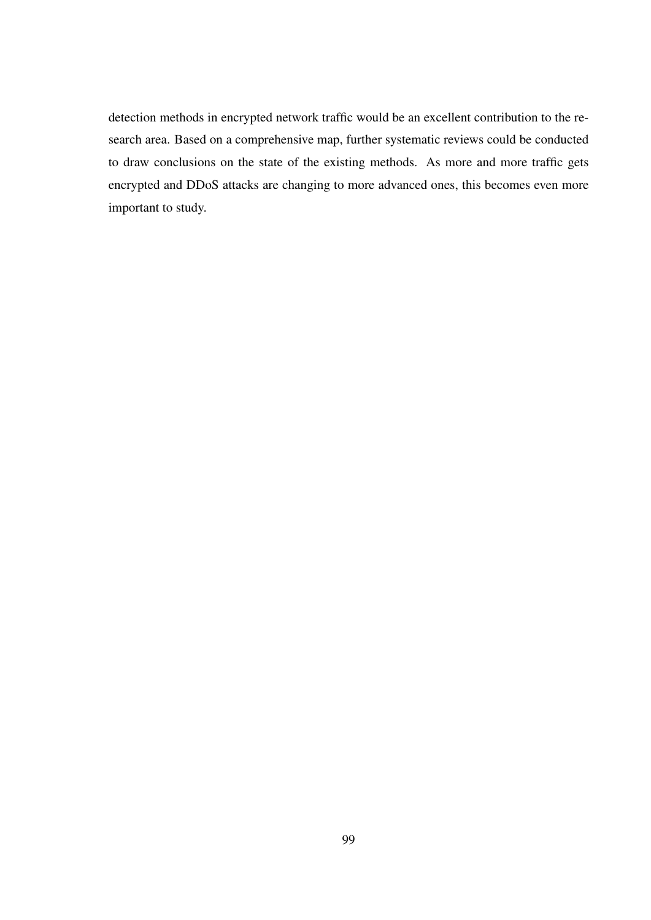detection methods in encrypted network traffic would be an excellent contribution to the research area. Based on a comprehensive map, further systematic reviews could be conducted to draw conclusions on the state of the existing methods. As more and more traffic gets encrypted and DDoS attacks are changing to more advanced ones, this becomes even more important to study.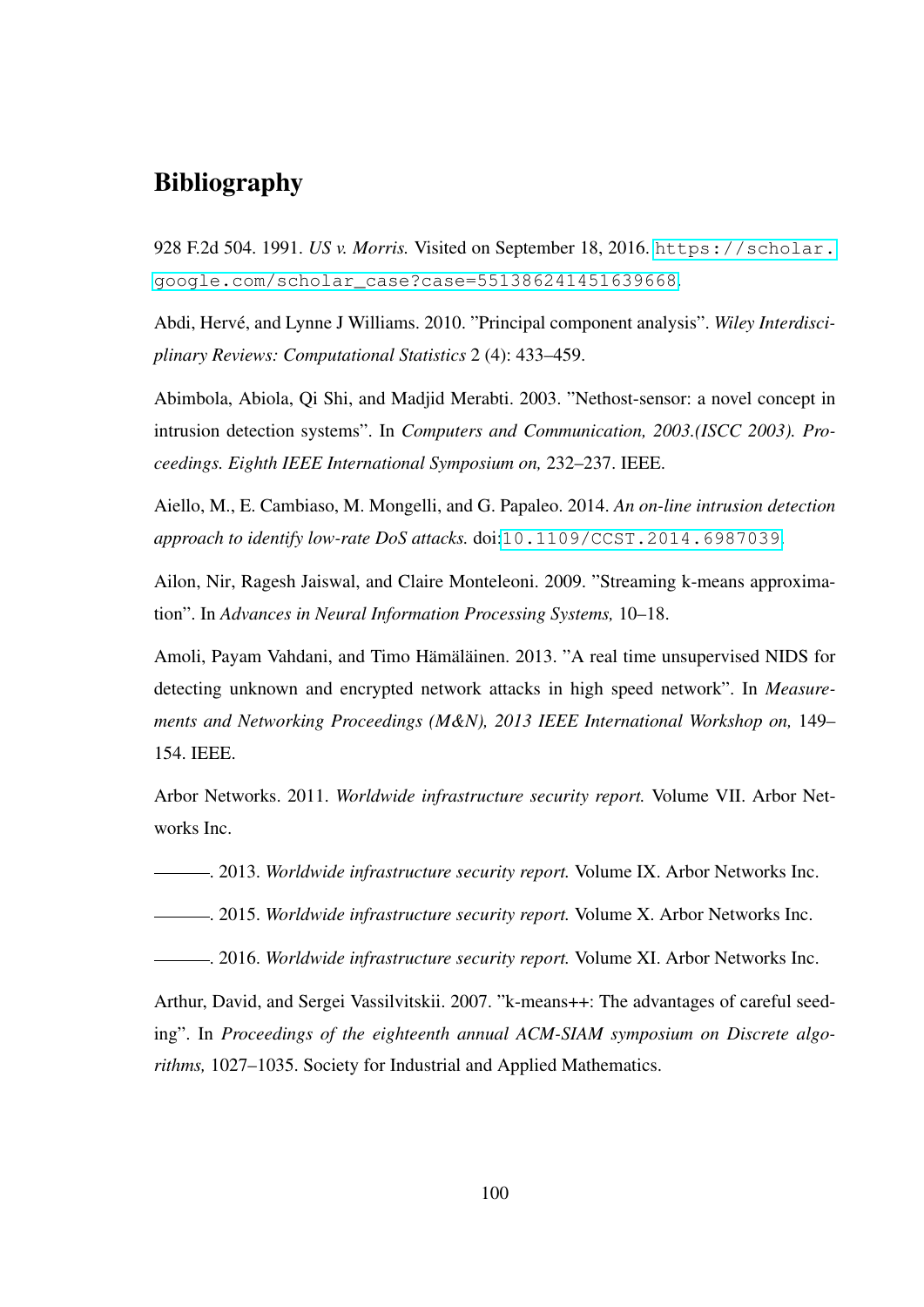# Bibliography

928 F.2d 504. 1991. *US v. Morris.* Visited on September 18, 2016. https://scholar.google.com/scholar_case?case=551386241451639668.

Abdi, Hervé, and Lynne J Williams. 2010. "Principal component analysis". *Wiley Interdisciplinary Reviews: Computational Statistics* 2 (4): 433–459.

Abimbola, Abiola, Qi Shi, and Madjid Merabti. 2003. "Nethost-sensor: a novel concept in intrusion detection systems". In *Computers and Communication, 2003.(ISCC 2003). Proceedings. Eighth IEEE International Symposium on,* 232–237. IEEE.

Aiello, M., E. Cambiaso, M. Mongelli, and G. Papaleo. 2014. *An on-line intrusion detection approach to identify low-rate DoS attacks.* doi:10.1109/CCST.2014.6987039.

Ailon, Nir, Ragesh Jaiswal, and Claire Monteleoni. 2009. "Streaming k-means approximation". In *Advances in Neural Information Processing Systems,* 10–18.

Amoli, Payam Vahdani, and Timo Hämäläinen. 2013. "A real time unsupervised NIDS for detecting unknown and encrypted network attacks in high speed network". In *Measurements and Networking Proceedings (M&N), 2013 IEEE International Workshop on,* 149–154. IEEE.

Arbor Networks. 2011. *Worldwide infrastructure security report.* Volume VII. Arbor Networks Inc.

———. 2013. *Worldwide infrastructure security report.* Volume IX. Arbor Networks Inc.

———. 2015. *Worldwide infrastructure security report.* Volume X. Arbor Networks Inc.

———. 2016. *Worldwide infrastructure security report.* Volume XI. Arbor Networks Inc.

Arthur, David, and Sergei Vassilvitskii. 2007. "k-means++: The advantages of careful seeding". In *Proceedings of the eighteenth annual ACM-SIAM symposium on Discrete algorithms,* 1027–1035. Society for Industrial and Applied Mathematics.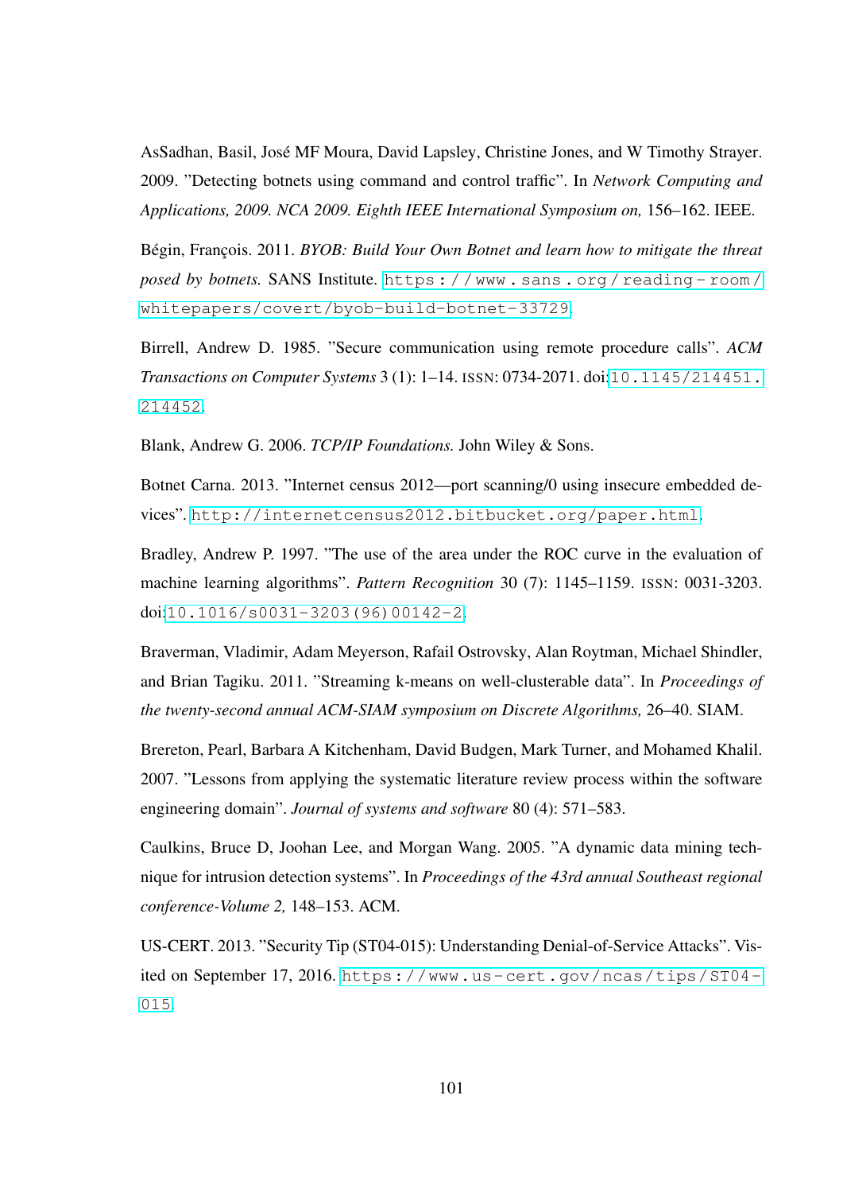AsSadhan, Basil, José MF Moura, David Lapsley, Christine Jones, and W Timothy Strayer. 2009. "Detecting botnets using command and control traffic". In *Network Computing and Applications, 2009. NCA 2009. Eighth IEEE International Symposium on,* 156–162. IEEE.

Bégin, François. 2011. *BYOB: Build Your Own Botnet and learn how to mitigate the threat posed by botnets.* SANS Institute. https://www.sans.org/reading-room/whitepapers/covert/byob-build-botnet-33729.

Birrell, Andrew D. 1985. "Secure communication using remote procedure calls". *ACM Transactions on Computer Systems* 3 (1): 1–14. ISSN: 0734-2071. doi:10.1145/214451.214452.

Blank, Andrew G. 2006. *TCP/IP Foundations.* John Wiley & Sons.

Botnet Carna. 2013. "Internet census 2012—port scanning/0 using insecure embedded devices". http://internetcensus2012.bitbucket.org/paper.html.

Bradley, Andrew P. 1997. "The use of the area under the ROC curve in the evaluation of machine learning algorithms". *Pattern Recognition* 30 (7): 1145–1159. ISSN: 0031-3203. doi:10.1016/s0031-3203(96)00142-2.

Braverman, Vladimir, Adam Meyerson, Rafail Ostrovsky, Alan Roytman, Michael Shindler, and Brian Tagiku. 2011. "Streaming k-means on well-clusterable data". In *Proceedings of the twenty-second annual ACM-SIAM symposium on Discrete Algorithms,* 26–40. SIAM.

Brereton, Pearl, Barbara A Kitchenham, David Budgen, Mark Turner, and Mohamed Khalil. 2007. "Lessons from applying the systematic literature review process within the software engineering domain". *Journal of systems and software* 80 (4): 571–583.

Caulkins, Bruce D, Joohan Lee, and Morgan Wang. 2005. "A dynamic data mining technique for intrusion detection systems". In *Proceedings of the 43rd annual Southeast regional conference-Volume 2,* 148–153. ACM.

US-CERT. 2013. "Security Tip (ST04-015): Understanding Denial-of-Service Attacks". Visited on September 17, 2016. https://www.us-cert.gov/ncas/tips/ST04-015.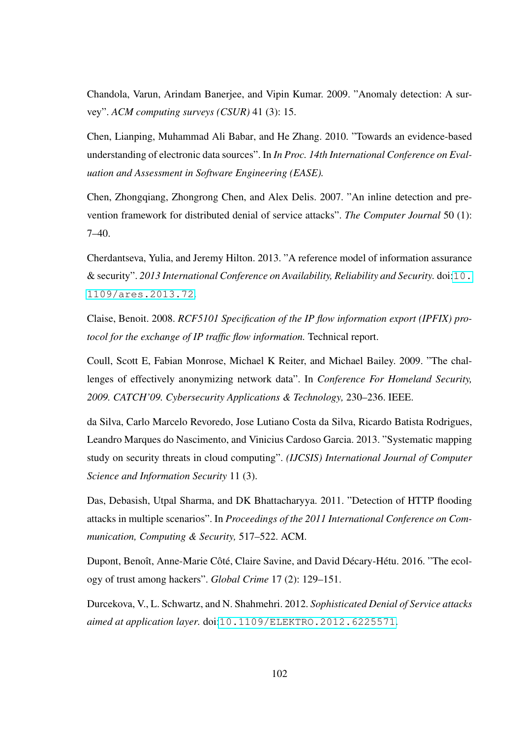Chandola, Varun, Arindam Banerjee, and Vipin Kumar. 2009. "Anomaly detection: A survey". *ACM computing surveys (CSUR)* 41 (3): 15.

Chen, Lianping, Muhammad Ali Babar, and He Zhang. 2010. "Towards an evidence-based understanding of electronic data sources". In *In Proc. 14th International Conference on Evaluation and Assessment in Software Engineering (EASE).*

Chen, Zhongqiang, Zhongrong Chen, and Alex Delis. 2007. "An inline detection and prevention framework for distributed denial of service attacks". *The Computer Journal* 50 (1): 7–40.

Cherdantseva, Yulia, and Jeremy Hilton. 2013. "A reference model of information assurance & security". *2013 International Conference on Availability, Reliability and Security.* doi:10.1109/ares.2013.72.

Claise, Benoit. 2008. *RCF5101 Specification of the IP flow information export (IPFIX) protocol for the exchange of IP traffic flow information.* Technical report.

Coull, Scott E, Fabian Monrose, Michael K Reiter, and Michael Bailey. 2009. "The challenges of effectively anonymizing network data". In *Conference For Homeland Security, 2009. CATCH'09. Cybersecurity Applications & Technology,* 230–236. IEEE.

da Silva, Carlo Marcelo Revoredo, Jose Lutiano Costa da Silva, Ricardo Batista Rodrigues, Leandro Marques do Nascimento, and Vinicius Cardoso Garcia. 2013. "Systematic mapping study on security threats in cloud computing". *(IJCSIS) International Journal of Computer Science and Information Security* 11 (3).

Das, Debasish, Utpal Sharma, and DK Bhattacharyya. 2011. "Detection of HTTP flooding attacks in multiple scenarios". In *Proceedings of the 2011 International Conference on Communication, Computing & Security,* 517–522. ACM.

Dupont, Benoît, Anne-Marie Côté, Claire Savine, and David Décary-Hétu. 2016. "The ecology of trust among hackers". *Global Crime* 17 (2): 129–151.

Durcekova, V., L. Schwartz, and N. Shahmehri. 2012. *Sophisticated Denial of Service attacks aimed at application layer.* doi:10.1109/ELEKTRO.2012.6225571.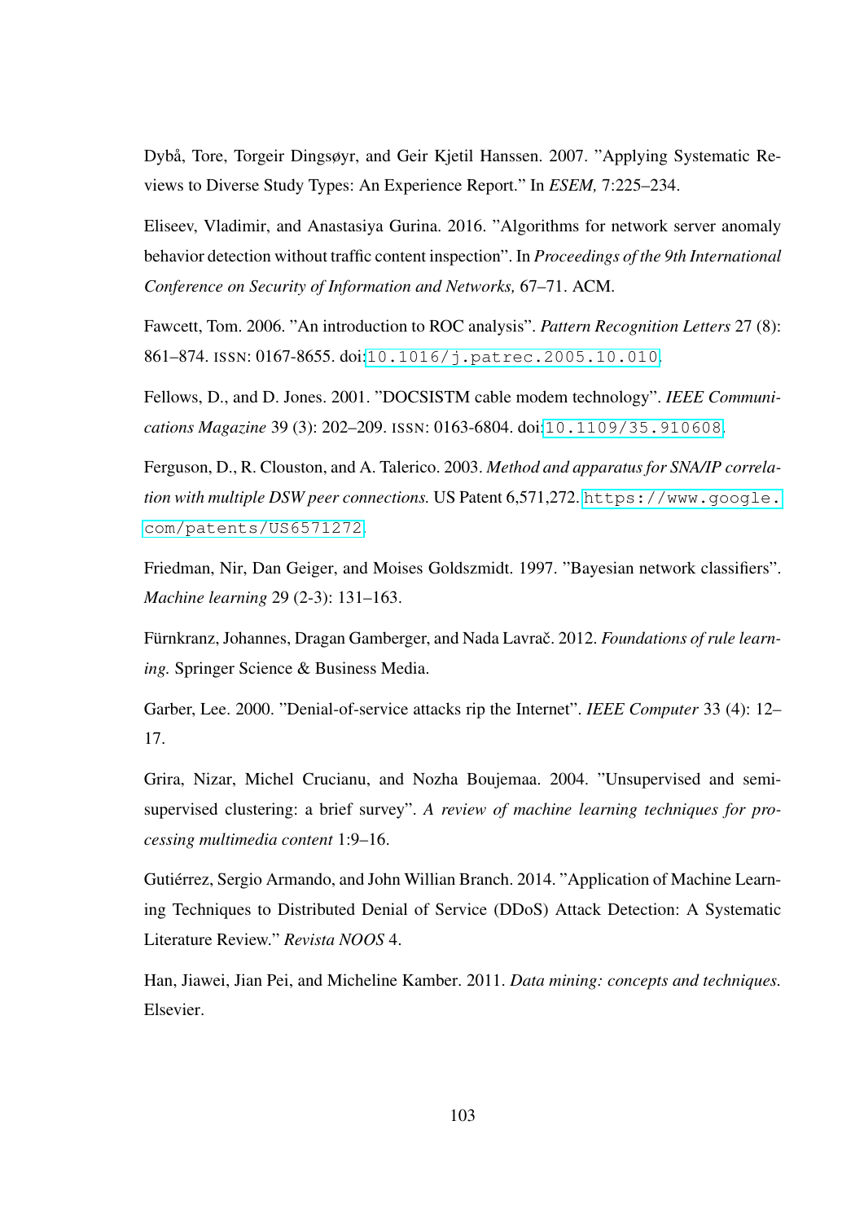Dybå, Tore, Torgeir Dingsøyr, and Geir Kjetil Hanssen. 2007. "Applying Systematic Reviews to Diverse Study Types: An Experience Report." In *ESEM,* 7:225–234.

Eliseev, Vladimir, and Anastasiya Gurina. 2016. "Algorithms for network server anomaly behavior detection without traffic content inspection". In *Proceedings of the 9th International Conference on Security of Information and Networks,* 67–71. ACM.

Fawcett, Tom. 2006. "An introduction to ROC analysis". *Pattern Recognition Letters* 27 (8): 861–874. ISSN: 0167-8655. doi:`10.1016/j.patrec.2005.10.010`.

Fellows, D., and D. Jones. 2001. "DOCSISTM cable modem technology". *IEEE Communications Magazine* 39 (3): 202–209. ISSN: 0163-6804. doi:`10.1109/35.910608`.

Ferguson, D., R. Clouston, and A. Talerico. 2003. *Method and apparatus for SNA/IP correlation with multiple DSW peer connections.* US Patent 6,571,272. `https://www.google.com/patents/US6571272`.

Friedman, Nir, Dan Geiger, and Moises Goldszmidt. 1997. "Bayesian network classifiers". *Machine learning* 29 (2-3): 131–163.

Fürnkranz, Johannes, Dragan Gamberger, and Nada Lavrač. 2012. *Foundations of rule learning.* Springer Science & Business Media.

Garber, Lee. 2000. "Denial-of-service attacks rip the Internet". *IEEE Computer* 33 (4): 12–17.

Grira, Nizar, Michel Crucianu, and Nozha Boujemaa. 2004. "Unsupervised and semi-supervised clustering: a brief survey". *A review of machine learning techniques for processing multimedia content* 1:9–16.

Gutiérrez, Sergio Armando, and John Willian Branch. 2014. "Application of Machine Learning Techniques to Distributed Denial of Service (DDoS) Attack Detection: A Systematic Literature Review." *Revista NOOS* 4.

Han, Jiawei, Jian Pei, and Micheline Kamber. 2011. *Data mining: concepts and techniques.* Elsevier.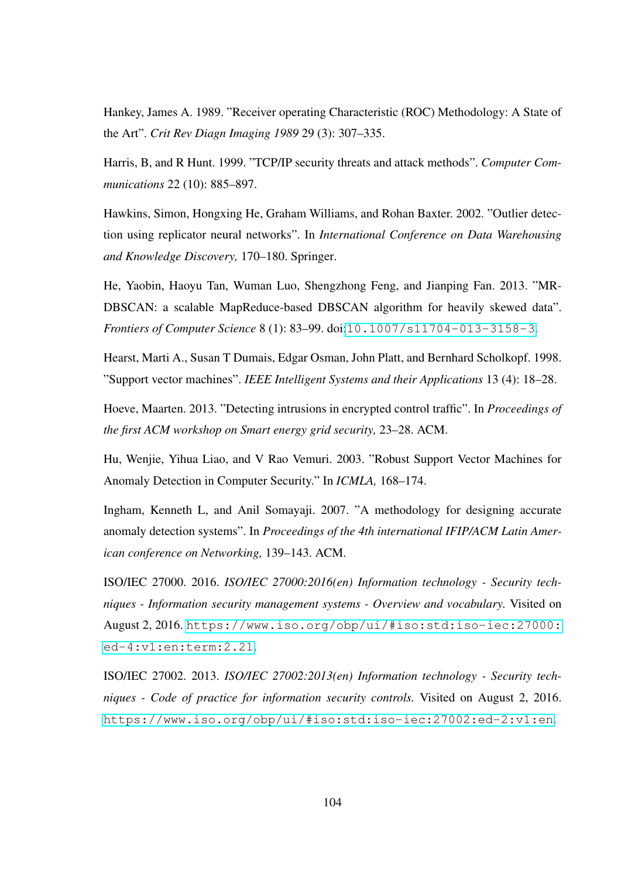Hankey, James A. 1989. "Receiver operating Characteristic (ROC) Methodology: A State of the Art". *Crit Rev Diagn Imaging 1989* 29 (3): 307–335.

Harris, B, and R Hunt. 1999. "TCP/IP security threats and attack methods". *Computer Communications* 22 (10): 885–897.

Hawkins, Simon, Hongxing He, Graham Williams, and Rohan Baxter. 2002. "Outlier detection using replicator neural networks". In *International Conference on Data Warehousing and Knowledge Discovery,* 170–180. Springer.

He, Yaobin, Haoyu Tan, Wuman Luo, Shengzhong Feng, and Jianping Fan. 2013. "MR-DBSCAN: a scalable MapReduce-based DBSCAN algorithm for heavily skewed data". *Frontiers of Computer Science* 8 (1): 83–99. doi:10.1007/s11704-013-3158-3.

Hearst, Marti A., Susan T Dumais, Edgar Osman, John Platt, and Bernhard Scholkopf. 1998. "Support vector machines". *IEEE Intelligent Systems and their Applications* 13 (4): 18–28.

Hoeve, Maarten. 2013. "Detecting intrusions in encrypted control traffic". In *Proceedings of the first ACM workshop on Smart energy grid security,* 23–28. ACM.

Hu, Wenjie, Yihua Liao, and V Rao Vemuri. 2003. "Robust Support Vector Machines for Anomaly Detection in Computer Security." In *ICMLA,* 168–174.

Ingham, Kenneth L, and Anil Somayaji. 2007. "A methodology for designing accurate anomaly detection systems". In *Proceedings of the 4th international IFIP/ACM Latin American conference on Networking,* 139–143. ACM.

ISO/IEC 27000. 2016. *ISO/IEC 27000:2016(en) Information technology - Security techniques - Information security management systems - Overview and vocabulary.* Visited on August 2, 2016. https://www.iso.org/obp/ui/#iso:std:iso-iec:27000:ed-4:v1:en:term:2.21.

ISO/IEC 27002. 2013. *ISO/IEC 27002:2013(en) Information technology - Security techniques - Code of practice for information security controls.* Visited on August 2, 2016. https://www.iso.org/obp/ui/#iso:std:iso-iec:27002:ed-2:v1:en.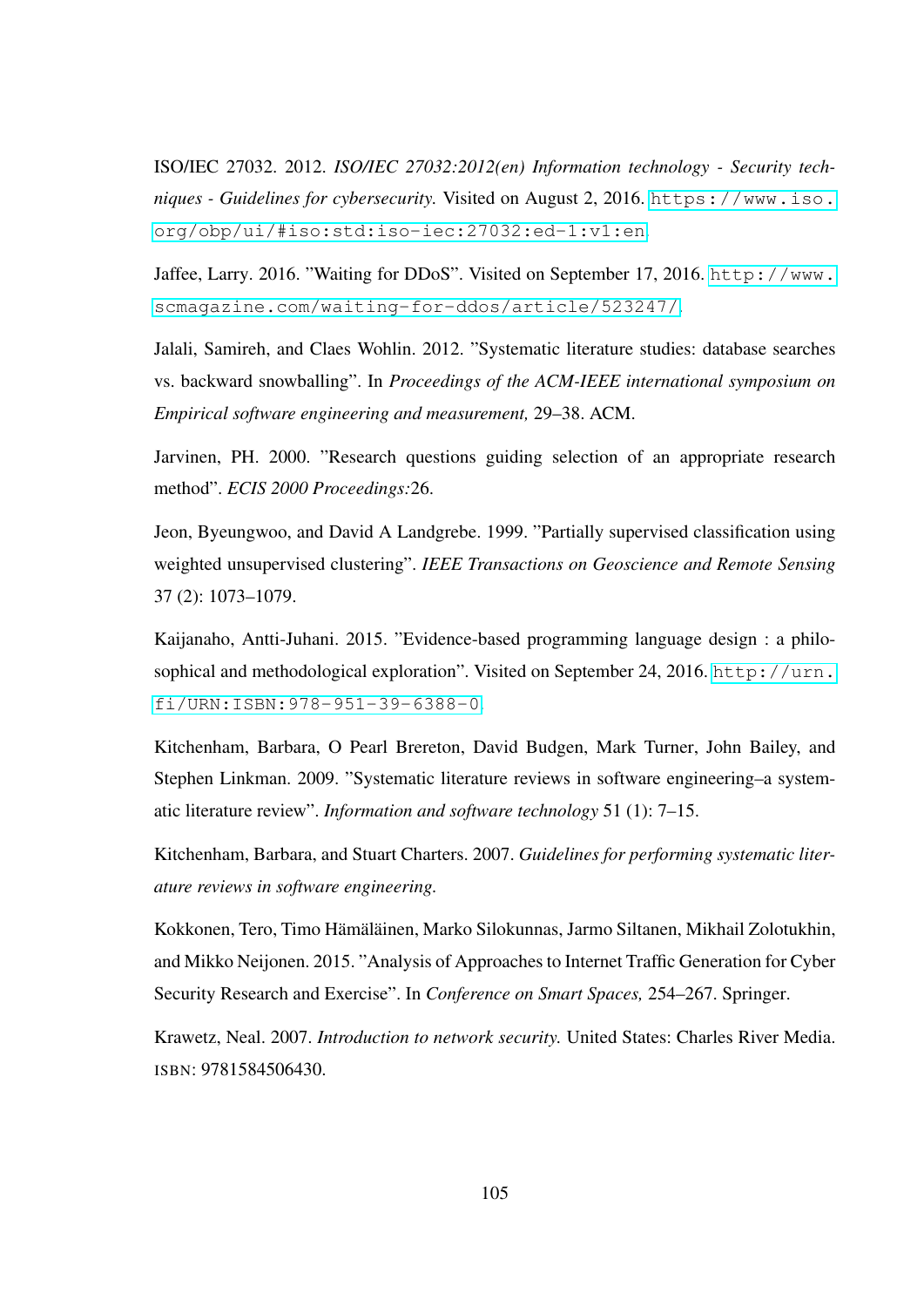ISO/IEC 27032. 2012. *ISO/IEC 27032:2012(en) Information technology - Security techniques - Guidelines for cybersecurity.* Visited on August 2, 2016. https://www.iso.org/obp/ui/#iso:std:iso-iec:27032:ed-1:v1:en.

Jaffee, Larry. 2016. "Waiting for DDoS". Visited on September 17, 2016. http://www.scmagazine.com/waiting-for-ddos/article/523247/.

Jalali, Samireh, and Claes Wohlin. 2012. "Systematic literature studies: database searches vs. backward snowballing". In *Proceedings of the ACM-IEEE international symposium on Empirical software engineering and measurement,* 29–38. ACM.

Jarvinen, PH. 2000. "Research questions guiding selection of an appropriate research method". *ECIS 2000 Proceedings:*26.

Jeon, Byeungwoo, and David A Landgrebe. 1999. "Partially supervised classification using weighted unsupervised clustering". *IEEE Transactions on Geoscience and Remote Sensing* 37 (2): 1073–1079.

Kaijanaho, Antti-Juhani. 2015. "Evidence-based programming language design : a philosophical and methodological exploration". Visited on September 24, 2016. http://urn.fi/URN:ISBN:978-951-39-6388-0.

Kitchenham, Barbara, O Pearl Brereton, David Budgen, Mark Turner, John Bailey, and Stephen Linkman. 2009. "Systematic literature reviews in software engineering–a systematic literature review". *Information and software technology* 51 (1): 7–15.

Kitchenham, Barbara, and Stuart Charters. 2007. *Guidelines for performing systematic literature reviews in software engineering.*

Kokkonen, Tero, Timo Hämäläinen, Marko Silokunnas, Jarmo Siltanen, Mikhail Zolotukhin, and Mikko Neijonen. 2015. "Analysis of Approaches to Internet Traffic Generation for Cyber Security Research and Exercise". In *Conference on Smart Spaces,* 254–267. Springer.

Krawetz, Neal. 2007. *Introduction to network security.* United States: Charles River Media. ISBN: 9781584506430.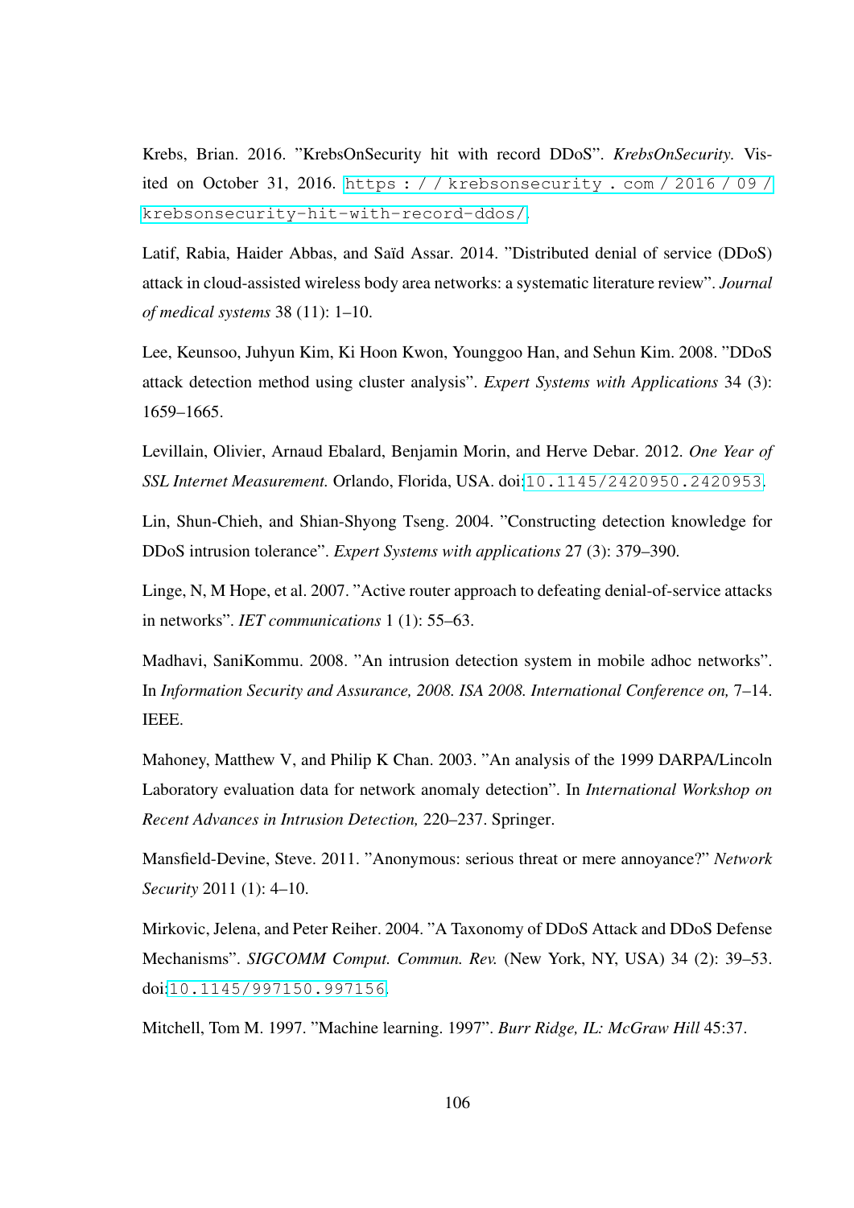Krebs, Brian. 2016. "KrebsOnSecurity hit with record DDoS". *KrebsOnSecurity.* Visited on October 31, 2016. https://krebsonsecurity.com/2016/09/krebsonsecurity-hit-with-record-ddos/.

Latif, Rabia, Haider Abbas, and Saïd Assar. 2014. "Distributed denial of service (DDoS) attack in cloud-assisted wireless body area networks: a systematic literature review". *Journal of medical systems* 38 (11): 1–10.

Lee, Keunsoo, Juhyun Kim, Ki Hoon Kwon, Younggoo Han, and Sehun Kim. 2008. "DDoS attack detection method using cluster analysis". *Expert Systems with Applications* 34 (3): 1659–1665.

Levillain, Olivier, Arnaud Ebalard, Benjamin Morin, and Herve Debar. 2012. *One Year of SSL Internet Measurement.* Orlando, Florida, USA. doi:10.1145/2420950.2420953.

Lin, Shun-Chieh, and Shian-Shyong Tseng. 2004. "Constructing detection knowledge for DDoS intrusion tolerance". *Expert Systems with applications* 27 (3): 379–390.

Linge, N, M Hope, et al. 2007. "Active router approach to defeating denial-of-service attacks in networks". *IET communications* 1 (1): 55–63.

Madhavi, SaniKommu. 2008. "An intrusion detection system in mobile adhoc networks". In *Information Security and Assurance, 2008. ISA 2008. International Conference on,* 7–14. IEEE.

Mahoney, Matthew V, and Philip K Chan. 2003. "An analysis of the 1999 DARPA/Lincoln Laboratory evaluation data for network anomaly detection". In *International Workshop on Recent Advances in Intrusion Detection,* 220–237. Springer.

Mansfield-Devine, Steve. 2011. "Anonymous: serious threat or mere annoyance?" *Network Security* 2011 (1): 4–10.

Mirkovic, Jelena, and Peter Reiher. 2004. "A Taxonomy of DDoS Attack and DDoS Defense Mechanisms". *SIGCOMM Comput. Commun. Rev.* (New York, NY, USA) 34 (2): 39–53. doi:10.1145/997150.997156.

Mitchell, Tom M. 1997. "Machine learning. 1997". *Burr Ridge, IL: McGraw Hill* 45:37.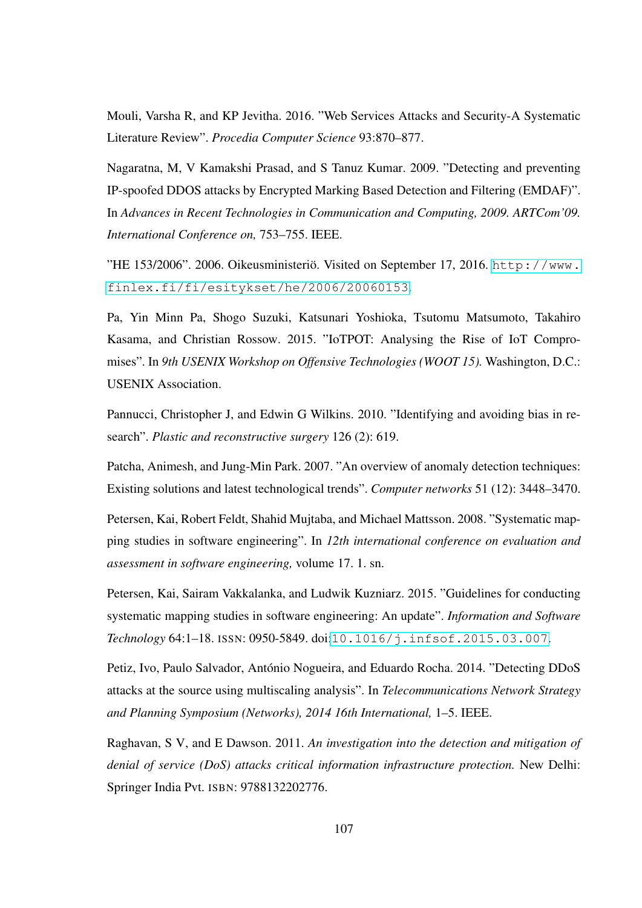Mouli, Varsha R, and KP Jevitha. 2016. ”Web Services Attacks and Security-A Systematic Literature Review”. *Procedia Computer Science* 93:870–877.

Nagaratna, M, V Kamakshi Prasad, and S Tanuz Kumar. 2009. ”Detecting and preventing IP-spoofed DDOS attacks by Encrypted Marking Based Detection and Filtering (EMDAF)”. In *Advances in Recent Technologies in Communication and Computing, 2009. ARTCom'09. International Conference on,* 753–755. IEEE.

”HE 153/2006”. 2006. Oikeusministeriö. Visited on September 17, 2016. `http://www.finlex.fi/fi/esitykset/he/2006/20060153`.

Pa, Yin Minn Pa, Shogo Suzuki, Katsunari Yoshioka, Tsutomu Matsumoto, Takahiro Kasama, and Christian Rossow. 2015. ”IoTPOT: Analysing the Rise of IoT Compromises”. In *9th USENIX Workshop on Offensive Technologies (WOOT 15).* Washington, D.C.: USENIX Association.

Pannucci, Christopher J, and Edwin G Wilkins. 2010. ”Identifying and avoiding bias in research”. *Plastic and reconstructive surgery* 126 (2): 619.

Patcha, Animesh, and Jung-Min Park. 2007. ”An overview of anomaly detection techniques: Existing solutions and latest technological trends”. *Computer networks* 51 (12): 3448–3470.

Petersen, Kai, Robert Feldt, Shahid Mujtaba, and Michael Mattsson. 2008. ”Systematic mapping studies in software engineering”. In *12th international conference on evaluation and assessment in software engineering,* volume 17. 1. sn.

Petersen, Kai, Sairam Vakkalanka, and Ludwik Kuzniarz. 2015. ”Guidelines for conducting systematic mapping studies in software engineering: An update”. *Information and Software Technology* 64:1–18. ISSN: 0950-5849. doi:`10.1016/j.infsof.2015.03.007`.

Petiz, Ivo, Paulo Salvador, António Nogueira, and Eduardo Rocha. 2014. ”Detecting DDoS attacks at the source using multiscaling analysis”. In *Telecommunications Network Strategy and Planning Symposium (Networks), 2014 16th International,* 1–5. IEEE.

Raghavan, S V, and E Dawson. 2011. *An investigation into the detection and mitigation of denial of service (DoS) attacks critical information infrastructure protection.* New Delhi: Springer India Pvt. ISBN: 9788132202776.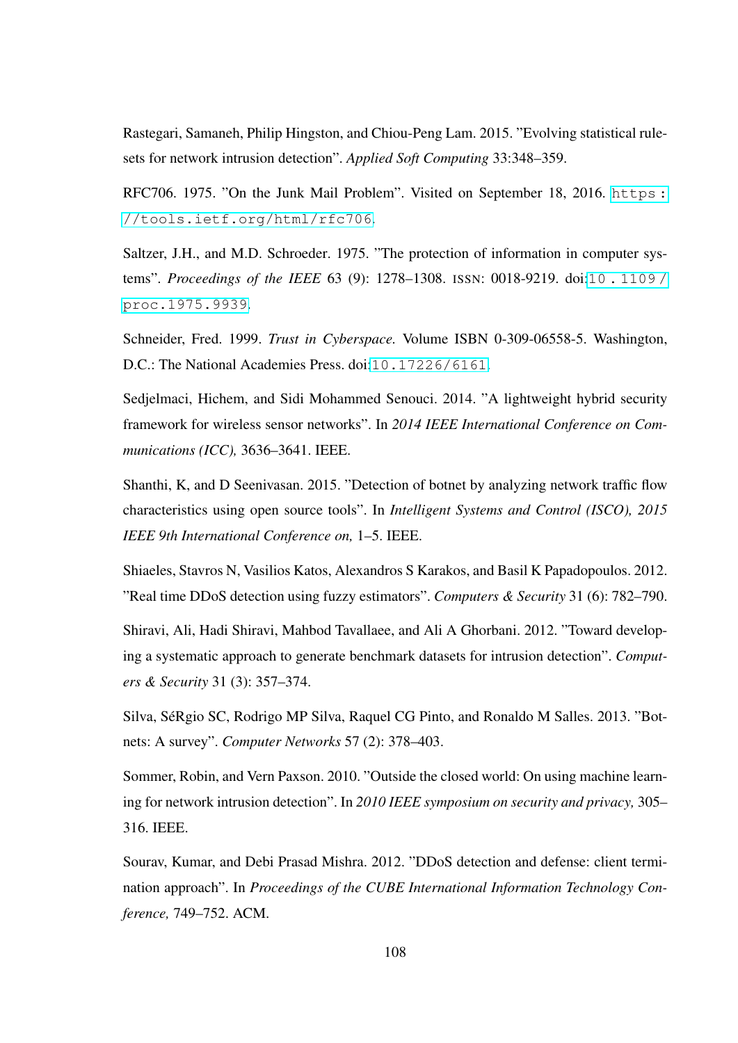Rastegari, Samaneh, Philip Hingston, and Chiou-Peng Lam. 2015. "Evolving statistical rule-sets for network intrusion detection". *Applied Soft Computing* 33:348–359.

RFC706. 1975. "On the Junk Mail Problem". Visited on September 18, 2016. https://tools.ietf.org/html/rfc706.

Saltzer, J.H., and M.D. Schroeder. 1975. "The protection of information in computer systems". *Proceedings of the IEEE* 63 (9): 1278–1308. ISSN: 0018-9219. doi:10.1109/proc.1975.9939.

Schneider, Fred. 1999. *Trust in Cyberspace.* Volume ISBN 0-309-06558-5. Washington, D.C.: The National Academies Press. doi:10.17226/6161.

Sedjelmaci, Hichem, and Sidi Mohammed Senouci. 2014. "A lightweight hybrid security framework for wireless sensor networks". In *2014 IEEE International Conference on Communications (ICC),* 3636–3641. IEEE.

Shanthi, K, and D Seenivasan. 2015. "Detection of botnet by analyzing network traffic flow characteristics using open source tools". In *Intelligent Systems and Control (ISCO), 2015 IEEE 9th International Conference on,* 1–5. IEEE.

Shiaeles, Stavros N, Vasilios Katos, Alexandros S Karakos, and Basil K Papadopoulos. 2012. "Real time DDoS detection using fuzzy estimators". *Computers & Security* 31 (6): 782–790.

Shiravi, Ali, Hadi Shiravi, Mahbod Tavallaee, and Ali A Ghorbani. 2012. "Toward developing a systematic approach to generate benchmark datasets for intrusion detection". *Computers & Security* 31 (3): 357–374.

Silva, SéRgio SC, Rodrigo MP Silva, Raquel CG Pinto, and Ronaldo M Salles. 2013. "Botnets: A survey". *Computer Networks* 57 (2): 378–403.

Sommer, Robin, and Vern Paxson. 2010. "Outside the closed world: On using machine learning for network intrusion detection". In *2010 IEEE symposium on security and privacy,* 305–316. IEEE.

Sourav, Kumar, and Debi Prasad Mishra. 2012. "DDoS detection and defense: client termination approach". In *Proceedings of the CUBE International Information Technology Conference,* 749–752. ACM.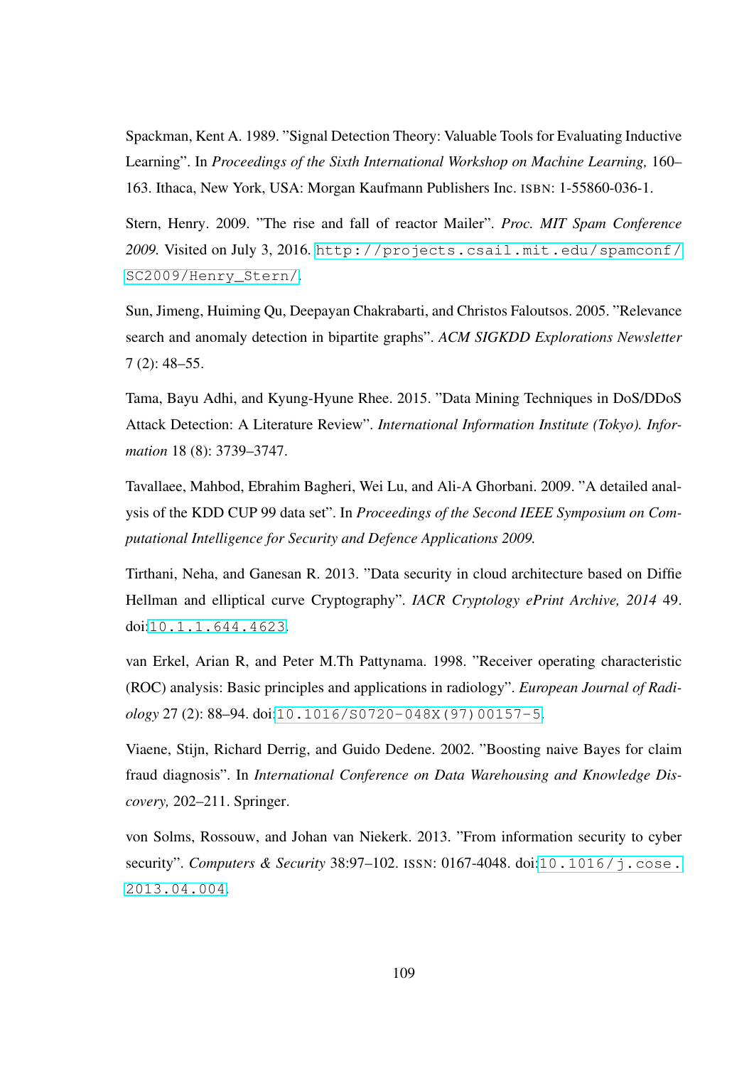Spackman, Kent A. 1989. "Signal Detection Theory: Valuable Tools for Evaluating Inductive Learning". In *Proceedings of the Sixth International Workshop on Machine Learning,* 160–163. Ithaca, New York, USA: Morgan Kaufmann Publishers Inc. ISBN: 1-55860-036-1.

Stern, Henry. 2009. "The rise and fall of reactor Mailer". *Proc. MIT Spam Conference 2009.* Visited on July 3, 2016. http://projects.csail.mit.edu/spamconf/SC2009/Henry_Stern/.

Sun, Jimeng, Huiming Qu, Deepayan Chakrabarti, and Christos Faloutsos. 2005. "Relevance search and anomaly detection in bipartite graphs". *ACM SIGKDD Explorations Newsletter* 7 (2): 48–55.

Tama, Bayu Adhi, and Kyung-Hyune Rhee. 2015. "Data Mining Techniques in DoS/DDoS Attack Detection: A Literature Review". *International Information Institute (Tokyo). Information* 18 (8): 3739–3747.

Tavallaee, Mahbod, Ebrahim Bagheri, Wei Lu, and Ali-A Ghorbani. 2009. "A detailed analysis of the KDD CUP 99 data set". In *Proceedings of the Second IEEE Symposium on Computational Intelligence for Security and Defence Applications 2009.*

Tirthani, Neha, and Ganesan R. 2013. "Data security in cloud architecture based on Diffie Hellman and elliptical curve Cryptography". *IACR Cryptology ePrint Archive, 2014* 49. doi:10.1.1.644.4623.

van Erkel, Arian R, and Peter M.Th Pattynama. 1998. "Receiver operating characteristic (ROC) analysis: Basic principles and applications in radiology". *European Journal of Radiology* 27 (2): 88–94. doi:10.1016/S0720-048X(97)00157-5.

Viaene, Stijn, Richard Derrig, and Guido Dedene. 2002. "Boosting naive Bayes for claim fraud diagnosis". In *International Conference on Data Warehousing and Knowledge Discovery,* 202–211. Springer.

von Solms, Rossouw, and Johan van Niekerk. 2013. "From information security to cyber security". *Computers & Security* 38:97–102. ISSN: 0167-4048. doi:10.1016/j.cose.2013.04.004.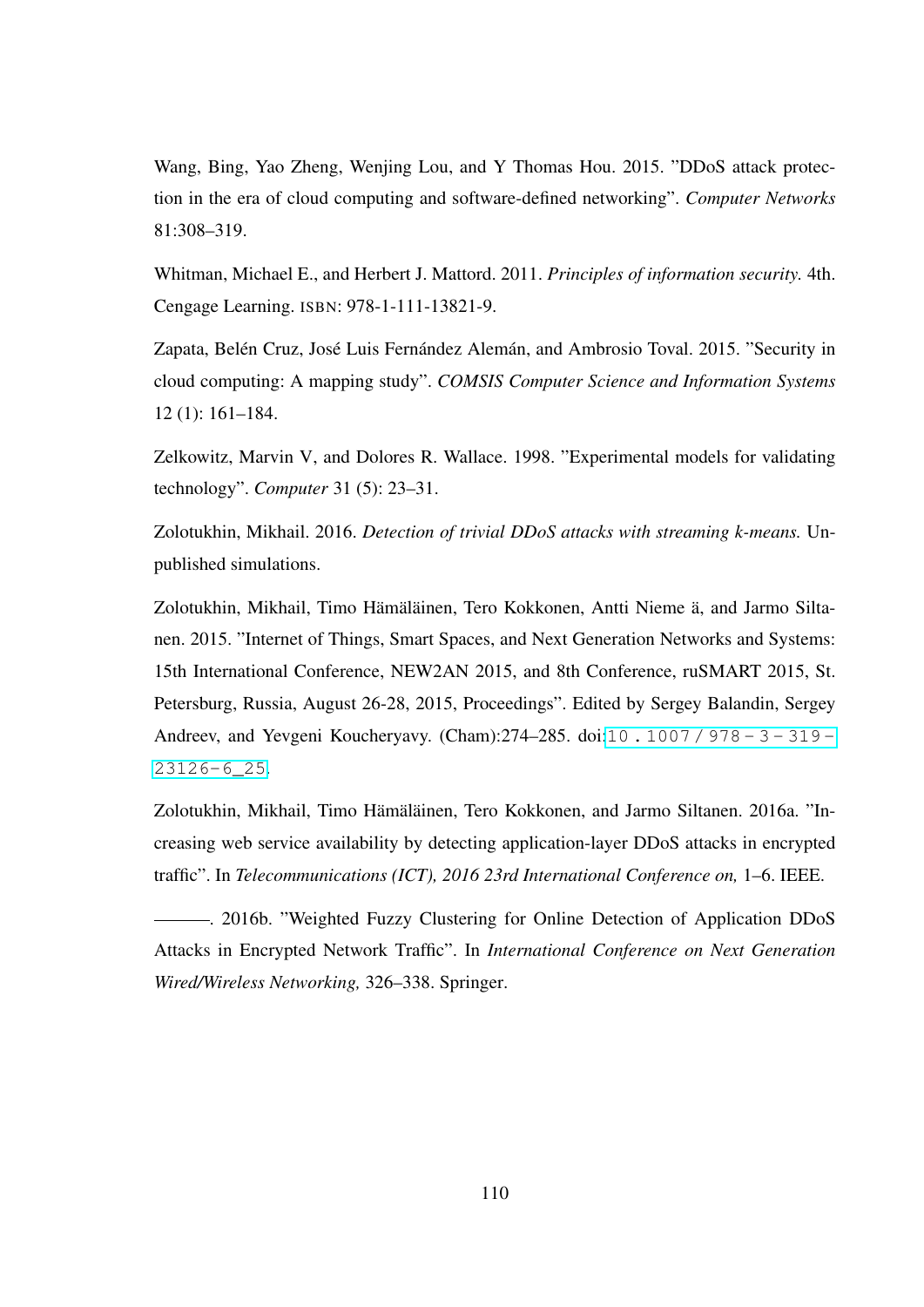Wang, Bing, Yao Zheng, Wenjing Lou, and Y Thomas Hou. 2015. "DDoS attack protection in the era of cloud computing and software-defined networking". *Computer Networks* 81:308–319.

Whitman, Michael E., and Herbert J. Mattord. 2011. *Principles of information security.* 4th. Cengage Learning. ISBN: 978-1-111-13821-9.

Zapata, Belén Cruz, José Luis Fernández Alemán, and Ambrosio Toval. 2015. "Security in cloud computing: A mapping study". *COMSIS Computer Science and Information Systems* 12 (1): 161–184.

Zelkowitz, Marvin V, and Dolores R. Wallace. 1998. "Experimental models for validating technology". *Computer* 31 (5): 23–31.

Zolotukhin, Mikhail. 2016. *Detection of trivial DDoS attacks with streaming k-means.* Unpublished simulations.

Zolotukhin, Mikhail, Timo Hämäläinen, Tero Kokkonen, Antti Nieme ä, and Jarmo Siltanen. 2015. "Internet of Things, Smart Spaces, and Next Generation Networks and Systems: 15th International Conference, NEW2AN 2015, and 8th Conference, ruSMART 2015, St. Petersburg, Russia, August 26-28, 2015, Proceedings". Edited by Sergey Balandin, Sergey Andreev, and Yevgeni Koucheryavy. (Cham):274–285. doi:10.1007/978-3-319-23126-6_25.

Zolotukhin, Mikhail, Timo Hämäläinen, Tero Kokkonen, and Jarmo Siltanen. 2016a. "Increasing web service availability by detecting application-layer DDoS attacks in encrypted traffic". In *Telecommunications (ICT), 2016 23rd International Conference on,* 1–6. IEEE.

———. 2016b. "Weighted Fuzzy Clustering for Online Detection of Application DDoS Attacks in Encrypted Network Traffic". In *International Conference on Next Generation Wired/Wireless Networking,* 326–338. Springer.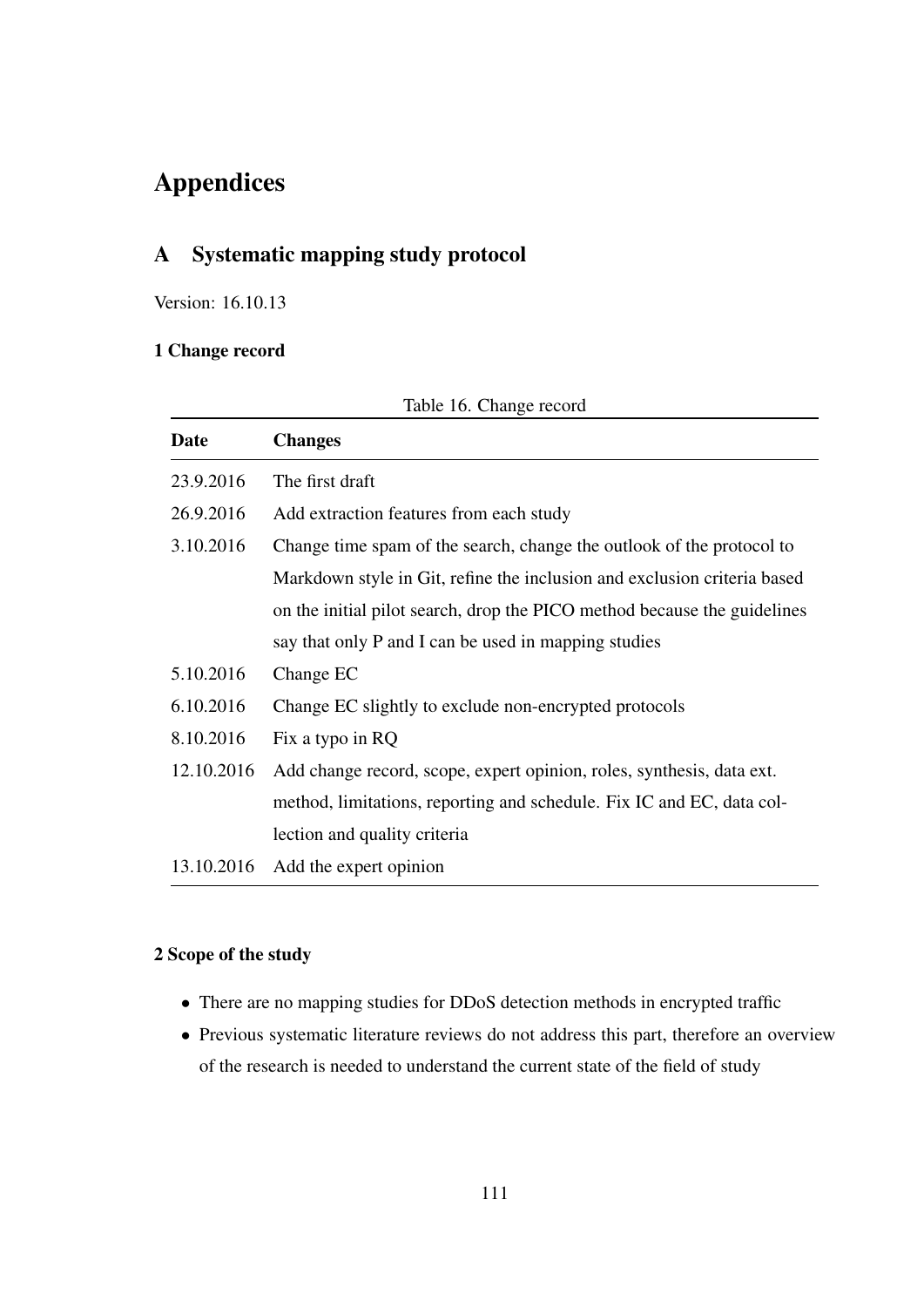# Appendices

## A Systematic mapping study protocol

Version: 16.10.13

### 1 Change record

Table 16. Change record

| Date | Changes |
|---|---|
| 23.9.2016 | The first draft |
| 26.9.2016 | Add extraction features from each study |
| 3.10.2016 | Change time spam of the search, change the outlook of the protocol to Markdown style in Git, refine the inclusion and exclusion criteria based on the initial pilot search, drop the PICO method because the guidelines say that only P and I can be used in mapping studies |
| 5.10.2016 | Change EC |
| 6.10.2016 | Change EC slightly to exclude non-encrypted protocols |
| 8.10.2016 | Fix a typo in RQ |
| 12.10.2016 | Add change record, scope, expert opinion, roles, synthesis, data ext. method, limitations, reporting and schedule. Fix IC and EC, data collection and quality criteria |
| 13.10.2016 | Add the expert opinion |

### 2 Scope of the study

- There are no mapping studies for DDoS detection methods in encrypted traffic
- Previous systematic literature reviews do not address this part, therefore an overview of the research is needed to understand the current state of the field of study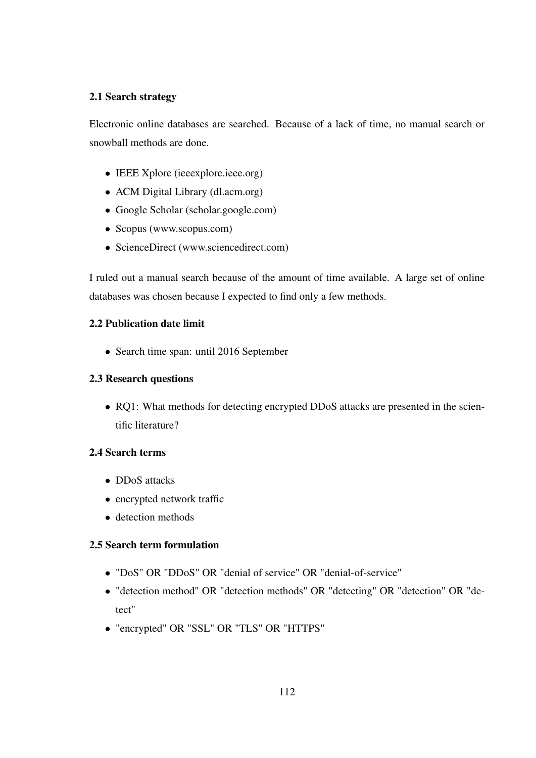### 2.1 Search strategy

Electronic online databases are searched. Because of a lack of time, no manual search or snowball methods are done.

- IEEE Xplore (ieeexplore.ieee.org)
- ACM Digital Library (dl.acm.org)
- Google Scholar (scholar.google.com)
- Scopus (www.scopus.com)
- ScienceDirect (www.sciencedirect.com)

I ruled out a manual search because of the amount of time available. A large set of online databases was chosen because I expected to find only a few methods.

### 2.2 Publication date limit

- Search time span: until 2016 September

### 2.3 Research questions

- RQ1: What methods for detecting encrypted DDoS attacks are presented in the scientific literature?

### 2.4 Search terms

- DDoS attacks
- encrypted network traffic
- detection methods

### 2.5 Search term formulation

- "DoS" OR "DDoS" OR "denial of service" OR "denial-of-service"
- "detection method" OR "detection methods" OR "detecting" OR "detection" OR "detect"
- "encrypted" OR "SSL" OR "TLS" OR "HTTPS"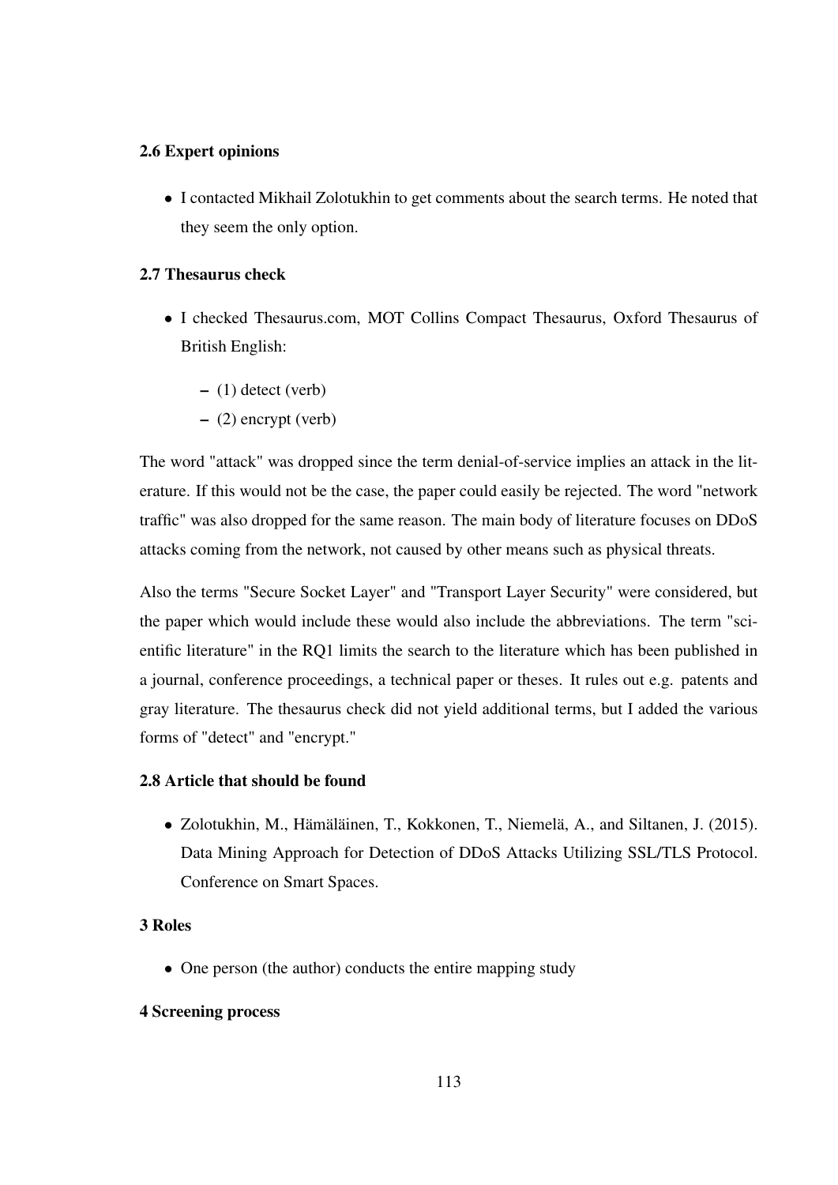### 2.6 Expert opinions

- I contacted Mikhail Zolotukhin to get comments about the search terms. He noted that they seem the only option.

### 2.7 Thesaurus check

- I checked Thesaurus.com, MOT Collins Compact Thesaurus, Oxford Thesaurus of British English:
  - (1) detect (verb)
  - (2) encrypt (verb)

The word "attack" was dropped since the term denial-of-service implies an attack in the literature. If this would not be the case, the paper could easily be rejected. The word "network traffic" was also dropped for the same reason. The main body of literature focuses on DDoS attacks coming from the network, not caused by other means such as physical threats.

Also the terms "Secure Socket Layer" and "Transport Layer Security" were considered, but the paper which would include these would also include the abbreviations. The term "scientific literature" in the RQ1 limits the search to the literature which has been published in a journal, conference proceedings, a technical paper or theses. It rules out e.g. patents and gray literature. The thesaurus check did not yield additional terms, but I added the various forms of "detect" and "encrypt."

### 2.8 Article that should be found

- Zolotukhin, M., Hämäläinen, T., Kokkonen, T., Niemelä, A., and Siltanen, J. (2015). Data Mining Approach for Detection of DDoS Attacks Utilizing SSL/TLS Protocol. Conference on Smart Spaces.

## 3 Roles

- One person (the author) conducts the entire mapping study

## 4 Screening process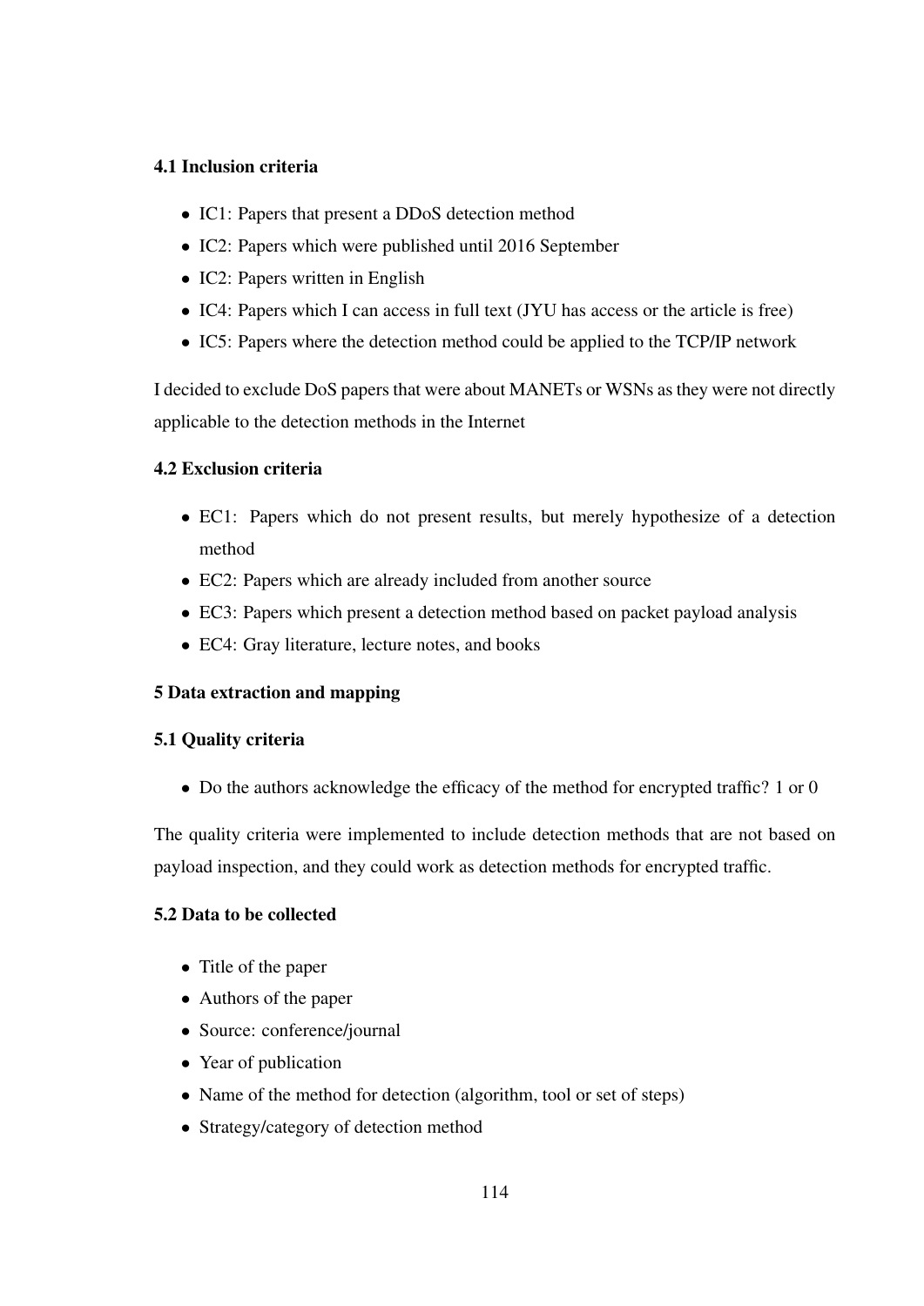### 4.1 Inclusion criteria

- IC1: Papers that present a DDoS detection method
- IC2: Papers which were published until 2016 September
- IC2: Papers written in English
- IC4: Papers which I can access in full text (JYU has access or the article is free)
- IC5: Papers where the detection method could be applied to the TCP/IP network

I decided to exclude DoS papers that were about MANETs or WSNs as they were not directly applicable to the detection methods in the Internet

### 4.2 Exclusion criteria

- EC1: Papers which do not present results, but merely hypothesize of a detection method
- EC2: Papers which are already included from another source
- EC3: Papers which present a detection method based on packet payload analysis
- EC4: Gray literature, lecture notes, and books

## 5 Data extraction and mapping

### 5.1 Quality criteria

- Do the authors acknowledge the efficacy of the method for encrypted traffic? 1 or 0

The quality criteria were implemented to include detection methods that are not based on payload inspection, and they could work as detection methods for encrypted traffic.

### 5.2 Data to be collected

- Title of the paper
- Authors of the paper
- Source: conference/journal
- Year of publication
- Name of the method for detection (algorithm, tool or set of steps)
- Strategy/category of detection method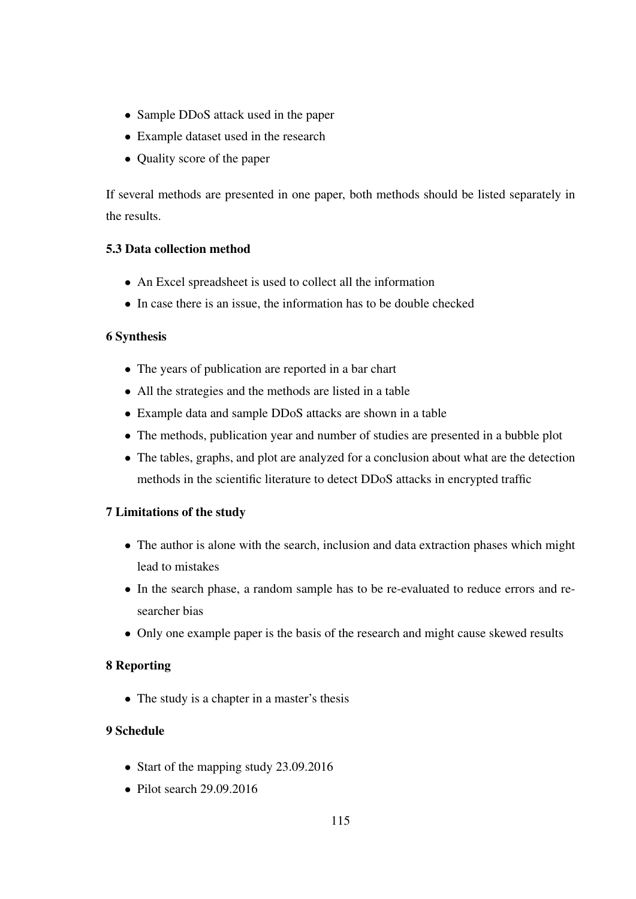- Sample DDoS attack used in the paper
- Example dataset used in the research
- Quality score of the paper

If several methods are presented in one paper, both methods should be listed separately in the results.

### 5.3 Data collection method

- An Excel spreadsheet is used to collect all the information
- In case there is an issue, the information has to be double checked

### 6 Synthesis

- The years of publication are reported in a bar chart
- All the strategies and the methods are listed in a table
- Example data and sample DDoS attacks are shown in a table
- The methods, publication year and number of studies are presented in a bubble plot
- The tables, graphs, and plot are analyzed for a conclusion about what are the detection methods in the scientific literature to detect DDoS attacks in encrypted traffic

### 7 Limitations of the study

- The author is alone with the search, inclusion and data extraction phases which might lead to mistakes
- In the search phase, a random sample has to be re-evaluated to reduce errors and researcher bias
- Only one example paper is the basis of the research and might cause skewed results

### 8 Reporting

- The study is a chapter in a master's thesis

### 9 Schedule

- Start of the mapping study 23.09.2016
- Pilot search 29.09.2016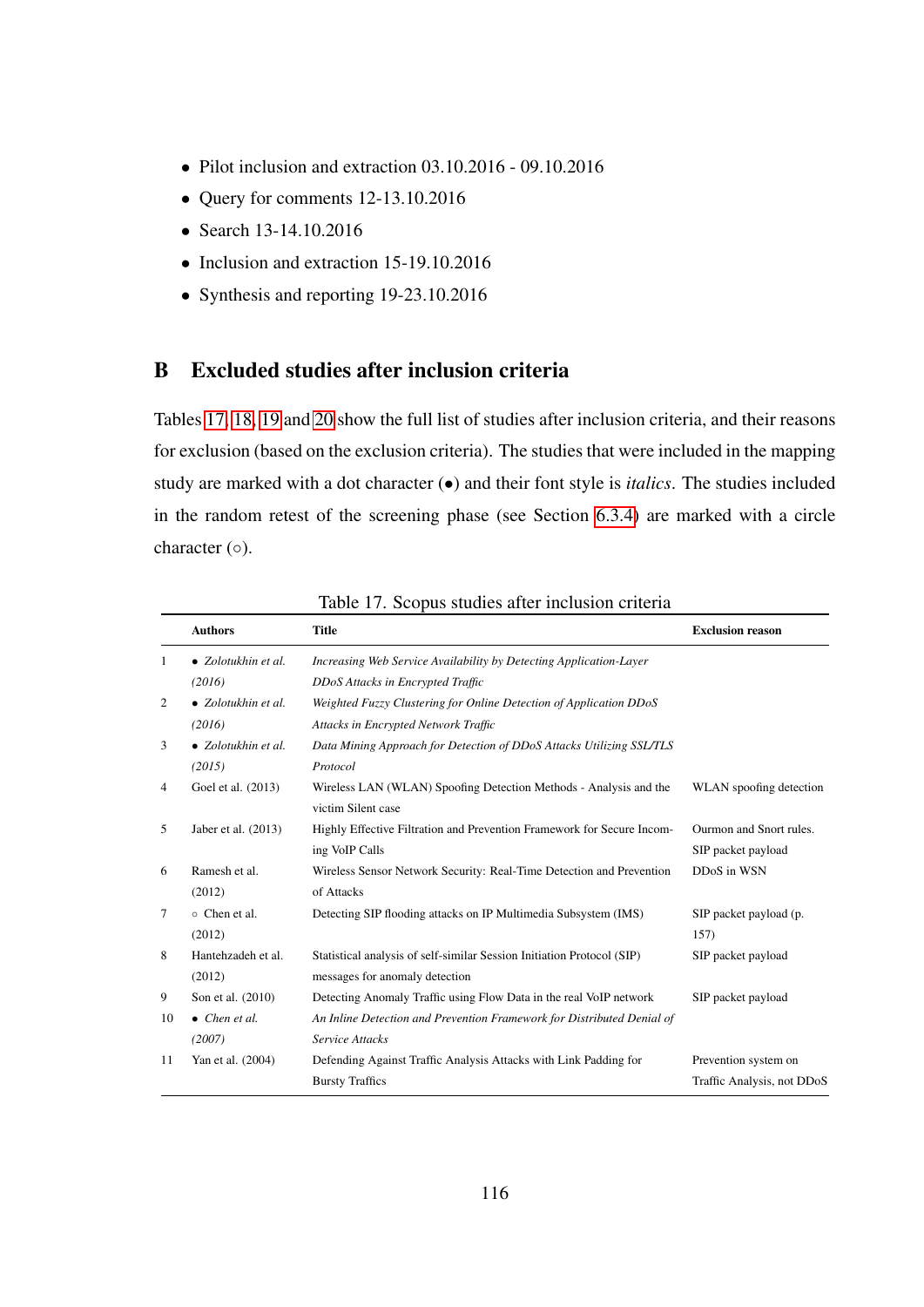- Pilot inclusion and extraction 03.10.2016 - 09.10.2016
- Query for comments 12-13.10.2016
- Search 13-14.10.2016
- Inclusion and extraction 15-19.10.2016
- Synthesis and reporting 19-23.10.2016

## B Excluded studies after inclusion criteria

Tables 17, 18, 19 and 20 show the full list of studies after inclusion criteria, and their reasons for exclusion (based on the exclusion criteria). The studies that were included in the mapping study are marked with a dot character (•) and their font style is *italics*. The studies included in the random retest of the screening phase (see Section 6.3.4) are marked with a circle character (○).

Table 17. Scopus studies after inclusion criteria

| | Authors | Title | Exclusion reason |
|---|---|---|---|
| 1 | • *Zolotukhin et al. (2016)* | *Increasing Web Service Availability by Detecting Application-Layer DDoS Attacks in Encrypted Traffic* | |
| 2 | • *Zolotukhin et al. (2016)* | *Weighted Fuzzy Clustering for Online Detection of Application DDoS Attacks in Encrypted Network Traffic* | |
| 3 | • *Zolotukhin et al. (2015)* | *Data Mining Approach for Detection of DDoS Attacks Utilizing SSL/TLS Protocol* | |
| 4 | Goel et al. (2013) | Wireless LAN (WLAN) Spoofing Detection Methods - Analysis and the victim Silent case | WLAN spoofing detection |
| 5 | Jaber et al. (2013) | Highly Effective Filtration and Prevention Framework for Secure Incoming VoIP Calls | Ourmon and Snort rules. SIP packet payload |
| 6 | Ramesh et al. (2012) | Wireless Sensor Network Security: Real-Time Detection and Prevention of Attacks | DDoS in WSN |
| 7 | ○ Chen et al. (2012) | Detecting SIP flooding attacks on IP Multimedia Subsystem (IMS) | SIP packet payload (p. 157) |
| 8 | Hantehzadeh et al. (2012) | Statistical analysis of self-similar Session Initiation Protocol (SIP) messages for anomaly detection | SIP packet payload |
| 9 | Son et al. (2010) | Detecting Anomaly Traffic using Flow Data in the real VoIP network | SIP packet payload |
| 10 | • *Chen et al. (2007)* | *An Inline Detection and Prevention Framework for Distributed Denial of Service Attacks* | |
| 11 | Yan et al. (2004) | Defending Against Traffic Analysis Attacks with Link Padding for Bursty Traffics | Prevention system on Traffic Analysis, not DDoS |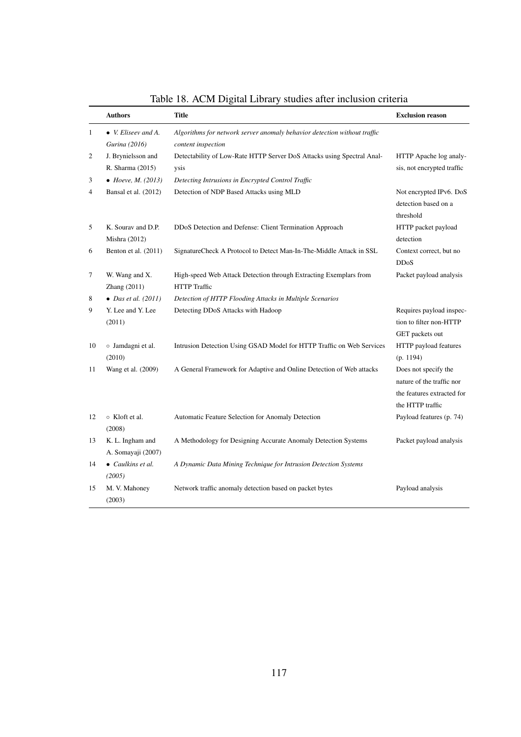Table 18. ACM Digital Library studies after inclusion criteria

| | **Authors** | **Title** | **Exclusion reason** |
|---|---|---|---|
| 1 | • *V. Eliseev and A. Gurina (2016)* | *Algorithms for network server anomaly behavior detection without traffic content inspection* | |
| 2 | J. Brynielsson and R. Sharma (2015) | Detectability of Low-Rate HTTP Server DoS Attacks using Spectral Analysis | HTTP Apache log analysis, not encrypted traffic |
| 3 | • *Hoeve, M. (2013)* | *Detecting Intrusions in Encrypted Control Traffic* | |
| 4 | Bansal et al. (2012) | Detection of NDP Based Attacks using MLD | Not encrypted IPv6. DoS detection based on a threshold |
| 5 | K. Sourav and D.P. Mishra (2012) | DDoS Detection and Defense: Client Termination Approach | HTTP packet payload detection |
| 6 | Benton et al. (2011) | SignatureCheck A Protocol to Detect Man-In-The-Middle Attack in SSL | Context correct, but no DDoS |
| 7 | W. Wang and X. Zhang (2011) | High-speed Web Attack Detection through Extracting Exemplars from HTTP Traffic | Packet payload analysis |
| 8 | • *Das et al. (2011)* | *Detection of HTTP Flooding Attacks in Multiple Scenarios* | |
| 9 | Y. Lee and Y. Lee (2011) | Detecting DDoS Attacks with Hadoop | Requires payload inspection to filter non-HTTP GET packets out |
| 10 | ◦ Jamdagni et al. (2010) | Intrusion Detection Using GSAD Model for HTTP Traffic on Web Services | HTTP payload features (p. 1194) |
| 11 | Wang et al. (2009) | A General Framework for Adaptive and Online Detection of Web attacks | Does not specify the nature of the traffic nor the features extracted for the HTTP traffic |
| 12 | ◦ Kloft et al. (2008) | Automatic Feature Selection for Anomaly Detection | Payload features (p. 74) |
| 13 | K. L. Ingham and A. Somayaji (2007) | A Methodology for Designing Accurate Anomaly Detection Systems | Packet payload analysis |
| 14 | • *Caulkins et al. (2005)* | *A Dynamic Data Mining Technique for Intrusion Detection Systems* | |
| 15 | M. V. Mahoney (2003) | Network traffic anomaly detection based on packet bytes | Payload analysis |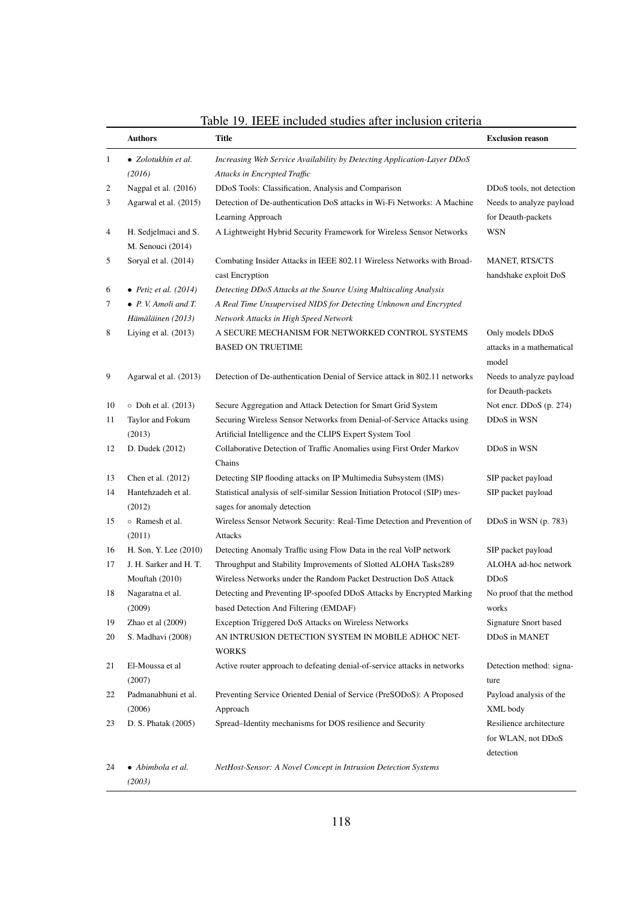Table 19. IEEE included studies after inclusion criteria

| | Authors | Title | Exclusion reason |
|---|---|---|---|
| 1 | • *Zolotukhin et al. (2016)* | *Increasing Web Service Availability by Detecting Application-Layer DDoS Attacks in Encrypted Traffic* | |
| 2 | Nagpal et al. (2016) | DDoS Tools: Classification, Analysis and Comparison | DDoS tools, not detection |
| 3 | Agarwal et al. (2015) | Detection of De-authentication DoS attacks in Wi-Fi Networks: A Machine Learning Approach | Needs to analyze payload for Deauth-packets |
| 4 | H. Sedjelmaci and S. M. Senouci (2014) | A Lightweight Hybrid Security Framework for Wireless Sensor Networks | WSN |
| 5 | Soryal et al. (2014) | Combating Insider Attacks in IEEE 802.11 Wireless Networks with Broadcast Encryption | MANET, RTS/CTS handshake exploit DoS |
| 6 | • *Petiz et al. (2014)* | *Detecting DDoS Attacks at the Source Using Multiscaling Analysis* | |
| 7 | • *P. V. Amoli and T. Hämäläinen (2013)* | *A Real Time Unsupervised NIDS for Detecting Unknown and Encrypted Network Attacks in High Speed Network* | |
| 8 | Liying et al. (2013) | A SECURE MECHANISM FOR NETWORKED CONTROL SYSTEMS BASED ON TRUETIME | Only models DDoS attacks in a mathematical model |
| 9 | Agarwal et al. (2013) | Detection of De-authentication Denial of Service attack in 802.11 networks | Needs to analyze payload for Deauth-packets |
| 10 | ◦ Doh et al. (2013) | Secure Aggregation and Attack Detection for Smart Grid System | Not encr. DDoS (p. 274) |
| 11 | Taylor and Fokum (2013) | Securing Wireless Sensor Networks from Denial-of-Service Attacks using Artificial Intelligence and the CLIPS Expert System Tool | DDoS in WSN |
| 12 | D. Dudek (2012) | Collaborative Detection of Traffic Anomalies using First Order Markov Chains | DDoS in WSN |
| 13 | Chen et al. (2012) | Detecting SIP flooding attacks on IP Multimedia Subsystem (IMS) | SIP packet payload |
| 14 | Hantehzadeh et al. (2012) | Statistical analysis of self-similar Session Initiation Protocol (SIP) messages for anomaly detection | SIP packet payload |
| 15 | ◦ Ramesh et al. (2011) | Wireless Sensor Network Security: Real-Time Detection and Prevention of Attacks | DDoS in WSN (p. 783) |
| 16 | H. Son, Y. Lee (2010) | Detecting Anomaly Traffic using Flow Data in the real VoIP network | SIP packet payload |
| 17 | J. H. Sarker and H. T. Mouftah (2010) | Throughput and Stability Improvements of Slotted ALOHA Tasks289 Wireless Networks under the Random Packet Destruction DoS Attack | ALOHA ad-hoc network DDoS |
| 18 | Nagaratna et al. (2009) | Detecting and Preventing IP-spoofed DDoS Attacks by Encrypted Marking based Detection And Filtering (EMDAF) | No proof that the method works |
| 19 | Zhao et al (2009) | Exception Triggered DoS Attacks on Wireless Networks | Signature Snort based |
| 20 | S. Madhavi (2008) | AN INTRUSION DETECTION SYSTEM IN MOBILE ADHOC NETWORKS | DDoS in MANET |
| 21 | El-Moussa et al (2007) | Active router approach to defeating denial-of-service attacks in networks | Detection method: signature |
| 22 | Padmanabhuni et al. (2006) | Preventing Service Oriented Denial of Service (PreSODoS): A Proposed Approach | Payload analysis of the XML body |
| 23 | D. S. Phatak (2005) | Spread–Identity mechanisms for DOS resilience and Security | Resilience architecture for WLAN, not DDoS detection |
| 24 | • *Abimbola et al. (2003)* | *NetHost-Sensor: A Novel Concept in Intrusion Detection Systems* | |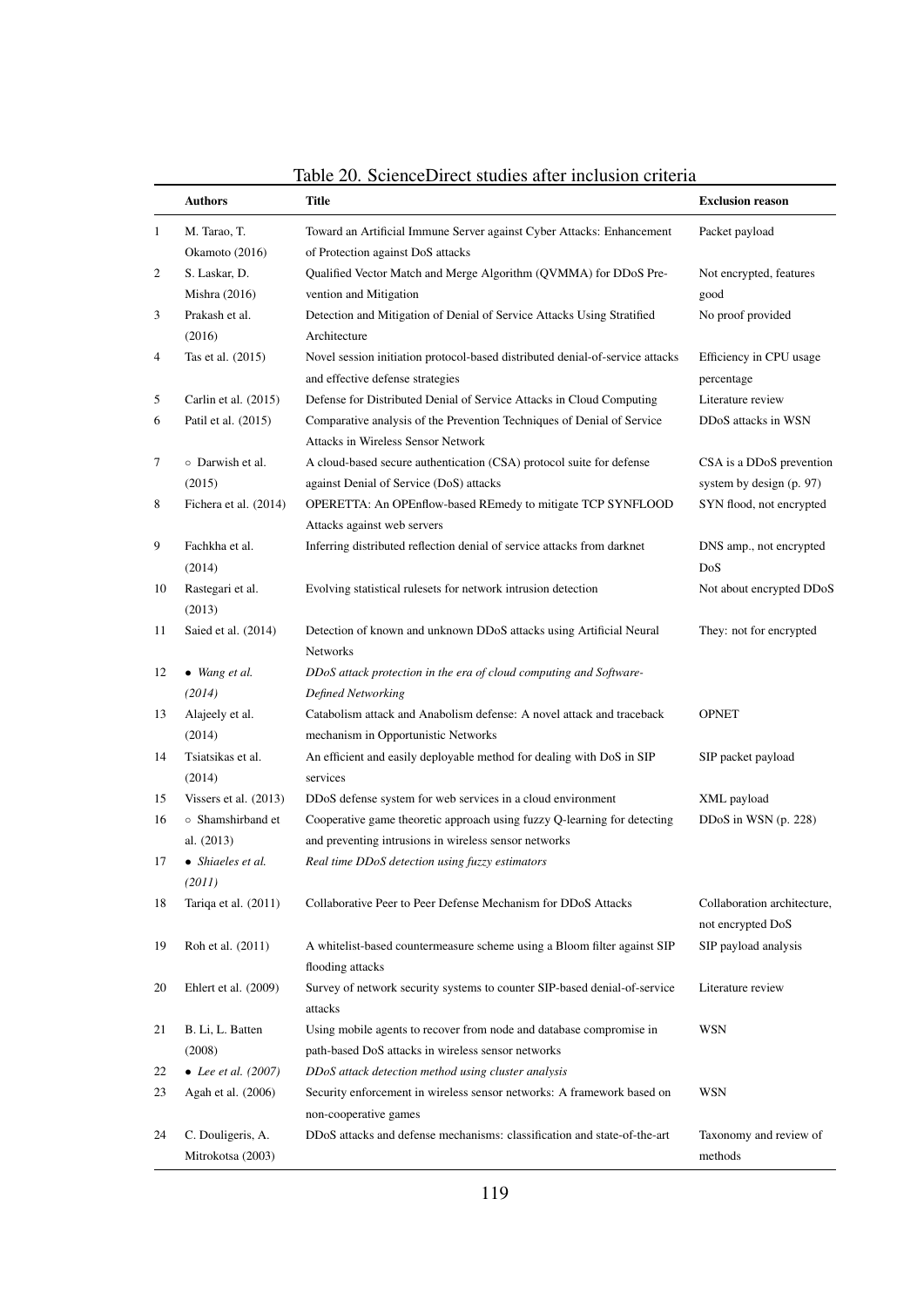Table 20. ScienceDirect studies after inclusion criteria

| | **Authors** | **Title** | **Exclusion reason** |
|---|---|---|---|
| 1 | M. Tarao, T. Okamoto (2016) | Toward an Artificial Immune Server against Cyber Attacks: Enhancement of Protection against DoS attacks | Packet payload |
| 2 | S. Laskar, D. Mishra (2016) | Qualified Vector Match and Merge Algorithm (QVMMA) for DDoS Prevention and Mitigation | Not encrypted, features good |
| 3 | Prakash et al. (2016) | Detection and Mitigation of Denial of Service Attacks Using Stratified Architecture | No proof provided |
| 4 | Tas et al. (2015) | Novel session initiation protocol-based distributed denial-of-service attacks and effective defense strategies | Efficiency in CPU usage percentage |
| 5 | Carlin et al. (2015) | Defense for Distributed Denial of Service Attacks in Cloud Computing | Literature review |
| 6 | Patil et al. (2015) | Comparative analysis of the Prevention Techniques of Denial of Service Attacks in Wireless Sensor Network | DDoS attacks in WSN |
| 7 | ○ Darwish et al. (2015) | A cloud-based secure authentication (CSA) protocol suite for defense against Denial of Service (DoS) attacks | CSA is a DDoS prevention system by design (p. 97) |
| 8 | Fichera et al. (2014) | OPERETTA: An OPEnflow-based REmedy to mitigate TCP SYNFLOOD Attacks against web servers | SYN flood, not encrypted |
| 9 | Fachkha et al. (2014) | Inferring distributed reflection denial of service attacks from darknet | DNS amp., not encrypted DoS |
| 10 | Rastegari et al. (2013) | Evolving statistical rulesets for network intrusion detection | Not about encrypted DDoS |
| 11 | Saied et al. (2014) | Detection of known and unknown DDoS attacks using Artificial Neural Networks | They: not for encrypted |
| 12 | • *Wang et al. (2014)* | *DDoS attack protection in the era of cloud computing and Software-Defined Networking* | |
| 13 | Alajeely et al. (2014) | Catabolism attack and Anabolism defense: A novel attack and traceback mechanism in Opportunistic Networks | OPNET |
| 14 | Tsiatsikas et al. (2014) | An efficient and easily deployable method for dealing with DoS in SIP services | SIP packet payload |
| 15 | Vissers et al. (2013) | DDoS defense system for web services in a cloud environment | XML payload |
| 16 | ○ Shamshirband et al. (2013) | Cooperative game theoretic approach using fuzzy Q-learning for detecting and preventing intrusions in wireless sensor networks | DDoS in WSN (p. 228) |
| 17 | • *Shiaeles et al. (2011)* | *Real time DDoS detection using fuzzy estimators* | |
| 18 | Tariqa et al. (2011) | Collaborative Peer to Peer Defense Mechanism for DDoS Attacks | Collaboration architecture, not encrypted DoS |
| 19 | Roh et al. (2011) | A whitelist-based countermeasure scheme using a Bloom filter against SIP flooding attacks | SIP payload analysis |
| 20 | Ehlert et al. (2009) | Survey of network security systems to counter SIP-based denial-of-service attacks | Literature review |
| 21 | B. Li, L. Batten (2008) | Using mobile agents to recover from node and database compromise in path-based DoS attacks in wireless sensor networks | WSN |
| 22 | • *Lee et al. (2007)* | *DDoS attack detection method using cluster analysis* | |
| 23 | Agah et al. (2006) | Security enforcement in wireless sensor networks: A framework based on non-cooperative games | WSN |
| 24 | C. Douligeris, A. Mitrokotsa (2003) | DDoS attacks and defense mechanisms: classification and state-of-the-art | Taxonomy and review of methods |